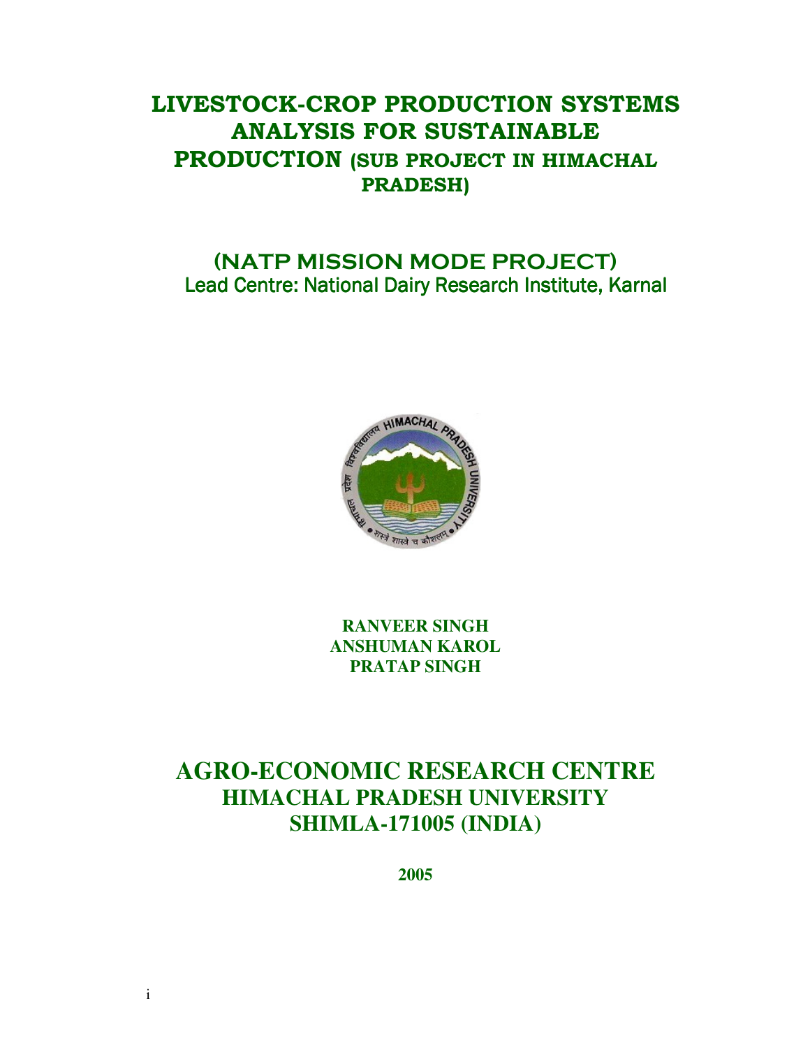# LIVESTOCK-CROP PRODUCTION SYSTEMS ANALYSIS FOR SUSTAINABLE PRODUCTION (SUB PROJECT IN HIMACHAL PRADESH)

## (NATP MISSION MODE PROJECT)

Lead Centre: National Dairy Research Institute, Karnal

**RANVEER SINGH**
**ANSHUMAN KAROL**
**PRATAP SINGH**

## AGRO-ECONOMIC RESEARCH CENTRE
### HIMACHAL PRADESH UNIVERSITY
### SHIMLA-171005 (INDIA)

**2005**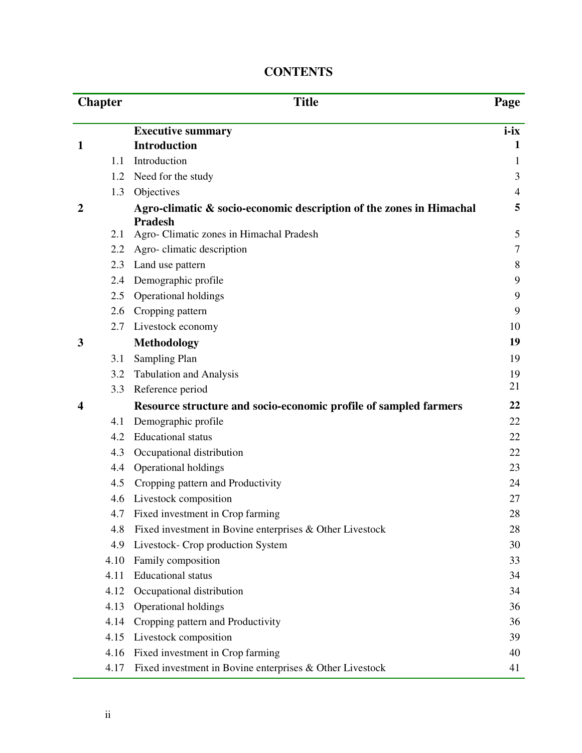# CONTENTS

| Chapter | | Title | Page |
|---|---|---|---|
| | | **Executive summary** | **i-ix** |
| **1** | | **Introduction** | **1** |
| | 1.1 | Introduction | 1 |
| | 1.2 | Need for the study | 3 |
| | 1.3 | Objectives | 4 |
| **2** | | **Agro-climatic & socio-economic description of the zones in Himachal Pradesh** | **5** |
| | 2.1 | Agro- Climatic zones in Himachal Pradesh | 5 |
| | 2.2 | Agro- climatic description | 7 |
| | 2.3 | Land use pattern | 8 |
| | 2.4 | Demographic profile | 9 |
| | 2.5 | Operational holdings | 9 |
| | 2.6 | Cropping pattern | 9 |
| | 2.7 | Livestock economy | 10 |
| **3** | | **Methodology** | **19** |
| | 3.1 | Sampling Plan | 19 |
| | 3.2 | Tabulation and Analysis | 19 |
| | 3.3 | Reference period | 21 |
| **4** | | **Resource structure and socio-economic profile of sampled farmers** | **22** |
| | 4.1 | Demographic profile | 22 |
| | 4.2 | Educational status | 22 |
| | 4.3 | Occupational distribution | 22 |
| | 4.4 | Operational holdings | 23 |
| | 4.5 | Cropping pattern and Productivity | 24 |
| | 4.6 | Livestock composition | 27 |
| | 4.7 | Fixed investment in Crop farming | 28 |
| | 4.8 | Fixed investment in Bovine enterprises & Other Livestock | 28 |
| | 4.9 | Livestock- Crop production System | 30 |
| | 4.10 | Family composition | 33 |
| | 4.11 | Educational status | 34 |
| | 4.12 | Occupational distribution | 34 |
| | 4.13 | Operational holdings | 36 |
| | 4.14 | Cropping pattern and Productivity | 36 |
| | 4.15 | Livestock composition | 39 |
| | 4.16 | Fixed investment in Crop farming | 40 |
| | 4.17 | Fixed investment in Bovine enterprises & Other Livestock | 41 |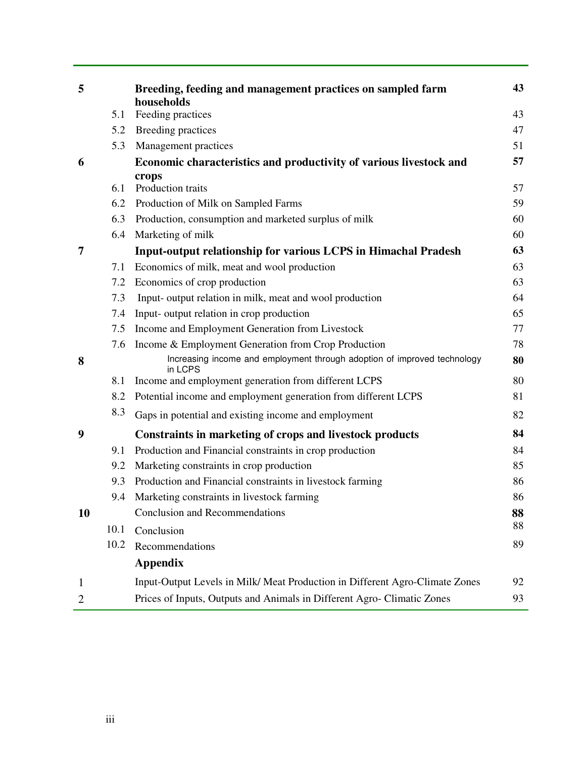| | | | |
|---|---|---|---|
| **5** | | **Breeding, feeding and management practices on sampled farm households** | **43** |
| | 5.1 | Feeding practices | 43 |
| | 5.2 | Breeding practices | 47 |
| | 5.3 | Management practices | 51 |
| **6** | | **Economic characteristics and productivity of various livestock and crops** | **57** |
| | 6.1 | Production traits | 57 |
| | 6.2 | Production of Milk on Sampled Farms | 59 |
| | 6.3 | Production, consumption and marketed surplus of milk | 60 |
| | 6.4 | Marketing of milk | 60 |
| **7** | | **Input-output relationship for various LCPS in Himachal Pradesh** | **63** |
| | 7.1 | Economics of milk, meat and wool production | 63 |
| | 7.2 | Economics of crop production | 63 |
| | 7.3 | Input- output relation in milk, meat and wool production | 64 |
| | 7.4 | Input- output relation in crop production | 65 |
| | 7.5 | Income and Employment Generation from Livestock | 77 |
| | 7.6 | Income & Employment Generation from Crop Production | 78 |
| **8** | | Increasing income and employment through adoption of improved technology in LCPS | **80** |
| | 8.1 | Income and employment generation from different LCPS | 80 |
| | 8.2 | Potential income and employment generation from different LCPS | 81 |
| | 8.3 | Gaps in potential and existing income and employment | 82 |
| **9** | | **Constraints in marketing of crops and livestock products** | **84** |
| | 9.1 | Production and Financial constraints in crop production | 84 |
| | 9.2 | Marketing constraints in crop production | 85 |
| | 9.3 | Production and Financial constraints in livestock farming | 86 |
| | 9.4 | Marketing constraints in livestock farming | 86 |
| **10** | | Conclusion and Recommendations | **88** |
| | 10.1 | Conclusion | 88 |
| | 10.2 | Recommendations | 89 |
| | | **Appendix** | |
| 1 | | Input-Output Levels in Milk/ Meat Production in Different Agro-Climate Zones | 92 |
| 2 | | Prices of Inputs, Outputs and Animals in Different Agro- Climatic Zones | 93 |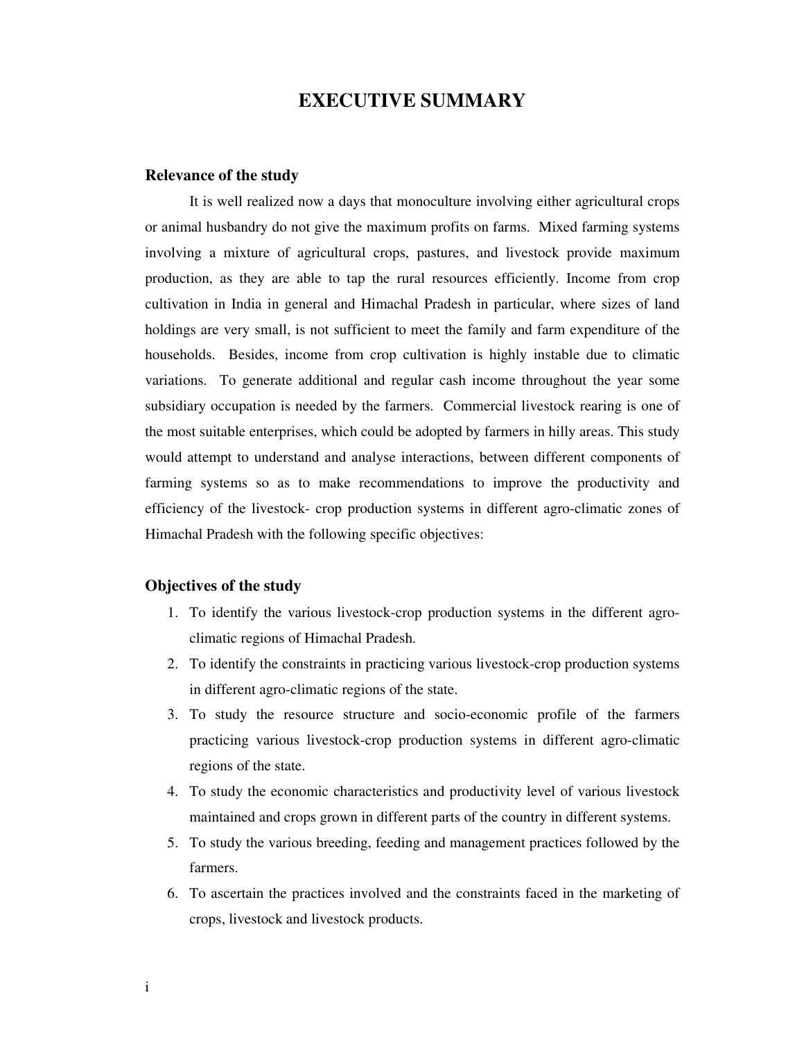# EXECUTIVE SUMMARY

## Relevance of the study

It is well realized now a days that monoculture involving either agricultural crops or animal husbandry do not give the maximum profits on farms. Mixed farming systems involving a mixture of agricultural crops, pastures, and livestock provide maximum production, as they are able to tap the rural resources efficiently. Income from crop cultivation in India in general and Himachal Pradesh in particular, where sizes of land holdings are very small, is not sufficient to meet the family and farm expenditure of the households. Besides, income from crop cultivation is highly instable due to climatic variations. To generate additional and regular cash income throughout the year some subsidiary occupation is needed by the farmers. Commercial livestock rearing is one of the most suitable enterprises, which could be adopted by farmers in hilly areas. This study would attempt to understand and analyse interactions, between different components of farming systems so as to make recommendations to improve the productivity and efficiency of the livestock- crop production systems in different agro-climatic zones of Himachal Pradesh with the following specific objectives:

## Objectives of the study

1. To identify the various livestock-crop production systems in the different agro-climatic regions of Himachal Pradesh.
2. To identify the constraints in practicing various livestock-crop production systems in different agro-climatic regions of the state.
3. To study the resource structure and socio-economic profile of the farmers practicing various livestock-crop production systems in different agro-climatic regions of the state.
4. To study the economic characteristics and productivity level of various livestock maintained and crops grown in different parts of the country in different systems.
5. To study the various breeding, feeding and management practices followed by the farmers.
6. To ascertain the practices involved and the constraints faced in the marketing of crops, livestock and livestock products.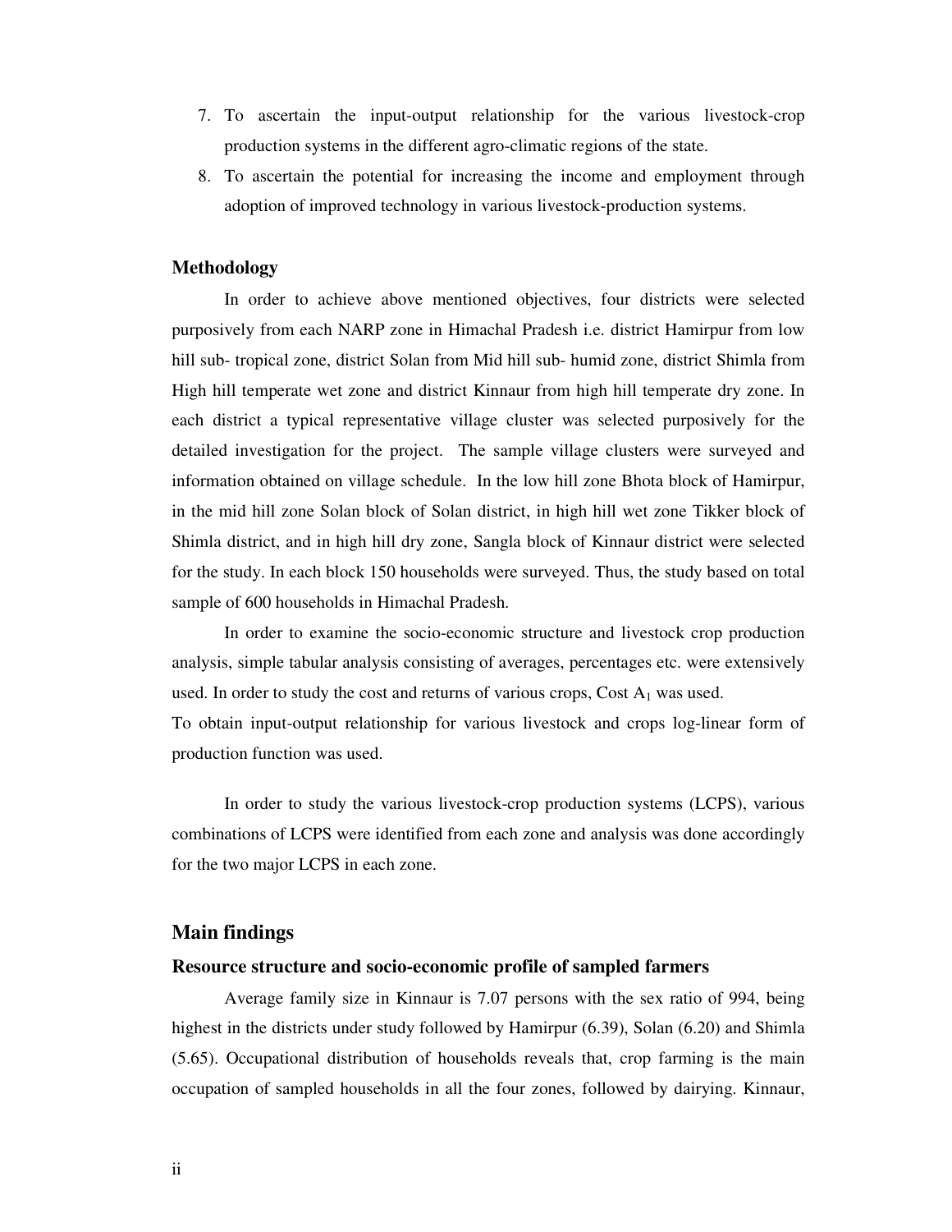7. To ascertain the input-output relationship for the various livestock-crop production systems in the different agro-climatic regions of the state.
8. To ascertain the potential for increasing the income and employment through adoption of improved technology in various livestock-production systems.

### Methodology

In order to achieve above mentioned objectives, four districts were selected purposively from each NARP zone in Himachal Pradesh i.e. district Hamirpur from low hill sub- tropical zone, district Solan from Mid hill sub- humid zone, district Shimla from High hill temperate wet zone and district Kinnaur from high hill temperate dry zone. In each district a typical representative village cluster was selected purposively for the detailed investigation for the project. The sample village clusters were surveyed and information obtained on village schedule. In the low hill zone Bhota block of Hamirpur, in the mid hill zone Solan block of Solan district, in high hill wet zone Tikker block of Shimla district, and in high hill dry zone, Sangla block of Kinnaur district were selected for the study. In each block 150 households were surveyed. Thus, the study based on total sample of 600 households in Himachal Pradesh.

In order to examine the socio-economic structure and livestock crop production analysis, simple tabular analysis consisting of averages, percentages etc. were extensively used. In order to study the cost and returns of various crops, Cost $A_1$ was used.
To obtain input-output relationship for various livestock and crops log-linear form of production function was used.

In order to study the various livestock-crop production systems (LCPS), various combinations of LCPS were identified from each zone and analysis was done accordingly for the two major LCPS in each zone.

## Main findings

### Resource structure and socio-economic profile of sampled farmers

Average family size in Kinnaur is 7.07 persons with the sex ratio of 994, being highest in the districts under study followed by Hamirpur (6.39), Solan (6.20) and Shimla (5.65). Occupational distribution of households reveals that, crop farming is the main occupation of sampled households in all the four zones, followed by dairying. Kinnaur,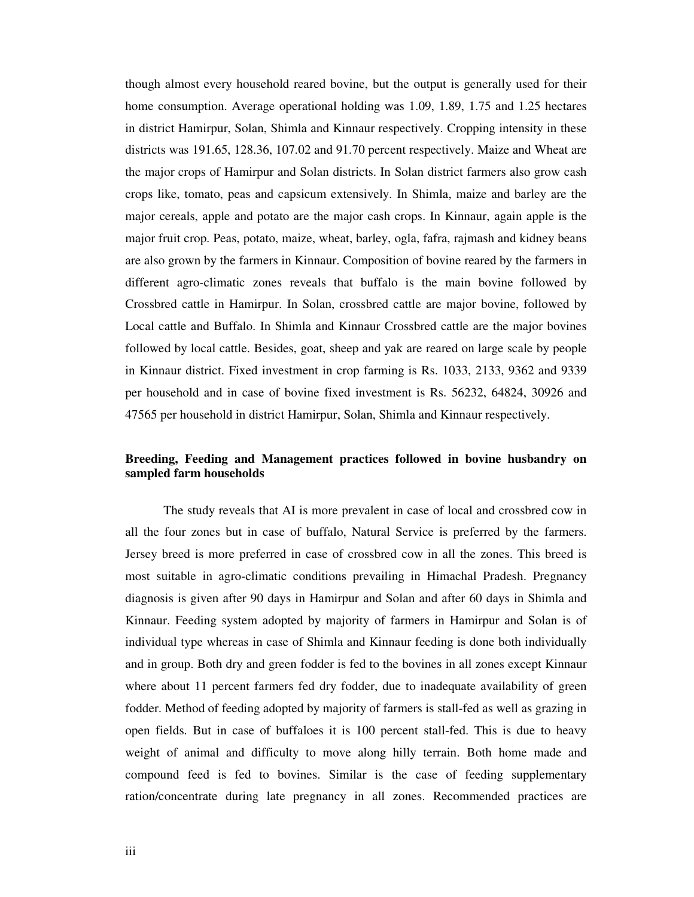though almost every household reared bovine, but the output is generally used for their home consumption. Average operational holding was 1.09, 1.89, 1.75 and 1.25 hectares in district Hamirpur, Solan, Shimla and Kinnaur respectively. Cropping intensity in these districts was 191.65, 128.36, 107.02 and 91.70 percent respectively. Maize and Wheat are the major crops of Hamirpur and Solan districts. In Solan district farmers also grow cash crops like, tomato, peas and capsicum extensively. In Shimla, maize and barley are the major cereals, apple and potato are the major cash crops. In Kinnaur, again apple is the major fruit crop. Peas, potato, maize, wheat, barley, ogla, fafra, rajmash and kidney beans are also grown by the farmers in Kinnaur. Composition of bovine reared by the farmers in different agro-climatic zones reveals that buffalo is the main bovine followed by Crossbred cattle in Hamirpur. In Solan, crossbred cattle are major bovine, followed by Local cattle and Buffalo. In Shimla and Kinnaur Crossbred cattle are the major bovines followed by local cattle. Besides, goat, sheep and yak are reared on large scale by people in Kinnaur district. Fixed investment in crop farming is Rs. 1033, 2133, 9362 and 9339 per household and in case of bovine fixed investment is Rs. 56232, 64824, 30926 and 47565 per household in district Hamirpur, Solan, Shimla and Kinnaur respectively.

**Breeding, Feeding and Management practices followed in bovine husbandry on sampled farm households**

The study reveals that AI is more prevalent in case of local and crossbred cow in all the four zones but in case of buffalo, Natural Service is preferred by the farmers. Jersey breed is more preferred in case of crossbred cow in all the zones. This breed is most suitable in agro-climatic conditions prevailing in Himachal Pradesh. Pregnancy diagnosis is given after 90 days in Hamirpur and Solan and after 60 days in Shimla and Kinnaur. Feeding system adopted by majority of farmers in Hamirpur and Solan is of individual type whereas in case of Shimla and Kinnaur feeding is done both individually and in group. Both dry and green fodder is fed to the bovines in all zones except Kinnaur where about 11 percent farmers fed dry fodder, due to inadequate availability of green fodder. Method of feeding adopted by majority of farmers is stall-fed as well as grazing in open fields. But in case of buffaloes it is 100 percent stall-fed. This is due to heavy weight of animal and difficulty to move along hilly terrain. Both home made and compound feed is fed to bovines. Similar is the case of feeding supplementary ration/concentrate during late pregnancy in all zones. Recommended practices are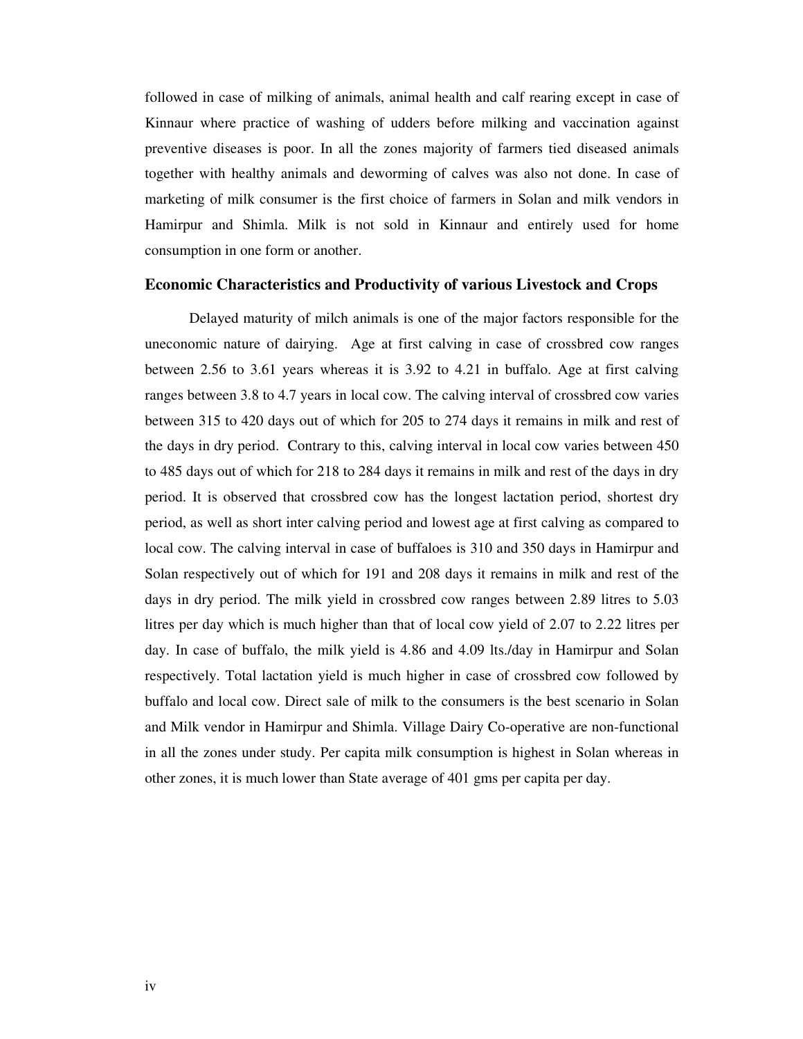followed in case of milking of animals, animal health and calf rearing except in case of Kinnaur where practice of washing of udders before milking and vaccination against preventive diseases is poor. In all the zones majority of farmers tied diseased animals together with healthy animals and deworming of calves was also not done. In case of marketing of milk consumer is the first choice of farmers in Solan and milk vendors in Hamirpur and Shimla. Milk is not sold in Kinnaur and entirely used for home consumption in one form or another.

### Economic Characteristics and Productivity of various Livestock and Crops

Delayed maturity of milch animals is one of the major factors responsible for the uneconomic nature of dairying. Age at first calving in case of crossbred cow ranges between 2.56 to 3.61 years whereas it is 3.92 to 4.21 in buffalo. Age at first calving ranges between 3.8 to 4.7 years in local cow. The calving interval of crossbred cow varies between 315 to 420 days out of which for 205 to 274 days it remains in milk and rest of the days in dry period. Contrary to this, calving interval in local cow varies between 450 to 485 days out of which for 218 to 284 days it remains in milk and rest of the days in dry period. It is observed that crossbred cow has the longest lactation period, shortest dry period, as well as short inter calving period and lowest age at first calving as compared to local cow. The calving interval in case of buffaloes is 310 and 350 days in Hamirpur and Solan respectively out of which for 191 and 208 days it remains in milk and rest of the days in dry period. The milk yield in crossbred cow ranges between 2.89 litres to 5.03 litres per day which is much higher than that of local cow yield of 2.07 to 2.22 litres per day. In case of buffalo, the milk yield is 4.86 and 4.09 lts./day in Hamirpur and Solan respectively. Total lactation yield is much higher in case of crossbred cow followed by buffalo and local cow. Direct sale of milk to the consumers is the best scenario in Solan and Milk vendor in Hamirpur and Shimla. Village Dairy Co-operative are non-functional in all the zones under study. Per capita milk consumption is highest in Solan whereas in other zones, it is much lower than State average of 401 gms per capita per day.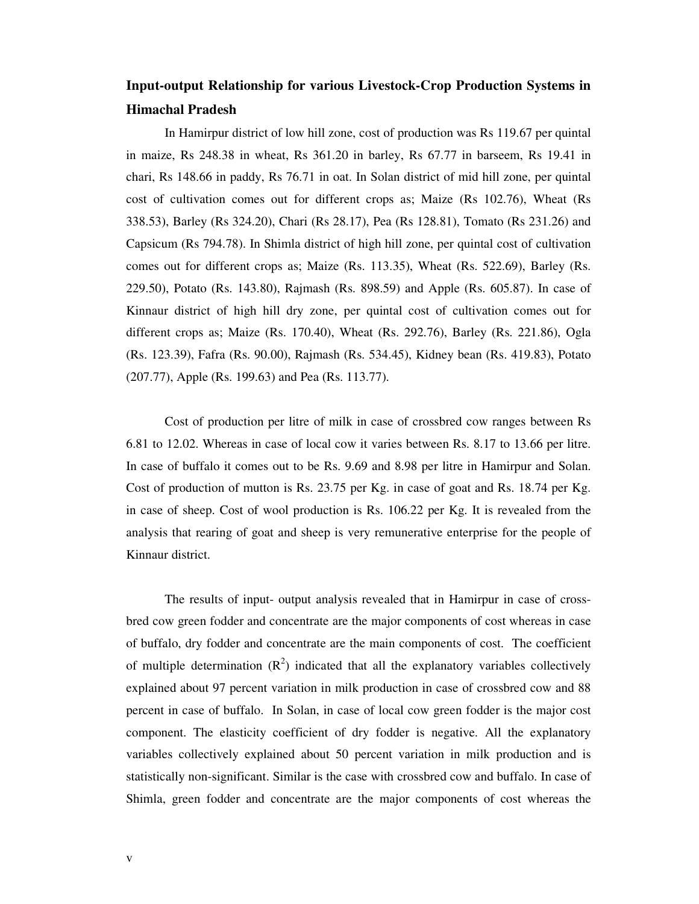**Input-output Relationship for various Livestock-Crop Production Systems in Himachal Pradesh**

In Hamirpur district of low hill zone, cost of production was Rs 119.67 per quintal in maize, Rs 248.38 in wheat, Rs 361.20 in barley, Rs 67.77 in barseem, Rs 19.41 in chari, Rs 148.66 in paddy, Rs 76.71 in oat. In Solan district of mid hill zone, per quintal cost of cultivation comes out for different crops as; Maize (Rs 102.76), Wheat (Rs 338.53), Barley (Rs 324.20), Chari (Rs 28.17), Pea (Rs 128.81), Tomato (Rs 231.26) and Capsicum (Rs 794.78). In Shimla district of high hill zone, per quintal cost of cultivation comes out for different crops as; Maize (Rs. 113.35), Wheat (Rs. 522.69), Barley (Rs. 229.50), Potato (Rs. 143.80), Rajmash (Rs. 898.59) and Apple (Rs. 605.87). In case of Kinnaur district of high hill dry zone, per quintal cost of cultivation comes out for different crops as; Maize (Rs. 170.40), Wheat (Rs. 292.76), Barley (Rs. 221.86), Ogla (Rs. 123.39), Fafra (Rs. 90.00), Rajmash (Rs. 534.45), Kidney bean (Rs. 419.83), Potato (207.77), Apple (Rs. 199.63) and Pea (Rs. 113.77).

Cost of production per litre of milk in case of crossbred cow ranges between Rs 6.81 to 12.02. Whereas in case of local cow it varies between Rs. 8.17 to 13.66 per litre. In case of buffalo it comes out to be Rs. 9.69 and 8.98 per litre in Hamirpur and Solan. Cost of production of mutton is Rs. 23.75 per Kg. in case of goat and Rs. 18.74 per Kg. in case of sheep. Cost of wool production is Rs. 106.22 per Kg. It is revealed from the analysis that rearing of goat and sheep is very remunerative enterprise for the people of Kinnaur district.

The results of input- output analysis revealed that in Hamirpur in case of cross-bred cow green fodder and concentrate are the major components of cost whereas in case of buffalo, dry fodder and concentrate are the main components of cost. The coefficient of multiple determination ($R^2$) indicated that all the explanatory variables collectively explained about 97 percent variation in milk production in case of crossbred cow and 88 percent in case of buffalo. In Solan, in case of local cow green fodder is the major cost component. The elasticity coefficient of dry fodder is negative. All the explanatory variables collectively explained about 50 percent variation in milk production and is statistically non-significant. Similar is the case with crossbred cow and buffalo. In case of Shimla, green fodder and concentrate are the major components of cost whereas the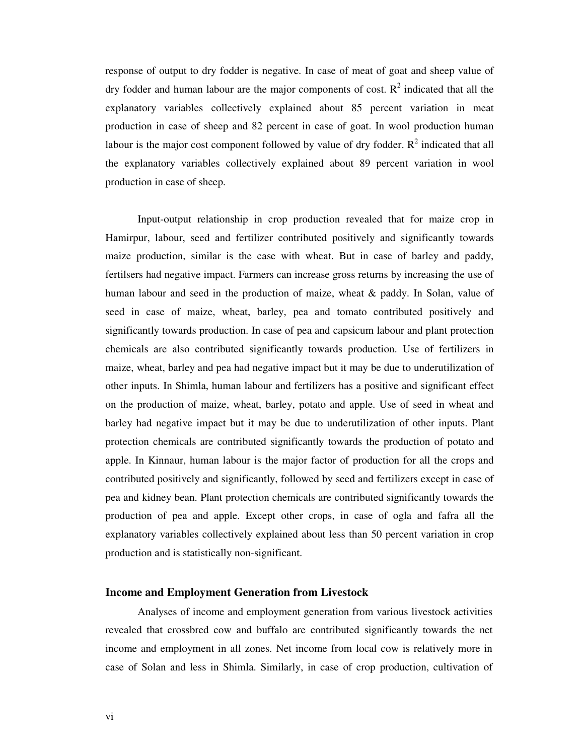response of output to dry fodder is negative. In case of meat of goat and sheep value of dry fodder and human labour are the major components of cost. $R^2$ indicated that all the explanatory variables collectively explained about 85 percent variation in meat production in case of sheep and 82 percent in case of goat. In wool production human labour is the major cost component followed by value of dry fodder. $R^2$ indicated that all the explanatory variables collectively explained about 89 percent variation in wool production in case of sheep.

Input-output relationship in crop production revealed that for maize crop in Hamirpur, labour, seed and fertilizer contributed positively and significantly towards maize production, similar is the case with wheat. But in case of barley and paddy, fertilsers had negative impact. Farmers can increase gross returns by increasing the use of human labour and seed in the production of maize, wheat & paddy. In Solan, value of seed in case of maize, wheat, barley, pea and tomato contributed positively and significantly towards production. In case of pea and capsicum labour and plant protection chemicals are also contributed significantly towards production. Use of fertilizers in maize, wheat, barley and pea had negative impact but it may be due to underutilization of other inputs. In Shimla, human labour and fertilizers has a positive and significant effect on the production of maize, wheat, barley, potato and apple. Use of seed in wheat and barley had negative impact but it may be due to underutilization of other inputs. Plant protection chemicals are contributed significantly towards the production of potato and apple. In Kinnaur, human labour is the major factor of production for all the crops and contributed positively and significantly, followed by seed and fertilizers except in case of pea and kidney bean. Plant protection chemicals are contributed significantly towards the production of pea and apple. Except other crops, in case of ogla and fafra all the explanatory variables collectively explained about less than 50 percent variation in crop production and is statistically non-significant.

### Income and Employment Generation from Livestock

Analyses of income and employment generation from various livestock activities revealed that crossbred cow and buffalo are contributed significantly towards the net income and employment in all zones. Net income from local cow is relatively more in case of Solan and less in Shimla. Similarly, in case of crop production, cultivation of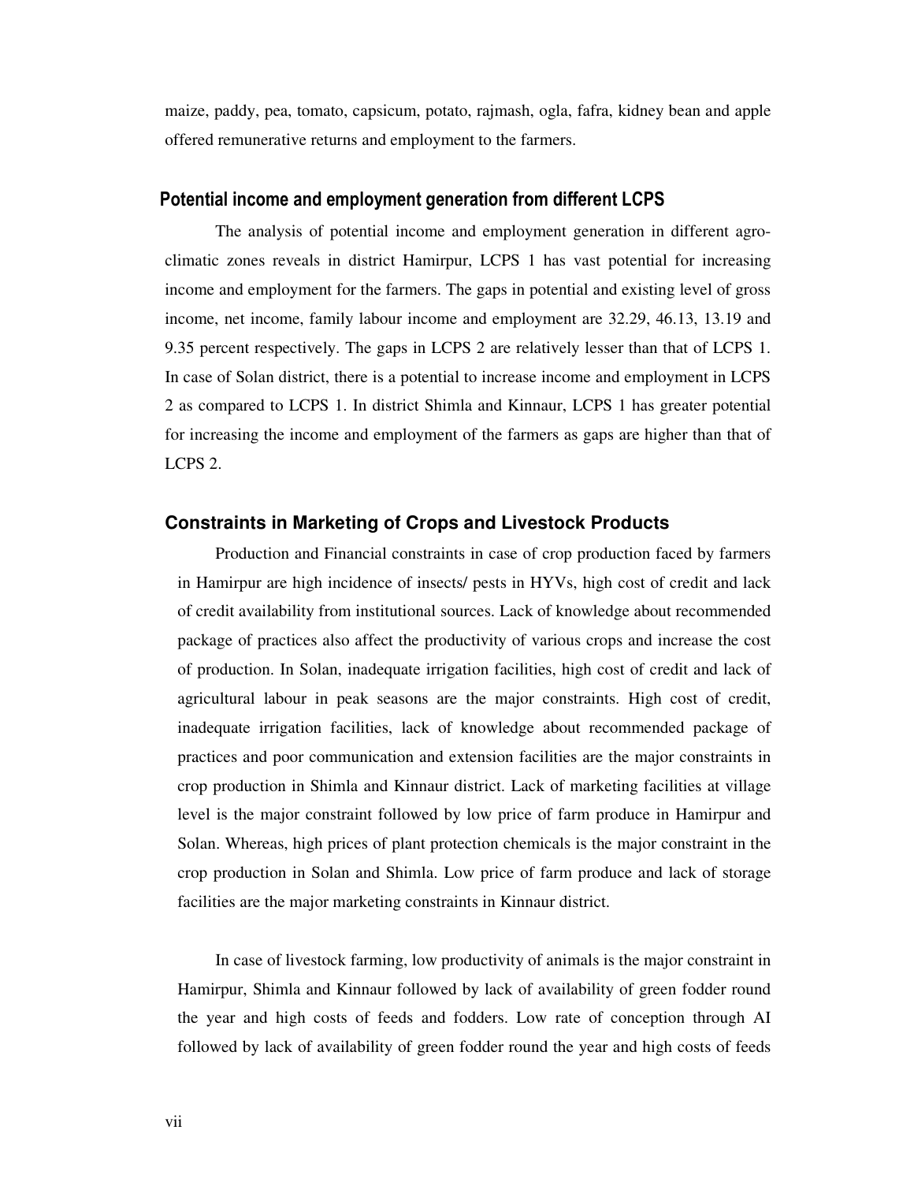maize, paddy, pea, tomato, capsicum, potato, rajmash, ogla, fafra, kidney bean and apple offered remunerative returns and employment to the farmers.

### Potential income and employment generation from different LCPS

The analysis of potential income and employment generation in different agro-climatic zones reveals in district Hamirpur, LCPS 1 has vast potential for increasing income and employment for the farmers. The gaps in potential and existing level of gross income, net income, family labour income and employment are 32.29, 46.13, 13.19 and 9.35 percent respectively. The gaps in LCPS 2 are relatively lesser than that of LCPS 1. In case of Solan district, there is a potential to increase income and employment in LCPS 2 as compared to LCPS 1. In district Shimla and Kinnaur, LCPS 1 has greater potential for increasing the income and employment of the farmers as gaps are higher than that of LCPS 2.

### Constraints in Marketing of Crops and Livestock Products

Production and Financial constraints in case of crop production faced by farmers in Hamirpur are high incidence of insects/ pests in HYVs, high cost of credit and lack of credit availability from institutional sources. Lack of knowledge about recommended package of practices also affect the productivity of various crops and increase the cost of production. In Solan, inadequate irrigation facilities, high cost of credit and lack of agricultural labour in peak seasons are the major constraints. High cost of credit, inadequate irrigation facilities, lack of knowledge about recommended package of practices and poor communication and extension facilities are the major constraints in crop production in Shimla and Kinnaur district. Lack of marketing facilities at village level is the major constraint followed by low price of farm produce in Hamirpur and Solan. Whereas, high prices of plant protection chemicals is the major constraint in the crop production in Solan and Shimla. Low price of farm produce and lack of storage facilities are the major marketing constraints in Kinnaur district.

In case of livestock farming, low productivity of animals is the major constraint in Hamirpur, Shimla and Kinnaur followed by lack of availability of green fodder round the year and high costs of feeds and fodders. Low rate of conception through AI followed by lack of availability of green fodder round the year and high costs of feeds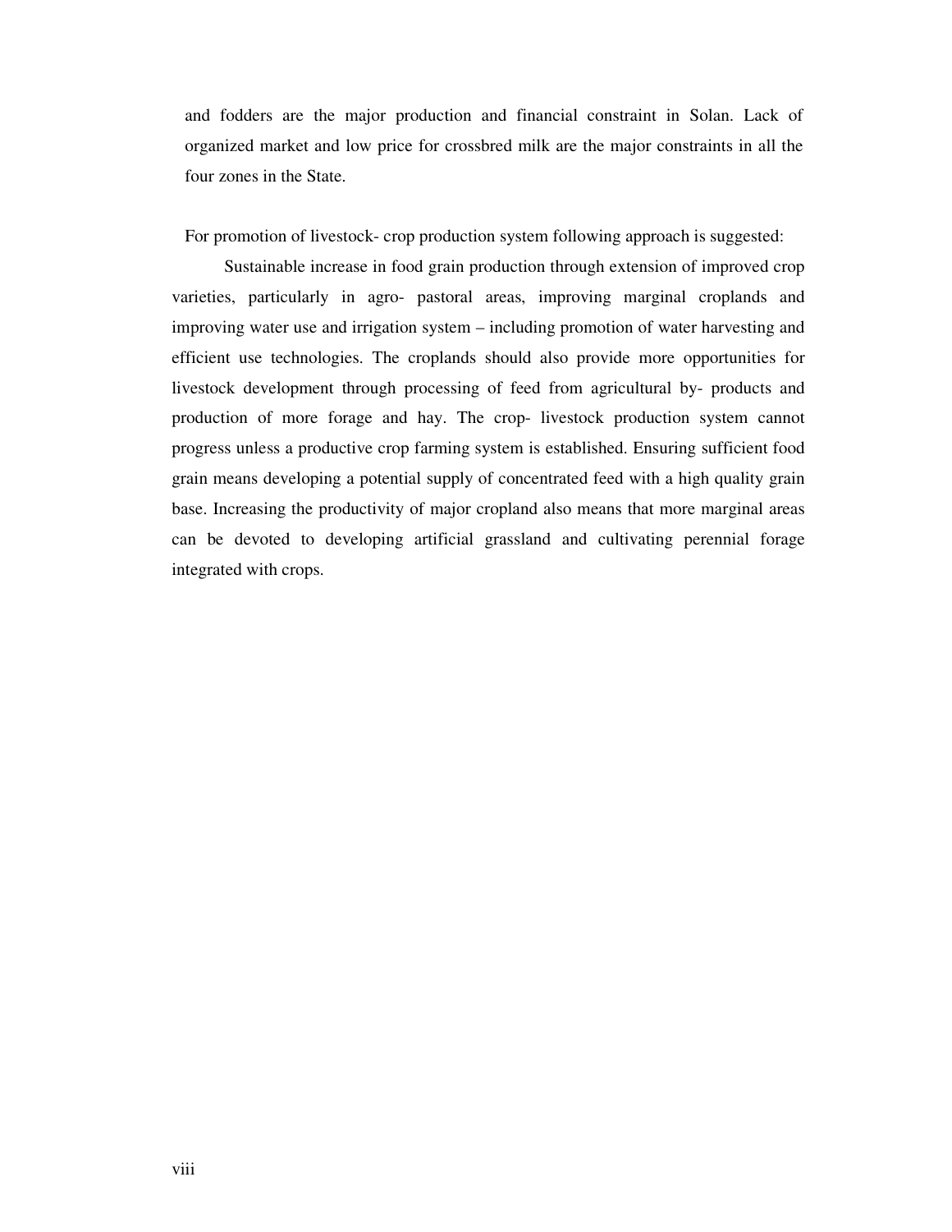and fodders are the major production and financial constraint in Solan. Lack of organized market and low price for crossbred milk are the major constraints in all the four zones in the State.

For promotion of livestock- crop production system following approach is suggested:

Sustainable increase in food grain production through extension of improved crop varieties, particularly in agro- pastoral areas, improving marginal croplands and improving water use and irrigation system – including promotion of water harvesting and efficient use technologies. The croplands should also provide more opportunities for livestock development through processing of feed from agricultural by- products and production of more forage and hay. The crop- livestock production system cannot progress unless a productive crop farming system is established. Ensuring sufficient food grain means developing a potential supply of concentrated feed with a high quality grain base. Increasing the productivity of major cropland also means that more marginal areas can be devoted to developing artificial grassland and cultivating perennial forage integrated with crops.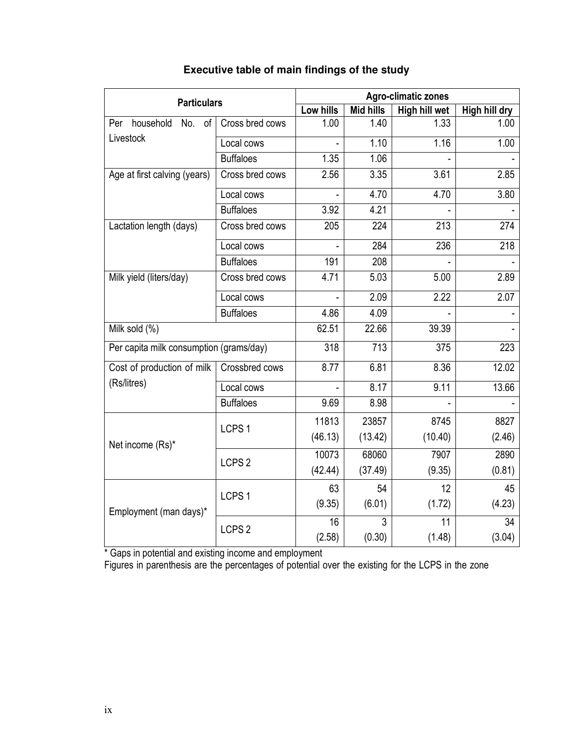### Executive table of main findings of the study

| Particulars | | Agro-climatic zones | | | |
|---|---|---|---|---|---|
| | | Low hills | Mid hills | High hill wet | High hill dry |
| Per household No. of Livestock | Cross bred cows | 1.00 | 1.40 | 1.33 | 1.00 |
| | Local cows | - | 1.10 | 1.16 | 1.00 |
| | Buffaloes | 1.35 | 1.06 | - | - |
| Age at first calving (years) | Cross bred cows | 2.56 | 3.35 | 3.61 | 2.85 |
| | Local cows | - | 4.70 | 4.70 | 3.80 |
| | Buffaloes | 3.92 | 4.21 | - | - |
| Lactation length (days) | Cross bred cows | 205 | 224 | 213 | 274 |
| | Local cows | - | 284 | 236 | 218 |
| | Buffaloes | 191 | 208 | - | - |
| Milk yield (liters/day) | Cross bred cows | 4.71 | 5.03 | 5.00 | 2.89 |
| | Local cows | - | 2.09 | 2.22 | 2.07 |
| | Buffaloes | 4.86 | 4.09 | - | - |
| Milk sold (%) | | 62.51 | 22.66 | 39.39 | - |
| Per capita milk consumption (grams/day) | | 318 | 713 | 375 | 223 |
| Cost of production of milk (Rs/litres) | Crossbred cows | 8.77 | 6.81 | 8.36 | 12.02 |
| | Local cows | - | 8.17 | 9.11 | 13.66 |
| | Buffaloes | 9.69 | 8.98 | - | - |
| Net income (Rs)* | LCPS 1 | 11813 (46.13) | 23857 (13.42) | 8745 (10.40) | 8827 (2.46) |
| | LCPS 2 | 10073 (42.44) | 68060 (37.49) | 7907 (9.35) | 2890 (0.81) |
| Employment (man days)* | LCPS 1 | 63 (9.35) | 54 (6.01) | 12 (1.72) | 45 (4.23) |
| | LCPS 2 | 16 (2.58) | 3 (0.30) | 11 (1.48) | 34 (3.04) |

* Gaps in potential and existing income and employment

Figures in parenthesis are the percentages of potential over the existing for the LCPS in the zone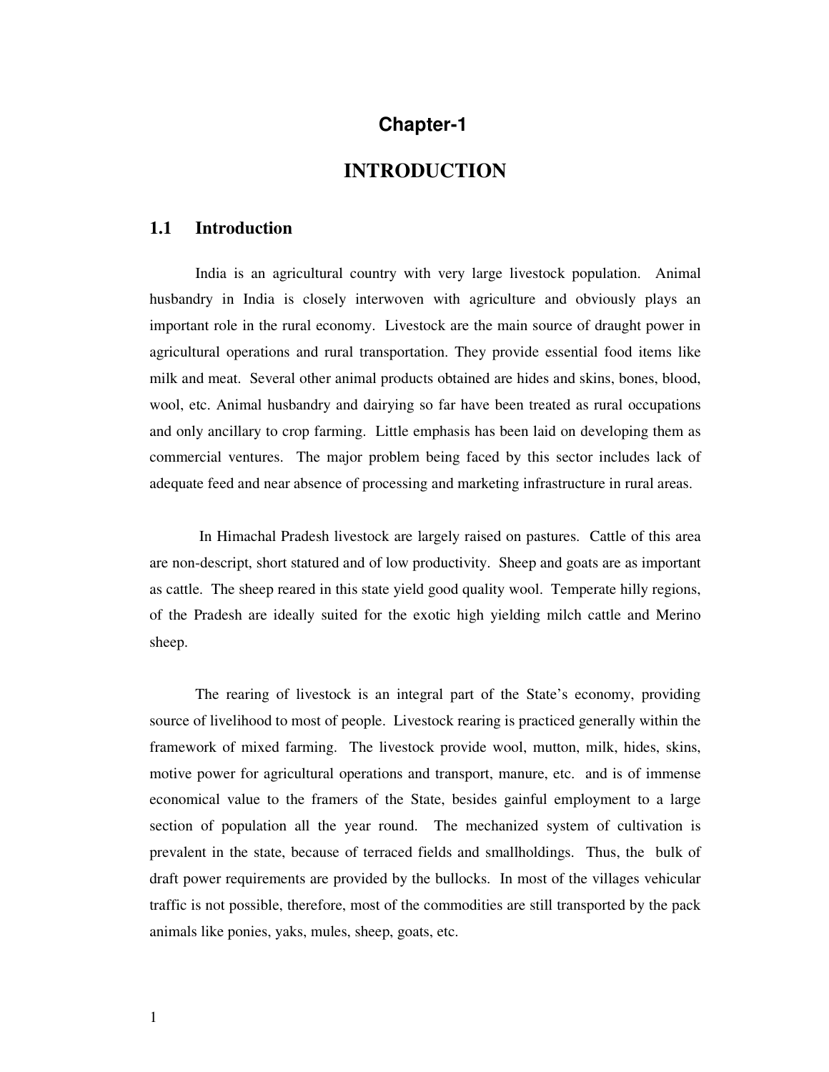## Chapter-1

# INTRODUCTION

### 1.1 Introduction

India is an agricultural country with very large livestock population. Animal husbandry in India is closely interwoven with agriculture and obviously plays an important role in the rural economy. Livestock are the main source of draught power in agricultural operations and rural transportation. They provide essential food items like milk and meat. Several other animal products obtained are hides and skins, bones, blood, wool, etc. Animal husbandry and dairying so far have been treated as rural occupations and only ancillary to crop farming. Little emphasis has been laid on developing them as commercial ventures. The major problem being faced by this sector includes lack of adequate feed and near absence of processing and marketing infrastructure in rural areas.

In Himachal Pradesh livestock are largely raised on pastures. Cattle of this area are non-descript, short statured and of low productivity. Sheep and goats are as important as cattle. The sheep reared in this state yield good quality wool. Temperate hilly regions, of the Pradesh are ideally suited for the exotic high yielding milch cattle and Merino sheep.

The rearing of livestock is an integral part of the State's economy, providing source of livelihood to most of people. Livestock rearing is practiced generally within the framework of mixed farming. The livestock provide wool, mutton, milk, hides, skins, motive power for agricultural operations and transport, manure, etc. and is of immense economical value to the framers of the State, besides gainful employment to a large section of population all the year round. The mechanized system of cultivation is prevalent in the state, because of terraced fields and smallholdings. Thus, the bulk of draft power requirements are provided by the bullocks. In most of the villages vehicular traffic is not possible, therefore, most of the commodities are still transported by the pack animals like ponies, yaks, mules, sheep, goats, etc.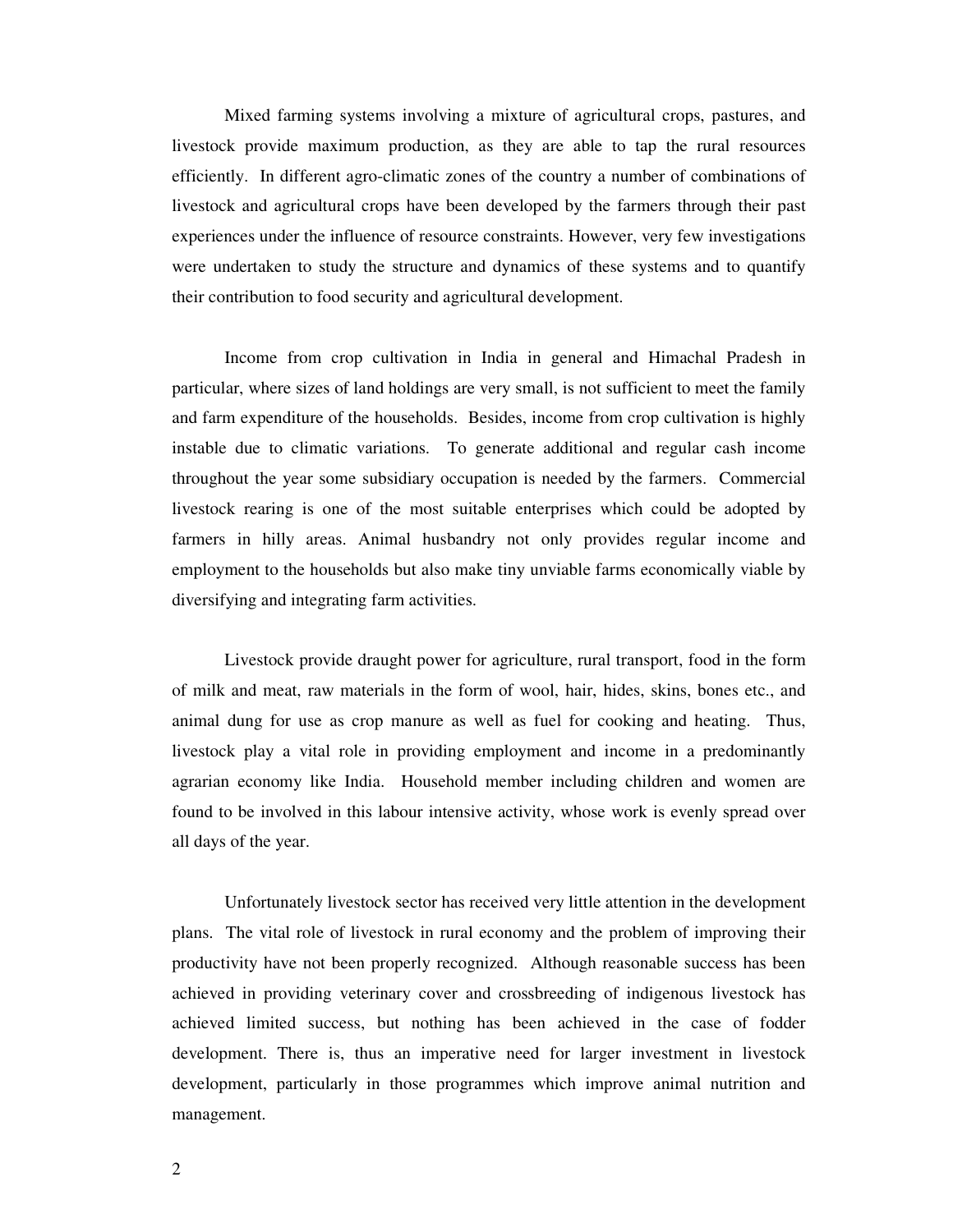Mixed farming systems involving a mixture of agricultural crops, pastures, and livestock provide maximum production, as they are able to tap the rural resources efficiently. In different agro-climatic zones of the country a number of combinations of livestock and agricultural crops have been developed by the farmers through their past experiences under the influence of resource constraints. However, very few investigations were undertaken to study the structure and dynamics of these systems and to quantify their contribution to food security and agricultural development.

Income from crop cultivation in India in general and Himachal Pradesh in particular, where sizes of land holdings are very small, is not sufficient to meet the family and farm expenditure of the households. Besides, income from crop cultivation is highly instable due to climatic variations. To generate additional and regular cash income throughout the year some subsidiary occupation is needed by the farmers. Commercial livestock rearing is one of the most suitable enterprises which could be adopted by farmers in hilly areas. Animal husbandry not only provides regular income and employment to the households but also make tiny unviable farms economically viable by diversifying and integrating farm activities.

Livestock provide draught power for agriculture, rural transport, food in the form of milk and meat, raw materials in the form of wool, hair, hides, skins, bones etc., and animal dung for use as crop manure as well as fuel for cooking and heating. Thus, livestock play a vital role in providing employment and income in a predominantly agrarian economy like India. Household member including children and women are found to be involved in this labour intensive activity, whose work is evenly spread over all days of the year.

Unfortunately livestock sector has received very little attention in the development plans. The vital role of livestock in rural economy and the problem of improving their productivity have not been properly recognized. Although reasonable success has been achieved in providing veterinary cover and crossbreeding of indigenous livestock has achieved limited success, but nothing has been achieved in the case of fodder development. There is, thus an imperative need for larger investment in livestock development, particularly in those programmes which improve animal nutrition and management.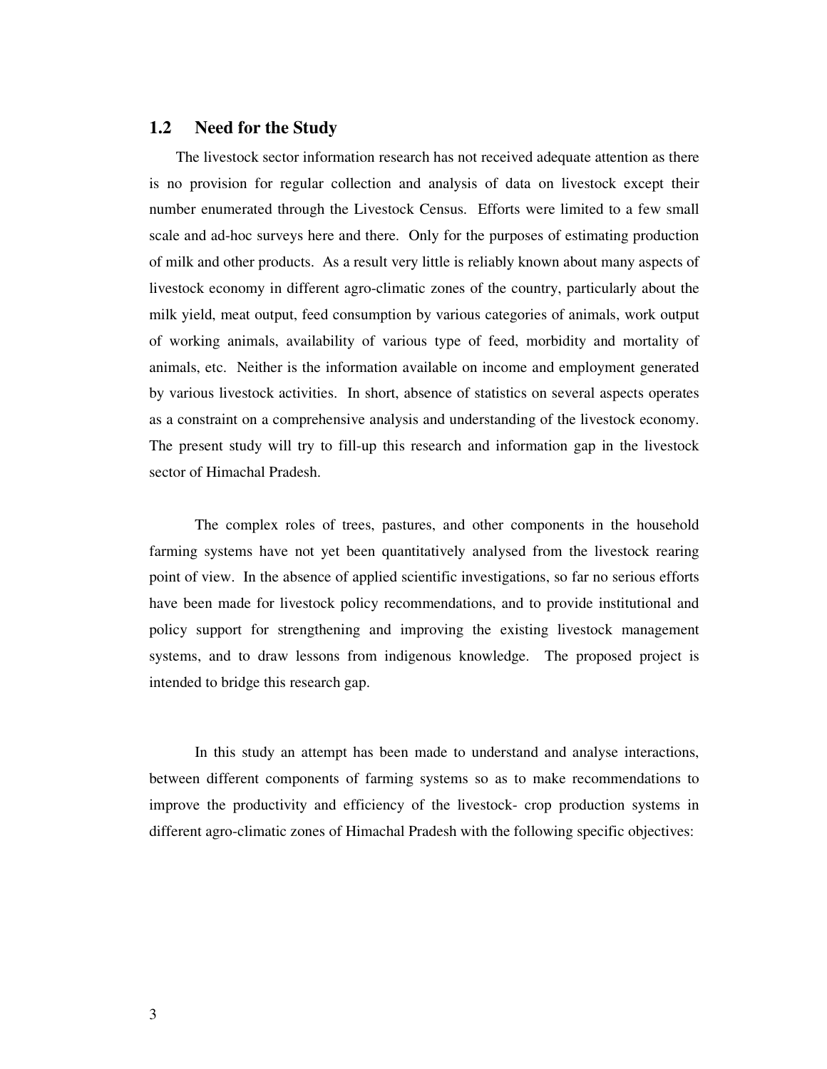## 1.2 Need for the Study

The livestock sector information research has not received adequate attention as there is no provision for regular collection and analysis of data on livestock except their number enumerated through the Livestock Census. Efforts were limited to a few small scale and ad-hoc surveys here and there. Only for the purposes of estimating production of milk and other products. As a result very little is reliably known about many aspects of livestock economy in different agro-climatic zones of the country, particularly about the milk yield, meat output, feed consumption by various categories of animals, work output of working animals, availability of various type of feed, morbidity and mortality of animals, etc. Neither is the information available on income and employment generated by various livestock activities. In short, absence of statistics on several aspects operates as a constraint on a comprehensive analysis and understanding of the livestock economy. The present study will try to fill-up this research and information gap in the livestock sector of Himachal Pradesh.

The complex roles of trees, pastures, and other components in the household farming systems have not yet been quantitatively analysed from the livestock rearing point of view. In the absence of applied scientific investigations, so far no serious efforts have been made for livestock policy recommendations, and to provide institutional and policy support for strengthening and improving the existing livestock management systems, and to draw lessons from indigenous knowledge. The proposed project is intended to bridge this research gap.

In this study an attempt has been made to understand and analyse interactions, between different components of farming systems so as to make recommendations to improve the productivity and efficiency of the livestock- crop production systems in different agro-climatic zones of Himachal Pradesh with the following specific objectives: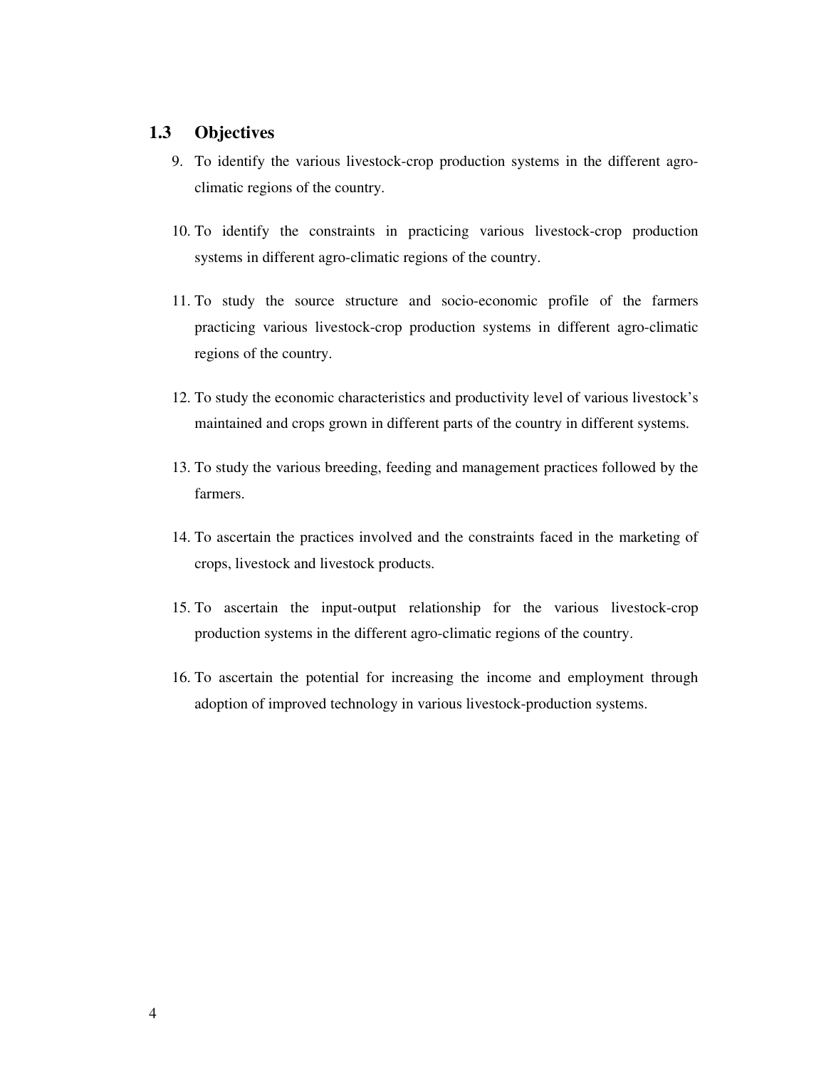## 1.3 Objectives

9. To identify the various livestock-crop production systems in the different agro-climatic regions of the country.

10. To identify the constraints in practicing various livestock-crop production systems in different agro-climatic regions of the country.

11. To study the source structure and socio-economic profile of the farmers practicing various livestock-crop production systems in different agro-climatic regions of the country.

12. To study the economic characteristics and productivity level of various livestock's maintained and crops grown in different parts of the country in different systems.

13. To study the various breeding, feeding and management practices followed by the farmers.

14. To ascertain the practices involved and the constraints faced in the marketing of crops, livestock and livestock products.

15. To ascertain the input-output relationship for the various livestock-crop production systems in the different agro-climatic regions of the country.

16. To ascertain the potential for increasing the income and employment through adoption of improved technology in various livestock-production systems.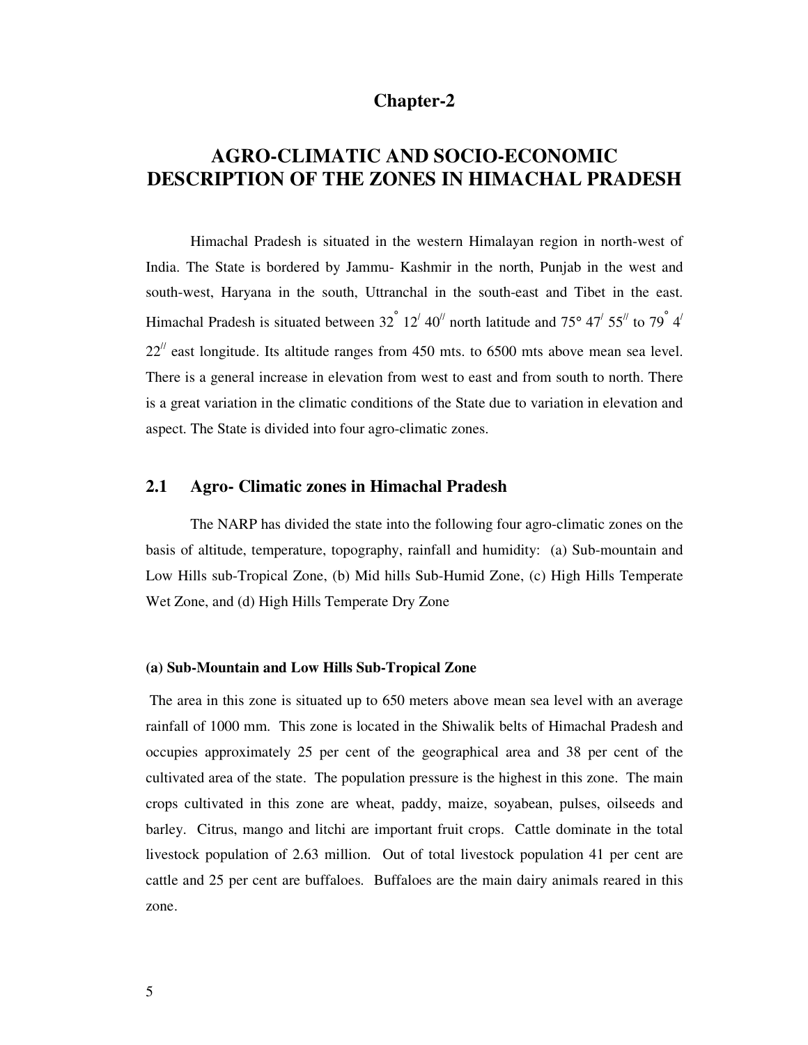# Chapter-2

# AGRO-CLIMATIC AND SOCIO-ECONOMIC DESCRIPTION OF THE ZONES IN HIMACHAL PRADESH

Himachal Pradesh is situated in the western Himalayan region in north-west of India. The State is bordered by Jammu- Kashmir in the north, Punjab in the west and south-west, Haryana in the south, Uttranchal in the south-east and Tibet in the east. Himachal Pradesh is situated between 32° 12′ 40″ north latitude and 75° 47′ 55″ to 79° 4′ 22″ east longitude. Its altitude ranges from 450 mts. to 6500 mts above mean sea level. There is a general increase in elevation from west to east and from south to north. There is a great variation in the climatic conditions of the State due to variation in elevation and aspect. The State is divided into four agro-climatic zones.

## 2.1 Agro- Climatic zones in Himachal Pradesh

The NARP has divided the state into the following four agro-climatic zones on the basis of altitude, temperature, topography, rainfall and humidity: (a) Sub-mountain and Low Hills sub-Tropical Zone, (b) Mid hills Sub-Humid Zone, (c) High Hills Temperate Wet Zone, and (d) High Hills Temperate Dry Zone

#### (a) Sub-Mountain and Low Hills Sub-Tropical Zone

The area in this zone is situated up to 650 meters above mean sea level with an average rainfall of 1000 mm. This zone is located in the Shiwalik belts of Himachal Pradesh and occupies approximately 25 per cent of the geographical area and 38 per cent of the cultivated area of the state. The population pressure is the highest in this zone. The main crops cultivated in this zone are wheat, paddy, maize, soyabean, pulses, oilseeds and barley. Citrus, mango and litchi are important fruit crops. Cattle dominate in the total livestock population of 2.63 million. Out of total livestock population 41 per cent are cattle and 25 per cent are buffaloes. Buffaloes are the main dairy animals reared in this zone.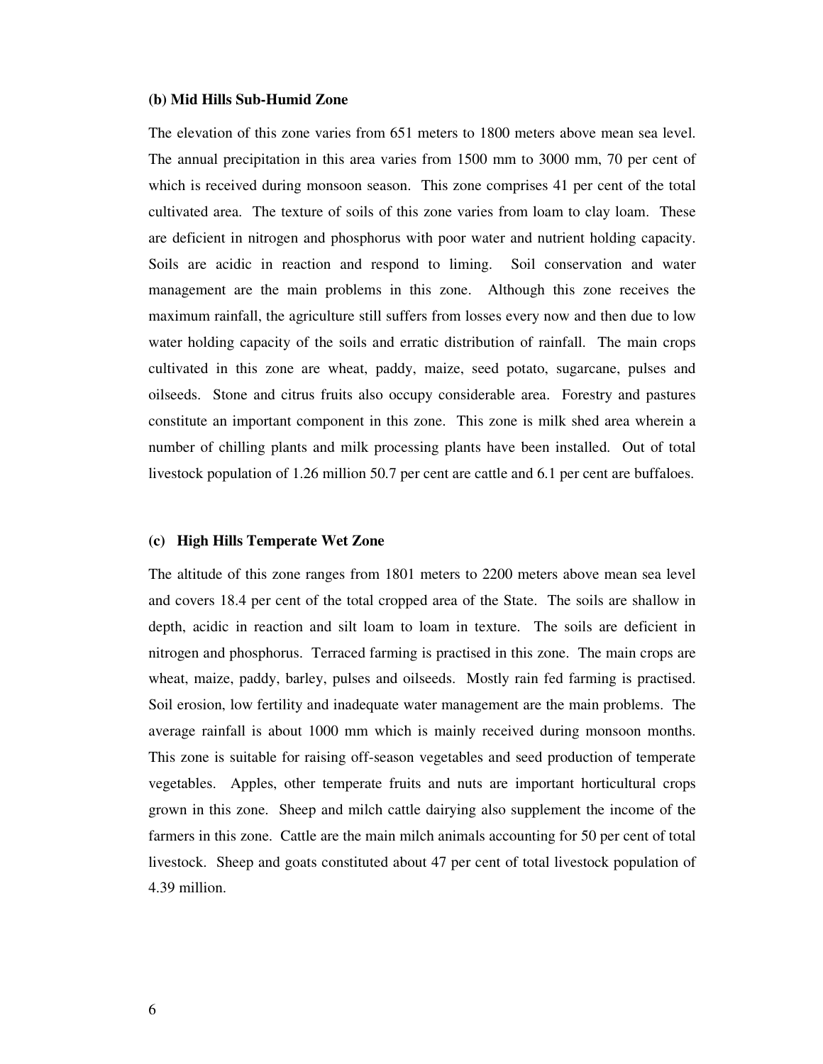**(b) Mid Hills Sub-Humid Zone**

The elevation of this zone varies from 651 meters to 1800 meters above mean sea level. The annual precipitation in this area varies from 1500 mm to 3000 mm, 70 per cent of which is received during monsoon season. This zone comprises 41 per cent of the total cultivated area. The texture of soils of this zone varies from loam to clay loam. These are deficient in nitrogen and phosphorus with poor water and nutrient holding capacity. Soils are acidic in reaction and respond to liming. Soil conservation and water management are the main problems in this zone. Although this zone receives the maximum rainfall, the agriculture still suffers from losses every now and then due to low water holding capacity of the soils and erratic distribution of rainfall. The main crops cultivated in this zone are wheat, paddy, maize, seed potato, sugarcane, pulses and oilseeds. Stone and citrus fruits also occupy considerable area. Forestry and pastures constitute an important component in this zone. This zone is milk shed area wherein a number of chilling plants and milk processing plants have been installed. Out of total livestock population of 1.26 million 50.7 per cent are cattle and 6.1 per cent are buffaloes.

**(c) High Hills Temperate Wet Zone**

The altitude of this zone ranges from 1801 meters to 2200 meters above mean sea level and covers 18.4 per cent of the total cropped area of the State. The soils are shallow in depth, acidic in reaction and silt loam to loam in texture. The soils are deficient in nitrogen and phosphorus. Terraced farming is practised in this zone. The main crops are wheat, maize, paddy, barley, pulses and oilseeds. Mostly rain fed farming is practised. Soil erosion, low fertility and inadequate water management are the main problems. The average rainfall is about 1000 mm which is mainly received during monsoon months. This zone is suitable for raising off-season vegetables and seed production of temperate vegetables. Apples, other temperate fruits and nuts are important horticultural crops grown in this zone. Sheep and milch cattle dairying also supplement the income of the farmers in this zone. Cattle are the main milch animals accounting for 50 per cent of total livestock. Sheep and goats constituted about 47 per cent of total livestock population of 4.39 million.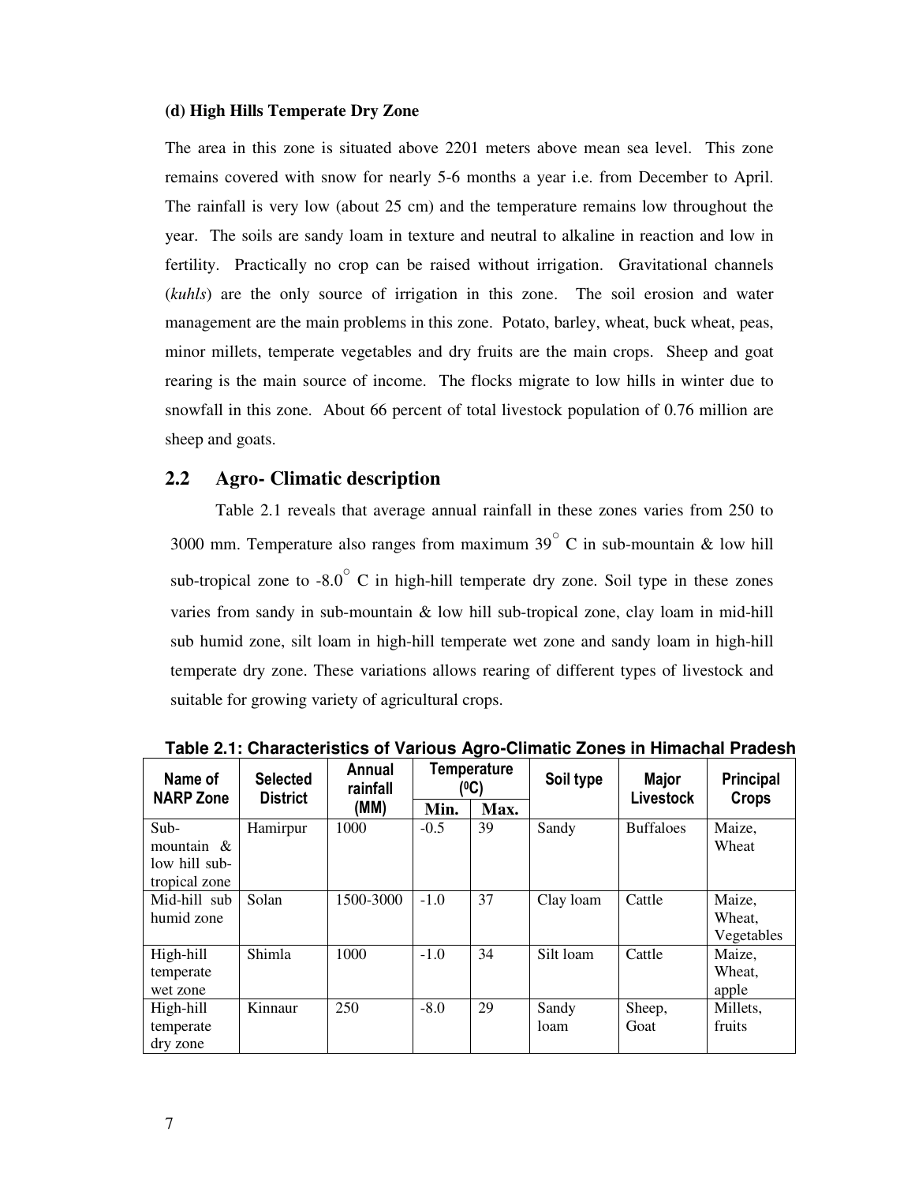**(d) High Hills Temperate Dry Zone**

The area in this zone is situated above 2201 meters above mean sea level. This zone remains covered with snow for nearly 5-6 months a year i.e. from December to April. The rainfall is very low (about 25 cm) and the temperature remains low throughout the year. The soils are sandy loam in texture and neutral to alkaline in reaction and low in fertility. Practically no crop can be raised without irrigation. Gravitational channels (*kuhls*) are the only source of irrigation in this zone. The soil erosion and water management are the main problems in this zone. Potato, barley, wheat, buck wheat, peas, minor millets, temperate vegetables and dry fruits are the main crops. Sheep and goat rearing is the main source of income. The flocks migrate to low hills in winter due to snowfall in this zone. About 66 percent of total livestock population of 0.76 million are sheep and goats.

## 2.2 Agro- Climatic description

Table 2.1 reveals that average annual rainfall in these zones varies from 250 to 3000 mm. Temperature also ranges from maximum 39° C in sub-mountain & low hill sub-tropical zone to -8.0° C in high-hill temperate dry zone. Soil type in these zones varies from sandy in sub-mountain & low hill sub-tropical zone, clay loam in mid-hill sub humid zone, silt loam in high-hill temperate wet zone and sandy loam in high-hill temperate dry zone. These variations allows rearing of different types of livestock and suitable for growing variety of agricultural crops.

**Table 2.1: Characteristics of Various Agro-Climatic Zones in Himachal Pradesh**

| Name of NARP Zone | Selected District | Annual rainfall (MM) | Temperature (⁰C) | | Soil type | Major Livestock | Principal Crops |
|---|---|---|---|---|---|---|---|
| | | | Min. | Max. | | | |
| Sub-mountain & low hill sub-tropical zone | Hamirpur | 1000 | -0.5 | 39 | Sandy | Buffaloes | Maize, Wheat |
| Mid-hill sub humid zone | Solan | 1500-3000 | -1.0 | 37 | Clay loam | Cattle | Maize, Wheat, Vegetables |
| High-hill temperate wet zone | Shimla | 1000 | -1.0 | 34 | Silt loam | Cattle | Maize, Wheat, apple |
| High-hill temperate dry zone | Kinnaur | 250 | -8.0 | 29 | Sandy loam | Sheep, Goat | Millets, fruits |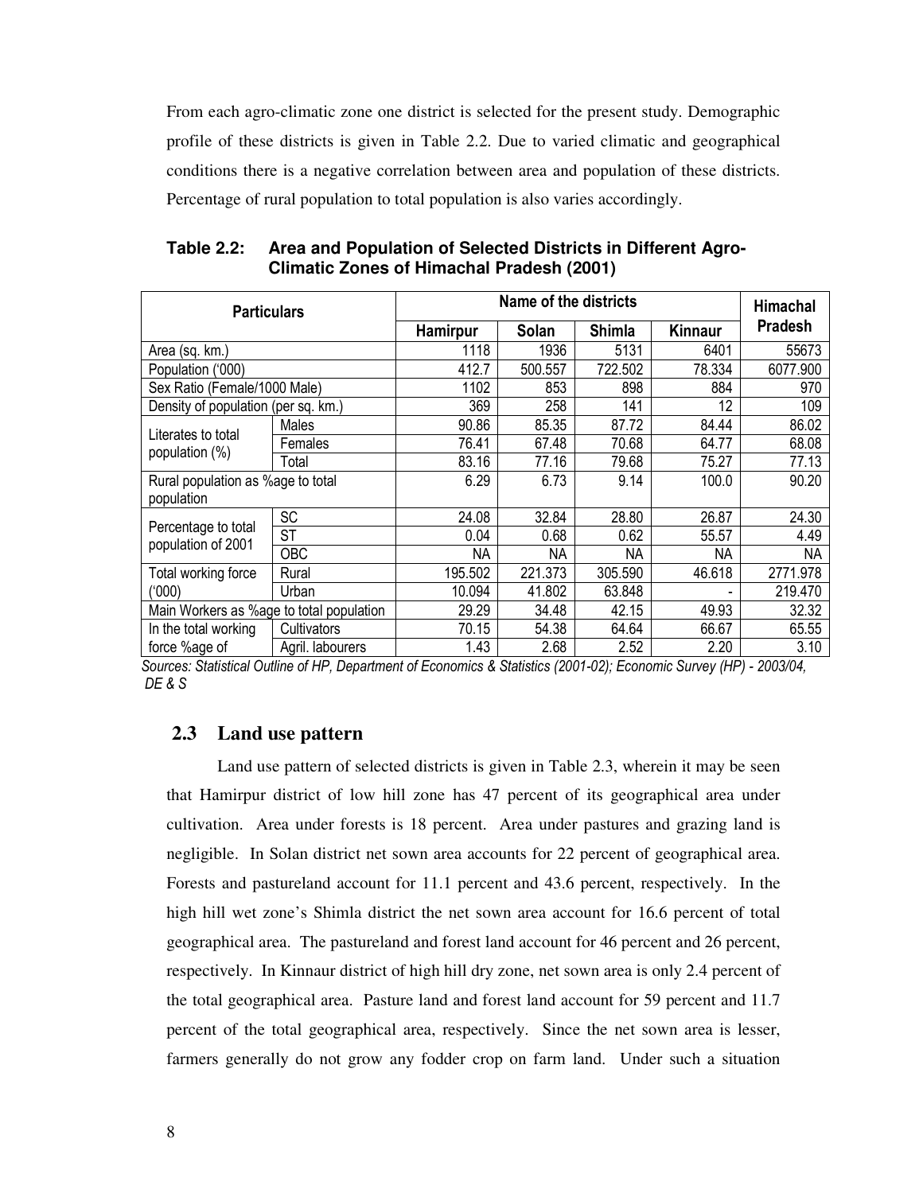From each agro-climatic zone one district is selected for the present study. Demographic profile of these districts is given in Table 2.2. Due to varied climatic and geographical conditions there is a negative correlation between area and population of these districts. Percentage of rural population to total population is also varies accordingly.

**Table 2.2: Area and Population of Selected Districts in Different Agro-Climatic Zones of Himachal Pradesh (2001)**

| Particulars | | Name of the districts | | | | Himachal Pradesh |
|---|---|---|---|---|---|---|
| | | Hamirpur | Solan | Shimla | Kinnaur | |
| Area (sq. km.) | | 1118 | 1936 | 5131 | 6401 | 55673 |
| Population ('000) | | 412.7 | 500.557 | 722.502 | 78.334 | 6077.900 |
| Sex Ratio (Female/1000 Male) | | 1102 | 853 | 898 | 884 | 970 |
| Density of population (per sq. km.) | | 369 | 258 | 141 | 12 | 109 |
| Literates to total population (%) | Males | 90.86 | 85.35 | 87.72 | 84.44 | 86.02 |
| | Females | 76.41 | 67.48 | 70.68 | 64.77 | 68.08 |
| | Total | 83.16 | 77.16 | 79.68 | 75.27 | 77.13 |
| Rural population as %age to total population | | 6.29 | 6.73 | 9.14 | 100.0 | 90.20 |
| Percentage to total population of 2001 | SC | 24.08 | 32.84 | 28.80 | 26.87 | 24.30 |
| | ST | 0.04 | 0.68 | 0.62 | 55.57 | 4.49 |
| | OBC | NA | NA | NA | NA | NA |
| Total working force ('000) | Rural | 195.502 | 221.373 | 305.590 | 46.618 | 2771.978 |
| | Urban | 10.094 | 41.802 | 63.848 | - | 219.470 |
| Main Workers as %age to total population | | 29.29 | 34.48 | 42.15 | 49.93 | 32.32 |
| In the total working force %age of | Cultivators | 70.15 | 54.38 | 64.64 | 66.67 | 65.55 |
| | Agril. labourers | 1.43 | 2.68 | 2.52 | 2.20 | 3.10 |

*Sources: Statistical Outline of HP, Department of Economics & Statistics (2001-02); Economic Survey (HP) - 2003/04, DE & S*

## 2.3 Land use pattern

Land use pattern of selected districts is given in Table 2.3, wherein it may be seen that Hamirpur district of low hill zone has 47 percent of its geographical area under cultivation. Area under forests is 18 percent. Area under pastures and grazing land is negligible. In Solan district net sown area accounts for 22 percent of geographical area. Forests and pastureland account for 11.1 percent and 43.6 percent, respectively. In the high hill wet zone's Shimla district the net sown area account for 16.6 percent of total geographical area. The pastureland and forest land account for 46 percent and 26 percent, respectively. In Kinnaur district of high hill dry zone, net sown area is only 2.4 percent of the total geographical area. Pasture land and forest land account for 59 percent and 11.7 percent of the total geographical area, respectively. Since the net sown area is lesser, farmers generally do not grow any fodder crop on farm land. Under such a situation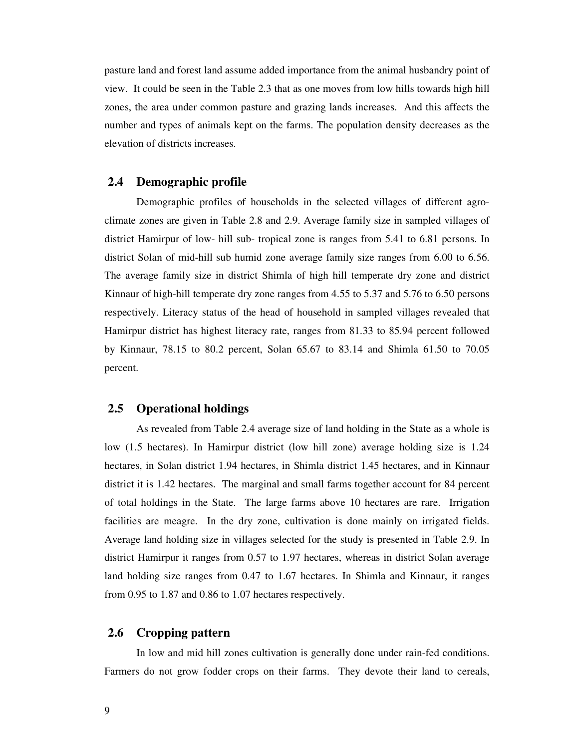pasture land and forest land assume added importance from the animal husbandry point of view. It could be seen in the Table 2.3 that as one moves from low hills towards high hill zones, the area under common pasture and grazing lands increases. And this affects the number and types of animals kept on the farms. The population density decreases as the elevation of districts increases.

## 2.4 Demographic profile

Demographic profiles of households in the selected villages of different agro-climate zones are given in Table 2.8 and 2.9. Average family size in sampled villages of district Hamirpur of low- hill sub- tropical zone is ranges from 5.41 to 6.81 persons. In district Solan of mid-hill sub humid zone average family size ranges from 6.00 to 6.56. The average family size in district Shimla of high hill temperate dry zone and district Kinnaur of high-hill temperate dry zone ranges from 4.55 to 5.37 and 5.76 to 6.50 persons respectively. Literacy status of the head of household in sampled villages revealed that Hamirpur district has highest literacy rate, ranges from 81.33 to 85.94 percent followed by Kinnaur, 78.15 to 80.2 percent, Solan 65.67 to 83.14 and Shimla 61.50 to 70.05 percent.

## 2.5 Operational holdings

As revealed from Table 2.4 average size of land holding in the State as a whole is low (1.5 hectares). In Hamirpur district (low hill zone) average holding size is 1.24 hectares, in Solan district 1.94 hectares, in Shimla district 1.45 hectares, and in Kinnaur district it is 1.42 hectares. The marginal and small farms together account for 84 percent of total holdings in the State. The large farms above 10 hectares are rare. Irrigation facilities are meagre. In the dry zone, cultivation is done mainly on irrigated fields. Average land holding size in villages selected for the study is presented in Table 2.9. In district Hamirpur it ranges from 0.57 to 1.97 hectares, whereas in district Solan average land holding size ranges from 0.47 to 1.67 hectares. In Shimla and Kinnaur, it ranges from 0.95 to 1.87 and 0.86 to 1.07 hectares respectively.

## 2.6 Cropping pattern

In low and mid hill zones cultivation is generally done under rain-fed conditions. Farmers do not grow fodder crops on their farms. They devote their land to cereals,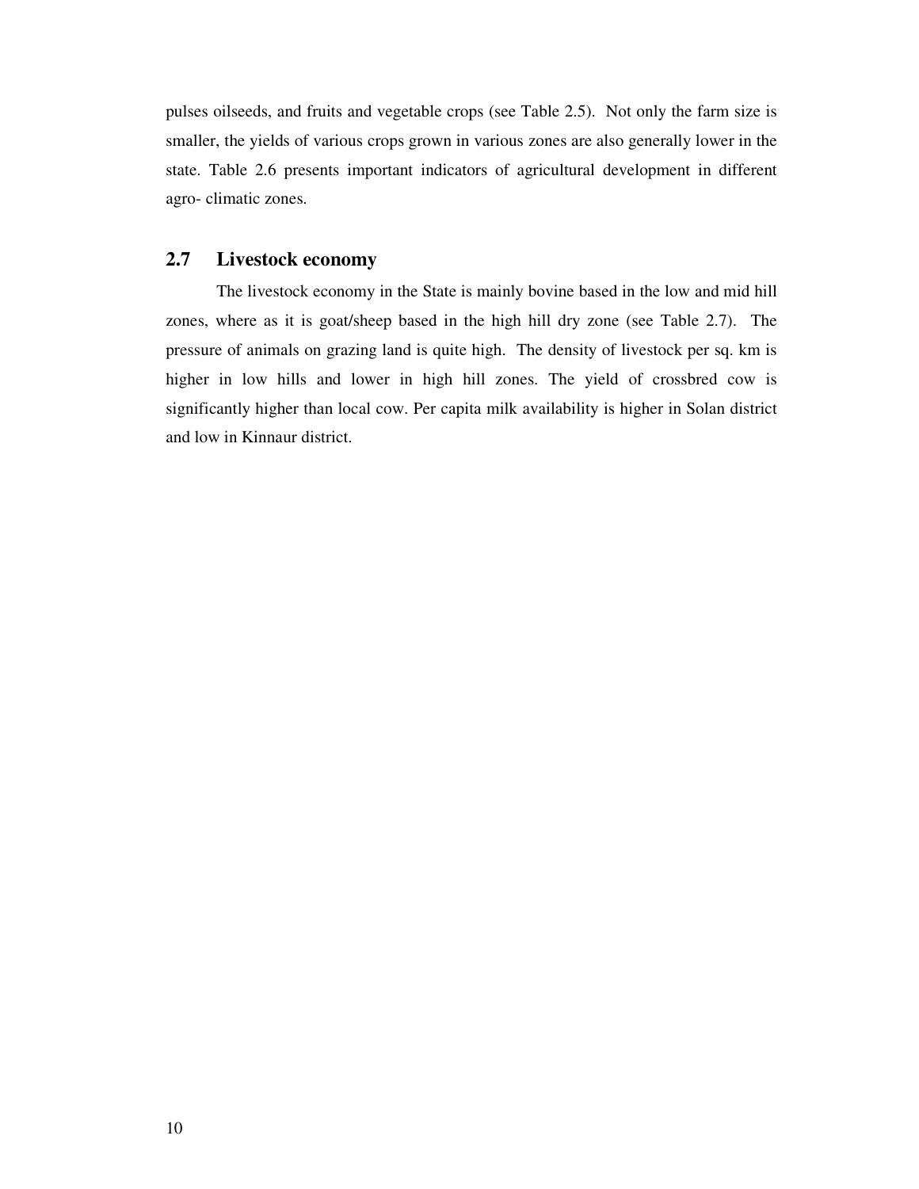pulses oilseeds, and fruits and vegetable crops (see Table 2.5). Not only the farm size is smaller, the yields of various crops grown in various zones are also generally lower in the state. Table 2.6 presents important indicators of agricultural development in different agro- climatic zones.

## 2.7 Livestock economy

The livestock economy in the State is mainly bovine based in the low and mid hill zones, where as it is goat/sheep based in the high hill dry zone (see Table 2.7). The pressure of animals on grazing land is quite high. The density of livestock per sq. km is higher in low hills and lower in high hill zones. The yield of crossbred cow is significantly higher than local cow. Per capita milk availability is higher in Solan district and low in Kinnaur district.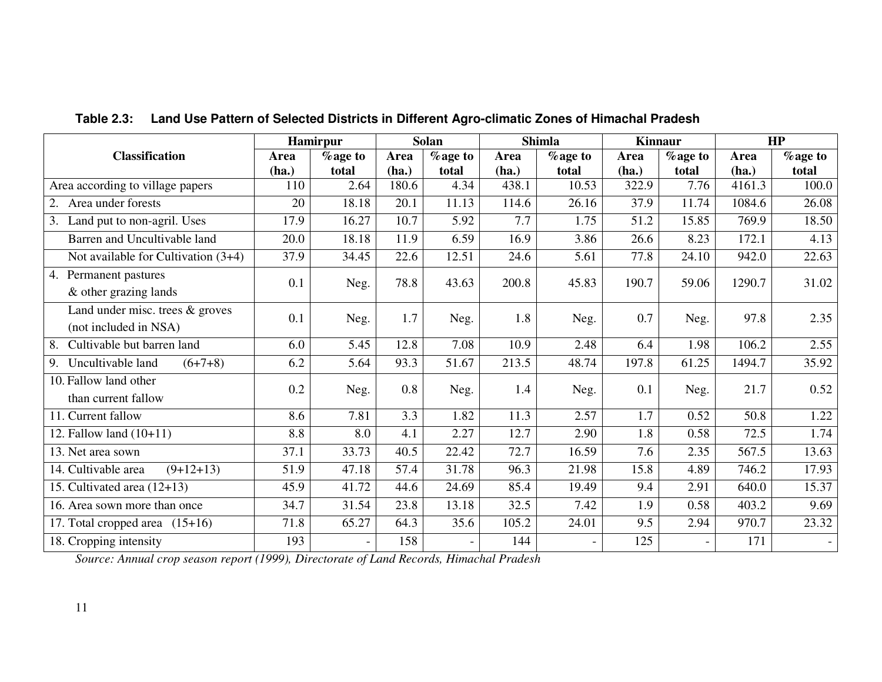**Table 2.3: Land Use Pattern of Selected Districts in Different Agro-climatic Zones of Himachal Pradesh**

| Classification | Hamirpur | | Solan | | Shimla | | Kinnaur | | HP | |
|---|---|---|---|---|---|---|---|---|---|---|
| | Area (ha.) | %age to total | Area (ha.) | %age to total | Area (ha.) | %age to total | Area (ha.) | %age to total | Area (ha.) | %age to total |
| Area according to village papers | 110 | 2.64 | 180.6 | 4.34 | 438.1 | 10.53 | 322.9 | 7.76 | 4161.3 | 100.0 |
| 2. Area under forests | 20 | 18.18 | 20.1 | 11.13 | 114.6 | 26.16 | 37.9 | 11.74 | 1084.6 | 26.08 |
| 3. Land put to non-agril. Uses | 17.9 | 16.27 | 10.7 | 5.92 | 7.7 | 1.75 | 51.2 | 15.85 | 769.9 | 18.50 |
| Barren and Uncultivable land | 20.0 | 18.18 | 11.9 | 6.59 | 16.9 | 3.86 | 26.6 | 8.23 | 172.1 | 4.13 |
| Not available for Cultivation (3+4) | 37.9 | 34.45 | 22.6 | 12.51 | 24.6 | 5.61 | 77.8 | 24.10 | 942.0 | 22.63 |
| 4. Permanent pastures & other grazing lands | 0.1 | Neg. | 78.8 | 43.63 | 200.8 | 45.83 | 190.7 | 59.06 | 1290.7 | 31.02 |
| Land under misc. trees & groves (not included in NSA) | 0.1 | Neg. | 1.7 | Neg. | 1.8 | Neg. | 0.7 | Neg. | 97.8 | 2.35 |
| 8. Cultivable but barren land | 6.0 | 5.45 | 12.8 | 7.08 | 10.9 | 2.48 | 6.4 | 1.98 | 106.2 | 2.55 |
| 9. Uncultivable land (6+7+8) | 6.2 | 5.64 | 93.3 | 51.67 | 213.5 | 48.74 | 197.8 | 61.25 | 1494.7 | 35.92 |
| 10. Fallow land other than current fallow | 0.2 | Neg. | 0.8 | Neg. | 1.4 | Neg. | 0.1 | Neg. | 21.7 | 0.52 |
| 11. Current fallow | 8.6 | 7.81 | 3.3 | 1.82 | 11.3 | 2.57 | 1.7 | 0.52 | 50.8 | 1.22 |
| 12. Fallow land (10+11) | 8.8 | 8.0 | 4.1 | 2.27 | 12.7 | 2.90 | 1.8 | 0.58 | 72.5 | 1.74 |
| 13. Net area sown | 37.1 | 33.73 | 40.5 | 22.42 | 72.7 | 16.59 | 7.6 | 2.35 | 567.5 | 13.63 |
| 14. Cultivable area (9+12+13) | 51.9 | 47.18 | 57.4 | 31.78 | 96.3 | 21.98 | 15.8 | 4.89 | 746.2 | 17.93 |
| 15. Cultivated area (12+13) | 45.9 | 41.72 | 44.6 | 24.69 | 85.4 | 19.49 | 9.4 | 2.91 | 640.0 | 15.37 |
| 16. Area sown more than once | 34.7 | 31.54 | 23.8 | 13.18 | 32.5 | 7.42 | 1.9 | 0.58 | 403.2 | 9.69 |
| 17. Total cropped area (15+16) | 71.8 | 65.27 | 64.3 | 35.6 | 105.2 | 24.01 | 9.5 | 2.94 | 970.7 | 23.32 |
| 18. Cropping intensity | 193 | - | 158 | - | 144 | - | 125 | - | 171 | - |

*Source: Annual crop season report (1999), Directorate of Land Records, Himachal Pradesh*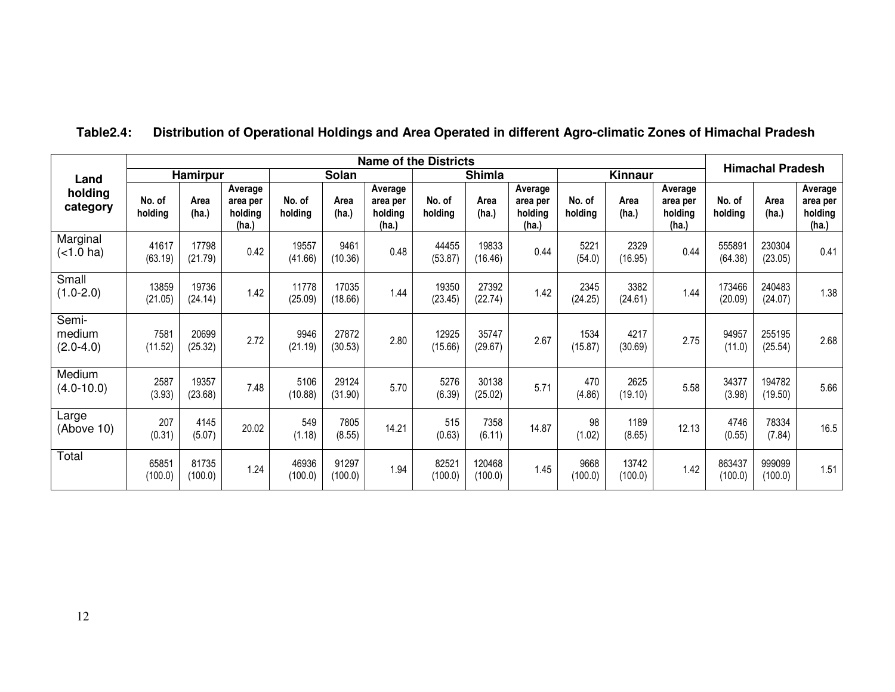**Table2.4: Distribution of Operational Holdings and Area Operated in different Agro-climatic Zones of Himachal Pradesh**

| Land holding category | Name of the Districts | | | | | | | | | | | | Himachal Pradesh | | |
|---|---|---|---|---|---|---|---|---|---|---|---|---|---|---|---|
| | Hamirpur | | | Solan | | | Shimla | | | Kinnaur | | | | | |
| | No. of holding | Area (ha.) | Average area per holding (ha.) | No. of holding | Area (ha.) | Average area per holding (ha.) | No. of holding | Area (ha.) | Average area per holding (ha.) | No. of holding | Area (ha.) | Average area per holding (ha.) | No. of holding | Area (ha.) | Average area per holding (ha.) |
| Marginal (<1.0 ha) | 41617 (63.19) | 17798 (21.79) | 0.42 | 19557 (41.66) | 9461 (10.36) | 0.48 | 44455 (53.87) | 19833 (16.46) | 0.44 | 5221 (54.0) | 2329 (16.95) | 0.44 | 555891 (64.38) | 230304 (23.05) | 0.41 |
| Small (1.0-2.0) | 13859 (21.05) | 19736 (24.14) | 1.42 | 11778 (25.09) | 17035 (18.66) | 1.44 | 19350 (23.45) | 27392 (22.74) | 1.42 | 2345 (24.25) | 3382 (24.61) | 1.44 | 173466 (20.09) | 240483 (24.07) | 1.38 |
| Semi-medium (2.0-4.0) | 7581 (11.52) | 20699 (25.32) | 2.72 | 9946 (21.19) | 27872 (30.53) | 2.80 | 12925 (15.66) | 35747 (29.67) | 2.67 | 1534 (15.87) | 4217 (30.69) | 2.75 | 94957 (11.0) | 255195 (25.54) | 2.68 |
| Medium (4.0-10.0) | 2587 (3.93) | 19357 (23.68) | 7.48 | 5106 (10.88) | 29124 (31.90) | 5.70 | 5276 (6.39) | 30138 (25.02) | 5.71 | 470 (4.86) | 2625 (19.10) | 5.58 | 34377 (3.98) | 194782 (19.50) | 5.66 |
| Large (Above 10) | 207 (0.31) | 4145 (5.07) | 20.02 | 549 (1.18) | 7805 (8.55) | 14.21 | 515 (0.63) | 7358 (6.11) | 14.87 | 98 (1.02) | 1189 (8.65) | 12.13 | 4746 (0.55) | 78334 (7.84) | 16.5 |
| Total | 65851 (100.0) | 81735 (100.0) | 1.24 | 46936 (100.0) | 91297 (100.0) | 1.94 | 82521 (100.0) | 120468 (100.0) | 1.45 | 9668 (100.0) | 13742 (100.0) | 1.42 | 863437 (100.0) | 999099 (100.0) | 1.51 |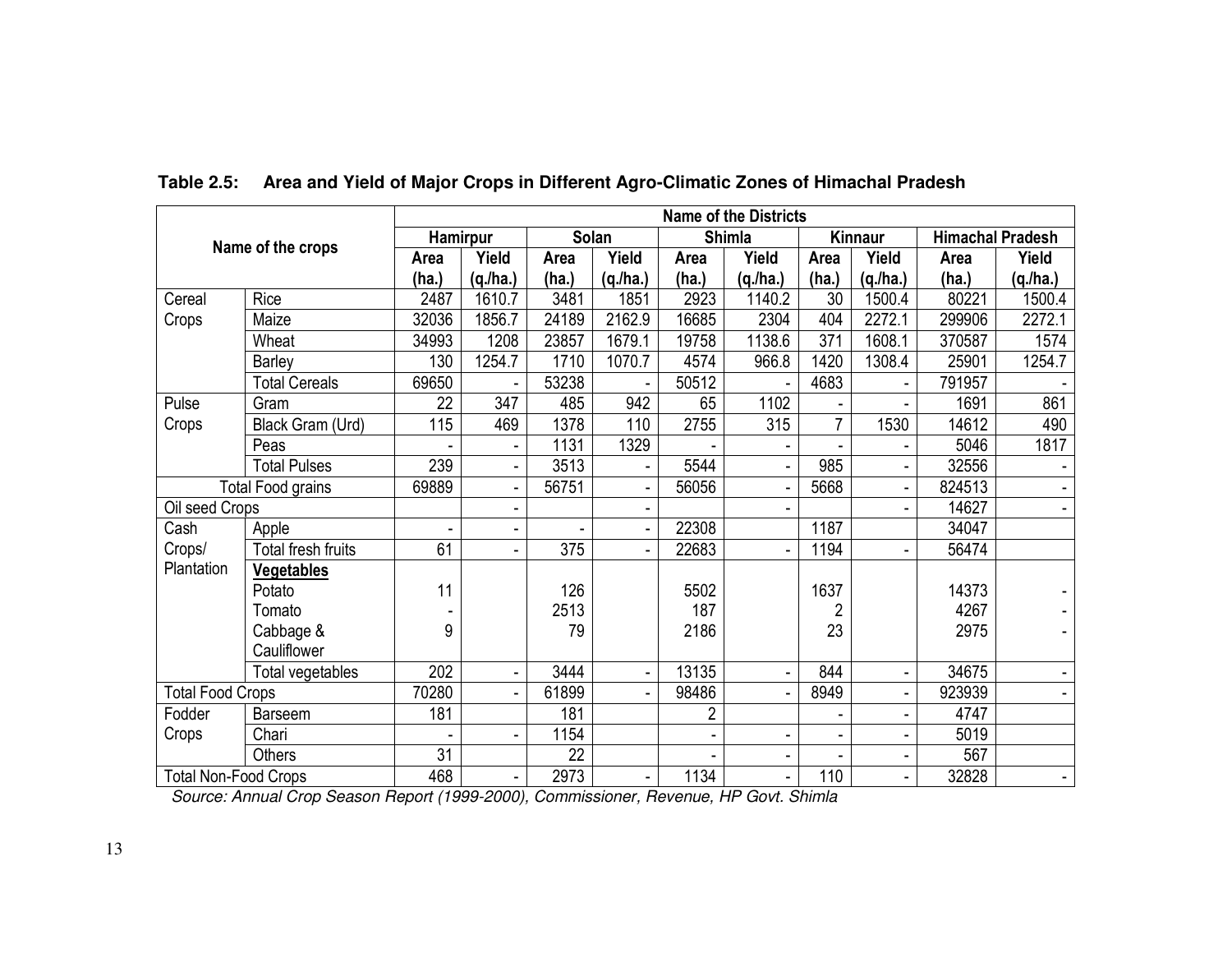**Table 2.5: Area and Yield of Major Crops in Different Agro-Climatic Zones of Himachal Pradesh**

| Name of the crops | | Name of the Districts | | | | | | | | | |
|---|---|---|---|---|---|---|---|---|---|---|---|
| | | Hamirpur | | Solan | | Shimla | | Kinnaur | | Himachal Pradesh | |
| | | Area (ha.) | Yield (q./ha.) | Area (ha.) | Yield (q./ha.) | Area (ha.) | Yield (q./ha.) | Area (ha.) | Yield (q./ha.) | Area (ha.) | Yield (q./ha.) |
| Cereal Crops | Rice | 2487 | 1610.7 | 3481 | 1851 | 2923 | 1140.2 | 30 | 1500.4 | 80221 | 1500.4 |
| | Maize | 32036 | 1856.7 | 24189 | 2162.9 | 16685 | 2304 | 404 | 2272.1 | 299906 | 2272.1 |
| | Wheat | 34993 | 1208 | 23857 | 1679.1 | 19758 | 1138.6 | 371 | 1608.1 | 370587 | 1574 |
| | Barley | 130 | 1254.7 | 1710 | 1070.7 | 4574 | 966.8 | 1420 | 1308.4 | 25901 | 1254.7 |
| | Total Cereals | 69650 | - | 53238 | - | 50512 | - | 4683 | - | 791957 | - |
| Pulse Crops | Gram | 22 | 347 | 485 | 942 | 65 | 1102 | - | - | 1691 | 861 |
| | Black Gram (Urd) | 115 | 469 | 1378 | 110 | 2755 | 315 | 7 | 1530 | 14612 | 490 |
| | Peas | - | - | 1131 | 1329 | - | - | - | - | 5046 | 1817 |
| | Total Pulses | 239 | - | 3513 | - | 5544 | - | 985 | - | 32556 | - |
| Total Food grains | | 69889 | - | 56751 | - | 56056 | - | 5668 | - | 824513 | - |
| Oil seed Crops | | | - | | - | | - | | - | 14627 | - |
| Cash Crops/ Plantation | Apple | - | - | - | - | 22308 | | 1187 | | 34047 | |
| | Total fresh fruits | 61 | - | 375 | - | 22683 | - | 1194 | - | 56474 | |
| | **Vegetables** | | | | | | | | | | |
| | Potato | 11 | | 126 | | 5502 | | 1637 | | 14373 | - |
| | Tomato | - | | 2513 | | 187 | | 2 | | 4267 | - |
| | Cabbage & Cauliflower | 9 | | 79 | | 2186 | | 23 | | 2975 | - |
| | Total vegetables | 202 | - | 3444 | - | 13135 | - | 844 | - | 34675 | - |
| Total Food Crops | | 70280 | - | 61899 | - | 98486 | - | 8949 | - | 923939 | - |
| Fodder Crops | Barseem | 181 | | 181 | | 2 | | - | - | 4747 | |
| | Chari | - | - | 1154 | | - | - | - | - | 5019 | |
| | Others | 31 | | 22 | | - | - | - | - | 567 | |
| Total Non-Food Crops | | 468 | - | 2973 | - | 1134 | - | 110 | - | 32828 | - |

*Source: Annual Crop Season Report (1999-2000), Commissioner, Revenue, HP Govt. Shimla*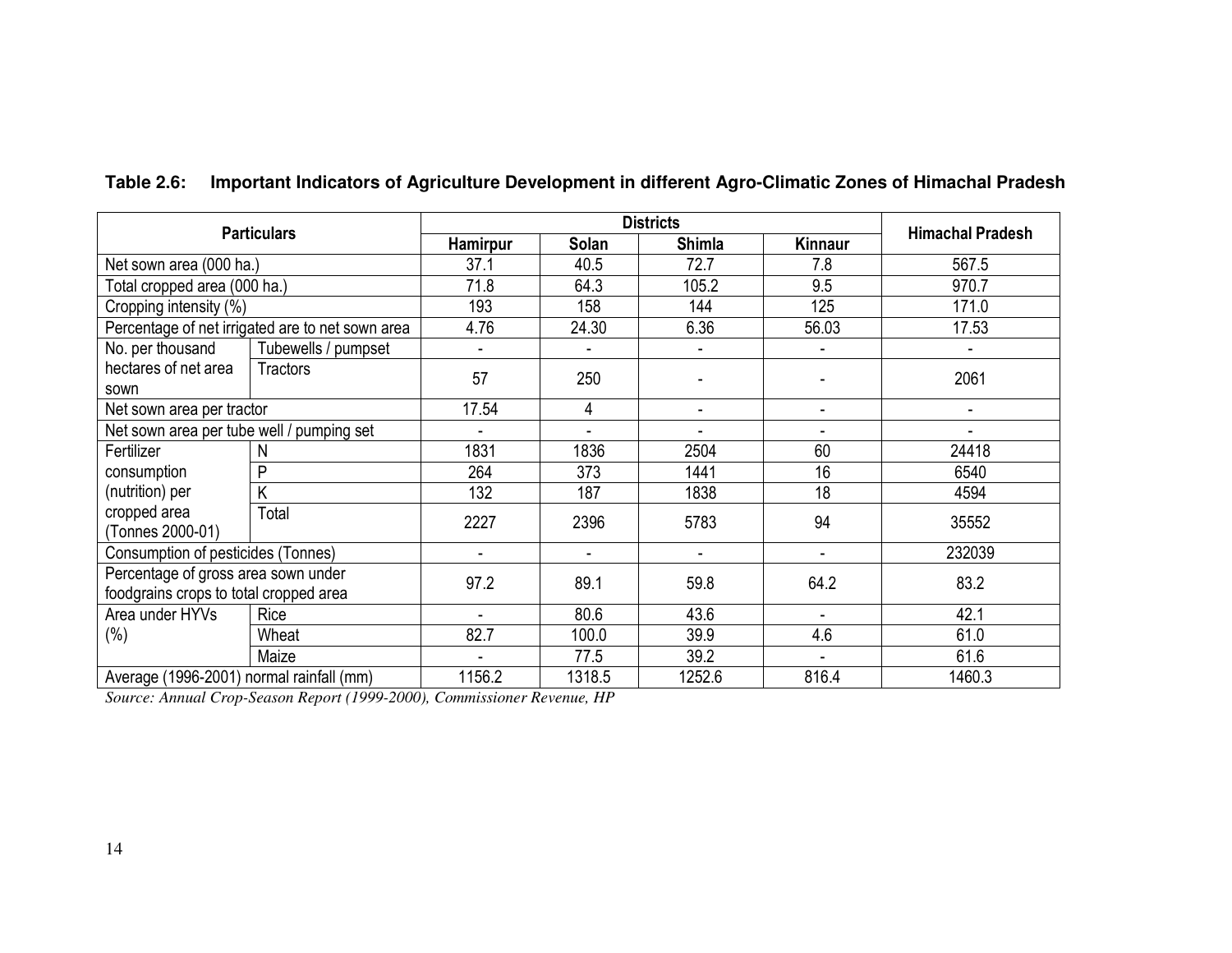**Table 2.6: Important Indicators of Agriculture Development in different Agro-Climatic Zones of Himachal Pradesh**

| Particulars | | Districts | | | | Himachal Pradesh |
|---|---|---|---|---|---|---|
| | | Hamirpur | Solan | Shimla | Kinnaur | |
| Net sown area (000 ha.) | | 37.1 | 40.5 | 72.7 | 7.8 | 567.5 |
| Total cropped area (000 ha.) | | 71.8 | 64.3 | 105.2 | 9.5 | 970.7 |
| Cropping intensity (%) | | 193 | 158 | 144 | 125 | 171.0 |
| Percentage of net irrigated are to net sown area | | 4.76 | 24.30 | 6.36 | 56.03 | 17.53 |
| No. per thousand hectares of net area sown | Tubewells / pumpset | - | - | - | - | - |
| | Tractors | 57 | 250 | - | - | 2061 |
| Net sown area per tractor | | 17.54 | 4 | - | - | - |
| Net sown area per tube well / pumping set | | - | - | - | - | - |
| Fertilizer consumption (nutrition) per cropped area (Tonnes 2000-01) | N | 1831 | 1836 | 2504 | 60 | 24418 |
| | P | 264 | 373 | 1441 | 16 | 6540 |
| | K | 132 | 187 | 1838 | 18 | 4594 |
| | Total | 2227 | 2396 | 5783 | 94 | 35552 |
| Consumption of pesticides (Tonnes) | | - | - | - | - | 232039 |
| Percentage of gross area sown under foodgrains crops to total cropped area | | 97.2 | 89.1 | 59.8 | 64.2 | 83.2 |
| Area under HYVs (%) | Rice | - | 80.6 | 43.6 | - | 42.1 |
| | Wheat | 82.7 | 100.0 | 39.9 | 4.6 | 61.0 |
| | Maize | - | 77.5 | 39.2 | - | 61.6 |
| Average (1996-2001) normal rainfall (mm) | | 1156.2 | 1318.5 | 1252.6 | 816.4 | 1460.3 |

*Source: Annual Crop-Season Report (1999-2000), Commissioner Revenue, HP*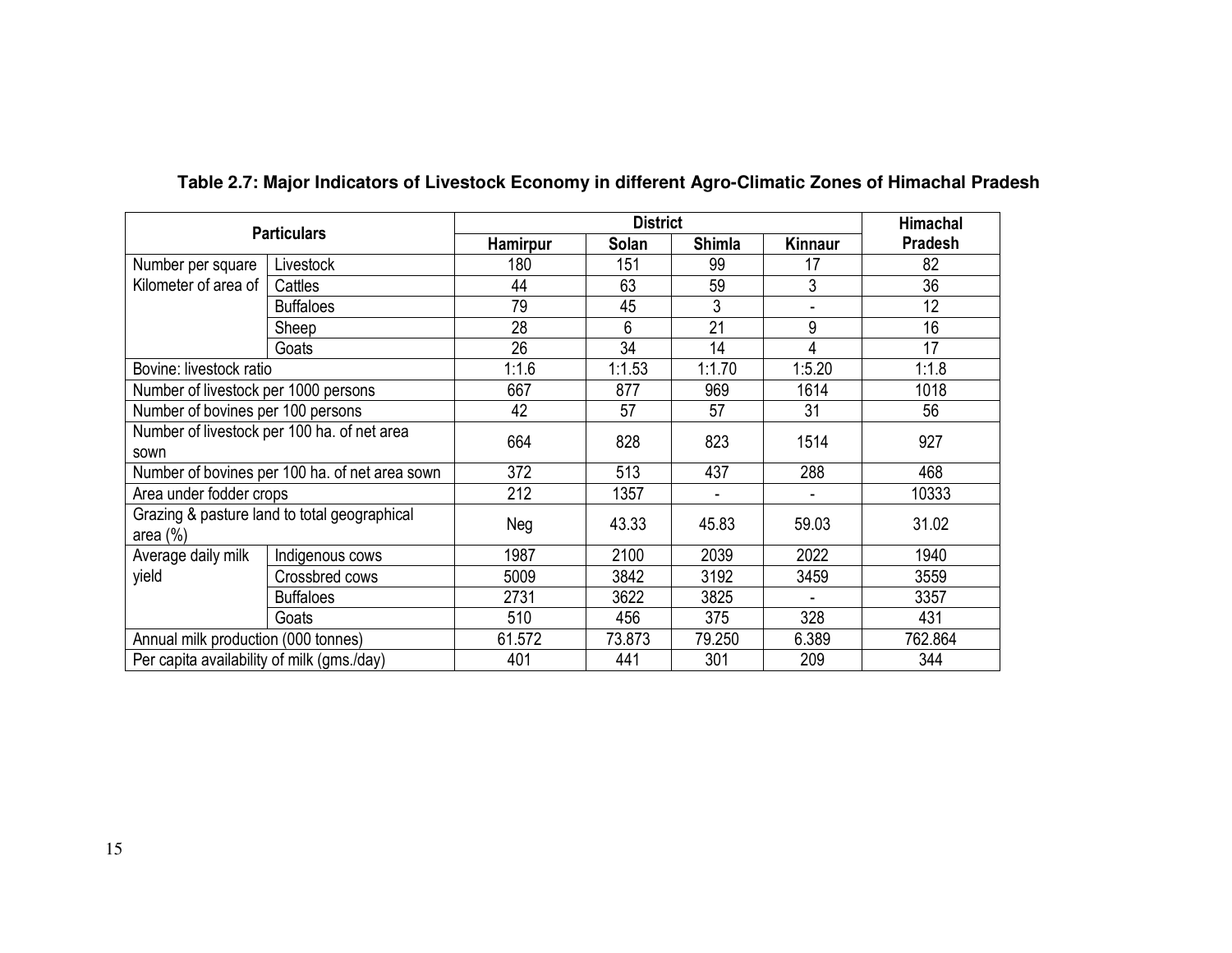**Table 2.7: Major Indicators of Livestock Economy in different Agro-Climatic Zones of Himachal Pradesh**

| Particulars | | District | | | | Himachal Pradesh |
|---|---|---|---|---|---|---|
| | | Hamirpur | Solan | Shimla | Kinnaur | |
| Number per square Kilometer of area of | Livestock | 180 | 151 | 99 | 17 | 82 |
| | Cattles | 44 | 63 | 59 | 3 | 36 |
| | Buffaloes | 79 | 45 | 3 | - | 12 |
| | Sheep | 28 | 6 | 21 | 9 | 16 |
| | Goats | 26 | 34 | 14 | 4 | 17 |
| Bovine: livestock ratio | | 1:1.6 | 1:1.53 | 1:1.70 | 1:5.20 | 1:1.8 |
| Number of livestock per 1000 persons | | 667 | 877 | 969 | 1614 | 1018 |
| Number of bovines per 100 persons | | 42 | 57 | 57 | 31 | 56 |
| Number of livestock per 100 ha. of net area sown | | 664 | 828 | 823 | 1514 | 927 |
| Number of bovines per 100 ha. of net area sown | | 372 | 513 | 437 | 288 | 468 |
| Area under fodder crops | | 212 | 1357 | - | - | 10333 |
| Grazing & pasture land to total geographical area (%) | | Neg | 43.33 | 45.83 | 59.03 | 31.02 |
| Average daily milk yield | Indigenous cows | 1987 | 2100 | 2039 | 2022 | 1940 |
| | Crossbred cows | 5009 | 3842 | 3192 | 3459 | 3559 |
| | Buffaloes | 2731 | 3622 | 3825 | - | 3357 |
| | Goats | 510 | 456 | 375 | 328 | 431 |
| Annual milk production (000 tonnes) | | 61.572 | 73.873 | 79.250 | 6.389 | 762.864 |
| Per capita availability of milk (gms./day) | | 401 | 441 | 301 | 209 | 344 |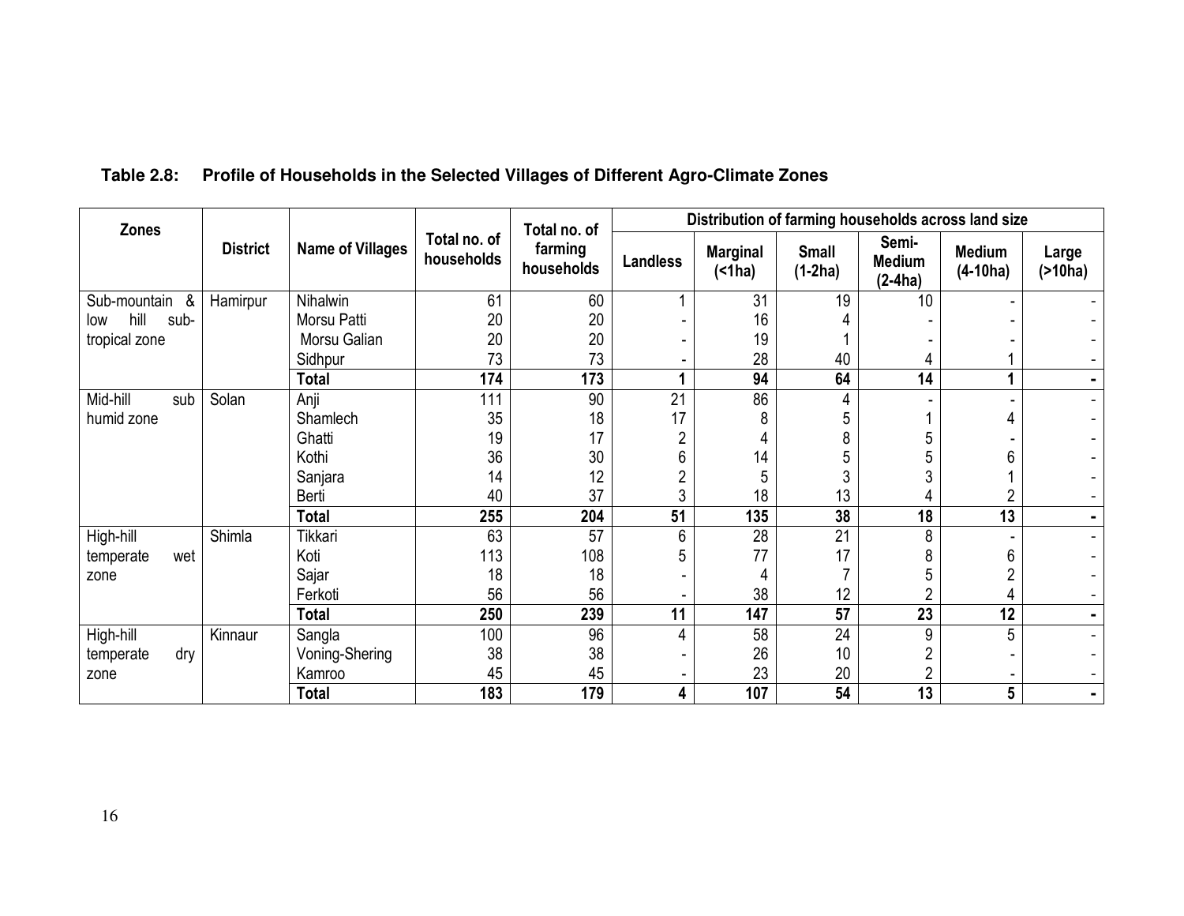**Table 2.8: Profile of Households in the Selected Villages of Different Agro-Climate Zones**

| Zones | District | Name of Villages | Total no. of households | Total no. of farming households | Distribution of farming households across land size | | | | | |
|---|---|---|---|---|---|---|---|---|---|---|
| | | | | | Landless | Marginal (<1ha) | Small (1-2ha) | Semi-Medium (2-4ha) | Medium (4-10ha) | Large (>10ha) |
| Sub-mountain & low hill sub-tropical zone | Hamirpur | Nihalwin | 61 | 60 | 1 | 31 | 19 | 10 | - | - |
| | | Morsu Patti | 20 | 20 | - | 16 | 4 | - | - | - |
| | | Morsu Galian | 20 | 20 | - | 19 | 1 | - | - | - |
| | | Sidhpur | 73 | 73 | - | 28 | 40 | 4 | 1 | - |
| | | **Total** | **174** | **173** | **1** | **94** | **64** | **14** | **1** | **-** |
| Mid-hill sub humid zone | Solan | Anji | 111 | 90 | 21 | 86 | 4 | - | - | - |
| | | Shamlech | 35 | 18 | 17 | 8 | 5 | 1 | 4 | - |
| | | Ghatti | 19 | 17 | 2 | 4 | 8 | 5 | - | - |
| | | Kothi | 36 | 30 | 6 | 14 | 5 | 5 | 6 | - |
| | | Sanjara | 14 | 12 | 2 | 5 | 3 | 3 | 1 | - |
| | | Berti | 40 | 37 | 3 | 18 | 13 | 4 | 2 | - |
| | | **Total** | **255** | **204** | **51** | **135** | **38** | **18** | **13** | **-** |
| High-hill temperate wet zone | Shimla | Tikkari | 63 | 57 | 6 | 28 | 21 | 8 | - | - |
| | | Koti | 113 | 108 | 5 | 77 | 17 | 8 | 6 | - |
| | | Sajar | 18 | 18 | - | 4 | 7 | 5 | 2 | - |
| | | Ferkoti | 56 | 56 | - | 38 | 12 | 2 | 4 | - |
| | | **Total** | **250** | **239** | **11** | **147** | **57** | **23** | **12** | **-** |
| High-hill temperate dry zone | Kinnaur | Sangla | 100 | 96 | 4 | 58 | 24 | 9 | 5 | - |
| | | Voning-Shering | 38 | 38 | - | 26 | 10 | 2 | - | - |
| | | Kamroo | 45 | 45 | - | 23 | 20 | 2 | - | - |
| | | **Total** | **183** | **179** | **4** | **107** | **54** | **13** | **5** | **-** |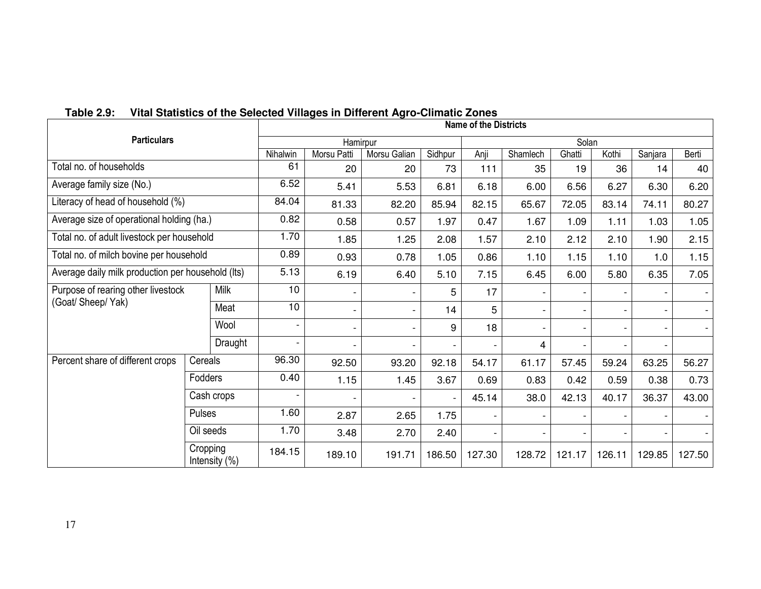**Table 2.9: Vital Statistics of the Selected Villages in Different Agro-Climatic Zones**

| Particulars | | Name of the Districts | | | | | | | | | |
|---|---|---|---|---|---|---|---|---|---|---|---|
| | | Hamirpur | | | | Solan | | | | | |
| | | Nihalwin | Morsu Patti | Morsu Galian | Sidhpur | Anji | Shamlech | Ghatti | Kothi | Sanjara | Berti |
| Total no. of households | | 61 | 20 | 20 | 73 | 111 | 35 | 19 | 36 | 14 | 40 |
| Average family size (No.) | | 6.52 | 5.41 | 5.53 | 6.81 | 6.18 | 6.00 | 6.56 | 6.27 | 6.30 | 6.20 |
| Literacy of head of household (%) | | 84.04 | 81.33 | 82.20 | 85.94 | 82.15 | 65.67 | 72.05 | 83.14 | 74.11 | 80.27 |
| Average size of operational holding (ha.) | | 0.82 | 0.58 | 0.57 | 1.97 | 0.47 | 1.67 | 1.09 | 1.11 | 1.03 | 1.05 |
| Total no. of adult livestock per household | | 1.70 | 1.85 | 1.25 | 2.08 | 1.57 | 2.10 | 2.12 | 2.10 | 1.90 | 2.15 |
| Total no. of milch bovine per household | | 0.89 | 0.93 | 0.78 | 1.05 | 0.86 | 1.10 | 1.15 | 1.10 | 1.0 | 1.15 |
| Average daily milk production per household (lts) | | 5.13 | 6.19 | 6.40 | 5.10 | 7.15 | 6.45 | 6.00 | 5.80 | 6.35 | 7.05 |
| Purpose of rearing other livestock (Goat/ Sheep/ Yak) | Milk | 10 | - | - | 5 | 17 | - | - | - | - | - |
| | Meat | 10 | - | - | 14 | 5 | - | - | - | - | - |
| | Wool | - | - | - | 9 | 18 | - | - | - | - | - |
| | Draught | - | - | - | - | - | 4 | - | - | - | |
| Percent share of different crops | Cereals | 96.30 | 92.50 | 93.20 | 92.18 | 54.17 | 61.17 | 57.45 | 59.24 | 63.25 | 56.27 |
| | Fodders | 0.40 | 1.15 | 1.45 | 3.67 | 0.69 | 0.83 | 0.42 | 0.59 | 0.38 | 0.73 |
| | Cash crops | - | - | - | - | 45.14 | 38.0 | 42.13 | 40.17 | 36.37 | 43.00 |
| | Pulses | 1.60 | 2.87 | 2.65 | 1.75 | - | - | - | - | - | - |
| | Oil seeds | 1.70 | 3.48 | 2.70 | 2.40 | - | - | - | - | - | - |
| | Cropping Intensity (%) | 184.15 | 189.10 | 191.71 | 186.50 | 127.30 | 128.72 | 121.17 | 126.11 | 129.85 | 127.50 |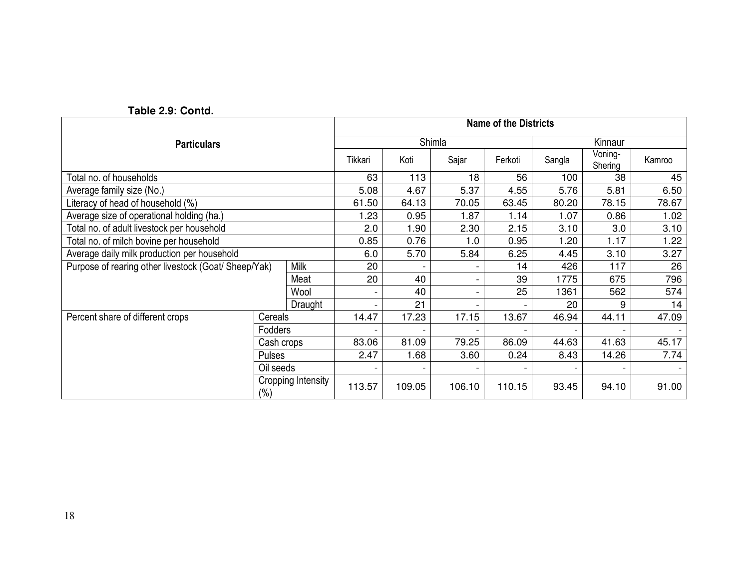**Table 2.9: Contd.**

| Particulars | | Name of the Districts | | | | | | |
|---|---|---|---|---|---|---|---|---|
| | | Shimla | | | | Kinnaur | | |
| | | Tikkari | Koti | Sajar | Ferkoti | Sangla | Voning-Shering | Kamroo |
| Total no. of households | | 63 | 113 | 18 | 56 | 100 | 38 | 45 |
| Average family size (No.) | | 5.08 | 4.67 | 5.37 | 4.55 | 5.76 | 5.81 | 6.50 |
| Literacy of head of household (%) | | 61.50 | 64.13 | 70.05 | 63.45 | 80.20 | 78.15 | 78.67 |
| Average size of operational holding (ha.) | | 1.23 | 0.95 | 1.87 | 1.14 | 1.07 | 0.86 | 1.02 |
| Total no. of adult livestock per household | | 2.0 | 1.90 | 2.30 | 2.15 | 3.10 | 3.0 | 3.10 |
| Total no. of milch bovine per household | | 0.85 | 0.76 | 1.0 | 0.95 | 1.20 | 1.17 | 1.22 |
| Average daily milk production per household | | 6.0 | 5.70 | 5.84 | 6.25 | 4.45 | 3.10 | 3.27 |
| Purpose of rearing other livestock (Goat/ Sheep/Yak) | Milk | 20 | - | - | 14 | 426 | 117 | 26 |
| | Meat | 20 | 40 | - | 39 | 1775 | 675 | 796 |
| | Wool | - | 40 | - | 25 | 1361 | 562 | 574 |
| | Draught | - | 21 | - | - | 20 | 9 | 14 |
| Percent share of different crops | Cereals | 14.47 | 17.23 | 17.15 | 13.67 | 46.94 | 44.11 | 47.09 |
| | Fodders | - | - | - | - | - | - | - |
| | Cash crops | 83.06 | 81.09 | 79.25 | 86.09 | 44.63 | 41.63 | 45.17 |
| | Pulses | 2.47 | 1.68 | 3.60 | 0.24 | 8.43 | 14.26 | 7.74 |
| | Oil seeds | - | - | - | - | - | - | - |
| | Cropping Intensity (%) | 113.57 | 109.05 | 106.10 | 110.15 | 93.45 | 94.10 | 91.00 |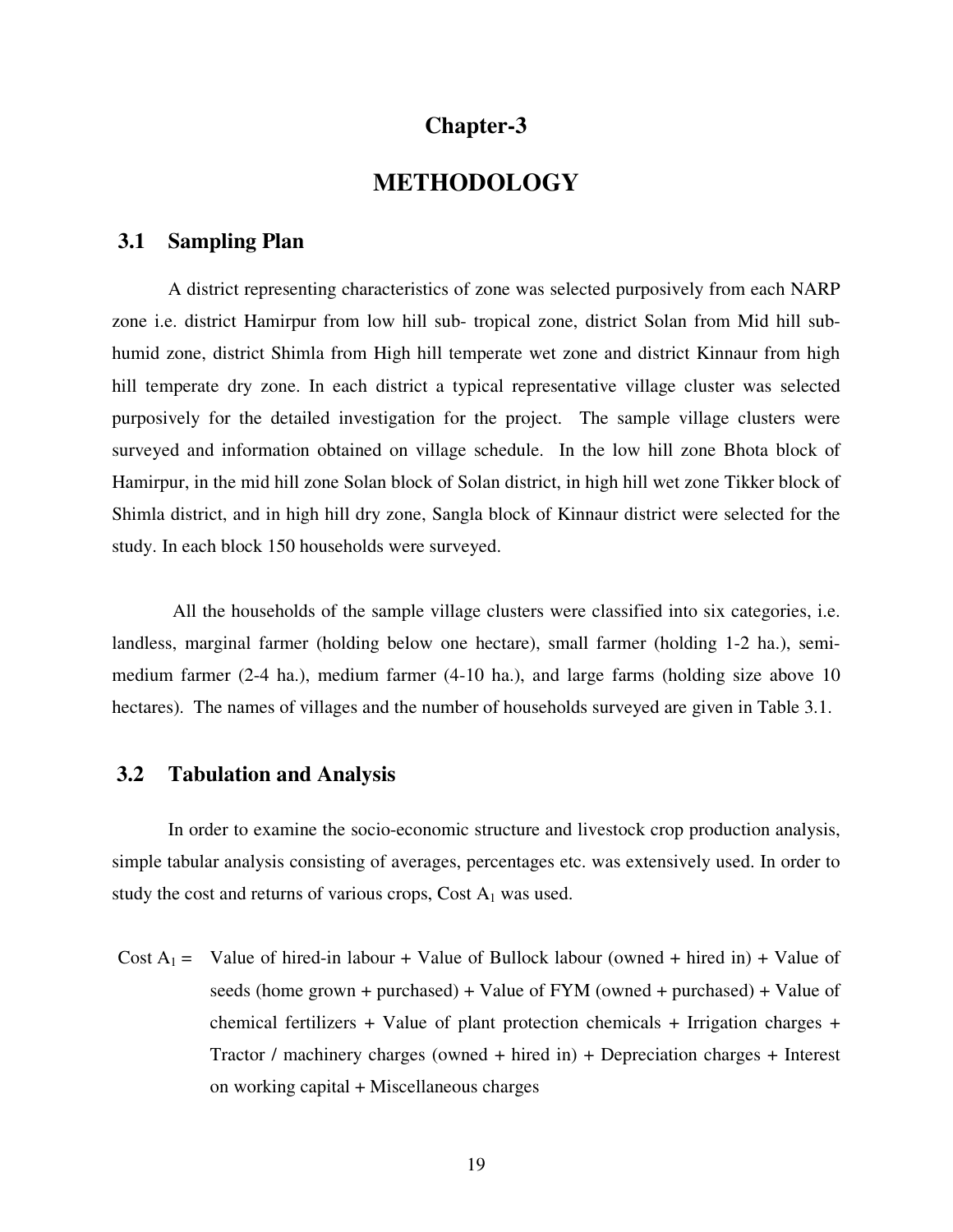# Chapter-3

# METHODOLOGY

## 3.1 Sampling Plan

A district representing characteristics of zone was selected purposively from each NARP zone i.e. district Hamirpur from low hill sub- tropical zone, district Solan from Mid hill sub-humid zone, district Shimla from High hill temperate wet zone and district Kinnaur from high hill temperate dry zone. In each district a typical representative village cluster was selected purposively for the detailed investigation for the project. The sample village clusters were surveyed and information obtained on village schedule. In the low hill zone Bhota block of Hamirpur, in the mid hill zone Solan block of Solan district, in high hill wet zone Tikker block of Shimla district, and in high hill dry zone, Sangla block of Kinnaur district were selected for the study. In each block 150 households were surveyed.

All the households of the sample village clusters were classified into six categories, i.e. landless, marginal farmer (holding below one hectare), small farmer (holding 1-2 ha.), semi-medium farmer (2-4 ha.), medium farmer (4-10 ha.), and large farms (holding size above 10 hectares). The names of villages and the number of households surveyed are given in Table 3.1.

## 3.2 Tabulation and Analysis

In order to examine the socio-economic structure and livestock crop production analysis, simple tabular analysis consisting of averages, percentages etc. was extensively used. In order to study the cost and returns of various crops, Cost $A_1$ was used.

Cost $A_1$ = Value of hired-in labour + Value of Bullock labour (owned + hired in) + Value of seeds (home grown + purchased) + Value of FYM (owned + purchased) + Value of chemical fertilizers + Value of plant protection chemicals + Irrigation charges + Tractor / machinery charges (owned + hired in) + Depreciation charges + Interest on working capital + Miscellaneous charges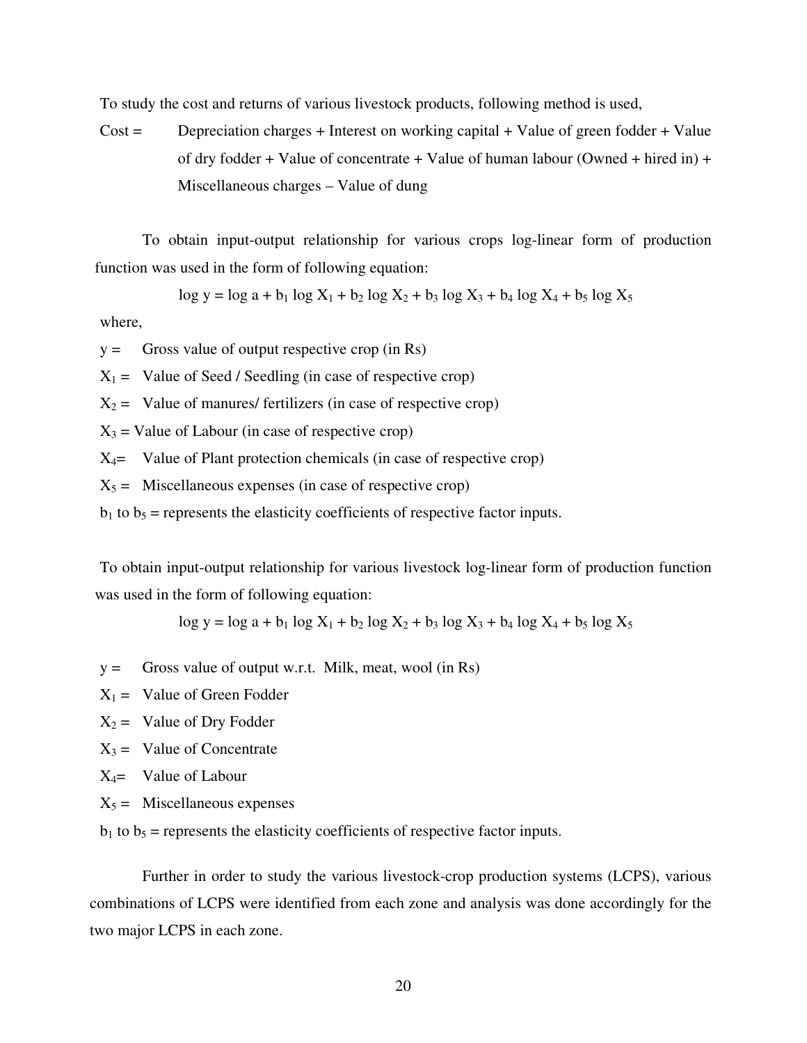To study the cost and returns of various livestock products, following method is used,

Cost = Depreciation charges + Interest on working capital + Value of green fodder + Value of dry fodder + Value of concentrate + Value of human labour (Owned + hired in) + Miscellaneous charges – Value of dung

To obtain input-output relationship for various crops log-linear form of production function was used in the form of following equation:

$$\log y = \log a + b_1 \log X_1 + b_2 \log X_2 + b_3 \log X_3 + b_4 \log X_4 + b_5 \log X_5$$

where,

$y$ = Gross value of output respective crop (in Rs)

$X_1$ = Value of Seed / Seedling (in case of respective crop)

$X_2$ = Value of manures/ fertilizers (in case of respective crop)

$X_3$ = Value of Labour (in case of respective crop)

$X_4$ = Value of Plant protection chemicals (in case of respective crop)

$X_5$ = Miscellaneous expenses (in case of respective crop)

$b_1$ to $b_5$ = represents the elasticity coefficients of respective factor inputs.

To obtain input-output relationship for various livestock log-linear form of production function was used in the form of following equation:

$$\log y = \log a + b_1 \log X_1 + b_2 \log X_2 + b_3 \log X_3 + b_4 \log X_4 + b_5 \log X_5$$

$y$ = Gross value of output w.r.t. Milk, meat, wool (in Rs)

$X_1$ = Value of Green Fodder

$X_2$ = Value of Dry Fodder

$X_3$ = Value of Concentrate

$X_4$ = Value of Labour

$X_5$ = Miscellaneous expenses

$b_1$ to $b_5$ = represents the elasticity coefficients of respective factor inputs.

Further in order to study the various livestock-crop production systems (LCPS), various combinations of LCPS were identified from each zone and analysis was done accordingly for the two major LCPS in each zone.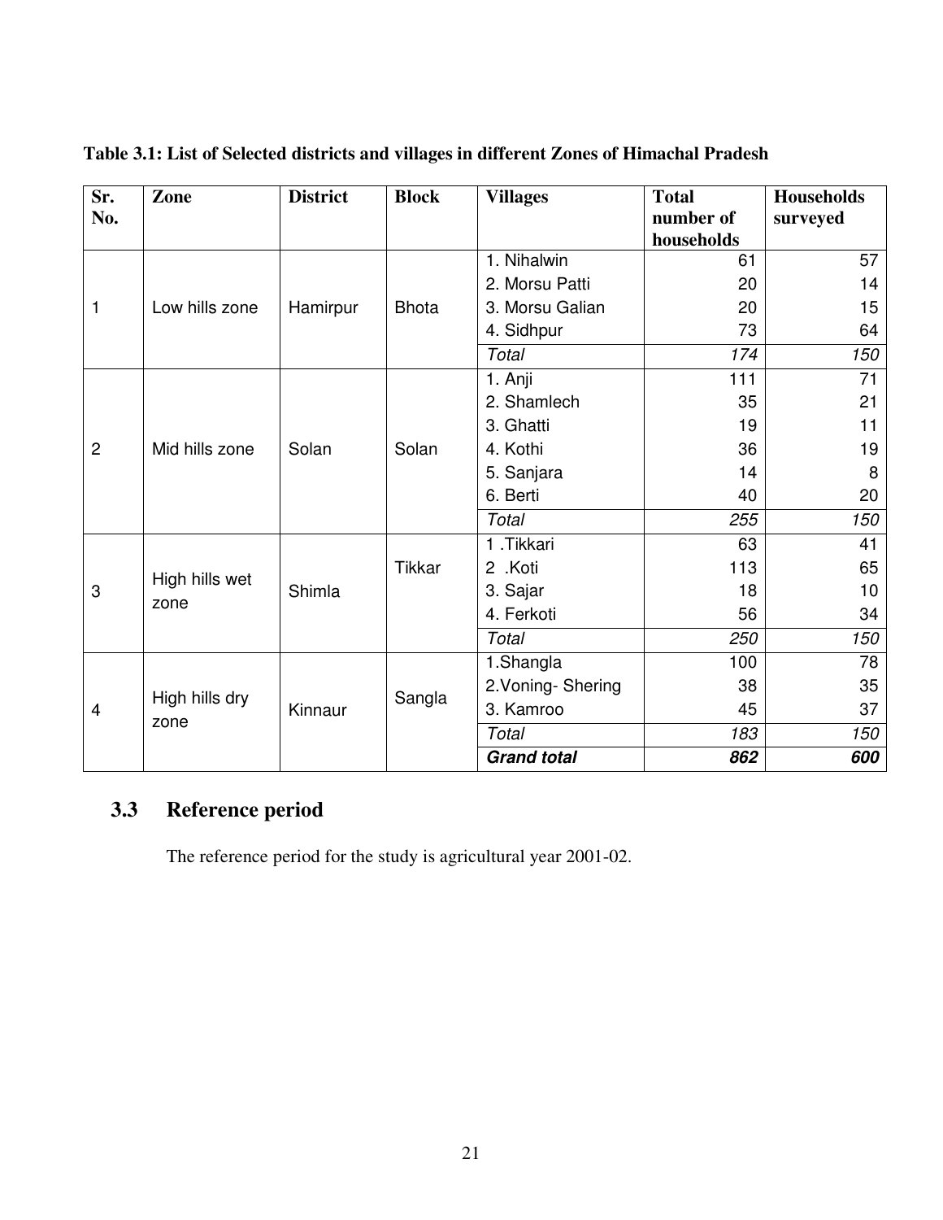**Table 3.1: List of Selected districts and villages in different Zones of Himachal Pradesh**

| Sr. No. | Zone | District | Block | Villages | Total number of households | Households surveyed |
|---|---|---|---|---|---|---|
| 1 | Low hills zone | Hamirpur | Bhota | 1. Nihalwin | 61 | 57 |
| | | | | 2. Morsu Patti | 20 | 14 |
| | | | | 3. Morsu Galian | 20 | 15 |
| | | | | 4. Sidhpur | 73 | 64 |
| | | | | *Total* | *174* | *150* |
| 2 | Mid hills zone | Solan | Solan | 1. Anji | 111 | 71 |
| | | | | 2. Shamlech | 35 | 21 |
| | | | | 3. Ghatti | 19 | 11 |
| | | | | 4. Kothi | 36 | 19 |
| | | | | 5. Sanjara | 14 | 8 |
| | | | | 6. Berti | 40 | 20 |
| | | | | *Total* | *255* | *150* |
| 3 | High hills wet zone | Shimla | Tikkar | 1 .Tikkari | 63 | 41 |
| | | | | 2 .Koti | 113 | 65 |
| | | | | 3. Sajar | 18 | 10 |
| | | | | 4. Ferkoti | 56 | 34 |
| | | | | *Total* | *250* | *150* |
| 4 | High hills dry zone | Kinnaur | Sangla | 1.Shangla | 100 | 78 |
| | | | | 2.Voning- Shering | 38 | 35 |
| | | | | 3. Kamroo | 45 | 37 |
| | | | | *Total* | *183* | *150* |
| | | | | ***Grand total*** | ***862*** | ***600*** |

## 3.3 Reference period

The reference period for the study is agricultural year 2001-02.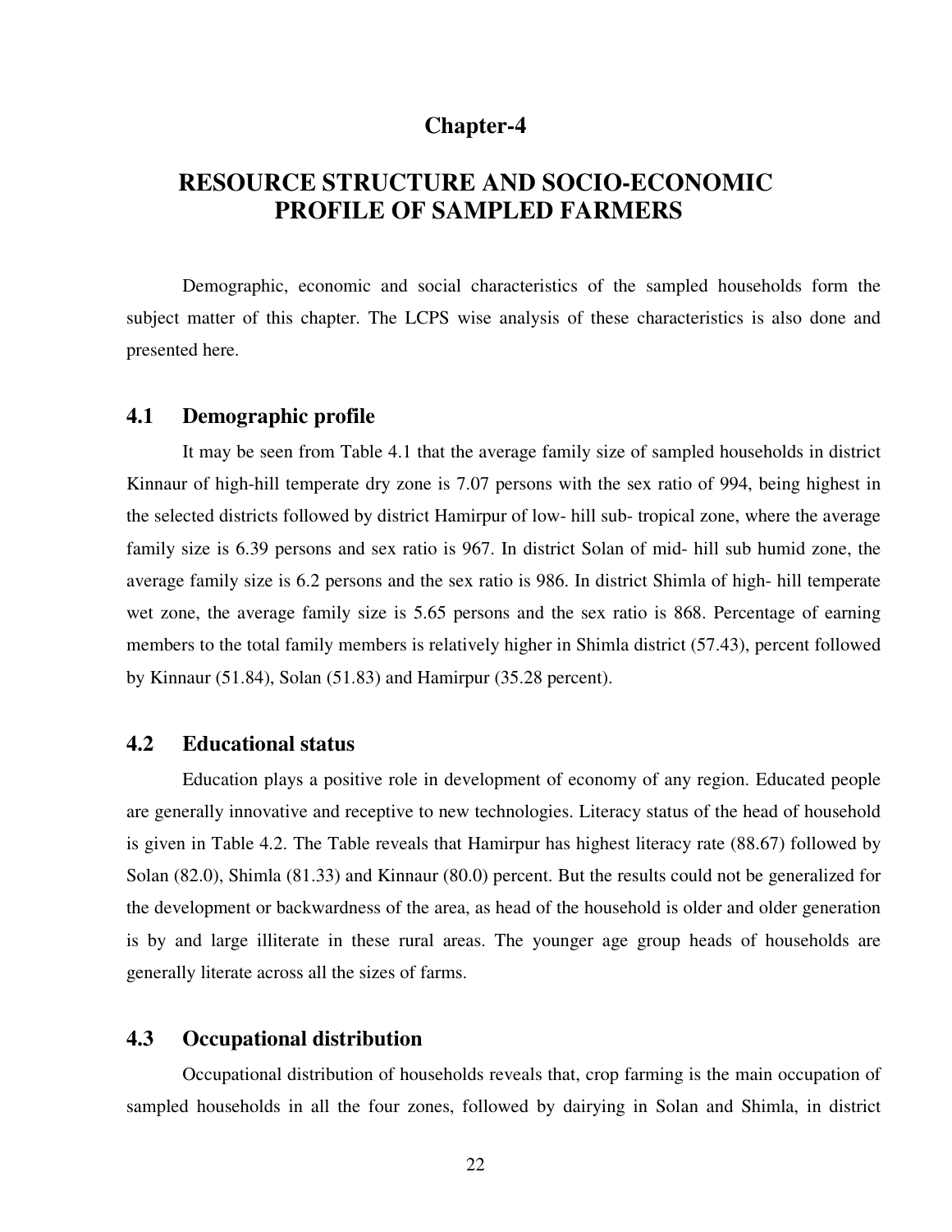# Chapter-4

# RESOURCE STRUCTURE AND SOCIO-ECONOMIC PROFILE OF SAMPLED FARMERS

Demographic, economic and social characteristics of the sampled households form the subject matter of this chapter. The LCPS wise analysis of these characteristics is also done and presented here.

## 4.1 Demographic profile

It may be seen from Table 4.1 that the average family size of sampled households in district Kinnaur of high-hill temperate dry zone is 7.07 persons with the sex ratio of 994, being highest in the selected districts followed by district Hamirpur of low- hill sub- tropical zone, where the average family size is 6.39 persons and sex ratio is 967. In district Solan of mid- hill sub humid zone, the average family size is 6.2 persons and the sex ratio is 986. In district Shimla of high- hill temperate wet zone, the average family size is 5.65 persons and the sex ratio is 868. Percentage of earning members to the total family members is relatively higher in Shimla district (57.43), percent followed by Kinnaur (51.84), Solan (51.83) and Hamirpur (35.28 percent).

## 4.2 Educational status

Education plays a positive role in development of economy of any region. Educated people are generally innovative and receptive to new technologies. Literacy status of the head of household is given in Table 4.2. The Table reveals that Hamirpur has highest literacy rate (88.67) followed by Solan (82.0), Shimla (81.33) and Kinnaur (80.0) percent. But the results could not be generalized for the development or backwardness of the area, as head of the household is older and older generation is by and large illiterate in these rural areas. The younger age group heads of households are generally literate across all the sizes of farms.

## 4.3 Occupational distribution

Occupational distribution of households reveals that, crop farming is the main occupation of sampled households in all the four zones, followed by dairying in Solan and Shimla, in district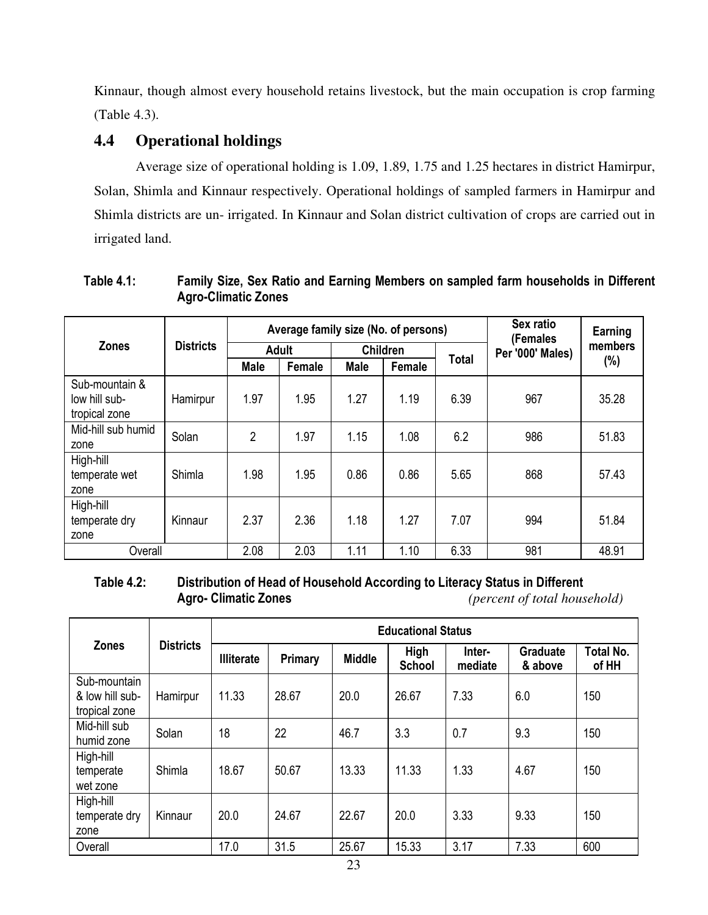Kinnaur, though almost every household retains livestock, but the main occupation is crop farming (Table 4.3).

## 4.4 Operational holdings

Average size of operational holding is 1.09, 1.89, 1.75 and 1.25 hectares in district Hamirpur, Solan, Shimla and Kinnaur respectively. Operational holdings of sampled farmers in Hamirpur and Shimla districts are un- irrigated. In Kinnaur and Solan district cultivation of crops are carried out in irrigated land.

**Table 4.1: Family Size, Sex Ratio and Earning Members on sampled farm households in Different Agro-Climatic Zones**

| Zones | Districts | Average family size (No. of persons) | | | | | Sex ratio (Females Per '000' Males) | Earning members (%) |
|---|---|---|---|---|---|---|---|---|
| | | Adult | | Children | | Total | | |
| | | Male | Female | Male | Female | | | |
| Sub-mountain & low hill sub-tropical zone | Hamirpur | 1.97 | 1.95 | 1.27 | 1.19 | 6.39 | 967 | 35.28 |
| Mid-hill sub humid zone | Solan | 2 | 1.97 | 1.15 | 1.08 | 6.2 | 986 | 51.83 |
| High-hill temperate wet zone | Shimla | 1.98 | 1.95 | 0.86 | 0.86 | 5.65 | 868 | 57.43 |
| High-hill temperate dry zone | Kinnaur | 2.37 | 2.36 | 1.18 | 1.27 | 7.07 | 994 | 51.84 |
| Overall | | 2.08 | 2.03 | 1.11 | 1.10 | 6.33 | 981 | 48.91 |

**Table 4.2: Distribution of Head of Household According to Literacy Status in Different Agro- Climatic Zones** *(percent of total household)*

| Zones | Districts | Educational Status | | | | | | |
|---|---|---|---|---|---|---|---|---|
| | | Illiterate | Primary | Middle | High School | Inter-mediate | Graduate & above | Total No. of HH |
| Sub-mountain & low hill sub-tropical zone | Hamirpur | 11.33 | 28.67 | 20.0 | 26.67 | 7.33 | 6.0 | 150 |
| Mid-hill sub humid zone | Solan | 18 | 22 | 46.7 | 3.3 | 0.7 | 9.3 | 150 |
| High-hill temperate wet zone | Shimla | 18.67 | 50.67 | 13.33 | 11.33 | 1.33 | 4.67 | 150 |
| High-hill temperate dry zone | Kinnaur | 20.0 | 24.67 | 22.67 | 20.0 | 3.33 | 9.33 | 150 |
| Overall | | 17.0 | 31.5 | 25.67 | 15.33 | 3.17 | 7.33 | 600 |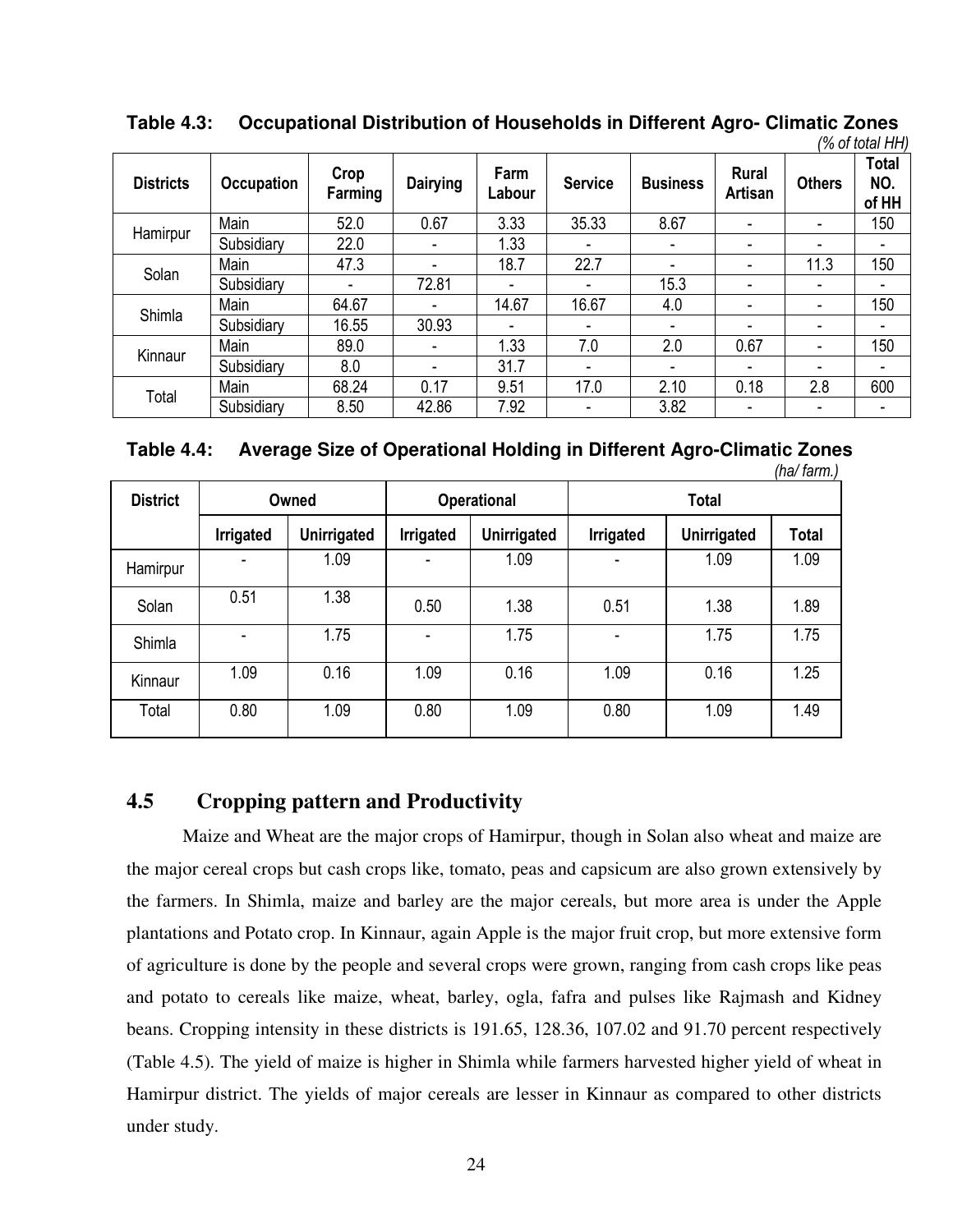**Table 4.3: Occupational Distribution of Households in Different Agro- Climatic Zones**

*(% of total HH)*

| Districts | Occupation | Crop Farming | Dairying | Farm Labour | Service | Business | Rural Artisan | Others | Total NO. of HH |
|---|---|---|---|---|---|---|---|---|---|
| Hamirpur | Main | 52.0 | 0.67 | 3.33 | 35.33 | 8.67 | - | - | 150 |
| | Subsidiary | 22.0 | - | 1.33 | - | - | - | - | - |
| Solan | Main | 47.3 | - | 18.7 | 22.7 | - | - | 11.3 | 150 |
| | Subsidiary | - | 72.81 | - | - | 15.3 | - | - | - |
| Shimla | Main | 64.67 | - | 14.67 | 16.67 | 4.0 | - | - | 150 |
| | Subsidiary | 16.55 | 30.93 | - | - | - | - | - | - |
| Kinnaur | Main | 89.0 | - | 1.33 | 7.0 | 2.0 | 0.67 | - | 150 |
| | Subsidiary | 8.0 | - | 31.7 | - | - | - | - | - |
| Total | Main | 68.24 | 0.17 | 9.51 | 17.0 | 2.10 | 0.18 | 2.8 | 600 |
| | Subsidiary | 8.50 | 42.86 | 7.92 | - | 3.82 | - | - | - |

**Table 4.4: Average Size of Operational Holding in Different Agro-Climatic Zones**

*(ha/ farm.)*

| District | Owned | | Operational | | Total | | |
|---|---|---|---|---|---|---|---|
| | Irrigated | Unirrigated | Irrigated | Unirrigated | Irrigated | Unirrigated | Total |
| Hamirpur | - | 1.09 | - | 1.09 | - | 1.09 | 1.09 |
| Solan | 0.51 | 1.38 | 0.50 | 1.38 | 0.51 | 1.38 | 1.89 |
| Shimla | - | 1.75 | - | 1.75 | - | 1.75 | 1.75 |
| Kinnaur | 1.09 | 0.16 | 1.09 | 0.16 | 1.09 | 0.16 | 1.25 |
| Total | 0.80 | 1.09 | 0.80 | 1.09 | 0.80 | 1.09 | 1.49 |

## 4.5 Cropping pattern and Productivity

Maize and Wheat are the major crops of Hamirpur, though in Solan also wheat and maize are the major cereal crops but cash crops like, tomato, peas and capsicum are also grown extensively by the farmers. In Shimla, maize and barley are the major cereals, but more area is under the Apple plantations and Potato crop. In Kinnaur, again Apple is the major fruit crop, but more extensive form of agriculture is done by the people and several crops were grown, ranging from cash crops like peas and potato to cereals like maize, wheat, barley, ogla, fafra and pulses like Rajmash and Kidney beans. Cropping intensity in these districts is 191.65, 128.36, 107.02 and 91.70 percent respectively (Table 4.5). The yield of maize is higher in Shimla while farmers harvested higher yield of wheat in Hamirpur district. The yields of major cereals are lesser in Kinnaur as compared to other districts under study.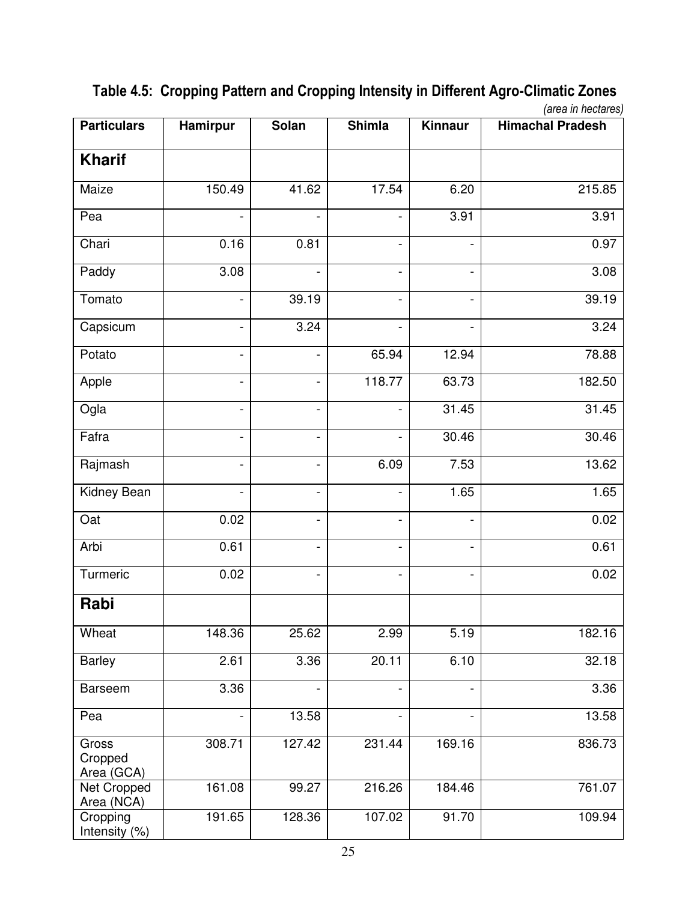### Table 4.5: Cropping Pattern and Cropping Intensity in Different Agro-Climatic Zones

*(area in hectares)*

| Particulars | Hamirpur | Solan | Shimla | Kinnaur | Himachal Pradesh |
|---|---|---|---|---|---|
| **Kharif** | | | | | |
| Maize | 150.49 | 41.62 | 17.54 | 6.20 | 215.85 |
| Pea | - | - | - | 3.91 | 3.91 |
| Chari | 0.16 | 0.81 | - | - | 0.97 |
| Paddy | 3.08 | - | - | - | 3.08 |
| Tomato | - | 39.19 | - | - | 39.19 |
| Capsicum | - | 3.24 | - | - | 3.24 |
| Potato | - | - | 65.94 | 12.94 | 78.88 |
| Apple | - | - | 118.77 | 63.73 | 182.50 |
| Ogla | - | - | - | 31.45 | 31.45 |
| Fafra | - | - | - | 30.46 | 30.46 |
| Rajmash | - | - | 6.09 | 7.53 | 13.62 |
| Kidney Bean | - | - | - | 1.65 | 1.65 |
| Oat | 0.02 | - | - | - | 0.02 |
| Arbi | 0.61 | - | - | - | 0.61 |
| Turmeric | 0.02 | - | - | - | 0.02 |
| **Rabi** | | | | | |
| Wheat | 148.36 | 25.62 | 2.99 | 5.19 | 182.16 |
| Barley | 2.61 | 3.36 | 20.11 | 6.10 | 32.18 |
| Barseem | 3.36 | - | - | - | 3.36 |
| Pea | - | 13.58 | - | - | 13.58 |
| Gross Cropped Area (GCA) | 308.71 | 127.42 | 231.44 | 169.16 | 836.73 |
| Net Cropped Area (NCA) | 161.08 | 99.27 | 216.26 | 184.46 | 761.07 |
| Cropping Intensity (%) | 191.65 | 128.36 | 107.02 | 91.70 | 109.94 |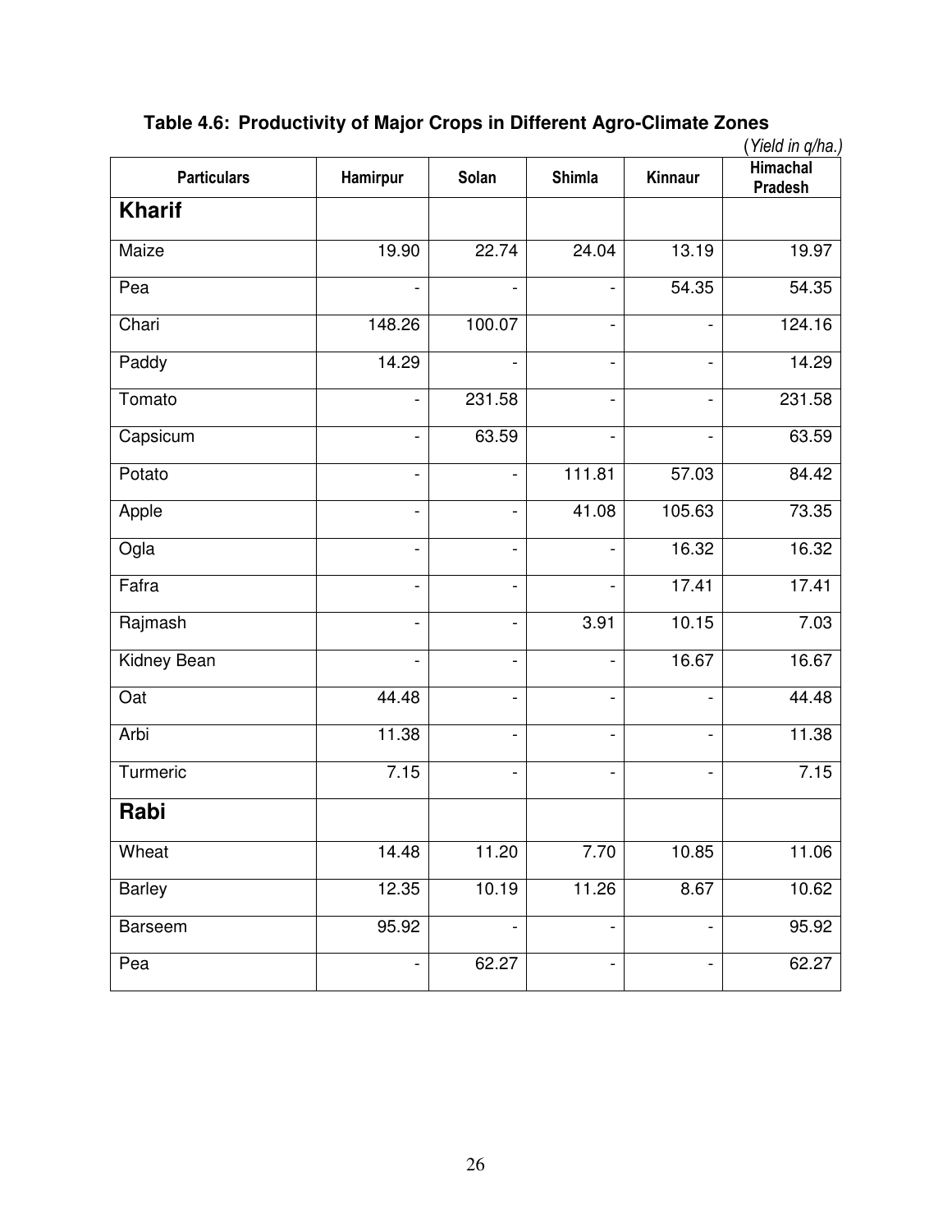**Table 4.6: Productivity of Major Crops in Different Agro-Climate Zones**

(*Yield in q/ha.)*

| Particulars | Hamirpur | Solan | Shimla | Kinnaur | Himachal Pradesh |
|---|---|---|---|---|---|
| **Kharif** | | | | | |
| Maize | 19.90 | 22.74 | 24.04 | 13.19 | 19.97 |
| Pea | - | - | - | 54.35 | 54.35 |
| Chari | 148.26 | 100.07 | - | - | 124.16 |
| Paddy | 14.29 | - | - | - | 14.29 |
| Tomato | - | 231.58 | - | - | 231.58 |
| Capsicum | - | 63.59 | - | - | 63.59 |
| Potato | - | - | 111.81 | 57.03 | 84.42 |
| Apple | - | - | 41.08 | 105.63 | 73.35 |
| Ogla | - | - | - | 16.32 | 16.32 |
| Fafra | - | - | - | 17.41 | 17.41 |
| Rajmash | - | - | 3.91 | 10.15 | 7.03 |
| Kidney Bean | - | - | - | 16.67 | 16.67 |
| Oat | 44.48 | - | - | - | 44.48 |
| Arbi | 11.38 | - | - | - | 11.38 |
| Turmeric | 7.15 | - | - | - | 7.15 |
| **Rabi** | | | | | |
| Wheat | 14.48 | 11.20 | 7.70 | 10.85 | 11.06 |
| Barley | 12.35 | 10.19 | 11.26 | 8.67 | 10.62 |
| Barseem | 95.92 | - | - | - | 95.92 |
| Pea | - | 62.27 | - | - | 62.27 |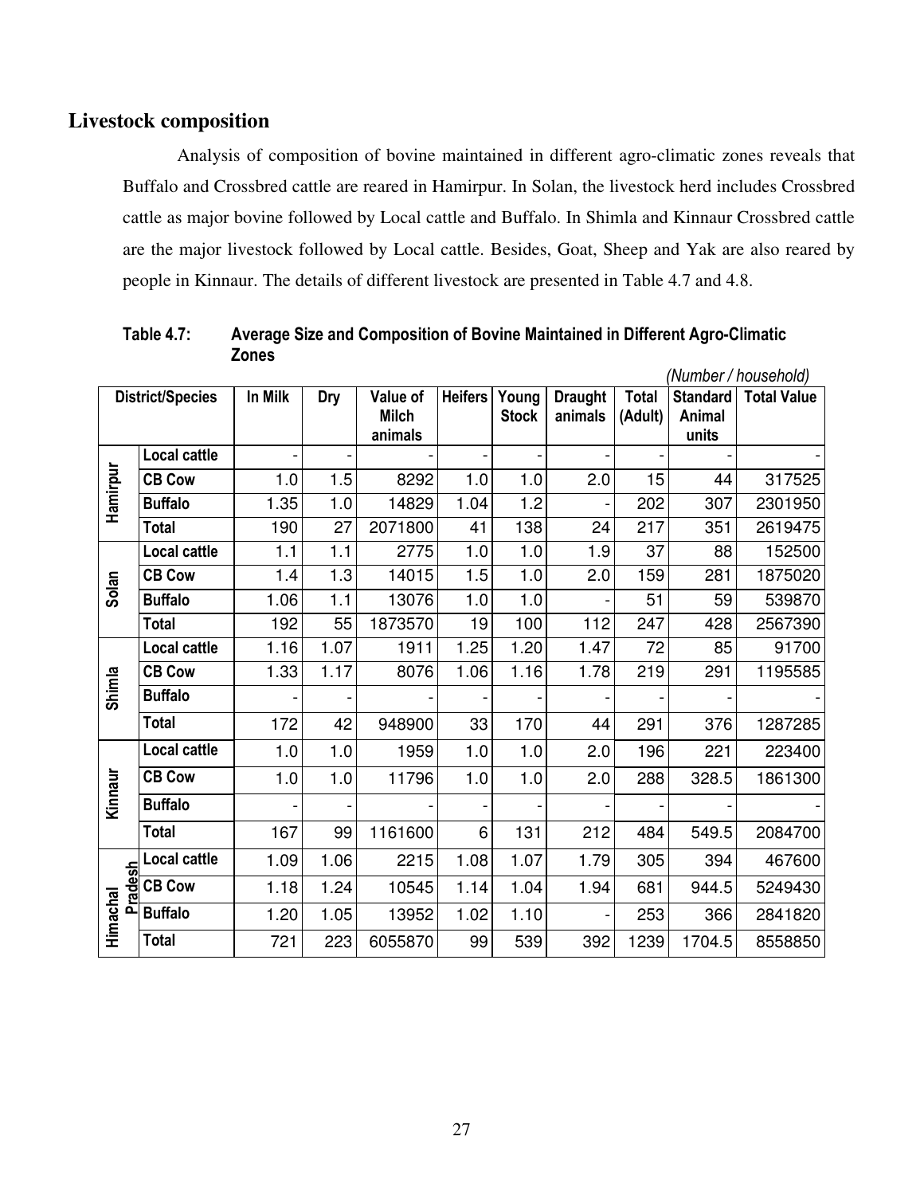## Livestock composition

Analysis of composition of bovine maintained in different agro-climatic zones reveals that Buffalo and Crossbred cattle are reared in Hamirpur. In Solan, the livestock herd includes Crossbred cattle as major bovine followed by Local cattle and Buffalo. In Shimla and Kinnaur Crossbred cattle are the major livestock followed by Local cattle. Besides, Goat, Sheep and Yak are also reared by people in Kinnaur. The details of different livestock are presented in Table 4.7 and 4.8.

**Table 4.7: Average Size and Composition of Bovine Maintained in Different Agro-Climatic Zones**

*(Number / household)*

| District/Species | | In Milk | Dry | Value of Milch animals | Heifers | Young Stock | Draught animals | Total (Adult) | Standard Animal units | Total Value |
|---|---|---|---|---|---|---|---|---|---|---|
| Hamirpur | Local cattle | - | - | - | - | - | - | - | - | - |
| | CB Cow | 1.0 | 1.5 | 8292 | 1.0 | 1.0 | 2.0 | 15 | 44 | 317525 |
| | Buffalo | 1.35 | 1.0 | 14829 | 1.04 | 1.2 | - | 202 | 307 | 2301950 |
| | Total | 190 | 27 | 2071800 | 41 | 138 | 24 | 217 | 351 | 2619475 |
| Solan | Local cattle | 1.1 | 1.1 | 2775 | 1.0 | 1.0 | 1.9 | 37 | 88 | 152500 |
| | CB Cow | 1.4 | 1.3 | 14015 | 1.5 | 1.0 | 2.0 | 159 | 281 | 1875020 |
| | Buffalo | 1.06 | 1.1 | 13076 | 1.0 | 1.0 | - | 51 | 59 | 539870 |
| | Total | 192 | 55 | 1873570 | 19 | 100 | 112 | 247 | 428 | 2567390 |
| Shimla | Local cattle | 1.16 | 1.07 | 1911 | 1.25 | 1.20 | 1.47 | 72 | 85 | 91700 |
| | CB Cow | 1.33 | 1.17 | 8076 | 1.06 | 1.16 | 1.78 | 219 | 291 | 1195585 |
| | Buffalo | - | - | - | - | - | - | - | - | - |
| | Total | 172 | 42 | 948900 | 33 | 170 | 44 | 291 | 376 | 1287285 |
| Kinnaur | Local cattle | 1.0 | 1.0 | 1959 | 1.0 | 1.0 | 2.0 | 196 | 221 | 223400 |
| | CB Cow | 1.0 | 1.0 | 11796 | 1.0 | 1.0 | 2.0 | 288 | 328.5 | 1861300 |
| | Buffalo | - | - | - | - | - | - | - | - | - |
| | Total | 167 | 99 | 1161600 | 6 | 131 | 212 | 484 | 549.5 | 2084700 |
| Himachal Pradesh | Local cattle | 1.09 | 1.06 | 2215 | 1.08 | 1.07 | 1.79 | 305 | 394 | 467600 |
| | CB Cow | 1.18 | 1.24 | 10545 | 1.14 | 1.04 | 1.94 | 681 | 944.5 | 5249430 |
| | Buffalo | 1.20 | 1.05 | 13952 | 1.02 | 1.10 | - | 253 | 366 | 2841820 |
| | Total | 721 | 223 | 6055870 | 99 | 539 | 392 | 1239 | 1704.5 | 8558850 |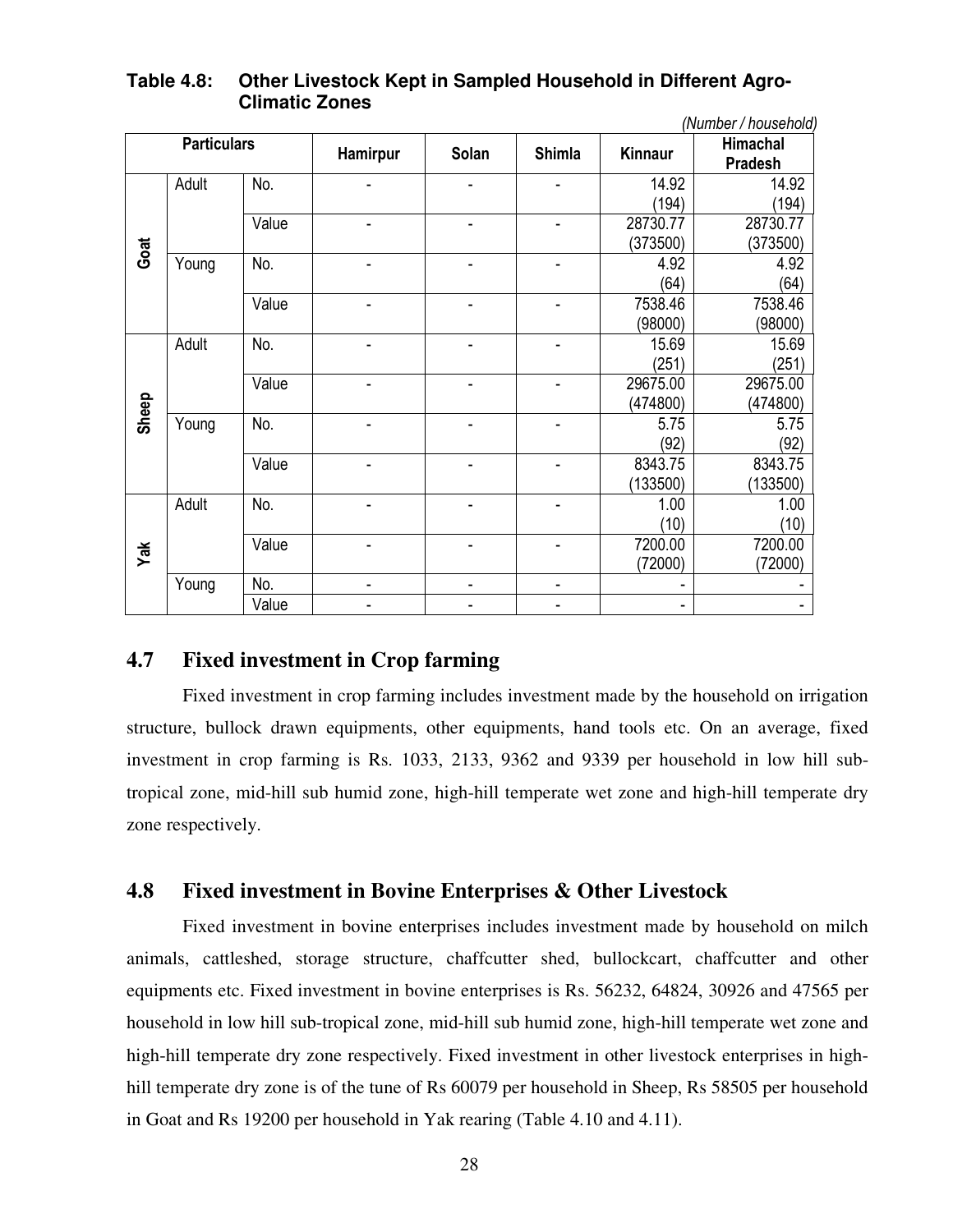**Table 4.8: Other Livestock Kept in Sampled Household in Different Agro-Climatic Zones**

*(Number / household)*

| Particulars | | | Hamirpur | Solan | Shimla | Kinnaur | Himachal Pradesh |
|---|---|---|---|---|---|---|---|
| Goat | Adult | No. | - | - | - | 14.92 (194) | 14.92 (194) |
| | | Value | - | - | - | 28730.77 (373500) | 28730.77 (373500) |
| | Young | No. | - | - | - | 4.92 (64) | 4.92 (64) |
| | | Value | - | - | - | 7538.46 (98000) | 7538.46 (98000) |
| Sheep | Adult | No. | - | - | - | 15.69 (251) | 15.69 (251) |
| | | Value | - | - | - | 29675.00 (474800) | 29675.00 (474800) |
| | Young | No. | - | - | - | 5.75 (92) | 5.75 (92) |
| | | Value | - | - | - | 8343.75 (133500) | 8343.75 (133500) |
| Yak | Adult | No. | - | - | - | 1.00 (10) | 1.00 (10) |
| | | Value | - | - | - | 7200.00 (72000) | 7200.00 (72000) |
| | Young | No. | - | - | - | - | - |
| | | Value | - | - | - | - | - |

## 4.7 Fixed investment in Crop farming

Fixed investment in crop farming includes investment made by the household on irrigation structure, bullock drawn equipments, other equipments, hand tools etc. On an average, fixed investment in crop farming is Rs. 1033, 2133, 9362 and 9339 per household in low hill sub-tropical zone, mid-hill sub humid zone, high-hill temperate wet zone and high-hill temperate dry zone respectively.

## 4.8 Fixed investment in Bovine Enterprises & Other Livestock

Fixed investment in bovine enterprises includes investment made by household on milch animals, cattleshed, storage structure, chaffcutter shed, bullockcart, chaffcutter and other equipments etc. Fixed investment in bovine enterprises is Rs. 56232, 64824, 30926 and 47565 per household in low hill sub-tropical zone, mid-hill sub humid zone, high-hill temperate wet zone and high-hill temperate dry zone respectively. Fixed investment in other livestock enterprises in high-hill temperate dry zone is of the tune of Rs 60079 per household in Sheep, Rs 58505 per household in Goat and Rs 19200 per household in Yak rearing (Table 4.10 and 4.11).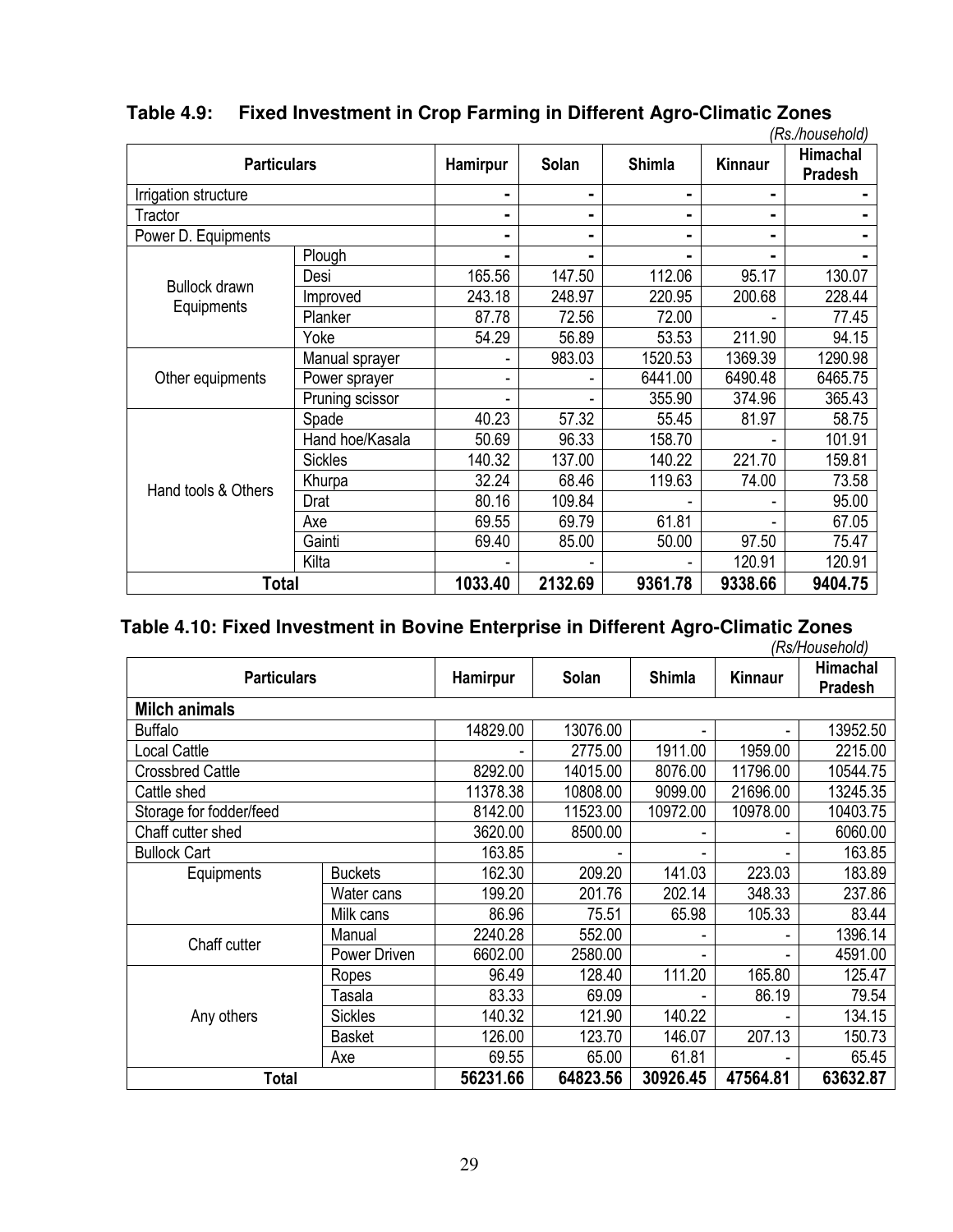**Table 4.9: Fixed Investment in Crop Farming in Different Agro-Climatic Zones**

*(Rs./household)*

| Particulars | | Hamirpur | Solan | Shimla | Kinnaur | Himachal Pradesh |
|---|---|---|---|---|---|---|
| Irrigation structure | | - | - | - | - | - |
| Tractor | | - | - | - | - | - |
| Power D. Equipments | | - | - | - | - | - |
| Bullock drawn Equipments | Plough | - | - | - | - | - |
| | Desi | 165.56 | 147.50 | 112.06 | 95.17 | 130.07 |
| | Improved | 243.18 | 248.97 | 220.95 | 200.68 | 228.44 |
| | Planker | 87.78 | 72.56 | 72.00 | - | 77.45 |
| | Yoke | 54.29 | 56.89 | 53.53 | 211.90 | 94.15 |
| Other equipments | Manual sprayer | - | 983.03 | 1520.53 | 1369.39 | 1290.98 |
| | Power sprayer | - | - | 6441.00 | 6490.48 | 6465.75 |
| | Pruning scissor | - | - | 355.90 | 374.96 | 365.43 |
| Hand tools & Others | Spade | 40.23 | 57.32 | 55.45 | 81.97 | 58.75 |
| | Hand hoe/Kasala | 50.69 | 96.33 | 158.70 | - | 101.91 |
| | Sickles | 140.32 | 137.00 | 140.22 | 221.70 | 159.81 |
| | Khurpa | 32.24 | 68.46 | 119.63 | 74.00 | 73.58 |
| | Drat | 80.16 | 109.84 | - | - | 95.00 |
| | Axe | 69.55 | 69.79 | 61.81 | - | 67.05 |
| | Gainti | 69.40 | 85.00 | 50.00 | 97.50 | 75.47 |
| | Kilta | - | - | - | 120.91 | 120.91 |
| **Total** | | **1033.40** | **2132.69** | **9361.78** | **9338.66** | **9404.75** |

**Table 4.10: Fixed Investment in Bovine Enterprise in Different Agro-Climatic Zones**

*(Rs/Household)*

| Particulars | | Hamirpur | Solan | Shimla | Kinnaur | Himachal Pradesh |
|---|---|---|---|---|---|---|
| **Milch animals** | | | | | | |
| Buffalo | | 14829.00 | 13076.00 | - | - | 13952.50 |
| Local Cattle | | - | 2775.00 | 1911.00 | 1959.00 | 2215.00 |
| Crossbred Cattle | | 8292.00 | 14015.00 | 8076.00 | 11796.00 | 10544.75 |
| Cattle shed | | 11378.38 | 10808.00 | 9099.00 | 21696.00 | 13245.35 |
| Storage for fodder/feed | | 8142.00 | 11523.00 | 10972.00 | 10978.00 | 10403.75 |
| Chaff cutter shed | | 3620.00 | 8500.00 | - | - | 6060.00 |
| Bullock Cart | | 163.85 | - | - | - | 163.85 |
| Equipments | Buckets | 162.30 | 209.20 | 141.03 | 223.03 | 183.89 |
| | Water cans | 199.20 | 201.76 | 202.14 | 348.33 | 237.86 |
| | Milk cans | 86.96 | 75.51 | 65.98 | 105.33 | 83.44 |
| Chaff cutter | Manual | 2240.28 | 552.00 | - | - | 1396.14 |
| | Power Driven | 6602.00 | 2580.00 | - | - | 4591.00 |
| Any others | Ropes | 96.49 | 128.40 | 111.20 | 165.80 | 125.47 |
| | Tasala | 83.33 | 69.09 | - | 86.19 | 79.54 |
| | Sickles | 140.32 | 121.90 | 140.22 | - | 134.15 |
| | Basket | 126.00 | 123.70 | 146.07 | 207.13 | 150.73 |
| | Axe | 69.55 | 65.00 | 61.81 | - | 65.45 |
| **Total** | | **56231.66** | **64823.56** | **30926.45** | **47564.81** | **63632.87** |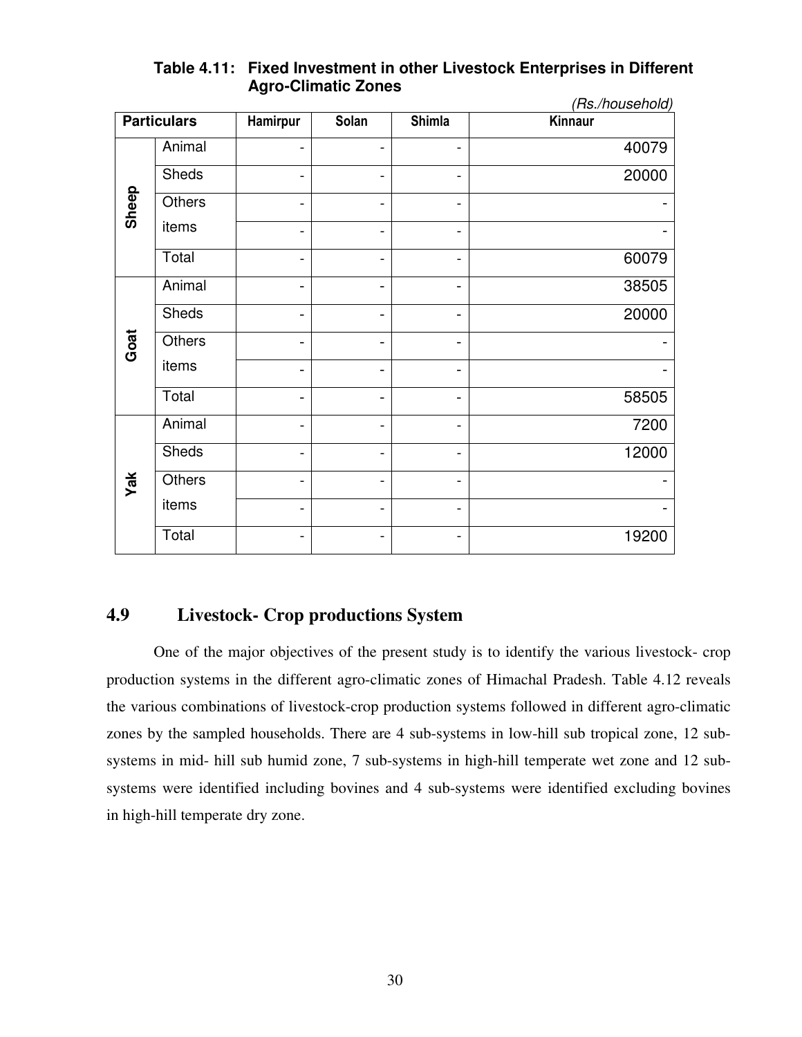**Table 4.11: Fixed Investment in other Livestock Enterprises in Different Agro-Climatic Zones**

*(Rs./household)*

| Particulars | | Hamirpur | Solan | Shimla | Kinnaur |
|---|---|---|---|---|---|
| Sheep | Animal | - | - | - | 40079 |
| | Sheds | - | - | - | 20000 |
| | Others items | - | - | - | - |
| | | - | - | - | - |
| | Total | - | - | - | 60079 |
| Goat | Animal | - | - | - | 38505 |
| | Sheds | - | - | - | 20000 |
| | Others items | - | - | - | - |
| | | - | - | - | - |
| | Total | - | - | - | 58505 |
| Yak | Animal | - | - | - | 7200 |
| | Sheds | - | - | - | 12000 |
| | Others items | - | - | - | - |
| | | - | - | - | - |
| | Total | - | - | - | 19200 |

## 4.9 Livestock- Crop productions System

One of the major objectives of the present study is to identify the various livestock- crop production systems in the different agro-climatic zones of Himachal Pradesh. Table 4.12 reveals the various combinations of livestock-crop production systems followed in different agro-climatic zones by the sampled households. There are 4 sub-systems in low-hill sub tropical zone, 12 sub-systems in mid- hill sub humid zone, 7 sub-systems in high-hill temperate wet zone and 12 sub-systems were identified including bovines and 4 sub-systems were identified excluding bovines in high-hill temperate dry zone.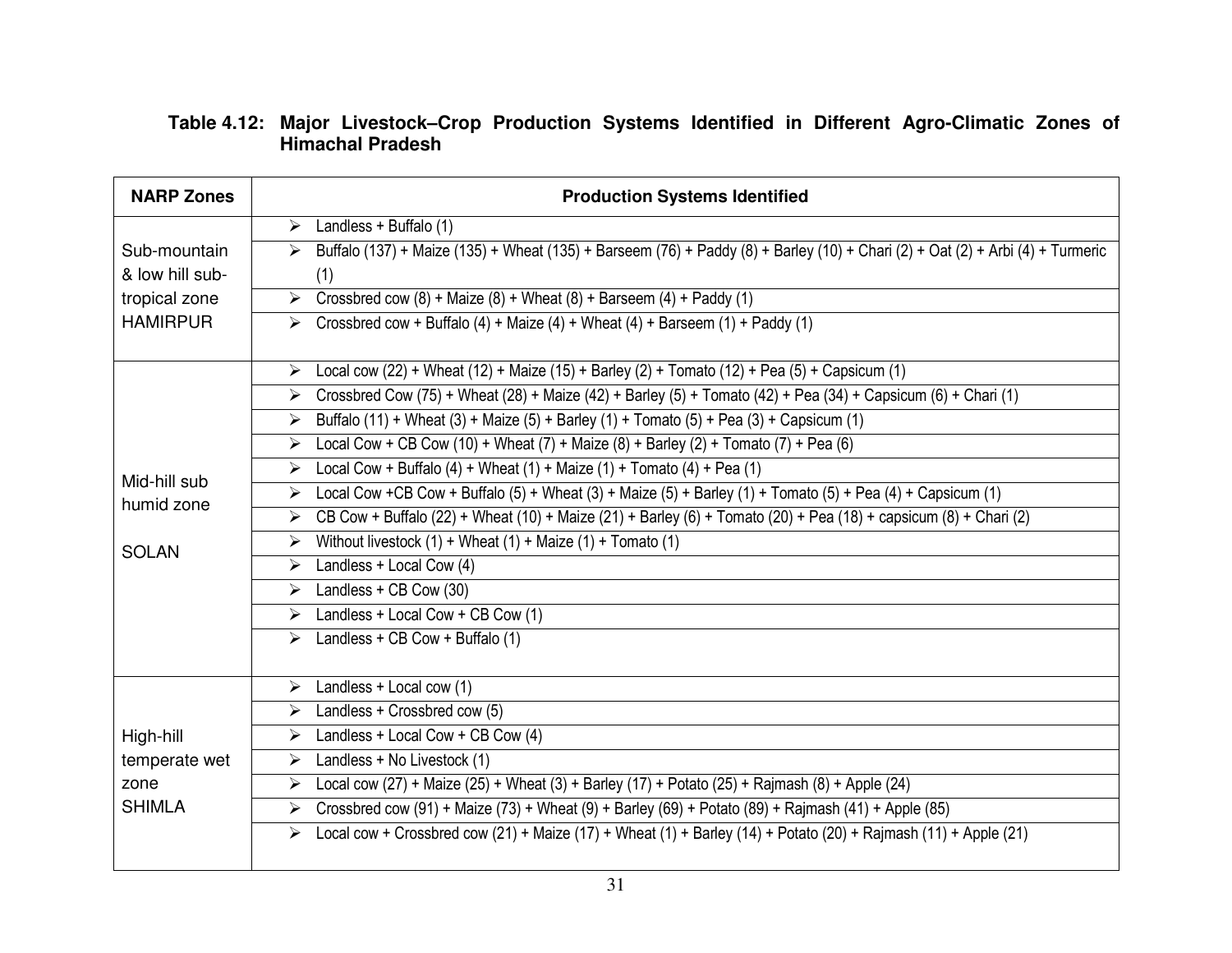**Table 4.12: Major Livestock–Crop Production Systems Identified in Different Agro-Climatic Zones of Himachal Pradesh**

| NARP Zones | Production Systems Identified |
|---|---|
| Sub-mountain & low hill sub-tropical zone HAMIRPUR | ➢ Landless + Buffalo (1) |
| | ➢ Buffalo (137) + Maize (135) + Wheat (135) + Barseem (76) + Paddy (8) + Barley (10) + Chari (2) + Oat (2) + Arbi (4) + Turmeric (1) |
| | ➢ Crossbred cow (8) + Maize (8) + Wheat (8) + Barseem (4) + Paddy (1) |
| | ➢ Crossbred cow + Buffalo (4) + Maize (4) + Wheat (4) + Barseem (1) + Paddy (1) |
| Mid-hill sub humid zone SOLAN | ➢ Local cow (22) + Wheat (12) + Maize (15) + Barley (2) + Tomato (12) + Pea (5) + Capsicum (1) |
| | ➢ Crossbred Cow (75) + Wheat (28) + Maize (42) + Barley (5) + Tomato (42) + Pea (34) + Capsicum (6) + Chari (1) |
| | ➢ Buffalo (11) + Wheat (3) + Maize (5) + Barley (1) + Tomato (5) + Pea (3) + Capsicum (1) |
| | ➢ Local Cow + CB Cow (10) + Wheat (7) + Maize (8) + Barley (2) + Tomato (7) + Pea (6) |
| | ➢ Local Cow + Buffalo (4) + Wheat (1) + Maize (1) + Tomato (4) + Pea (1) |
| | ➢ Local Cow +CB Cow + Buffalo (5) + Wheat (3) + Maize (5) + Barley (1) + Tomato (5) + Pea (4) + Capsicum (1) |
| | ➢ CB Cow + Buffalo (22) + Wheat (10) + Maize (21) + Barley (6) + Tomato (20) + Pea (18) + capsicum (8) + Chari (2) |
| | ➢ Without livestock (1) + Wheat (1) + Maize (1) + Tomato (1) |
| | ➢ Landless + Local Cow (4) |
| | ➢ Landless + CB Cow (30) |
| | ➢ Landless + Local Cow + CB Cow (1) |
| | ➢ Landless + CB Cow + Buffalo (1) |
| High-hill temperate wet zone SHIMLA | ➢ Landless + Local cow (1) |
| | ➢ Landless + Crossbred cow (5) |
| | ➢ Landless + Local Cow + CB Cow (4) |
| | ➢ Landless + No Livestock (1) |
| | ➢ Local cow (27) + Maize (25) + Wheat (3) + Barley (17) + Potato (25) + Rajmash (8) + Apple (24) |
| | ➢ Crossbred cow (91) + Maize (73) + Wheat (9) + Barley (69) + Potato (89) + Rajmash (41) + Apple (85) |
| | ➢ Local cow + Crossbred cow (21) + Maize (17) + Wheat (1) + Barley (14) + Potato (20) + Rajmash (11) + Apple (21) |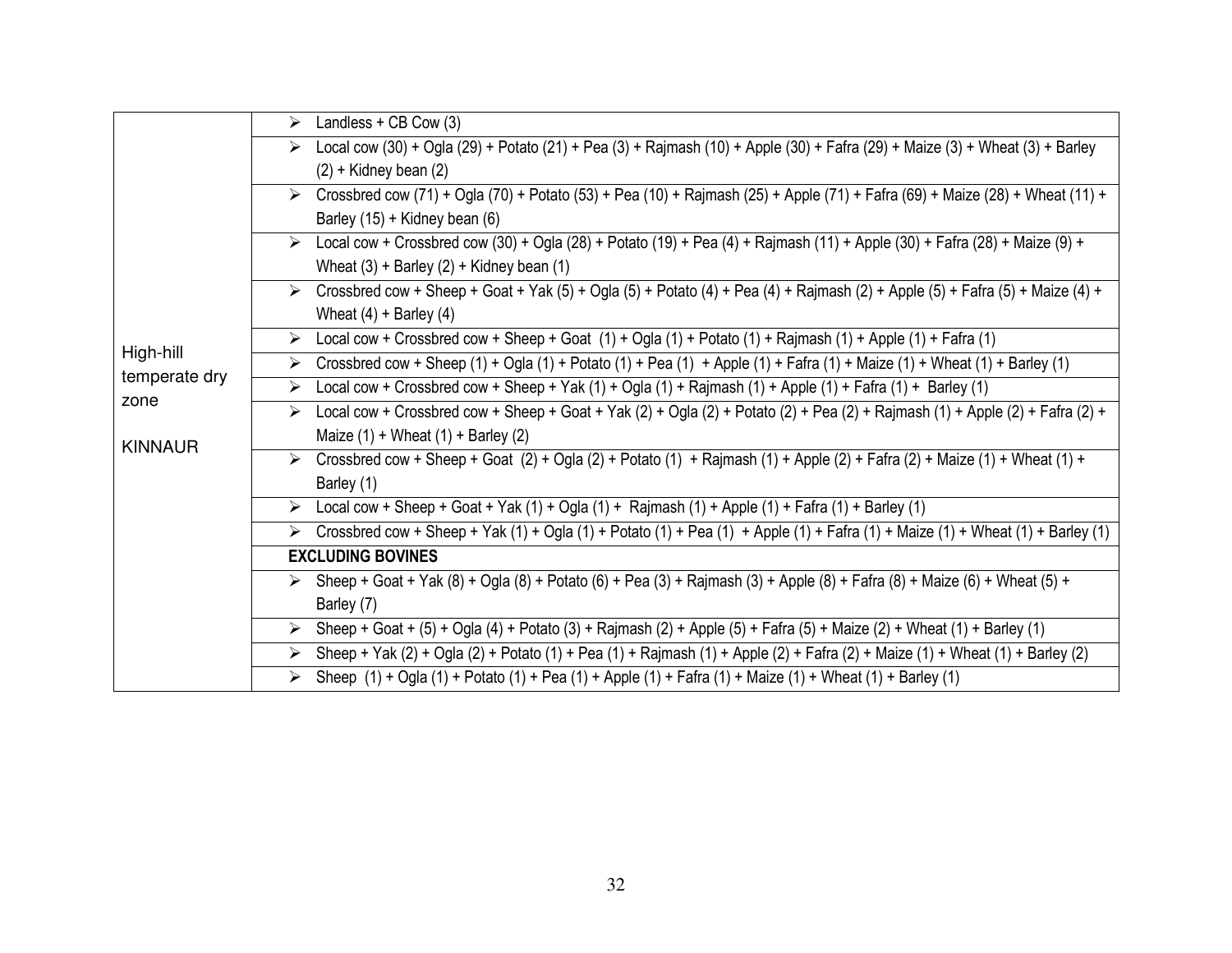| High-hill temperate dry zone<br><br>KINNAUR | ➢ Landless + CB Cow (3) |
|---|---|
| | ➢ Local cow (30) + Ogla (29) + Potato (21) + Pea (3) + Rajmash (10) + Apple (30) + Fafra (29) + Maize (3) + Wheat (3) + Barley (2) + Kidney bean (2) |
| | ➢ Crossbred cow (71) + Ogla (70) + Potato (53) + Pea (10) + Rajmash (25) + Apple (71) + Fafra (69) + Maize (28) + Wheat (11) + Barley (15) + Kidney bean (6) |
| | ➢ Local cow + Crossbred cow (30) + Ogla (28) + Potato (19) + Pea (4) + Rajmash (11) + Apple (30) + Fafra (28) + Maize (9) + Wheat (3) + Barley (2) + Kidney bean (1) |
| | ➢ Crossbred cow + Sheep + Goat + Yak (5) + Ogla (5) + Potato (4) + Pea (4) + Rajmash (2) + Apple (5) + Fafra (5) + Maize (4) + Wheat (4) + Barley (4) |
| | ➢ Local cow + Crossbred cow + Sheep + Goat (1) + Ogla (1) + Potato (1) + Rajmash (1) + Apple (1) + Fafra (1) |
| | ➢ Crossbred cow + Sheep (1) + Ogla (1) + Potato (1) + Pea (1) + Apple (1) + Fafra (1) + Maize (1) + Wheat (1) + Barley (1) |
| | ➢ Local cow + Crossbred cow + Sheep + Yak (1) + Ogla (1) + Rajmash (1) + Apple (1) + Fafra (1) + Barley (1) |
| | ➢ Local cow + Crossbred cow + Sheep + Goat + Yak (2) + Ogla (2) + Potato (2) + Pea (2) + Rajmash (1) + Apple (2) + Fafra (2) + Maize (1) + Wheat (1) + Barley (2) |
| | ➢ Crossbred cow + Sheep + Goat (2) + Ogla (2) + Potato (1) + Rajmash (1) + Apple (2) + Fafra (2) + Maize (1) + Wheat (1) + Barley (1) |
| | ➢ Local cow + Sheep + Goat + Yak (1) + Ogla (1) + Rajmash (1) + Apple (1) + Fafra (1) + Barley (1) |
| | ➢ Crossbred cow + Sheep + Yak (1) + Ogla (1) + Potato (1) + Pea (1) + Apple (1) + Fafra (1) + Maize (1) + Wheat (1) + Barley (1) |
| | **EXCLUDING BOVINES** |
| | ➢ Sheep + Goat + Yak (8) + Ogla (8) + Potato (6) + Pea (3) + Rajmash (3) + Apple (8) + Fafra (8) + Maize (6) + Wheat (5) + Barley (7) |
| | ➢ Sheep + Goat + (5) + Ogla (4) + Potato (3) + Rajmash (2) + Apple (5) + Fafra (5) + Maize (2) + Wheat (1) + Barley (1) |
| | ➢ Sheep + Yak (2) + Ogla (2) + Potato (1) + Pea (1) + Rajmash (1) + Apple (2) + Fafra (2) + Maize (1) + Wheat (1) + Barley (2) |
| | ➢ Sheep (1) + Ogla (1) + Potato (1) + Pea (1) + Apple (1) + Fafra (1) + Maize (1) + Wheat (1) + Barley (1) |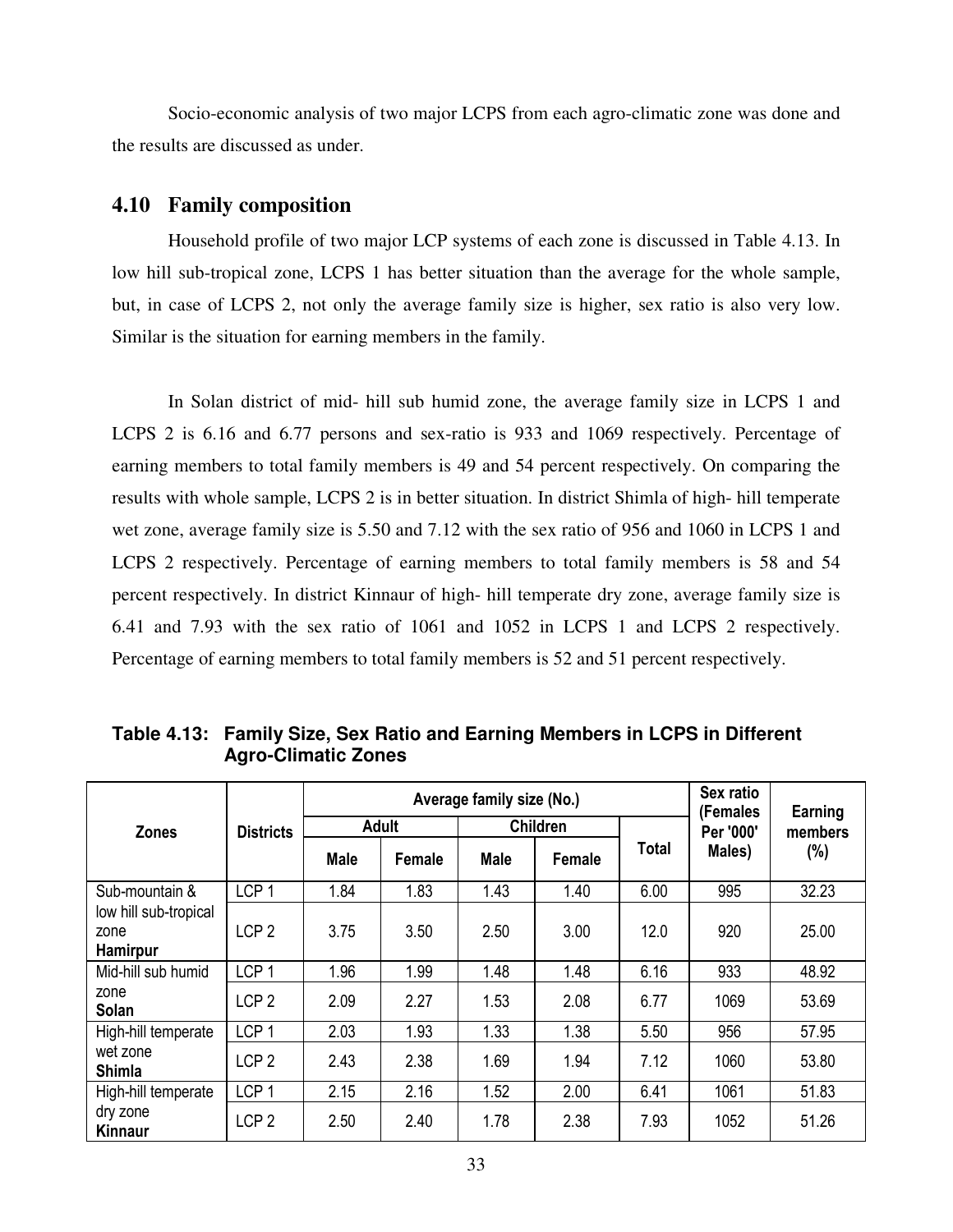Socio-economic analysis of two major LCPS from each agro-climatic zone was done and the results are discussed as under.

## 4.10 Family composition

Household profile of two major LCP systems of each zone is discussed in Table 4.13. In low hill sub-tropical zone, LCPS 1 has better situation than the average for the whole sample, but, in case of LCPS 2, not only the average family size is higher, sex ratio is also very low. Similar is the situation for earning members in the family.

In Solan district of mid- hill sub humid zone, the average family size in LCPS 1 and LCPS 2 is 6.16 and 6.77 persons and sex-ratio is 933 and 1069 respectively. Percentage of earning members to total family members is 49 and 54 percent respectively. On comparing the results with whole sample, LCPS 2 is in better situation. In district Shimla of high- hill temperate wet zone, average family size is 5.50 and 7.12 with the sex ratio of 956 and 1060 in LCPS 1 and LCPS 2 respectively. Percentage of earning members to total family members is 58 and 54 percent respectively. In district Kinnaur of high- hill temperate dry zone, average family size is 6.41 and 7.93 with the sex ratio of 1061 and 1052 in LCPS 1 and LCPS 2 respectively. Percentage of earning members to total family members is 52 and 51 percent respectively.

**Table 4.13: Family Size, Sex Ratio and Earning Members in LCPS in Different Agro-Climatic Zones**

| Zones | Districts | Average family size (No.) | | | | | Sex ratio (Females Per '000' Males) | Earning members (%) |
|---|---|---|---|---|---|---|---|---|
| | | Adult | | Children | | Total | | |
| | | Male | Female | Male | Female | | | |
| Sub-mountain & low hill sub-tropical zone **Hamirpur** | LCP 1 | 1.84 | 1.83 | 1.43 | 1.40 | 6.00 | 995 | 32.23 |
| | LCP 2 | 3.75 | 3.50 | 2.50 | 3.00 | 12.0 | 920 | 25.00 |
| Mid-hill sub humid zone **Solan** | LCP 1 | 1.96 | 1.99 | 1.48 | 1.48 | 6.16 | 933 | 48.92 |
| | LCP 2 | 2.09 | 2.27 | 1.53 | 2.08 | 6.77 | 1069 | 53.69 |
| High-hill temperate wet zone **Shimla** | LCP 1 | 2.03 | 1.93 | 1.33 | 1.38 | 5.50 | 956 | 57.95 |
| | LCP 2 | 2.43 | 2.38 | 1.69 | 1.94 | 7.12 | 1060 | 53.80 |
| High-hill temperate dry zone **Kinnaur** | LCP 1 | 2.15 | 2.16 | 1.52 | 2.00 | 6.41 | 1061 | 51.83 |
| | LCP 2 | 2.50 | 2.40 | 1.78 | 2.38 | 7.93 | 1052 | 51.26 |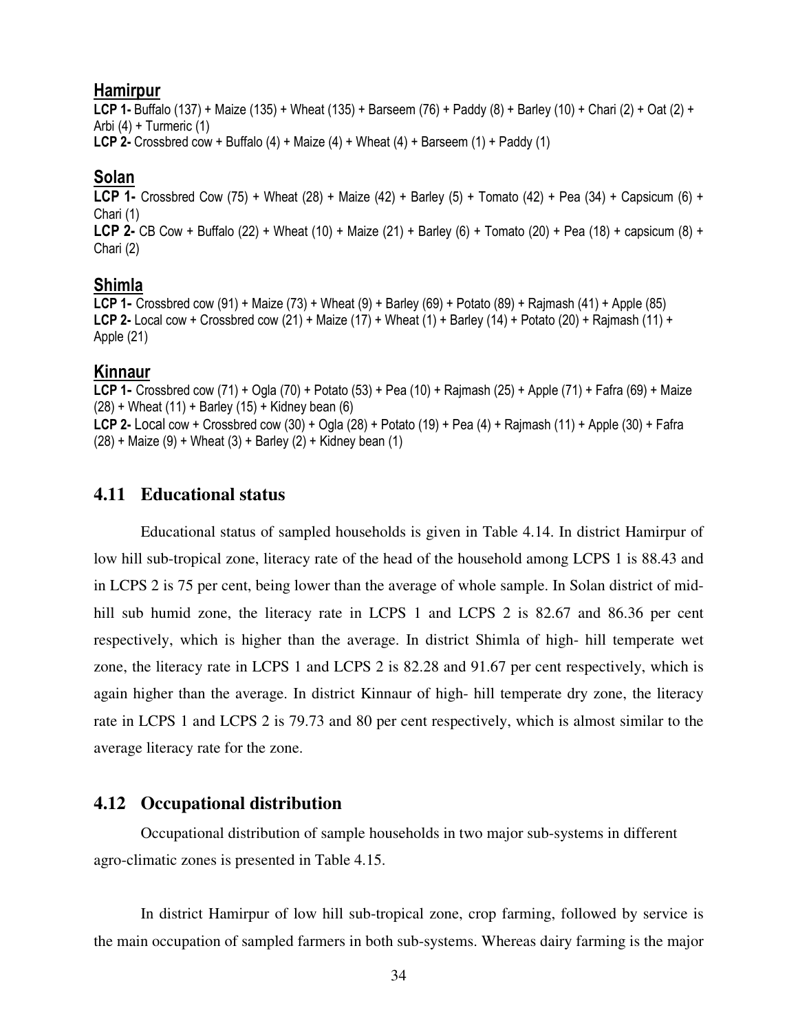### Hamirpur

**LCP 1-** Buffalo (137) + Maize (135) + Wheat (135) + Barseem (76) + Paddy (8) + Barley (10) + Chari (2) + Oat (2) + Arbi (4) + Turmeric (1)

**LCP 2-** Crossbred cow + Buffalo (4) + Maize (4) + Wheat (4) + Barseem (1) + Paddy (1)

### Solan

**LCP 1-** Crossbred Cow (75) + Wheat (28) + Maize (42) + Barley (5) + Tomato (42) + Pea (34) + Capsicum (6) + Chari (1)

**LCP 2-** CB Cow + Buffalo (22) + Wheat (10) + Maize (21) + Barley (6) + Tomato (20) + Pea (18) + capsicum (8) + Chari (2)

### Shimla

**LCP 1-** Crossbred cow (91) + Maize (73) + Wheat (9) + Barley (69) + Potato (89) + Rajmash (41) + Apple (85)

**LCP 2-** Local cow + Crossbred cow (21) + Maize (17) + Wheat (1) + Barley (14) + Potato (20) + Rajmash (11) + Apple (21)

### Kinnaur

**LCP 1-** Crossbred cow (71) + Ogla (70) + Potato (53) + Pea (10) + Rajmash (25) + Apple (71) + Fafra (69) + Maize (28) + Wheat (11) + Barley (15) + Kidney bean (6)

**LCP 2-** Local cow + Crossbred cow (30) + Ogla (28) + Potato (19) + Pea (4) + Rajmash (11) + Apple (30) + Fafra (28) + Maize (9) + Wheat (3) + Barley (2) + Kidney bean (1)

## 4.11 Educational status

Educational status of sampled households is given in Table 4.14. In district Hamirpur of low hill sub-tropical zone, literacy rate of the head of the household among LCPS 1 is 88.43 and in LCPS 2 is 75 per cent, being lower than the average of whole sample. In Solan district of mid-hill sub humid zone, the literacy rate in LCPS 1 and LCPS 2 is 82.67 and 86.36 per cent respectively, which is higher than the average. In district Shimla of high- hill temperate wet zone, the literacy rate in LCPS 1 and LCPS 2 is 82.28 and 91.67 per cent respectively, which is again higher than the average. In district Kinnaur of high- hill temperate dry zone, the literacy rate in LCPS 1 and LCPS 2 is 79.73 and 80 per cent respectively, which is almost similar to the average literacy rate for the zone.

## 4.12 Occupational distribution

Occupational distribution of sample households in two major sub-systems in different agro-climatic zones is presented in Table 4.15.

In district Hamirpur of low hill sub-tropical zone, crop farming, followed by service is the main occupation of sampled farmers in both sub-systems. Whereas dairy farming is the major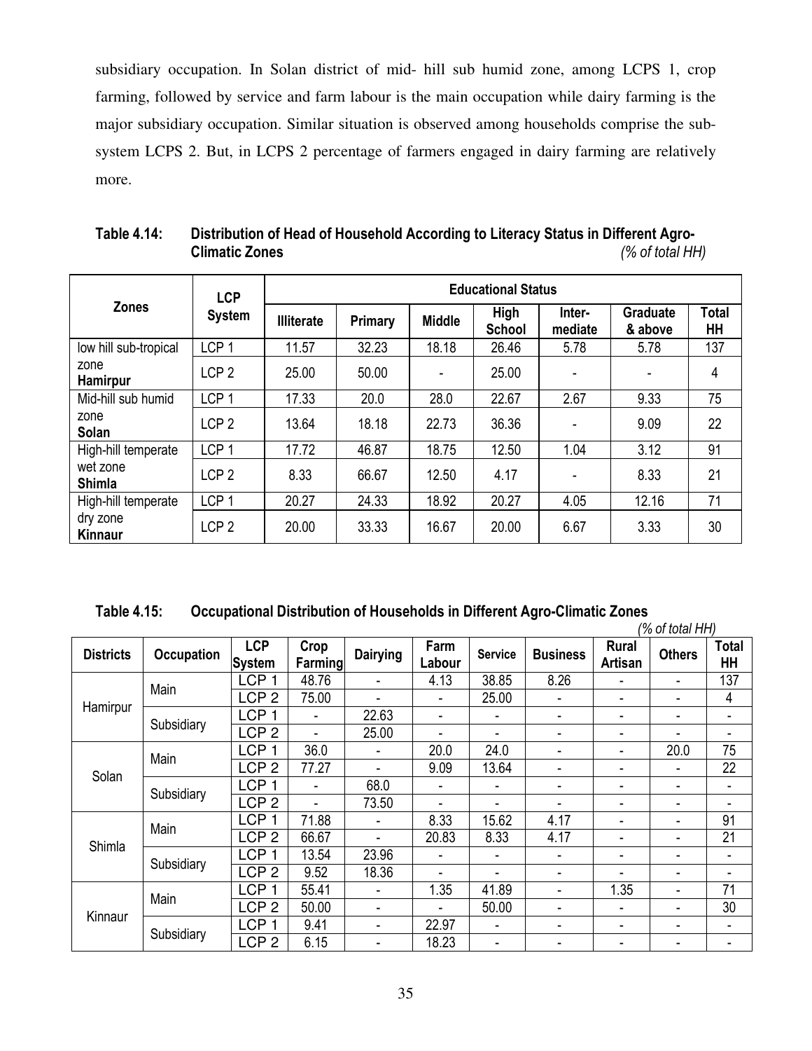subsidiary occupation. In Solan district of mid- hill sub humid zone, among LCPS 1, crop farming, followed by service and farm labour is the main occupation while dairy farming is the major subsidiary occupation. Similar situation is observed among households comprise the sub-system LCPS 2. But, in LCPS 2 percentage of farmers engaged in dairy farming are relatively more.

**Table 4.14: Distribution of Head of Household According to Literacy Status in Different Agro-Climatic Zones** *(% of total HH)*

| Zones | LCP System | Educational Status | | | | | | |
|---|---|---|---|---|---|---|---|---|
| | | Illiterate | Primary | Middle | High School | Inter-mediate | Graduate & above | Total HH |
| low hill sub-tropical zone **Hamirpur** | LCP 1 | 11.57 | 32.23 | 18.18 | 26.46 | 5.78 | 5.78 | 137 |
| | LCP 2 | 25.00 | 50.00 | - | 25.00 | - | - | 4 |
| Mid-hill sub humid zone **Solan** | LCP 1 | 17.33 | 20.0 | 28.0 | 22.67 | 2.67 | 9.33 | 75 |
| | LCP 2 | 13.64 | 18.18 | 22.73 | 36.36 | - | 9.09 | 22 |
| High-hill temperate wet zone **Shimla** | LCP 1 | 17.72 | 46.87 | 18.75 | 12.50 | 1.04 | 3.12 | 91 |
| | LCP 2 | 8.33 | 66.67 | 12.50 | 4.17 | - | 8.33 | 21 |
| High-hill temperate dry zone **Kinnaur** | LCP 1 | 20.27 | 24.33 | 18.92 | 20.27 | 4.05 | 12.16 | 71 |
| | LCP 2 | 20.00 | 33.33 | 16.67 | 20.00 | 6.67 | 3.33 | 30 |

**Table 4.15: Occupational Distribution of Households in Different Agro-Climatic Zones** *(% of total HH)*

| Districts | Occupation | LCP System | Crop Farming | Dairying | Farm Labour | Service | Business | Rural Artisan | Others | Total HH |
|---|---|---|---|---|---|---|---|---|---|---|
| Hamirpur | Main | LCP 1 | 48.76 | - | 4.13 | 38.85 | 8.26 | - | - | 137 |
| | | LCP 2 | 75.00 | - | - | 25.00 | - | - | - | 4 |
| | Subsidiary | LCP 1 | - | 22.63 | - | - | - | - | - | - |
| | | LCP 2 | - | 25.00 | - | - | - | - | - | - |
| Solan | Main | LCP 1 | 36.0 | - | 20.0 | 24.0 | - | - | 20.0 | 75 |
| | | LCP 2 | 77.27 | - | 9.09 | 13.64 | - | - | - | 22 |
| | Subsidiary | LCP 1 | - | 68.0 | - | - | - | - | - | - |
| | | LCP 2 | - | 73.50 | - | - | - | - | - | - |
| Shimla | Main | LCP 1 | 71.88 | - | 8.33 | 15.62 | 4.17 | - | - | 91 |
| | | LCP 2 | 66.67 | - | 20.83 | 8.33 | 4.17 | - | - | 21 |
| | Subsidiary | LCP 1 | 13.54 | 23.96 | - | - | - | - | - | - |
| | | LCP 2 | 9.52 | 18.36 | - | - | - | - | - | - |
| Kinnaur | Main | LCP 1 | 55.41 | - | 1.35 | 41.89 | - | 1.35 | - | 71 |
| | | LCP 2 | 50.00 | - | - | 50.00 | - | - | - | 30 |
| | Subsidiary | LCP 1 | 9.41 | - | 22.97 | - | - | - | - | - |
| | | LCP 2 | 6.15 | - | 18.23 | - | - | - | - | - |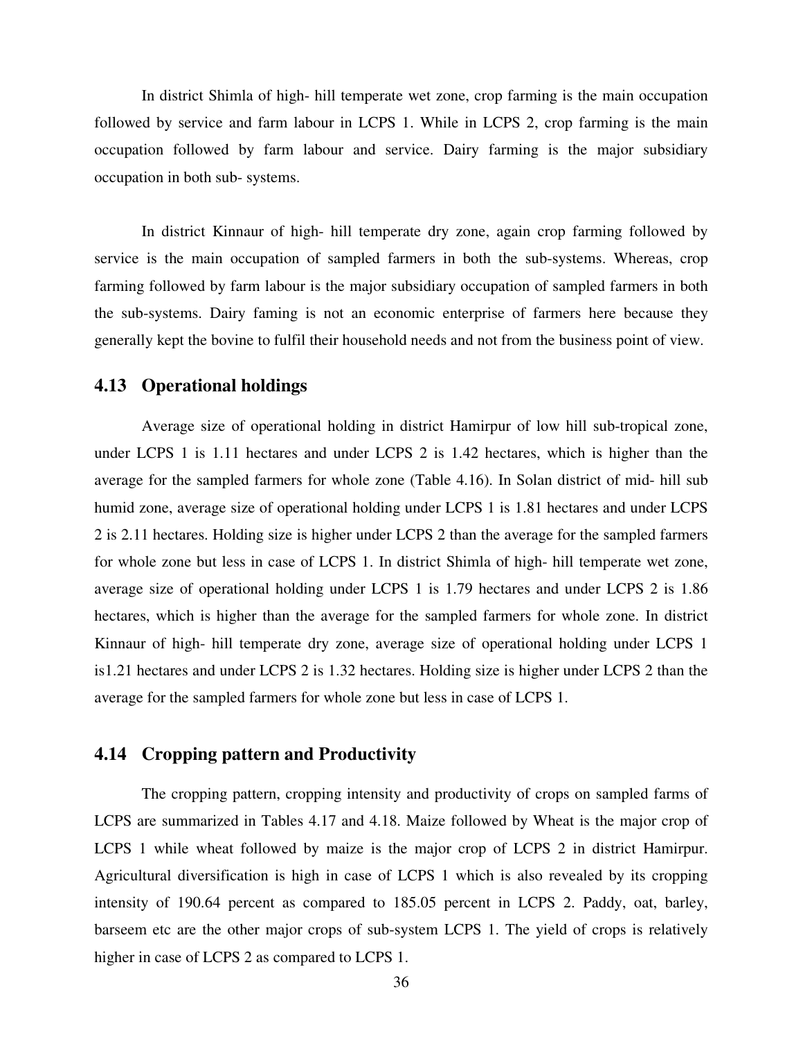In district Shimla of high- hill temperate wet zone, crop farming is the main occupation followed by service and farm labour in LCPS 1. While in LCPS 2, crop farming is the main occupation followed by farm labour and service. Dairy farming is the major subsidiary occupation in both sub- systems.

In district Kinnaur of high- hill temperate dry zone, again crop farming followed by service is the main occupation of sampled farmers in both the sub-systems. Whereas, crop farming followed by farm labour is the major subsidiary occupation of sampled farmers in both the sub-systems. Dairy faming is not an economic enterprise of farmers here because they generally kept the bovine to fulfil their household needs and not from the business point of view.

## 4.13 Operational holdings

Average size of operational holding in district Hamirpur of low hill sub-tropical zone, under LCPS 1 is 1.11 hectares and under LCPS 2 is 1.42 hectares, which is higher than the average for the sampled farmers for whole zone (Table 4.16). In Solan district of mid- hill sub humid zone, average size of operational holding under LCPS 1 is 1.81 hectares and under LCPS 2 is 2.11 hectares. Holding size is higher under LCPS 2 than the average for the sampled farmers for whole zone but less in case of LCPS 1. In district Shimla of high- hill temperate wet zone, average size of operational holding under LCPS 1 is 1.79 hectares and under LCPS 2 is 1.86 hectares, which is higher than the average for the sampled farmers for whole zone. In district Kinnaur of high- hill temperate dry zone, average size of operational holding under LCPS 1 is1.21 hectares and under LCPS 2 is 1.32 hectares. Holding size is higher under LCPS 2 than the average for the sampled farmers for whole zone but less in case of LCPS 1.

## 4.14 Cropping pattern and Productivity

The cropping pattern, cropping intensity and productivity of crops on sampled farms of LCPS are summarized in Tables 4.17 and 4.18. Maize followed by Wheat is the major crop of LCPS 1 while wheat followed by maize is the major crop of LCPS 2 in district Hamirpur. Agricultural diversification is high in case of LCPS 1 which is also revealed by its cropping intensity of 190.64 percent as compared to 185.05 percent in LCPS 2. Paddy, oat, barley, barseem etc are the other major crops of sub-system LCPS 1. The yield of crops is relatively higher in case of LCPS 2 as compared to LCPS 1.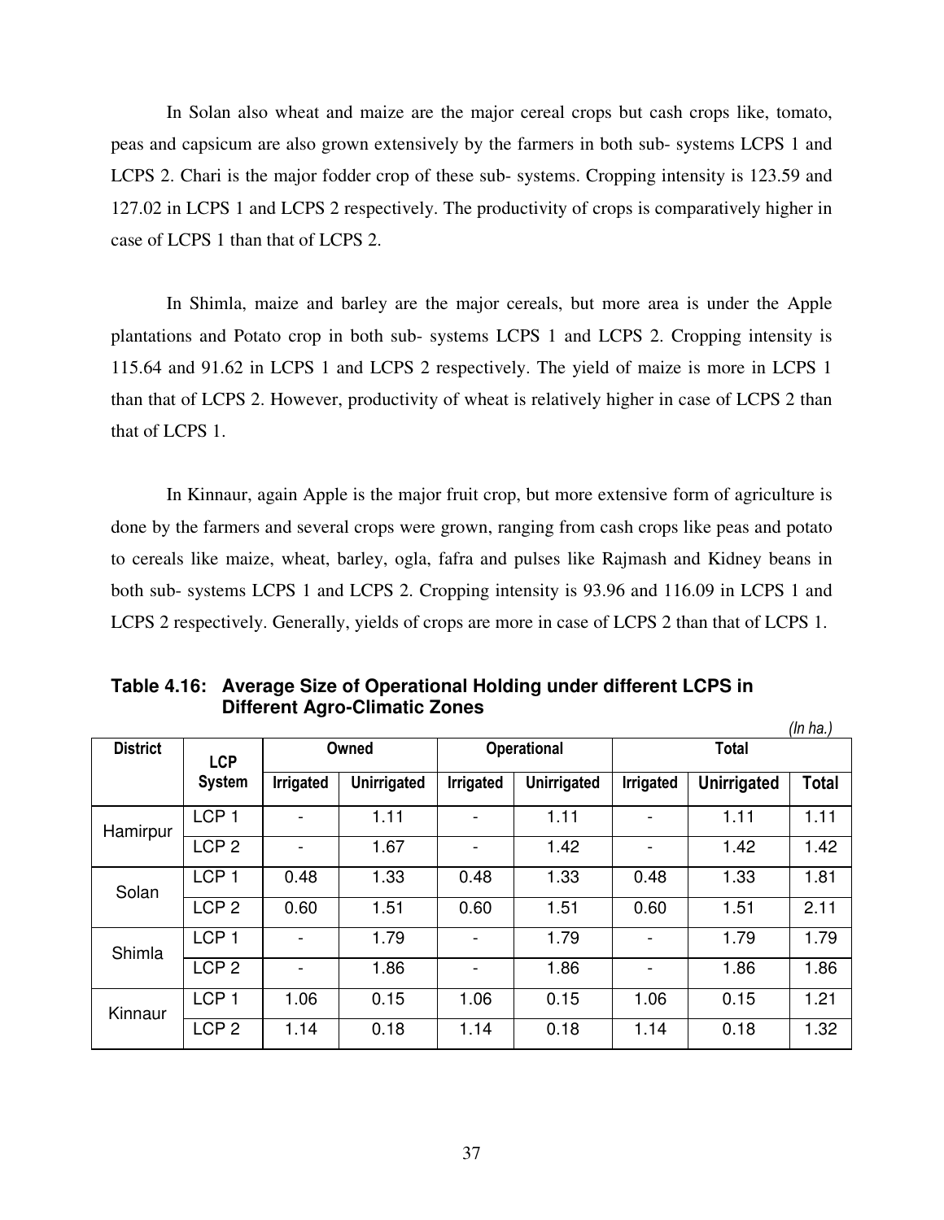In Solan also wheat and maize are the major cereal crops but cash crops like, tomato, peas and capsicum are also grown extensively by the farmers in both sub- systems LCPS 1 and LCPS 2. Chari is the major fodder crop of these sub- systems. Cropping intensity is 123.59 and 127.02 in LCPS 1 and LCPS 2 respectively. The productivity of crops is comparatively higher in case of LCPS 1 than that of LCPS 2.

In Shimla, maize and barley are the major cereals, but more area is under the Apple plantations and Potato crop in both sub- systems LCPS 1 and LCPS 2. Cropping intensity is 115.64 and 91.62 in LCPS 1 and LCPS 2 respectively. The yield of maize is more in LCPS 1 than that of LCPS 2. However, productivity of wheat is relatively higher in case of LCPS 2 than that of LCPS 1.

In Kinnaur, again Apple is the major fruit crop, but more extensive form of agriculture is done by the farmers and several crops were grown, ranging from cash crops like peas and potato to cereals like maize, wheat, barley, ogla, fafra and pulses like Rajmash and Kidney beans in both sub- systems LCPS 1 and LCPS 2. Cropping intensity is 93.96 and 116.09 in LCPS 1 and LCPS 2 respectively. Generally, yields of crops are more in case of LCPS 2 than that of LCPS 1.

**Table 4.16: Average Size of Operational Holding under different LCPS in Different Agro-Climatic Zones**

*(In ha.)*

| District | LCP System | Owned | | Operational | | Total | | |
|---|---|---|---|---|---|---|---|---|
| | | Irrigated | Unirrigated | Irrigated | Unirrigated | Irrigated | Unirrigated | Total |
| Hamirpur | LCP 1 | - | 1.11 | - | 1.11 | - | 1.11 | 1.11 |
| | LCP 2 | - | 1.67 | - | 1.42 | - | 1.42 | 1.42 |
| Solan | LCP 1 | 0.48 | 1.33 | 0.48 | 1.33 | 0.48 | 1.33 | 1.81 |
| | LCP 2 | 0.60 | 1.51 | 0.60 | 1.51 | 0.60 | 1.51 | 2.11 |
| Shimla | LCP 1 | - | 1.79 | - | 1.79 | - | 1.79 | 1.79 |
| | LCP 2 | - | 1.86 | - | 1.86 | - | 1.86 | 1.86 |
| Kinnaur | LCP 1 | 1.06 | 0.15 | 1.06 | 0.15 | 1.06 | 0.15 | 1.21 |
| | LCP 2 | 1.14 | 0.18 | 1.14 | 0.18 | 1.14 | 0.18 | 1.32 |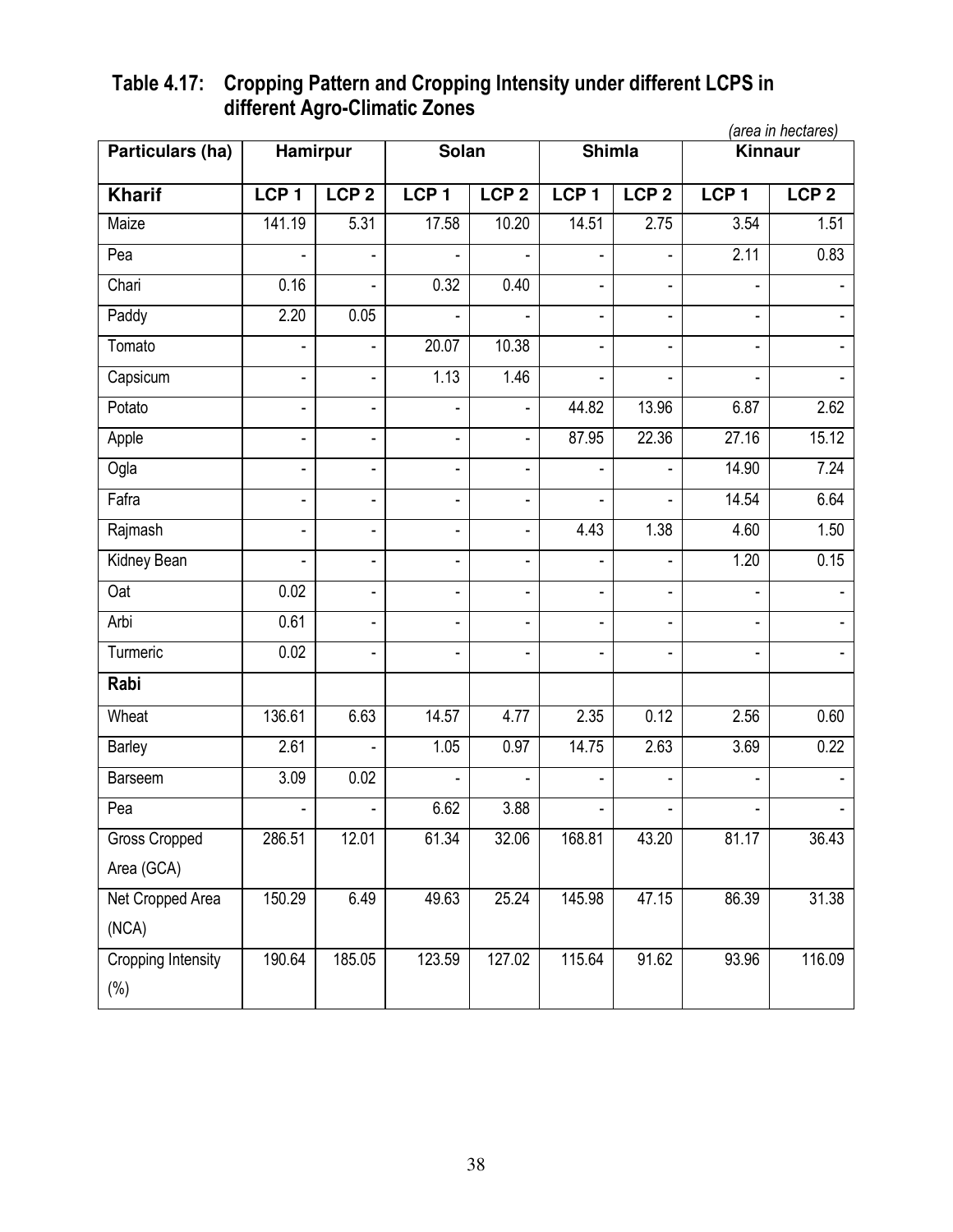**Table 4.17: Cropping Pattern and Cropping Intensity under different LCPS in different Agro-Climatic Zones**

*(area in hectares)*

| Particulars (ha) | Hamirpur | | Solan | | Shimla | | Kinnaur | |
|---|---|---|---|---|---|---|---|---|
| **Kharif** | **LCP 1** | **LCP 2** | **LCP 1** | **LCP 2** | **LCP 1** | **LCP 2** | **LCP 1** | **LCP 2** |
| Maize | 141.19 | 5.31 | 17.58 | 10.20 | 14.51 | 2.75 | 3.54 | 1.51 |
| Pea | - | - | - | - | - | - | 2.11 | 0.83 |
| Chari | 0.16 | - | 0.32 | 0.40 | - | - | - | - |
| Paddy | 2.20 | 0.05 | - | - | - | - | - | - |
| Tomato | - | - | 20.07 | 10.38 | - | - | - | - |
| Capsicum | - | - | 1.13 | 1.46 | - | - | - | - |
| Potato | - | - | - | - | 44.82 | 13.96 | 6.87 | 2.62 |
| Apple | - | - | - | - | 87.95 | 22.36 | 27.16 | 15.12 |
| Ogla | - | - | - | - | - | - | 14.90 | 7.24 |
| Fafra | - | - | - | - | - | - | 14.54 | 6.64 |
| Rajmash | - | - | - | - | 4.43 | 1.38 | 4.60 | 1.50 |
| Kidney Bean | - | - | - | - | - | - | 1.20 | 0.15 |
| Oat | 0.02 | - | - | - | - | - | - | - |
| Arbi | 0.61 | - | - | - | - | - | - | - |
| Turmeric | 0.02 | - | - | - | - | - | - | - |
| **Rabi** | | | | | | | | |
| Wheat | 136.61 | 6.63 | 14.57 | 4.77 | 2.35 | 0.12 | 2.56 | 0.60 |
| Barley | 2.61 | - | 1.05 | 0.97 | 14.75 | 2.63 | 3.69 | 0.22 |
| Barseem | 3.09 | 0.02 | - | - | - | - | - | - |
| Pea | - | - | 6.62 | 3.88 | - | - | - | - |
| Gross Cropped Area (GCA) | 286.51 | 12.01 | 61.34 | 32.06 | 168.81 | 43.20 | 81.17 | 36.43 |
| Net Cropped Area (NCA) | 150.29 | 6.49 | 49.63 | 25.24 | 145.98 | 47.15 | 86.39 | 31.38 |
| Cropping Intensity (%) | 190.64 | 185.05 | 123.59 | 127.02 | 115.64 | 91.62 | 93.96 | 116.09 |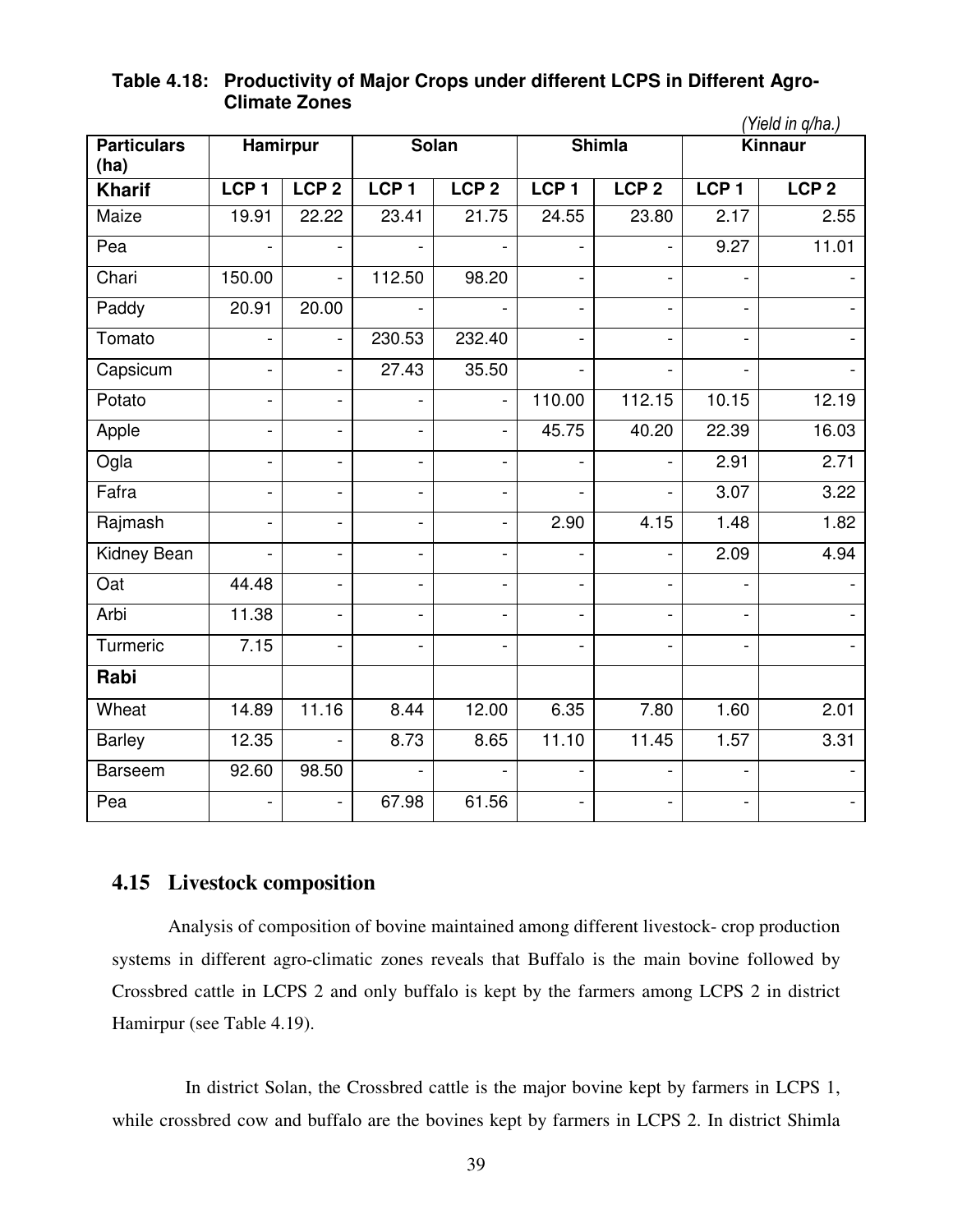**Table 4.18: Productivity of Major Crops under different LCPS in Different Agro-Climate Zones**

*(Yield in q/ha.)*

| Particulars (ha) | Hamirpur | | Solan | | Shimla | | Kinnaur | |
|---|---|---|---|---|---|---|---|---|
| **Kharif** | **LCP 1** | **LCP 2** | **LCP 1** | **LCP 2** | **LCP 1** | **LCP 2** | **LCP 1** | **LCP 2** |
| Maize | 19.91 | 22.22 | 23.41 | 21.75 | 24.55 | 23.80 | 2.17 | 2.55 |
| Pea | - | - | - | - | - | - | 9.27 | 11.01 |
| Chari | 150.00 | - | 112.50 | 98.20 | - | - | - | - |
| Paddy | 20.91 | 20.00 | - | - | - | - | - | - |
| Tomato | - | - | 230.53 | 232.40 | - | - | - | - |
| Capsicum | - | - | 27.43 | 35.50 | - | - | - | - |
| Potato | - | - | - | - | 110.00 | 112.15 | 10.15 | 12.19 |
| Apple | - | - | - | - | 45.75 | 40.20 | 22.39 | 16.03 |
| Ogla | - | - | - | - | - | - | 2.91 | 2.71 |
| Fafra | - | - | - | - | - | - | 3.07 | 3.22 |
| Rajmash | - | - | - | - | 2.90 | 4.15 | 1.48 | 1.82 |
| Kidney Bean | - | - | - | - | - | - | 2.09 | 4.94 |
| Oat | 44.48 | - | - | - | - | - | - | - |
| Arbi | 11.38 | - | - | - | - | - | - | - |
| Turmeric | 7.15 | - | - | - | - | - | - | - |
| **Rabi** | | | | | | | | |
| Wheat | 14.89 | 11.16 | 8.44 | 12.00 | 6.35 | 7.80 | 1.60 | 2.01 |
| Barley | 12.35 | - | 8.73 | 8.65 | 11.10 | 11.45 | 1.57 | 3.31 |
| Barseem | 92.60 | 98.50 | - | - | - | - | - | - |
| Pea | - | - | 67.98 | 61.56 | - | - | - | - |

## 4.15 Livestock composition

Analysis of composition of bovine maintained among different livestock- crop production systems in different agro-climatic zones reveals that Buffalo is the main bovine followed by Crossbred cattle in LCPS 2 and only buffalo is kept by the farmers among LCPS 2 in district Hamirpur (see Table 4.19).

In district Solan, the Crossbred cattle is the major bovine kept by farmers in LCPS 1, while crossbred cow and buffalo are the bovines kept by farmers in LCPS 2. In district Shimla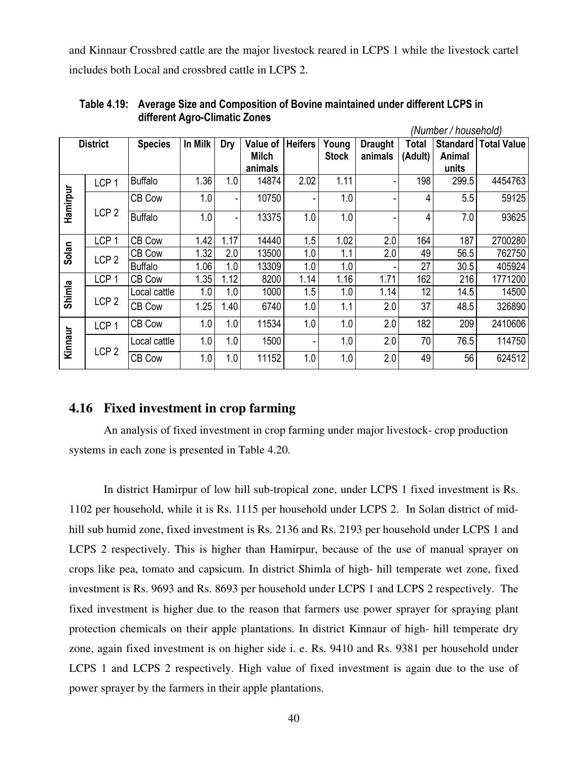and Kinnaur Crossbred cattle are the major livestock reared in LCPS 1 while the livestock cartel includes both Local and crossbred cattle in LCPS 2.

**Table 4.19: Average Size and Composition of Bovine maintained under different LCPS in different Agro-Climatic Zones**

*(Number / household)*

| District | | Species | In Milk | Dry | Value of Milch animals | Heifers | Young Stock | Draught animals | Total (Adult) | Standard Animal units | Total Value |
|---|---|---|---|---|---|---|---|---|---|---|---|
| Hamirpur | LCP 1 | Buffalo | 1.36 | 1.0 | 14874 | 2.02 | 1.11 | - | 198 | 299.5 | 4454763 |
| | LCP 2 | CB Cow | 1.0 | - | 10750 | - | 1.0 | - | 4 | 5.5 | 59125 |
| | | Buffalo | 1.0 | - | 13375 | 1.0 | 1.0 | - | 4 | 7.0 | 93625 |
| Solan | LCP 1 | CB Cow | 1.42 | 1.17 | 14440 | 1.5 | 1.02 | 2.0 | 164 | 187 | 2700280 |
| | LCP 2 | CB Cow | 1.32 | 2.0 | 13500 | 1.0 | 1.1 | 2.0 | 49 | 56.5 | 762750 |
| | | Buffalo | 1.06 | 1.0 | 13309 | 1.0 | 1.0 | - | 27 | 30.5 | 405924 |
| Shimla | LCP 1 | CB Cow | 1.35 | 1.12 | 8200 | 1.14 | 1.16 | 1.71 | 162 | 216 | 1771200 |
| | LCP 2 | Local cattle | 1.0 | 1.0 | 1000 | 1.5 | 1.0 | 1.14 | 12 | 14.5 | 14500 |
| | | CB Cow | 1.25 | 1.40 | 6740 | 1.0 | 1.1 | 2.0 | 37 | 48.5 | 326890 |
| Kinnaur | LCP 1 | CB Cow | 1.0 | 1.0 | 11534 | 1.0 | 1.0 | 2.0 | 182 | 209 | 2410606 |
| | LCP 2 | Local cattle | 1.0 | 1.0 | 1500 | - | 1.0 | 2.0 | 70 | 76.5 | 114750 |
| | | CB Cow | 1.0 | 1.0 | 11152 | 1.0 | 1.0 | 2.0 | 49 | 56 | 624512 |

## 4.16 Fixed investment in crop farming

An analysis of fixed investment in crop farming under major livestock- crop production systems in each zone is presented in Table 4.20.

In district Hamirpur of low hill sub-tropical zone, under LCPS 1 fixed investment is Rs. 1102 per household, while it is Rs. 1115 per household under LCPS 2. In Solan district of mid-hill sub humid zone, fixed investment is Rs. 2136 and Rs. 2193 per household under LCPS 1 and LCPS 2 respectively. This is higher than Hamirpur, because of the use of manual sprayer on crops like pea, tomato and capsicum. In district Shimla of high- hill temperate wet zone, fixed investment is Rs. 9693 and Rs. 8693 per household under LCPS 1 and LCPS 2 respectively. The fixed investment is higher due to the reason that farmers use power sprayer for spraying plant protection chemicals on their apple plantations. In district Kinnaur of high- hill temperate dry zone, again fixed investment is on higher side i. e. Rs. 9410 and Rs. 9381 per household under LCPS 1 and LCPS 2 respectively. High value of fixed investment is again due to the use of power sprayer by the farmers in their apple plantations.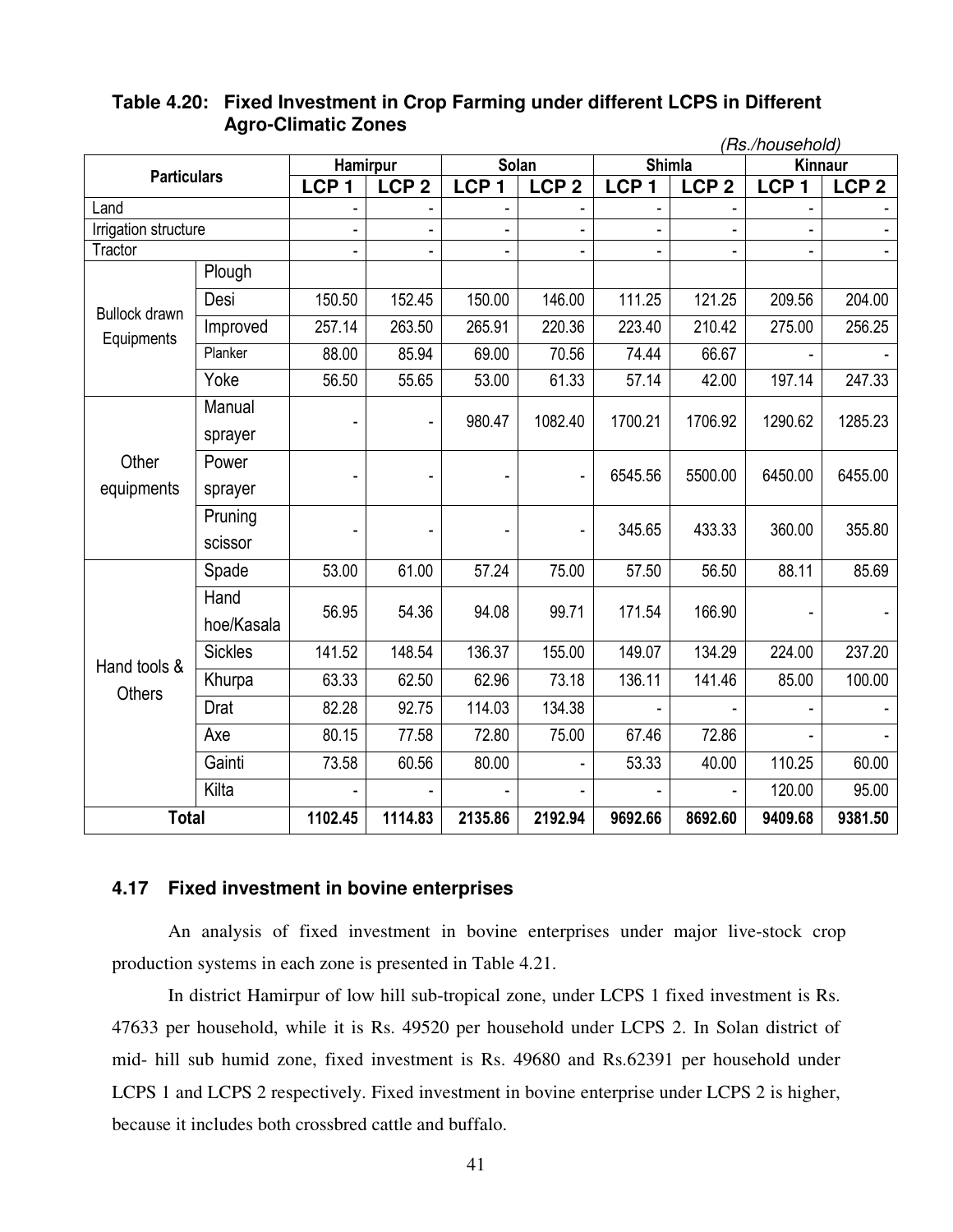**Table 4.20: Fixed Investment in Crop Farming under different LCPS in Different Agro-Climatic Zones**

*(Rs./household)*

| Particulars | | Hamirpur | | Solan | | Shimla | | Kinnaur | |
|---|---|---|---|---|---|---|---|---|---|
| | | LCP 1 | LCP 2 | LCP 1 | LCP 2 | LCP 1 | LCP 2 | LCP 1 | LCP 2 |
| Land | | - | - | - | - | - | - | - | - |
| Irrigation structure | | - | - | - | - | - | - | - | - |
| Tractor | | - | - | - | - | - | - | - | - |
| Bullock drawn Equipments | Plough | | | | | | | | |
| | Desi | 150.50 | 152.45 | 150.00 | 146.00 | 111.25 | 121.25 | 209.56 | 204.00 |
| | Improved | 257.14 | 263.50 | 265.91 | 220.36 | 223.40 | 210.42 | 275.00 | 256.25 |
| | Planker | 88.00 | 85.94 | 69.00 | 70.56 | 74.44 | 66.67 | - | - |
| | Yoke | 56.50 | 55.65 | 53.00 | 61.33 | 57.14 | 42.00 | 197.14 | 247.33 |
| Other equipments | Manual sprayer | - | - | 980.47 | 1082.40 | 1700.21 | 1706.92 | 1290.62 | 1285.23 |
| | Power sprayer | - | - | - | - | 6545.56 | 5500.00 | 6450.00 | 6455.00 |
| | Pruning scissor | - | - | - | - | 345.65 | 433.33 | 360.00 | 355.80 |
| Hand tools & Others | Spade | 53.00 | 61.00 | 57.24 | 75.00 | 57.50 | 56.50 | 88.11 | 85.69 |
| | Hand hoe/Kasala | 56.95 | 54.36 | 94.08 | 99.71 | 171.54 | 166.90 | - | - |
| | Sickles | 141.52 | 148.54 | 136.37 | 155.00 | 149.07 | 134.29 | 224.00 | 237.20 |
| | Khurpa | 63.33 | 62.50 | 62.96 | 73.18 | 136.11 | 141.46 | 85.00 | 100.00 |
| | Drat | 82.28 | 92.75 | 114.03 | 134.38 | - | - | - | - |
| | Axe | 80.15 | 77.58 | 72.80 | 75.00 | 67.46 | 72.86 | - | - |
| | Gainti | 73.58 | 60.56 | 80.00 | - | 53.33 | 40.00 | 110.25 | 60.00 |
| | Kilta | - | - | - | - | - | - | 120.00 | 95.00 |
| **Total** | | **1102.45** | **1114.83** | **2135.86** | **2192.94** | **9692.66** | **8692.60** | **9409.68** | **9381.50** |

## 4.17 Fixed investment in bovine enterprises

An analysis of fixed investment in bovine enterprises under major live-stock crop production systems in each zone is presented in Table 4.21.

In district Hamirpur of low hill sub-tropical zone, under LCPS 1 fixed investment is Rs. 47633 per household, while it is Rs. 49520 per household under LCPS 2. In Solan district of mid- hill sub humid zone, fixed investment is Rs. 49680 and Rs.62391 per household under LCPS 1 and LCPS 2 respectively. Fixed investment in bovine enterprise under LCPS 2 is higher, because it includes both crossbred cattle and buffalo.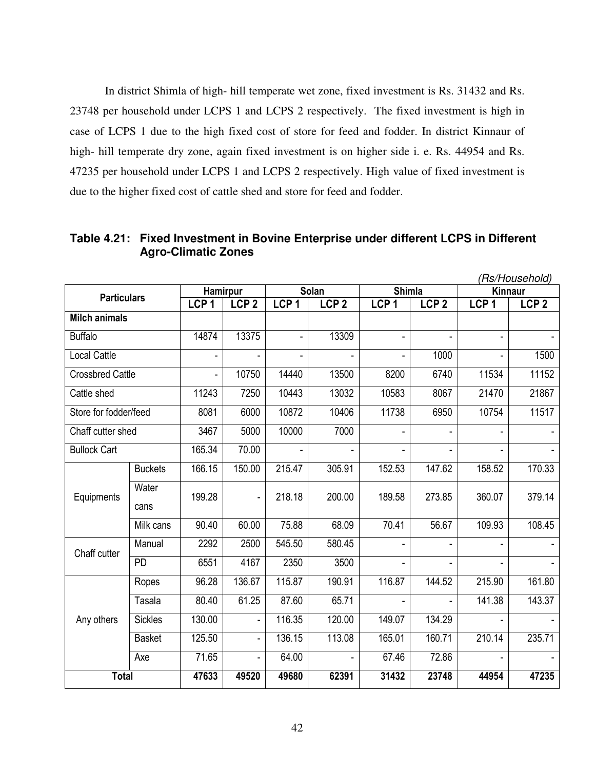In district Shimla of high- hill temperate wet zone, fixed investment is Rs. 31432 and Rs. 23748 per household under LCPS 1 and LCPS 2 respectively. The fixed investment is high in case of LCPS 1 due to the high fixed cost of store for feed and fodder. In district Kinnaur of high- hill temperate dry zone, again fixed investment is on higher side i. e. Rs. 44954 and Rs. 47235 per household under LCPS 1 and LCPS 2 respectively. High value of fixed investment is due to the higher fixed cost of cattle shed and store for feed and fodder.

**Table 4.21: Fixed Investment in Bovine Enterprise under different LCPS in Different Agro-Climatic Zones**

*(Rs/Household)*

| Particulars | | Hamirpur | | Solan | | Shimla | | Kinnaur | |
|---|---|---|---|---|---|---|---|---|---|
| | | LCP 1 | LCP 2 | LCP 1 | LCP 2 | LCP 1 | LCP 2 | LCP 1 | LCP 2 |
| **Milch animals** | | | | | | | | | |
| Buffalo | | 14874 | 13375 | - | 13309 | - | - | - | - |
| Local Cattle | | - | - | - | - | - | 1000 | - | 1500 |
| Crossbred Cattle | | - | 10750 | 14440 | 13500 | 8200 | 6740 | 11534 | 11152 |
| Cattle shed | | 11243 | 7250 | 10443 | 13032 | 10583 | 8067 | 21470 | 21867 |
| Store for fodder/feed | | 8081 | 6000 | 10872 | 10406 | 11738 | 6950 | 10754 | 11517 |
| Chaff cutter shed | | 3467 | 5000 | 10000 | 7000 | - | - | - | - |
| Bullock Cart | | 165.34 | 70.00 | - | - | - | - | - | - |
| Equipments | Buckets | 166.15 | 150.00 | 215.47 | 305.91 | 152.53 | 147.62 | 158.52 | 170.33 |
| | Water cans | 199.28 | - | 218.18 | 200.00 | 189.58 | 273.85 | 360.07 | 379.14 |
| | Milk cans | 90.40 | 60.00 | 75.88 | 68.09 | 70.41 | 56.67 | 109.93 | 108.45 |
| Chaff cutter | Manual | 2292 | 2500 | 545.50 | 580.45 | - | - | - | - |
| | PD | 6551 | 4167 | 2350 | 3500 | - | - | - | - |
| Any others | Ropes | 96.28 | 136.67 | 115.87 | 190.91 | 116.87 | 144.52 | 215.90 | 161.80 |
| | Tasala | 80.40 | 61.25 | 87.60 | 65.71 | - | - | 141.38 | 143.37 |
| | Sickles | 130.00 | - | 116.35 | 120.00 | 149.07 | 134.29 | - | - |
| | Basket | 125.50 | - | 136.15 | 113.08 | 165.01 | 160.71 | 210.14 | 235.71 |
| | Axe | 71.65 | - | 64.00 | - | 67.46 | 72.86 | - | - |
| **Total** | | **47633** | **49520** | **49680** | **62391** | **31432** | **23748** | **44954** | **47235** |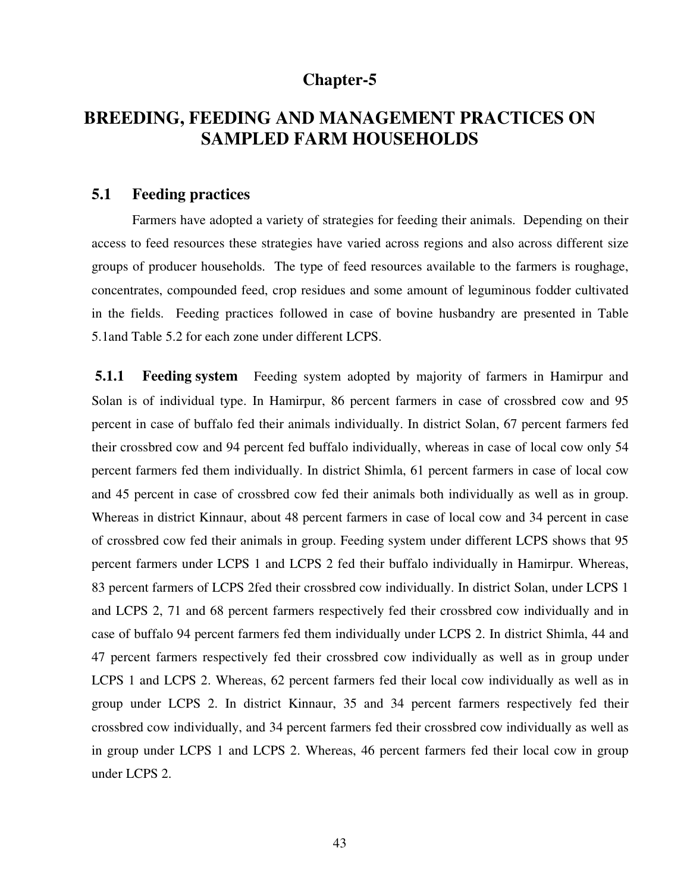# Chapter-5

# BREEDING, FEEDING AND MANAGEMENT PRACTICES ON SAMPLED FARM HOUSEHOLDS

## 5.1 Feeding practices

Farmers have adopted a variety of strategies for feeding their animals. Depending on their access to feed resources these strategies have varied across regions and also across different size groups of producer households. The type of feed resources available to the farmers is roughage, concentrates, compounded feed, crop residues and some amount of leguminous fodder cultivated in the fields. Feeding practices followed in case of bovine husbandry are presented in Table 5.1and Table 5.2 for each zone under different LCPS.

**5.1.1 Feeding system** Feeding system adopted by majority of farmers in Hamirpur and Solan is of individual type. In Hamirpur, 86 percent farmers in case of crossbred cow and 95 percent in case of buffalo fed their animals individually. In district Solan, 67 percent farmers fed their crossbred cow and 94 percent fed buffalo individually, whereas in case of local cow only 54 percent farmers fed them individually. In district Shimla, 61 percent farmers in case of local cow and 45 percent in case of crossbred cow fed their animals both individually as well as in group. Whereas in district Kinnaur, about 48 percent farmers in case of local cow and 34 percent in case of crossbred cow fed their animals in group. Feeding system under different LCPS shows that 95 percent farmers under LCPS 1 and LCPS 2 fed their buffalo individually in Hamirpur. Whereas, 83 percent farmers of LCPS 2fed their crossbred cow individually. In district Solan, under LCPS 1 and LCPS 2, 71 and 68 percent farmers respectively fed their crossbred cow individually and in case of buffalo 94 percent farmers fed them individually under LCPS 2. In district Shimla, 44 and 47 percent farmers respectively fed their crossbred cow individually as well as in group under LCPS 1 and LCPS 2. Whereas, 62 percent farmers fed their local cow individually as well as in group under LCPS 2. In district Kinnaur, 35 and 34 percent farmers respectively fed their crossbred cow individually, and 34 percent farmers fed their crossbred cow individually as well as in group under LCPS 1 and LCPS 2. Whereas, 46 percent farmers fed their local cow in group under LCPS 2.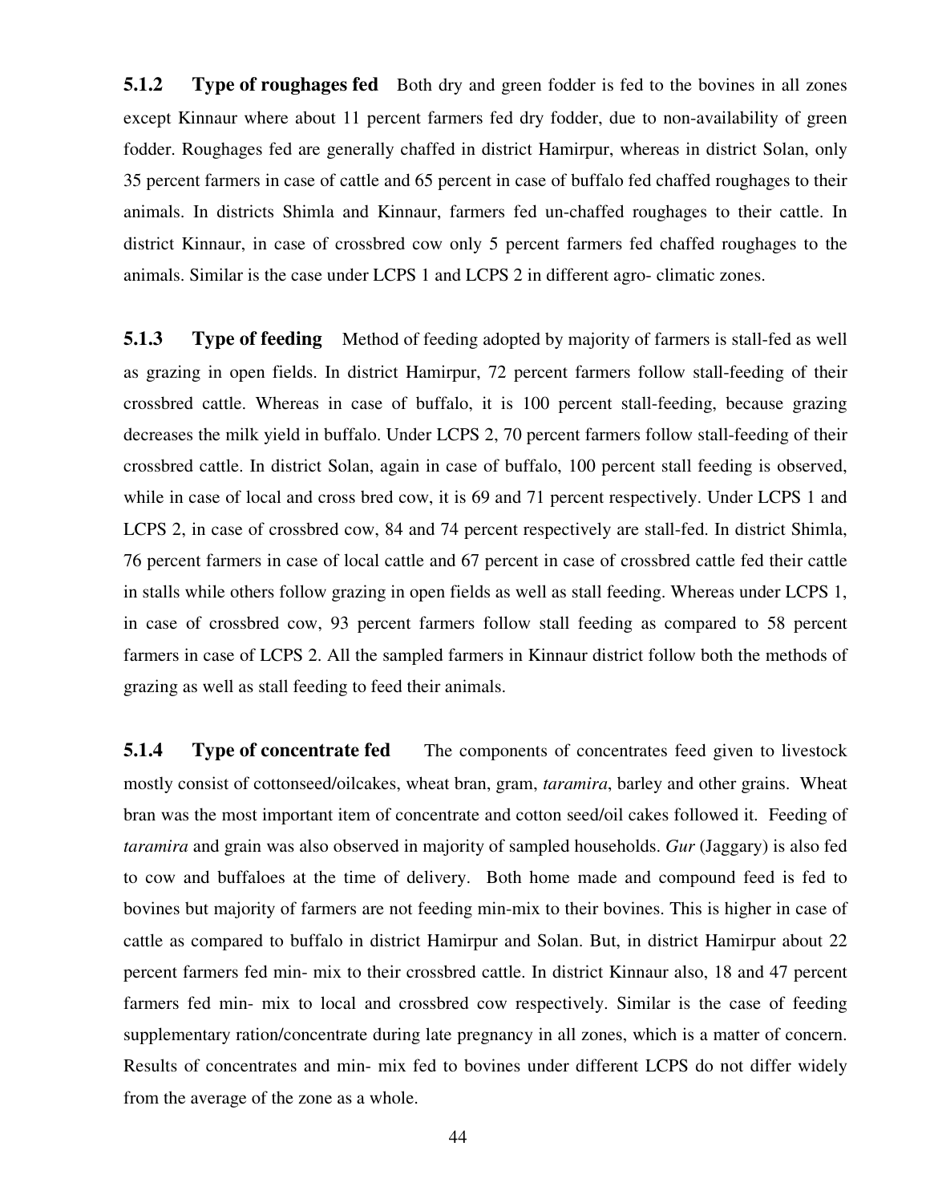**5.1.2 Type of roughages fed** Both dry and green fodder is fed to the bovines in all zones except Kinnaur where about 11 percent farmers fed dry fodder, due to non-availability of green fodder. Roughages fed are generally chaffed in district Hamirpur, whereas in district Solan, only 35 percent farmers in case of cattle and 65 percent in case of buffalo fed chaffed roughages to their animals. In districts Shimla and Kinnaur, farmers fed un-chaffed roughages to their cattle. In district Kinnaur, in case of crossbred cow only 5 percent farmers fed chaffed roughages to the animals. Similar is the case under LCPS 1 and LCPS 2 in different agro- climatic zones.

**5.1.3 Type of feeding** Method of feeding adopted by majority of farmers is stall-fed as well as grazing in open fields. In district Hamirpur, 72 percent farmers follow stall-feeding of their crossbred cattle. Whereas in case of buffalo, it is 100 percent stall-feeding, because grazing decreases the milk yield in buffalo. Under LCPS 2, 70 percent farmers follow stall-feeding of their crossbred cattle. In district Solan, again in case of buffalo, 100 percent stall feeding is observed, while in case of local and cross bred cow, it is 69 and 71 percent respectively. Under LCPS 1 and LCPS 2, in case of crossbred cow, 84 and 74 percent respectively are stall-fed. In district Shimla, 76 percent farmers in case of local cattle and 67 percent in case of crossbred cattle fed their cattle in stalls while others follow grazing in open fields as well as stall feeding. Whereas under LCPS 1, in case of crossbred cow, 93 percent farmers follow stall feeding as compared to 58 percent farmers in case of LCPS 2. All the sampled farmers in Kinnaur district follow both the methods of grazing as well as stall feeding to feed their animals.

**5.1.4 Type of concentrate fed** The components of concentrates feed given to livestock mostly consist of cottonseed/oilcakes, wheat bran, gram, *taramira*, barley and other grains. Wheat bran was the most important item of concentrate and cotton seed/oil cakes followed it. Feeding of *taramira* and grain was also observed in majority of sampled households. *Gur* (Jaggary) is also fed to cow and buffaloes at the time of delivery. Both home made and compound feed is fed to bovines but majority of farmers are not feeding min-mix to their bovines. This is higher in case of cattle as compared to buffalo in district Hamirpur and Solan. But, in district Hamirpur about 22 percent farmers fed min- mix to their crossbred cattle. In district Kinnaur also, 18 and 47 percent farmers fed min- mix to local and crossbred cow respectively. Similar is the case of feeding supplementary ration/concentrate during late pregnancy in all zones, which is a matter of concern. Results of concentrates and min- mix fed to bovines under different LCPS do not differ widely from the average of the zone as a whole.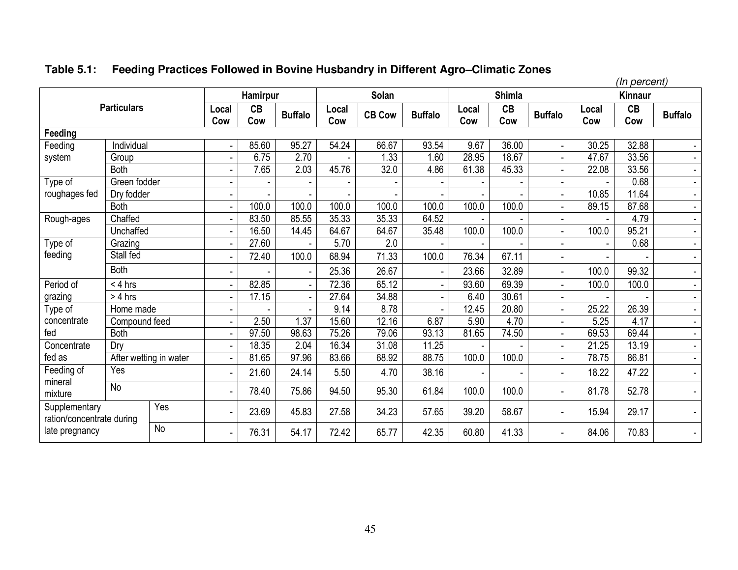**Table 5.1: Feeding Practices Followed in Bovine Husbandry in Different Agro–Climatic Zones**

*(In percent)*

| Particulars | | Hamirpur | | | Solan | | | Shimla | | | Kinnaur | | |
|---|---|---|---|---|---|---|---|---|---|---|---|---|---|
| | | Local Cow | CB Cow | Buffalo | Local Cow | CB Cow | Buffalo | Local Cow | CB Cow | Buffalo | Local Cow | CB Cow | Buffalo |
| **Feeding** | | | | | | | | | | | | | |
| Feeding system | Individual | - | 85.60 | 95.27 | 54.24 | 66.67 | 93.54 | 9.67 | 36.00 | - | 30.25 | 32.88 | - |
| | Group | - | 6.75 | 2.70 | - | 1.33 | 1.60 | 28.95 | 18.67 | - | 47.67 | 33.56 | - |
| | Both | - | 7.65 | 2.03 | 45.76 | 32.0 | 4.86 | 61.38 | 45.33 | - | 22.08 | 33.56 | - |
| Type of roughages fed | Green fodder | - | - | - | - | - | - | - | - | - | - | 0.68 | - |
| | Dry fodder | - | - | - | - | - | - | - | - | - | 10.85 | 11.64 | - |
| | Both | - | 100.0 | 100.0 | 100.0 | 100.0 | 100.0 | 100.0 | 100.0 | - | 89.15 | 87.68 | - |
| Rough-ages | Chaffed | - | 83.50 | 85.55 | 35.33 | 35.33 | 64.52 | - | - | - | - | 4.79 | - |
| | Unchaffed | - | 16.50 | 14.45 | 64.67 | 64.67 | 35.48 | 100.0 | 100.0 | - | 100.0 | 95.21 | - |
| Type of feeding | Grazing | - | 27.60 | - | 5.70 | 2.0 | - | - | - | - | - | 0.68 | - |
| | Stall fed | - | 72.40 | 100.0 | 68.94 | 71.33 | 100.0 | 76.34 | 67.11 | - | - | - | - |
| | Both | - | - | - | 25.36 | 26.67 | - | 23.66 | 32.89 | - | 100.0 | 99.32 | - |
| Period of grazing | < 4 hrs | - | 82.85 | - | 72.36 | 65.12 | - | 93.60 | 69.39 | - | 100.0 | 100.0 | - |
| | > 4 hrs | - | 17.15 | - | 27.64 | 34.88 | - | 6.40 | 30.61 | - | - | - | - |
| Type of concentrate fed | Home made | - | - | - | 9.14 | 8.78 | - | 12.45 | 20.80 | - | 25.22 | 26.39 | - |
| | Compound feed | - | 2.50 | 1.37 | 15.60 | 12.16 | 6.87 | 5.90 | 4.70 | - | 5.25 | 4.17 | - |
| | Both | - | 97.50 | 98.63 | 75.26 | 79.06 | 93.13 | 81.65 | 74.50 | - | 69.53 | 69.44 | - |
| Concentrate fed as | Dry | - | 18.35 | 2.04 | 16.34 | 31.08 | 11.25 | - | - | - | 21.25 | 13.19 | - |
| | After wetting in water | - | 81.65 | 97.96 | 83.66 | 68.92 | 88.75 | 100.0 | 100.0 | - | 78.75 | 86.81 | - |
| Feeding of mineral mixture | Yes | - | 21.60 | 24.14 | 5.50 | 4.70 | 38.16 | - | - | - | 18.22 | 47.22 | - |
| | No | - | 78.40 | 75.86 | 94.50 | 95.30 | 61.84 | 100.0 | 100.0 | - | 81.78 | 52.78 | - |
| Supplementary ration/concentrate during late pregnancy | Yes | - | 23.69 | 45.83 | 27.58 | 34.23 | 57.65 | 39.20 | 58.67 | - | 15.94 | 29.17 | - |
| | No | - | 76.31 | 54.17 | 72.42 | 65.77 | 42.35 | 60.80 | 41.33 | - | 84.06 | 70.83 | - |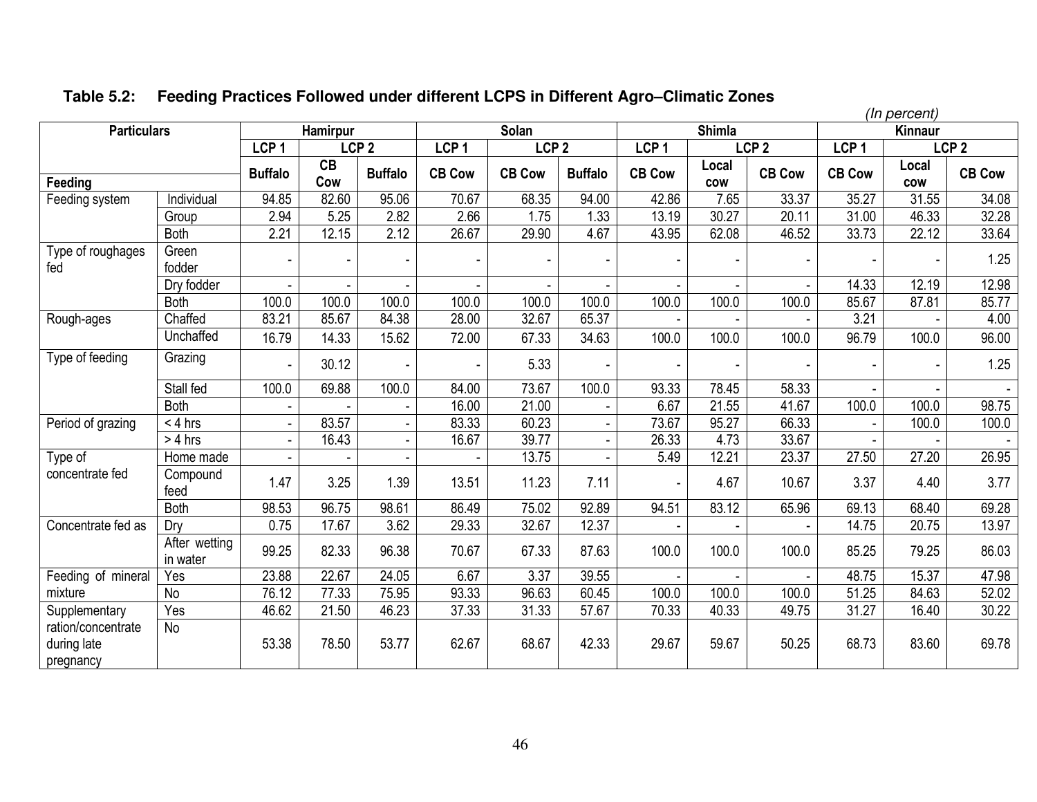**Table 5.2: Feeding Practices Followed under different LCPS in Different Agro–Climatic Zones**

*(In percent)*

| Particulars | | Hamirpur | | | Solan | | | Shimla | | | Kinnaur | | |
|---|---|---|---|---|---|---|---|---|---|---|---|---|---|
| | | LCP 1 | LCP 2 | | LCP 1 | LCP 2 | | LCP 1 | LCP 2 | | LCP 1 | LCP 2 | |
| Feeding | | Buffalo | CB Cow | Buffalo | CB Cow | CB Cow | Buffalo | CB Cow | Local cow | CB Cow | CB Cow | Local cow | CB Cow |
| Feeding system | Individual | 94.85 | 82.60 | 95.06 | 70.67 | 68.35 | 94.00 | 42.86 | 7.65 | 33.37 | 35.27 | 31.55 | 34.08 |
| | Group | 2.94 | 5.25 | 2.82 | 2.66 | 1.75 | 1.33 | 13.19 | 30.27 | 20.11 | 31.00 | 46.33 | 32.28 |
| | Both | 2.21 | 12.15 | 2.12 | 26.67 | 29.90 | 4.67 | 43.95 | 62.08 | 46.52 | 33.73 | 22.12 | 33.64 |
| Type of roughages fed | Green fodder | - | - | - | - | - | - | - | - | - | - | - | 1.25 |
| | Dry fodder | - | - | - | - | - | - | - | - | - | 14.33 | 12.19 | 12.98 |
| | Both | 100.0 | 100.0 | 100.0 | 100.0 | 100.0 | 100.0 | 100.0 | 100.0 | 100.0 | 85.67 | 87.81 | 85.77 |
| Rough-ages | Chaffed | 83.21 | 85.67 | 84.38 | 28.00 | 32.67 | 65.37 | - | - | - | 3.21 | - | 4.00 |
| | Unchaffed | 16.79 | 14.33 | 15.62 | 72.00 | 67.33 | 34.63 | 100.0 | 100.0 | 100.0 | 96.79 | 100.0 | 96.00 |
| Type of feeding | Grazing | - | 30.12 | - | - | 5.33 | - | - | - | - | - | - | 1.25 |
| | Stall fed | 100.0 | 69.88 | 100.0 | 84.00 | 73.67 | 100.0 | 93.33 | 78.45 | 58.33 | - | - | - |
| | Both | - | - | - | 16.00 | 21.00 | - | 6.67 | 21.55 | 41.67 | 100.0 | 100.0 | 98.75 |
| Period of grazing | < 4 hrs | - | 83.57 | - | 83.33 | 60.23 | - | 73.67 | 95.27 | 66.33 | - | 100.0 | 100.0 |
| | > 4 hrs | - | 16.43 | - | 16.67 | 39.77 | - | 26.33 | 4.73 | 33.67 | - | - | - |
| Type of concentrate fed | Home made | - | - | - | - | 13.75 | - | 5.49 | 12.21 | 23.37 | 27.50 | 27.20 | 26.95 |
| | Compound feed | 1.47 | 3.25 | 1.39 | 13.51 | 11.23 | 7.11 | - | 4.67 | 10.67 | 3.37 | 4.40 | 3.77 |
| | Both | 98.53 | 96.75 | 98.61 | 86.49 | 75.02 | 92.89 | 94.51 | 83.12 | 65.96 | 69.13 | 68.40 | 69.28 |
| Concentrate fed as | Dry | 0.75 | 17.67 | 3.62 | 29.33 | 32.67 | 12.37 | - | - | - | 14.75 | 20.75 | 13.97 |
| | After wetting in water | 99.25 | 82.33 | 96.38 | 70.67 | 67.33 | 87.63 | 100.0 | 100.0 | 100.0 | 85.25 | 79.25 | 86.03 |
| Feeding of mineral mixture | Yes | 23.88 | 22.67 | 24.05 | 6.67 | 3.37 | 39.55 | - | - | - | 48.75 | 15.37 | 47.98 |
| | No | 76.12 | 77.33 | 75.95 | 93.33 | 96.63 | 60.45 | 100.0 | 100.0 | 100.0 | 51.25 | 84.63 | 52.02 |
| Supplementary ration/concentrate during late pregnancy | Yes | 46.62 | 21.50 | 46.23 | 37.33 | 31.33 | 57.67 | 70.33 | 40.33 | 49.75 | 31.27 | 16.40 | 30.22 |
| | No | 53.38 | 78.50 | 53.77 | 62.67 | 68.67 | 42.33 | 29.67 | 59.67 | 50.25 | 68.73 | 83.60 | 69.78 |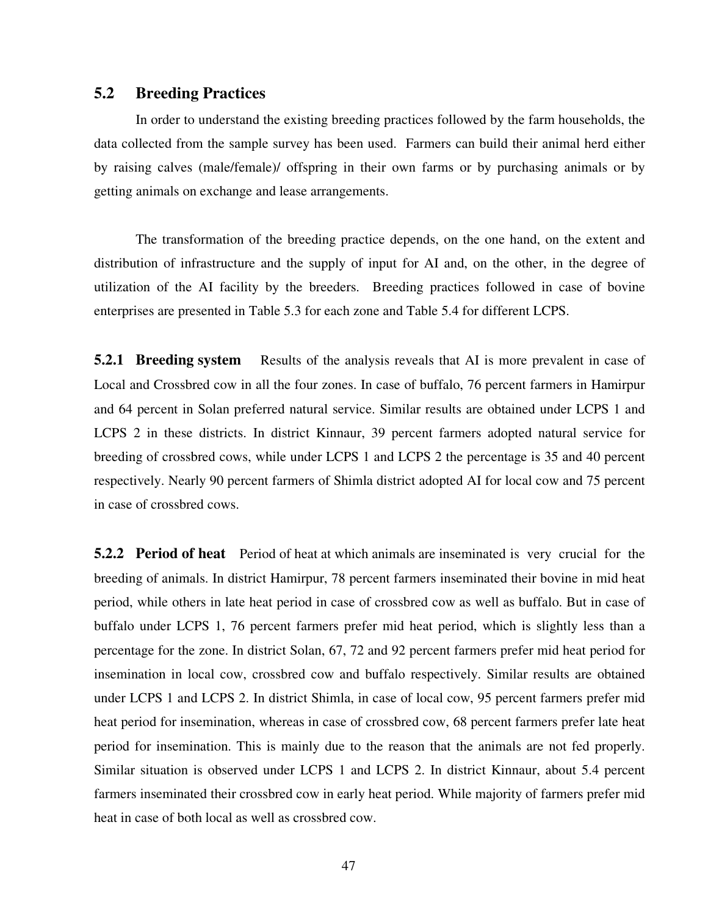## 5.2 Breeding Practices

In order to understand the existing breeding practices followed by the farm households, the data collected from the sample survey has been used. Farmers can build their animal herd either by raising calves (male/female)/ offspring in their own farms or by purchasing animals or by getting animals on exchange and lease arrangements.

The transformation of the breeding practice depends, on the one hand, on the extent and distribution of infrastructure and the supply of input for AI and, on the other, in the degree of utilization of the AI facility by the breeders. Breeding practices followed in case of bovine enterprises are presented in Table 5.3 for each zone and Table 5.4 for different LCPS.

**5.2.1 Breeding system** Results of the analysis reveals that AI is more prevalent in case of Local and Crossbred cow in all the four zones. In case of buffalo, 76 percent farmers in Hamirpur and 64 percent in Solan preferred natural service. Similar results are obtained under LCPS 1 and LCPS 2 in these districts. In district Kinnaur, 39 percent farmers adopted natural service for breeding of crossbred cows, while under LCPS 1 and LCPS 2 the percentage is 35 and 40 percent respectively. Nearly 90 percent farmers of Shimla district adopted AI for local cow and 75 percent in case of crossbred cows.

**5.2.2 Period of heat** Period of heat at which animals are inseminated is very crucial for the breeding of animals. In district Hamirpur, 78 percent farmers inseminated their bovine in mid heat period, while others in late heat period in case of crossbred cow as well as buffalo. But in case of buffalo under LCPS 1, 76 percent farmers prefer mid heat period, which is slightly less than a percentage for the zone. In district Solan, 67, 72 and 92 percent farmers prefer mid heat period for insemination in local cow, crossbred cow and buffalo respectively. Similar results are obtained under LCPS 1 and LCPS 2. In district Shimla, in case of local cow, 95 percent farmers prefer mid heat period for insemination, whereas in case of crossbred cow, 68 percent farmers prefer late heat period for insemination. This is mainly due to the reason that the animals are not fed properly. Similar situation is observed under LCPS 1 and LCPS 2. In district Kinnaur, about 5.4 percent farmers inseminated their crossbred cow in early heat period. While majority of farmers prefer mid heat in case of both local as well as crossbred cow.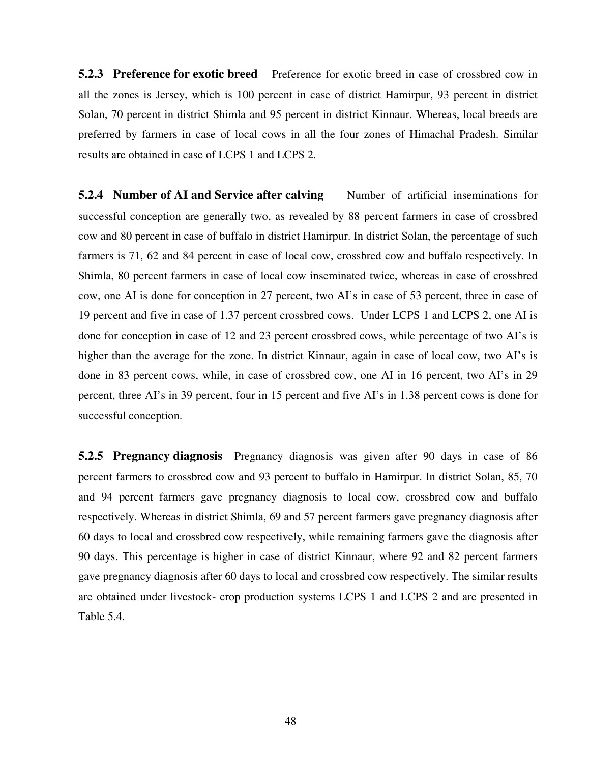**5.2.3 Preference for exotic breed** Preference for exotic breed in case of crossbred cow in all the zones is Jersey, which is 100 percent in case of district Hamirpur, 93 percent in district Solan, 70 percent in district Shimla and 95 percent in district Kinnaur. Whereas, local breeds are preferred by farmers in case of local cows in all the four zones of Himachal Pradesh. Similar results are obtained in case of LCPS 1 and LCPS 2.

**5.2.4 Number of AI and Service after calving** Number of artificial inseminations for successful conception are generally two, as revealed by 88 percent farmers in case of crossbred cow and 80 percent in case of buffalo in district Hamirpur. In district Solan, the percentage of such farmers is 71, 62 and 84 percent in case of local cow, crossbred cow and buffalo respectively. In Shimla, 80 percent farmers in case of local cow inseminated twice, whereas in case of crossbred cow, one AI is done for conception in 27 percent, two AI's in case of 53 percent, three in case of 19 percent and five in case of 1.37 percent crossbred cows. Under LCPS 1 and LCPS 2, one AI is done for conception in case of 12 and 23 percent crossbred cows, while percentage of two AI's is higher than the average for the zone. In district Kinnaur, again in case of local cow, two AI's is done in 83 percent cows, while, in case of crossbred cow, one AI in 16 percent, two AI's in 29 percent, three AI's in 39 percent, four in 15 percent and five AI's in 1.38 percent cows is done for successful conception.

**5.2.5 Pregnancy diagnosis** Pregnancy diagnosis was given after 90 days in case of 86 percent farmers to crossbred cow and 93 percent to buffalo in Hamirpur. In district Solan, 85, 70 and 94 percent farmers gave pregnancy diagnosis to local cow, crossbred cow and buffalo respectively. Whereas in district Shimla, 69 and 57 percent farmers gave pregnancy diagnosis after 60 days to local and crossbred cow respectively, while remaining farmers gave the diagnosis after 90 days. This percentage is higher in case of district Kinnaur, where 92 and 82 percent farmers gave pregnancy diagnosis after 60 days to local and crossbred cow respectively. The similar results are obtained under livestock- crop production systems LCPS 1 and LCPS 2 and are presented in Table 5.4.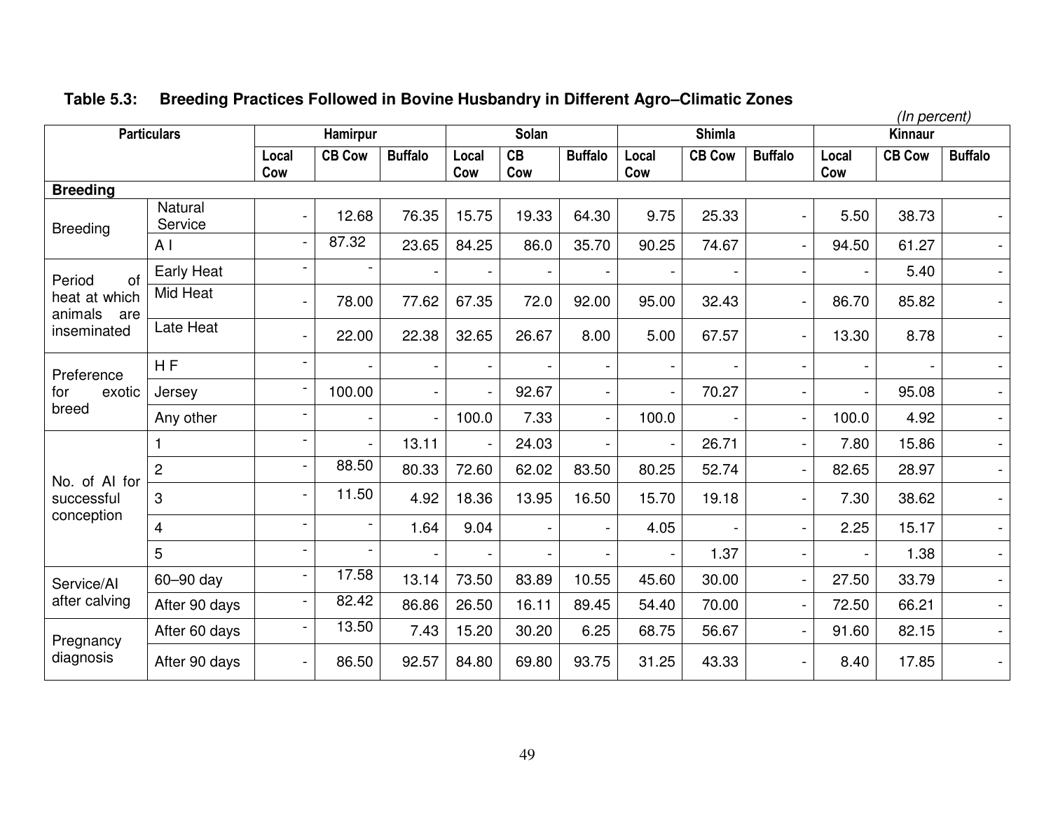**Table 5.3: Breeding Practices Followed in Bovine Husbandry in Different Agro–Climatic Zones**

*(In percent)*

| Particulars | | Hamirpur | | | Solan | | | Shimla | | | Kinnaur | | |
|---|---|---|---|---|---|---|---|---|---|---|---|---|---|
| | | Local Cow | CB Cow | Buffalo | Local Cow | CB Cow | Buffalo | Local Cow | CB Cow | Buffalo | Local Cow | CB Cow | Buffalo |
| **Breeding** | | | | | | | | | | | | | |
| Breeding | Natural Service | - | 12.68 | 76.35 | 15.75 | 19.33 | 64.30 | 9.75 | 25.33 | - | 5.50 | 38.73 | - |
| | A I | - | 87.32 | 23.65 | 84.25 | 86.0 | 35.70 | 90.25 | 74.67 | - | 94.50 | 61.27 | - |
| Period of heat at which animals are inseminated | Early Heat | - | - | - | - | - | - | - | - | - | - | 5.40 | - |
| | Mid Heat | - | 78.00 | 77.62 | 67.35 | 72.0 | 92.00 | 95.00 | 32.43 | - | 86.70 | 85.82 | - |
| | Late Heat | - | 22.00 | 22.38 | 32.65 | 26.67 | 8.00 | 5.00 | 67.57 | - | 13.30 | 8.78 | - |
| Preference for exotic breed | H F | - | - | - | - | - | - | - | - | - | - | - | - |
| | Jersey | - | 100.00 | - | - | 92.67 | - | - | 70.27 | - | - | 95.08 | - |
| | Any other | - | - | - | 100.0 | 7.33 | - | 100.0 | - | - | 100.0 | 4.92 | - |
| No. of AI for successful conception | 1 | - | - | 13.11 | - | 24.03 | - | - | 26.71 | - | 7.80 | 15.86 | - |
| | 2 | - | 88.50 | 80.33 | 72.60 | 62.02 | 83.50 | 80.25 | 52.74 | - | 82.65 | 28.97 | - |
| | 3 | - | 11.50 | 4.92 | 18.36 | 13.95 | 16.50 | 15.70 | 19.18 | - | 7.30 | 38.62 | - |
| | 4 | - | - | 1.64 | 9.04 | - | - | 4.05 | - | - | 2.25 | 15.17 | - |
| | 5 | - | - | - | - | - | - | - | 1.37 | - | - | 1.38 | - |
| Service/AI after calving | 60–90 day | - | 17.58 | 13.14 | 73.50 | 83.89 | 10.55 | 45.60 | 30.00 | - | 27.50 | 33.79 | - |
| | After 90 days | - | 82.42 | 86.86 | 26.50 | 16.11 | 89.45 | 54.40 | 70.00 | - | 72.50 | 66.21 | - |
| Pregnancy diagnosis | After 60 days | - | 13.50 | 7.43 | 15.20 | 30.20 | 6.25 | 68.75 | 56.67 | - | 91.60 | 82.15 | - |
| | After 90 days | - | 86.50 | 92.57 | 84.80 | 69.80 | 93.75 | 31.25 | 43.33 | - | 8.40 | 17.85 | - |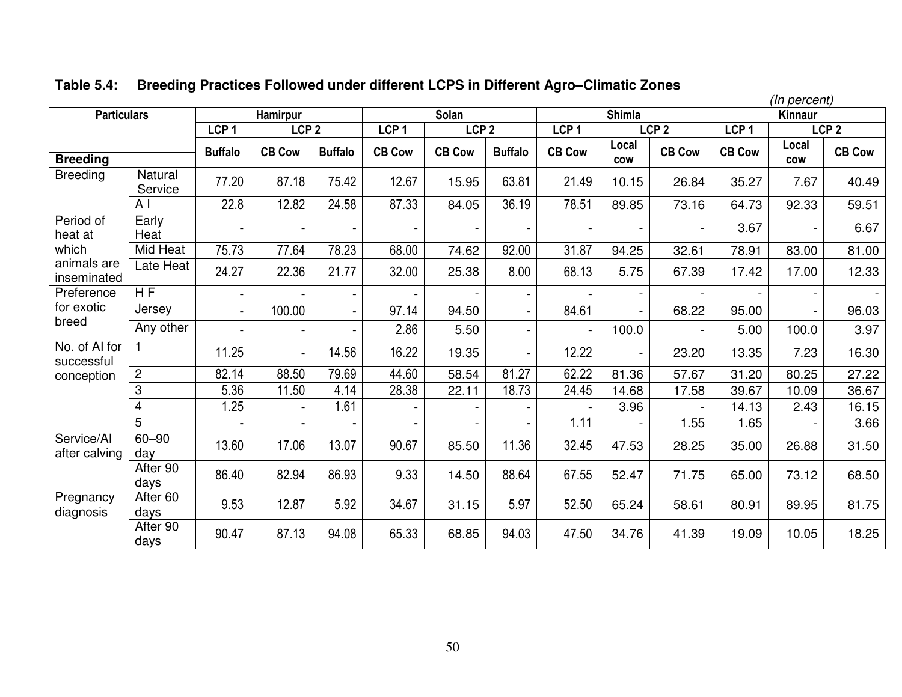**Table 5.4: Breeding Practices Followed under different LCPS in Different Agro–Climatic Zones**

*(In percent)*

| Particulars | | Hamirpur | | | Solan | | | Shimla | | | Kinnaur | | |
|---|---|---|---|---|---|---|---|---|---|---|---|---|---|
| | | LCP 1 | LCP 2 | | LCP 1 | LCP 2 | | LCP 1 | LCP 2 | | LCP 1 | LCP 2 | |
| **Breeding** | | Buffalo | CB Cow | Buffalo | CB Cow | CB Cow | Buffalo | CB Cow | Local cow | CB Cow | CB Cow | Local cow | CB Cow |
| Breeding | Natural Service | 77.20 | 87.18 | 75.42 | 12.67 | 15.95 | 63.81 | 21.49 | 10.15 | 26.84 | 35.27 | 7.67 | 40.49 |
| | A I | 22.8 | 12.82 | 24.58 | 87.33 | 84.05 | 36.19 | 78.51 | 89.85 | 73.16 | 64.73 | 92.33 | 59.51 |
| Period of heat at which animals are inseminated | Early Heat | - | - | - | - | - | - | - | - | - | 3.67 | - | 6.67 |
| | Mid Heat | 75.73 | 77.64 | 78.23 | 68.00 | 74.62 | 92.00 | 31.87 | 94.25 | 32.61 | 78.91 | 83.00 | 81.00 |
| | Late Heat | 24.27 | 22.36 | 21.77 | 32.00 | 25.38 | 8.00 | 68.13 | 5.75 | 67.39 | 17.42 | 17.00 | 12.33 |
| Preference for exotic breed | H F | - | - | - | - | - | - | - | - | - | - | - | - |
| | Jersey | - | 100.00 | - | 97.14 | 94.50 | - | 84.61 | - | 68.22 | 95.00 | - | 96.03 |
| | Any other | - | - | - | 2.86 | 5.50 | - | - | 100.0 | - | 5.00 | 100.0 | 3.97 |
| No. of AI for successful conception | 1 | 11.25 | - | 14.56 | 16.22 | 19.35 | - | 12.22 | - | 23.20 | 13.35 | 7.23 | 16.30 |
| | 2 | 82.14 | 88.50 | 79.69 | 44.60 | 58.54 | 81.27 | 62.22 | 81.36 | 57.67 | 31.20 | 80.25 | 27.22 |
| | 3 | 5.36 | 11.50 | 4.14 | 28.38 | 22.11 | 18.73 | 24.45 | 14.68 | 17.58 | 39.67 | 10.09 | 36.67 |
| | 4 | 1.25 | - | 1.61 | - | - | - | - | 3.96 | - | 14.13 | 2.43 | 16.15 |
| | 5 | - | - | - | - | - | - | 1.11 | - | 1.55 | 1.65 | - | 3.66 |
| Service/AI after calving | 60–90 day | 13.60 | 17.06 | 13.07 | 90.67 | 85.50 | 11.36 | 32.45 | 47.53 | 28.25 | 35.00 | 26.88 | 31.50 |
| | After 90 days | 86.40 | 82.94 | 86.93 | 9.33 | 14.50 | 88.64 | 67.55 | 52.47 | 71.75 | 65.00 | 73.12 | 68.50 |
| Pregnancy diagnosis | After 60 days | 9.53 | 12.87 | 5.92 | 34.67 | 31.15 | 5.97 | 52.50 | 65.24 | 58.61 | 80.91 | 89.95 | 81.75 |
| | After 90 days | 90.47 | 87.13 | 94.08 | 65.33 | 68.85 | 94.03 | 47.50 | 34.76 | 41.39 | 19.09 | 10.05 | 18.25 |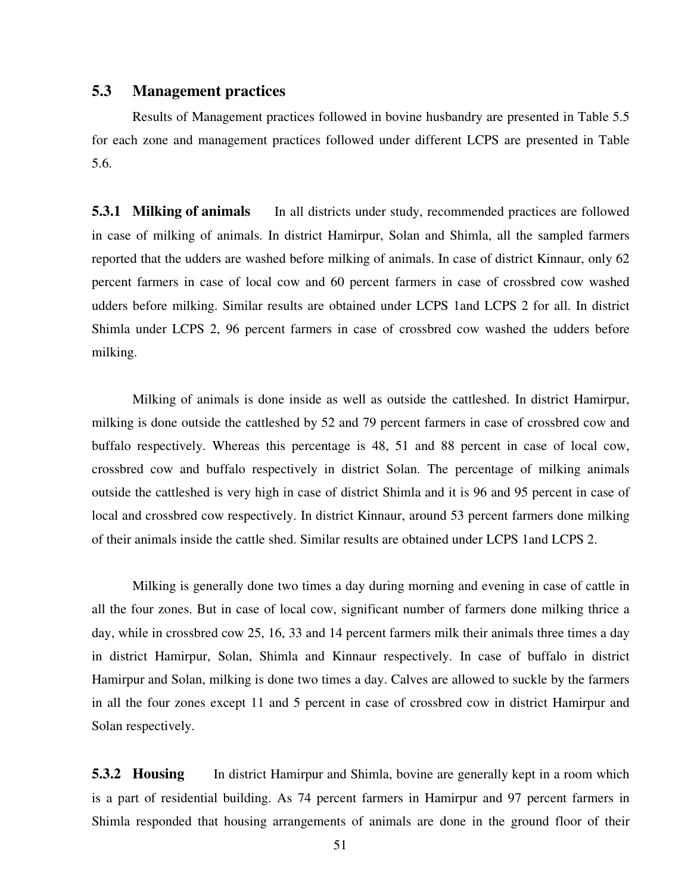## 5.3 Management practices

Results of Management practices followed in bovine husbandry are presented in Table 5.5 for each zone and management practices followed under different LCPS are presented in Table 5.6.

### 5.3.1 Milking of animals

In all districts under study, recommended practices are followed in case of milking of animals. In district Hamirpur, Solan and Shimla, all the sampled farmers reported that the udders are washed before milking of animals. In case of district Kinnaur, only 62 percent farmers in case of local cow and 60 percent farmers in case of crossbred cow washed udders before milking. Similar results are obtained under LCPS 1and LCPS 2 for all. In district Shimla under LCPS 2, 96 percent farmers in case of crossbred cow washed the udders before milking.

Milking of animals is done inside as well as outside the cattleshed. In district Hamirpur, milking is done outside the cattleshed by 52 and 79 percent farmers in case of crossbred cow and buffalo respectively. Whereas this percentage is 48, 51 and 88 percent in case of local cow, crossbred cow and buffalo respectively in district Solan. The percentage of milking animals outside the cattleshed is very high in case of district Shimla and it is 96 and 95 percent in case of local and crossbred cow respectively. In district Kinnaur, around 53 percent farmers done milking of their animals inside the cattle shed. Similar results are obtained under LCPS 1and LCPS 2.

Milking is generally done two times a day during morning and evening in case of cattle in all the four zones. But in case of local cow, significant number of farmers done milking thrice a day, while in crossbred cow 25, 16, 33 and 14 percent farmers milk their animals three times a day in district Hamirpur, Solan, Shimla and Kinnaur respectively. In case of buffalo in district Hamirpur and Solan, milking is done two times a day. Calves are allowed to suckle by the farmers in all the four zones except 11 and 5 percent in case of crossbred cow in district Hamirpur and Solan respectively.

### 5.3.2 Housing

In district Hamirpur and Shimla, bovine are generally kept in a room which is a part of residential building. As 74 percent farmers in Hamirpur and 97 percent farmers in Shimla responded that housing arrangements of animals are done in the ground floor of their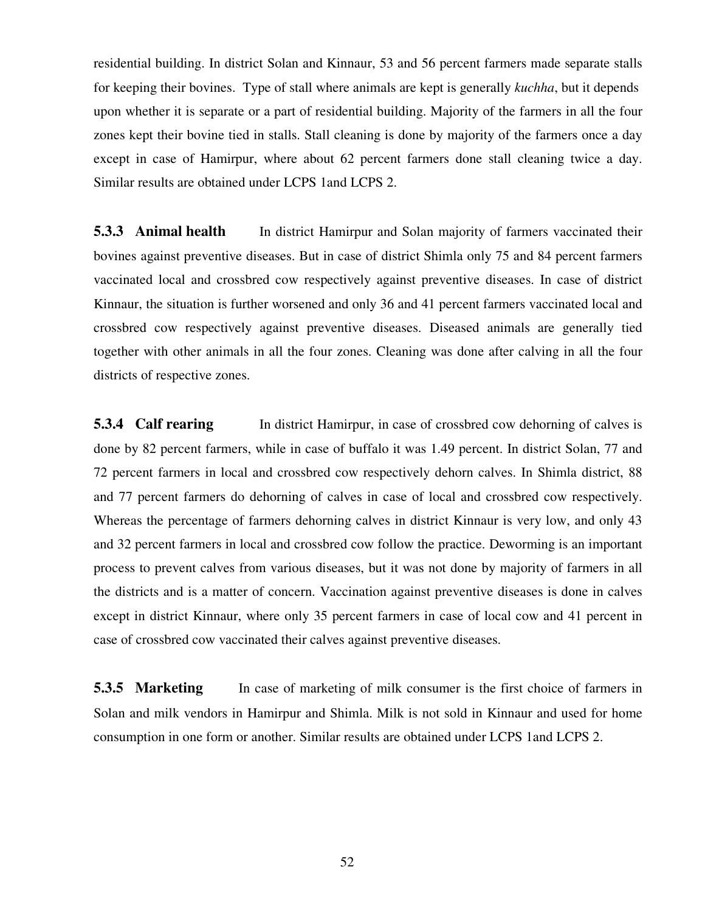residential building. In district Solan and Kinnaur, 53 and 56 percent farmers made separate stalls for keeping their bovines. Type of stall where animals are kept is generally *kuchha*, but it depends upon whether it is separate or a part of residential building. Majority of the farmers in all the four zones kept their bovine tied in stalls. Stall cleaning is done by majority of the farmers once a day except in case of Hamirpur, where about 62 percent farmers done stall cleaning twice a day. Similar results are obtained under LCPS 1and LCPS 2.

**5.3.3 Animal health** In district Hamirpur and Solan majority of farmers vaccinated their bovines against preventive diseases. But in case of district Shimla only 75 and 84 percent farmers vaccinated local and crossbred cow respectively against preventive diseases. In case of district Kinnaur, the situation is further worsened and only 36 and 41 percent farmers vaccinated local and crossbred cow respectively against preventive diseases. Diseased animals are generally tied together with other animals in all the four zones. Cleaning was done after calving in all the four districts of respective zones.

**5.3.4 Calf rearing** In district Hamirpur, in case of crossbred cow dehorning of calves is done by 82 percent farmers, while in case of buffalo it was 1.49 percent. In district Solan, 77 and 72 percent farmers in local and crossbred cow respectively dehorn calves. In Shimla district, 88 and 77 percent farmers do dehorning of calves in case of local and crossbred cow respectively. Whereas the percentage of farmers dehorning calves in district Kinnaur is very low, and only 43 and 32 percent farmers in local and crossbred cow follow the practice. Deworming is an important process to prevent calves from various diseases, but it was not done by majority of farmers in all the districts and is a matter of concern. Vaccination against preventive diseases is done in calves except in district Kinnaur, where only 35 percent farmers in case of local cow and 41 percent in case of crossbred cow vaccinated their calves against preventive diseases.

**5.3.5 Marketing** In case of marketing of milk consumer is the first choice of farmers in Solan and milk vendors in Hamirpur and Shimla. Milk is not sold in Kinnaur and used for home consumption in one form or another. Similar results are obtained under LCPS 1and LCPS 2.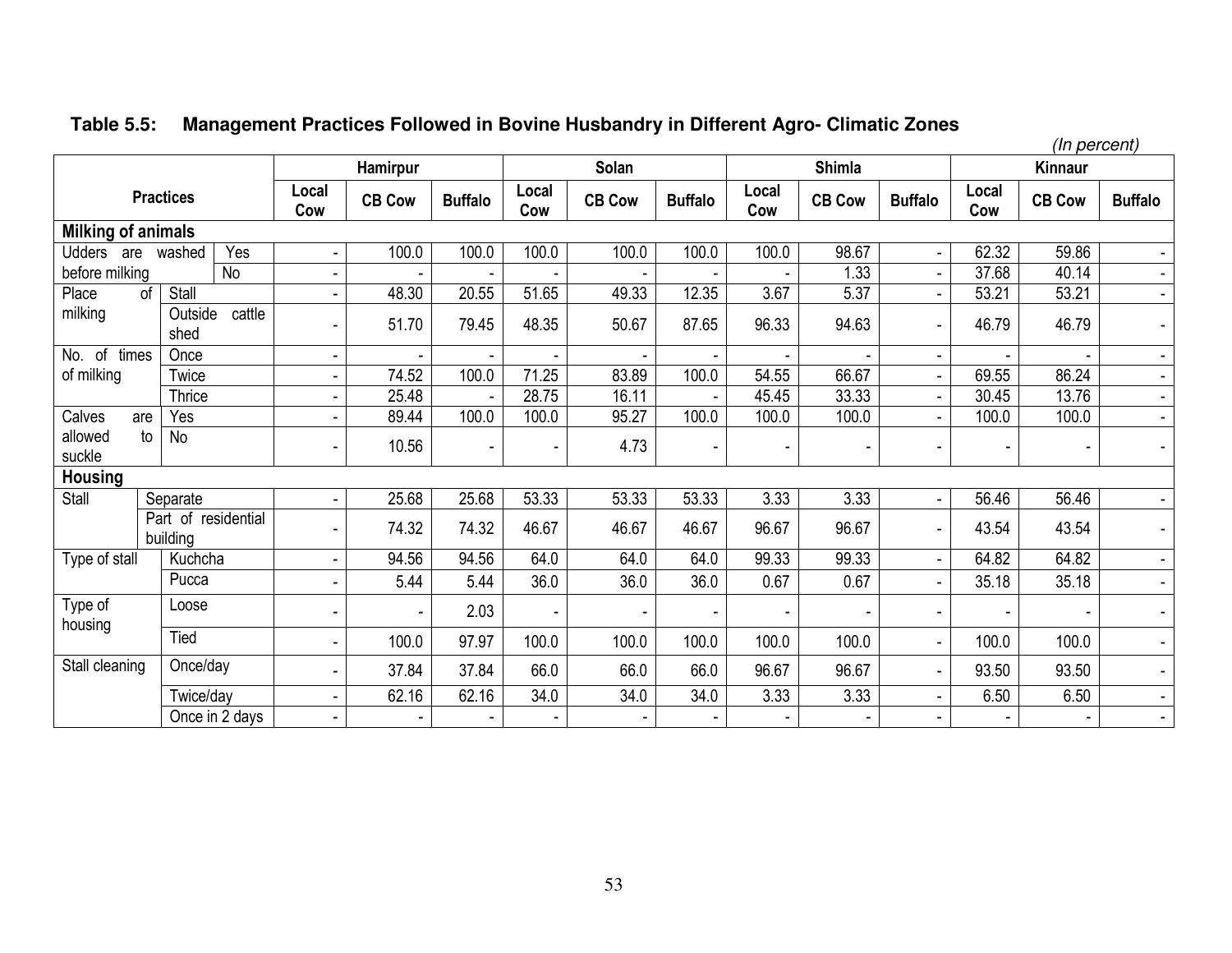**Table 5.5: Management Practices Followed in Bovine Husbandry in Different Agro- Climatic Zones**

*(In percent)*

| Practices | | Hamirpur | | | Solan | | | Shimla | | | Kinnaur | | |
|---|---|---|---|---|---|---|---|---|---|---|---|---|---|
| | | Local Cow | CB Cow | Buffalo | Local Cow | CB Cow | Buffalo | Local Cow | CB Cow | Buffalo | Local Cow | CB Cow | Buffalo |
| **Milking of animals** | | | | | | | | | | | | | |
| Udders are washed before milking | Yes | - | 100.0 | 100.0 | 100.0 | 100.0 | 100.0 | 100.0 | 98.67 | - | 62.32 | 59.86 | - |
| | No | - | - | - | - | - | - | - | 1.33 | - | 37.68 | 40.14 | - |
| Place of milking | Stall | - | 48.30 | 20.55 | 51.65 | 49.33 | 12.35 | 3.67 | 5.37 | - | 53.21 | 53.21 | - |
| | Outside cattle shed | - | 51.70 | 79.45 | 48.35 | 50.67 | 87.65 | 96.33 | 94.63 | - | 46.79 | 46.79 | - |
| No. of times of milking | Once | - | - | - | - | - | - | - | - | - | - | - | - |
| | Twice | - | 74.52 | 100.0 | 71.25 | 83.89 | 100.0 | 54.55 | 66.67 | - | 69.55 | 86.24 | - |
| | Thrice | - | 25.48 | - | 28.75 | 16.11 | - | 45.45 | 33.33 | - | 30.45 | 13.76 | - |
| Calves are allowed to suckle | Yes | - | 89.44 | 100.0 | 100.0 | 95.27 | 100.0 | 100.0 | 100.0 | - | 100.0 | 100.0 | - |
| | No | - | 10.56 | - | - | 4.73 | - | - | - | - | - | - | - |
| **Housing** | | | | | | | | | | | | | |
| Stall | Separate | - | 25.68 | 25.68 | 53.33 | 53.33 | 53.33 | 3.33 | 3.33 | - | 56.46 | 56.46 | - |
| | Part of residential building | - | 74.32 | 74.32 | 46.67 | 46.67 | 46.67 | 96.67 | 96.67 | - | 43.54 | 43.54 | - |
| Type of stall | Kuchcha | - | 94.56 | 94.56 | 64.0 | 64.0 | 64.0 | 99.33 | 99.33 | - | 64.82 | 64.82 | - |
| | Pucca | - | 5.44 | 5.44 | 36.0 | 36.0 | 36.0 | 0.67 | 0.67 | - | 35.18 | 35.18 | - |
| Type of housing | Loose | - | - | 2.03 | - | - | - | - | - | - | - | - | - |
| | Tied | - | 100.0 | 97.97 | 100.0 | 100.0 | 100.0 | 100.0 | 100.0 | - | 100.0 | 100.0 | - |
| Stall cleaning | Once/day | - | 37.84 | 37.84 | 66.0 | 66.0 | 66.0 | 96.67 | 96.67 | - | 93.50 | 93.50 | - |
| | Twice/day | - | 62.16 | 62.16 | 34.0 | 34.0 | 34.0 | 3.33 | 3.33 | - | 6.50 | 6.50 | - |
| | Once in 2 days | - | - | - | - | - | - | - | - | - | - | - | - |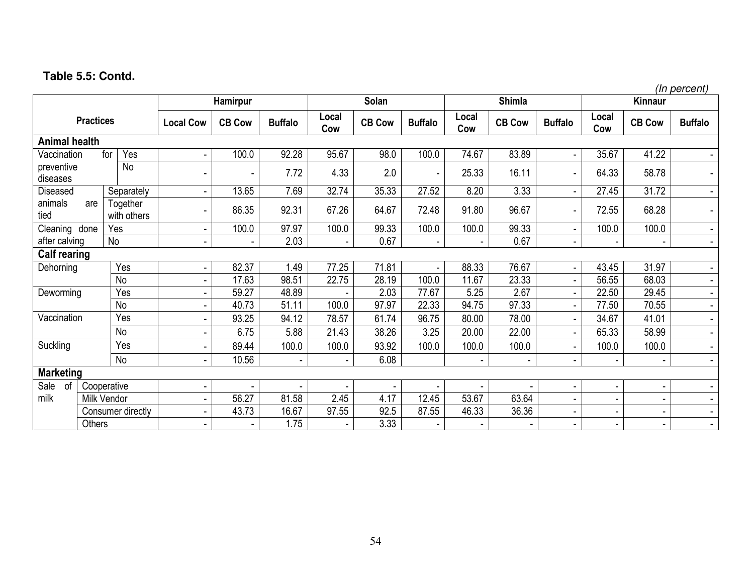**Table 5.5: Contd.**

*(In percent)*

| Practices | | Hamirpur | | | Solan | | | Shimla | | | Kinnaur | | |
|---|---|---|---|---|---|---|---|---|---|---|---|---|---|
| | | Local Cow | CB Cow | Buffalo | Local Cow | CB Cow | Buffalo | Local Cow | CB Cow | Buffalo | Local Cow | CB Cow | Buffalo |
| **Animal health** | | | | | | | | | | | | | |
| Vaccination for preventive diseases | Yes | - | 100.0 | 92.28 | 95.67 | 98.0 | 100.0 | 74.67 | 83.89 | - | 35.67 | 41.22 | - |
| | No | - | - | 7.72 | 4.33 | 2.0 | - | 25.33 | 16.11 | - | 64.33 | 58.78 | - |
| Diseased animals are tied | Separately | - | 13.65 | 7.69 | 32.74 | 35.33 | 27.52 | 8.20 | 3.33 | - | 27.45 | 31.72 | - |
| | Together with others | - | 86.35 | 92.31 | 67.26 | 64.67 | 72.48 | 91.80 | 96.67 | - | 72.55 | 68.28 | - |
| Cleaning done after calving | Yes | - | 100.0 | 97.97 | 100.0 | 99.33 | 100.0 | 100.0 | 99.33 | - | 100.0 | 100.0 | - |
| | No | - | - | 2.03 | - | 0.67 | - | - | 0.67 | - | - | - | - |
| **Calf rearing** | | | | | | | | | | | | | |
| Dehorning | Yes | - | 82.37 | 1.49 | 77.25 | 71.81 | - | 88.33 | 76.67 | - | 43.45 | 31.97 | - |
| | No | - | 17.63 | 98.51 | 22.75 | 28.19 | 100.0 | 11.67 | 23.33 | - | 56.55 | 68.03 | - |
| Deworming | Yes | - | 59.27 | 48.89 | - | 2.03 | 77.67 | 5.25 | 2.67 | - | 22.50 | 29.45 | - |
| | No | - | 40.73 | 51.11 | 100.0 | 97.97 | 22.33 | 94.75 | 97.33 | - | 77.50 | 70.55 | - |
| Vaccination | Yes | - | 93.25 | 94.12 | 78.57 | 61.74 | 96.75 | 80.00 | 78.00 | - | 34.67 | 41.01 | - |
| | No | - | 6.75 | 5.88 | 21.43 | 38.26 | 3.25 | 20.00 | 22.00 | - | 65.33 | 58.99 | - |
| Suckling | Yes | - | 89.44 | 100.0 | 100.0 | 93.92 | 100.0 | 100.0 | 100.0 | - | 100.0 | 100.0 | - |
| | No | - | 10.56 | - | - | 6.08 | | - | - | - | - | - | - |
| **Marketing** | | | | | | | | | | | | | |
| Sale of milk | Cooperative | - | - | - | - | - | - | - | - | - | - | - | - |
| | Milk Vendor | - | 56.27 | 81.58 | 2.45 | 4.17 | 12.45 | 53.67 | 63.64 | - | - | - | - |
| | Consumer directly | - | 43.73 | 16.67 | 97.55 | 92.5 | 87.55 | 46.33 | 36.36 | - | - | - | - |
| | Others | - | - | 1.75 | - | 3.33 | - | - | - | - | - | - | - |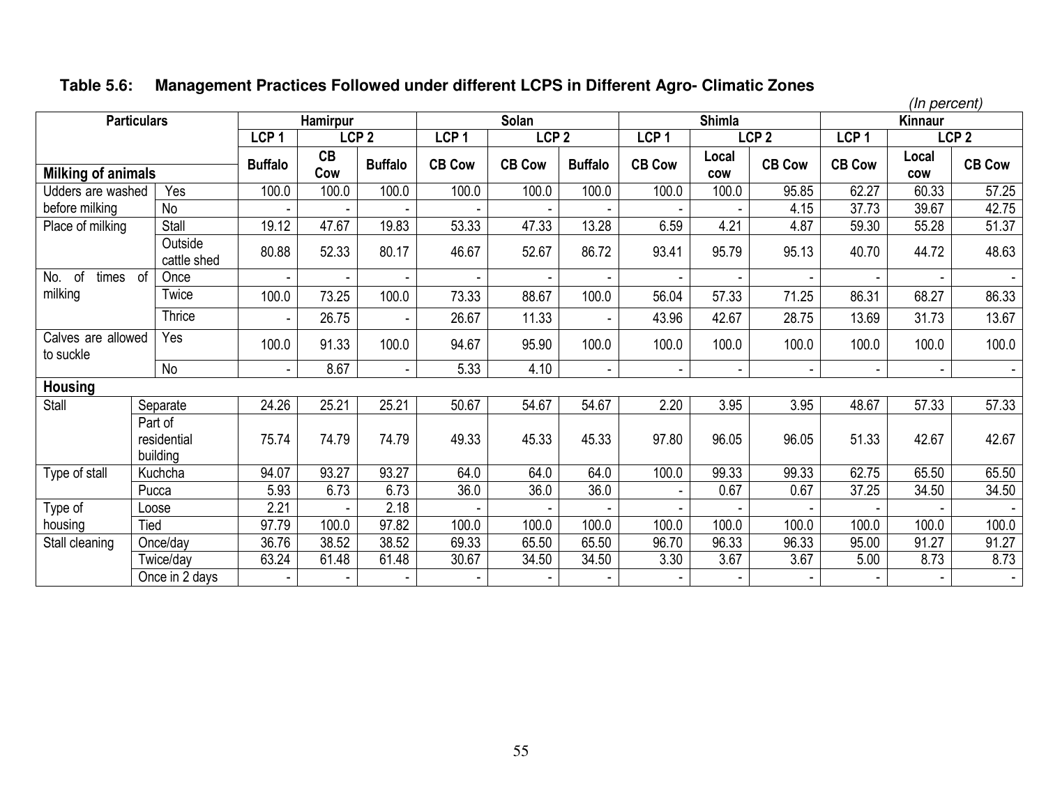**Table 5.6: Management Practices Followed under different LCPS in Different Agro- Climatic Zones**

*(In percent)*

| Particulars | | Hamirpur | | | Solan | | | Shimla | | | Kinnaur | | |
|---|---|---|---|---|---|---|---|---|---|---|---|---|---|
| | | LCP 1 | LCP 2 | | LCP 1 | LCP 2 | | LCP 1 | LCP 2 | | LCP 1 | LCP 2 | |
| **Milking of animals** | | Buffalo | CB Cow | Buffalo | CB Cow | CB Cow | Buffalo | CB Cow | Local cow | CB Cow | CB Cow | Local cow | CB Cow |
| Udders are washed before milking | Yes | 100.0 | 100.0 | 100.0 | 100.0 | 100.0 | 100.0 | 100.0 | 100.0 | 95.85 | 62.27 | 60.33 | 57.25 |
| | No | - | - | - | - | - | - | - | - | 4.15 | 37.73 | 39.67 | 42.75 |
| Place of milking | Stall | 19.12 | 47.67 | 19.83 | 53.33 | 47.33 | 13.28 | 6.59 | 4.21 | 4.87 | 59.30 | 55.28 | 51.37 |
| | Outside cattle shed | 80.88 | 52.33 | 80.17 | 46.67 | 52.67 | 86.72 | 93.41 | 95.79 | 95.13 | 40.70 | 44.72 | 48.63 |
| No. of times of milking | Once | - | - | - | - | - | - | - | - | - | - | - | - |
| | Twice | 100.0 | 73.25 | 100.0 | 73.33 | 88.67 | 100.0 | 56.04 | 57.33 | 71.25 | 86.31 | 68.27 | 86.33 |
| | Thrice | - | 26.75 | - | 26.67 | 11.33 | - | 43.96 | 42.67 | 28.75 | 13.69 | 31.73 | 13.67 |
| Calves are allowed to suckle | Yes | 100.0 | 91.33 | 100.0 | 94.67 | 95.90 | 100.0 | 100.0 | 100.0 | 100.0 | 100.0 | 100.0 | 100.0 |
| | No | - | 8.67 | - | 5.33 | 4.10 | - | - | - | - | - | - | - |
| **Housing** | | | | | | | | | | | | | |
| Stall | Separate | 24.26 | 25.21 | 25.21 | 50.67 | 54.67 | 54.67 | 2.20 | 3.95 | 3.95 | 48.67 | 57.33 | 57.33 |
| | Part of residential building | 75.74 | 74.79 | 74.79 | 49.33 | 45.33 | 45.33 | 97.80 | 96.05 | 96.05 | 51.33 | 42.67 | 42.67 |
| Type of stall | Kuchcha | 94.07 | 93.27 | 93.27 | 64.0 | 64.0 | 64.0 | 100.0 | 99.33 | 99.33 | 62.75 | 65.50 | 65.50 |
| | Pucca | 5.93 | 6.73 | 6.73 | 36.0 | 36.0 | 36.0 | - | 0.67 | 0.67 | 37.25 | 34.50 | 34.50 |
| Type of housing | Loose | 2.21 | - | 2.18 | - | - | - | - | - | - | - | - | - |
| | Tied | 97.79 | 100.0 | 97.82 | 100.0 | 100.0 | 100.0 | 100.0 | 100.0 | 100.0 | 100.0 | 100.0 | 100.0 |
| Stall cleaning | Once/day | 36.76 | 38.52 | 38.52 | 69.33 | 65.50 | 65.50 | 96.70 | 96.33 | 96.33 | 95.00 | 91.27 | 91.27 |
| | Twice/day | 63.24 | 61.48 | 61.48 | 30.67 | 34.50 | 34.50 | 3.30 | 3.67 | 3.67 | 5.00 | 8.73 | 8.73 |
| | Once in 2 days | - | - | - | - | - | - | - | - | - | - | - | - |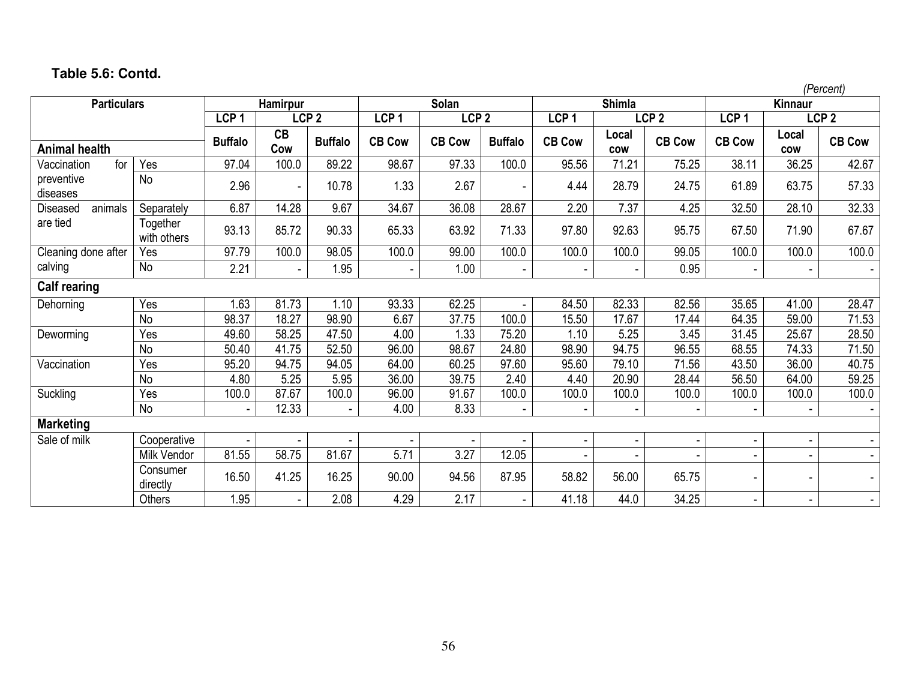**Table 5.6: Contd.**

*(Percent)*

| Particulars | | Hamirpur | | | Solan | | | Shimla | | | Kinnaur | | |
|---|---|---|---|---|---|---|---|---|---|---|---|---|---|
| | | LCP 1 | LCP 2 | | LCP 1 | LCP 2 | | LCP 1 | LCP 2 | | LCP 1 | LCP 2 | |
| **Animal health** | | Buffalo | CB Cow | Buffalo | CB Cow | CB Cow | Buffalo | CB Cow | Local cow | CB Cow | CB Cow | Local cow | CB Cow |
| Vaccination for preventive diseases | Yes | 97.04 | 100.0 | 89.22 | 98.67 | 97.33 | 100.0 | 95.56 | 71.21 | 75.25 | 38.11 | 36.25 | 42.67 |
| | No | 2.96 | - | 10.78 | 1.33 | 2.67 | - | 4.44 | 28.79 | 24.75 | 61.89 | 63.75 | 57.33 |
| Diseased animals are tied | Separately | 6.87 | 14.28 | 9.67 | 34.67 | 36.08 | 28.67 | 2.20 | 7.37 | 4.25 | 32.50 | 28.10 | 32.33 |
| | Together with others | 93.13 | 85.72 | 90.33 | 65.33 | 63.92 | 71.33 | 97.80 | 92.63 | 95.75 | 67.50 | 71.90 | 67.67 |
| Cleaning done after calving | Yes | 97.79 | 100.0 | 98.05 | 100.0 | 99.00 | 100.0 | 100.0 | 100.0 | 99.05 | 100.0 | 100.0 | 100.0 |
| | No | 2.21 | - | 1.95 | - | 1.00 | - | - | - | 0.95 | - | - | - |
| **Calf rearing** | | | | | | | | | | | | | |
| Dehorning | Yes | 1.63 | 81.73 | 1.10 | 93.33 | 62.25 | - | 84.50 | 82.33 | 82.56 | 35.65 | 41.00 | 28.47 |
| | No | 98.37 | 18.27 | 98.90 | 6.67 | 37.75 | 100.0 | 15.50 | 17.67 | 17.44 | 64.35 | 59.00 | 71.53 |
| Deworming | Yes | 49.60 | 58.25 | 47.50 | 4.00 | 1.33 | 75.20 | 1.10 | 5.25 | 3.45 | 31.45 | 25.67 | 28.50 |
| | No | 50.40 | 41.75 | 52.50 | 96.00 | 98.67 | 24.80 | 98.90 | 94.75 | 96.55 | 68.55 | 74.33 | 71.50 |
| Vaccination | Yes | 95.20 | 94.75 | 94.05 | 64.00 | 60.25 | 97.60 | 95.60 | 79.10 | 71.56 | 43.50 | 36.00 | 40.75 |
| | No | 4.80 | 5.25 | 5.95 | 36.00 | 39.75 | 2.40 | 4.40 | 20.90 | 28.44 | 56.50 | 64.00 | 59.25 |
| Suckling | Yes | 100.0 | 87.67 | 100.0 | 96.00 | 91.67 | 100.0 | 100.0 | 100.0 | 100.0 | 100.0 | 100.0 | 100.0 |
| | No | - | 12.33 | - | 4.00 | 8.33 | - | - | - | - | - | - | - |
| **Marketing** | | | | | | | | | | | | | |
| Sale of milk | Cooperative | - | - | - | - | - | - | - | - | - | - | - | - |
| | Milk Vendor | 81.55 | 58.75 | 81.67 | 5.71 | 3.27 | 12.05 | - | - | - | - | - | - |
| | Consumer directly | 16.50 | 41.25 | 16.25 | 90.00 | 94.56 | 87.95 | 58.82 | 56.00 | 65.75 | - | - | - |
| | Others | 1.95 | - | 2.08 | 4.29 | 2.17 | - | 41.18 | 44.0 | 34.25 | - | - | - |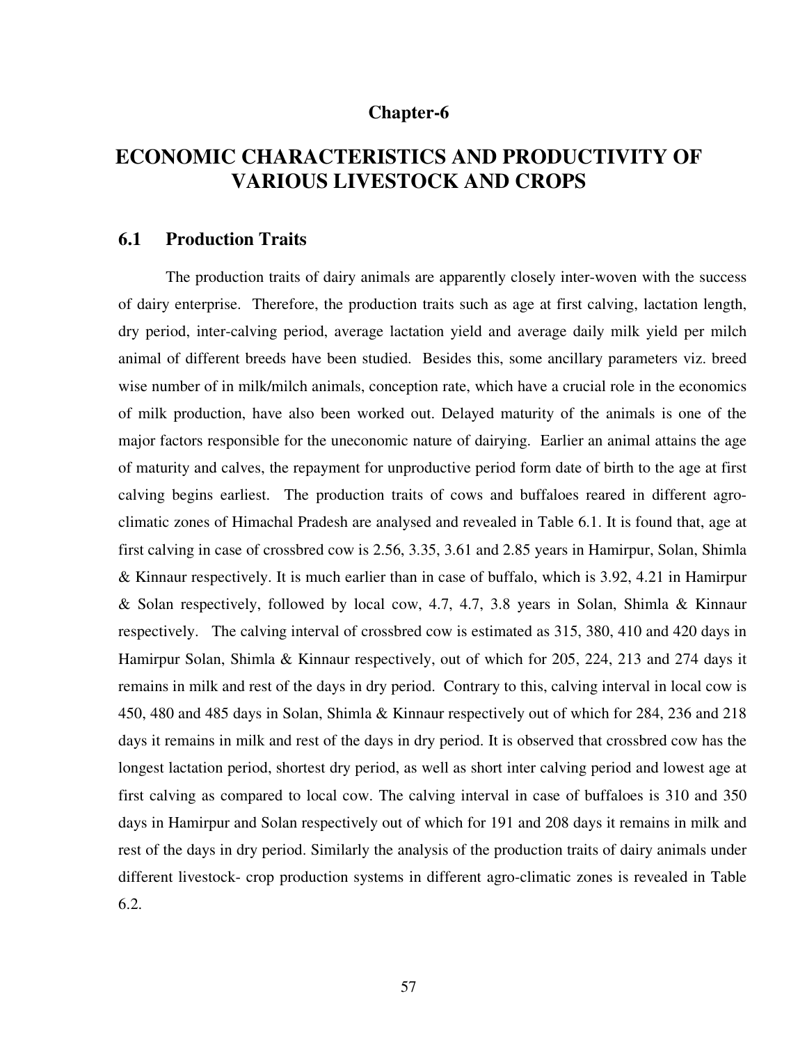# Chapter-6

# ECONOMIC CHARACTERISTICS AND PRODUCTIVITY OF VARIOUS LIVESTOCK AND CROPS

## 6.1 Production Traits

The production traits of dairy animals are apparently closely inter-woven with the success of dairy enterprise. Therefore, the production traits such as age at first calving, lactation length, dry period, inter-calving period, average lactation yield and average daily milk yield per milch animal of different breeds have been studied. Besides this, some ancillary parameters viz. breed wise number of in milk/milch animals, conception rate, which have a crucial role in the economics of milk production, have also been worked out. Delayed maturity of the animals is one of the major factors responsible for the uneconomic nature of dairying. Earlier an animal attains the age of maturity and calves, the repayment for unproductive period form date of birth to the age at first calving begins earliest. The production traits of cows and buffaloes reared in different agro-climatic zones of Himachal Pradesh are analysed and revealed in Table 6.1. It is found that, age at first calving in case of crossbred cow is 2.56, 3.35, 3.61 and 2.85 years in Hamirpur, Solan, Shimla & Kinnaur respectively. It is much earlier than in case of buffalo, which is 3.92, 4.21 in Hamirpur & Solan respectively, followed by local cow, 4.7, 4.7, 3.8 years in Solan, Shimla & Kinnaur respectively. The calving interval of crossbred cow is estimated as 315, 380, 410 and 420 days in Hamirpur Solan, Shimla & Kinnaur respectively, out of which for 205, 224, 213 and 274 days it remains in milk and rest of the days in dry period. Contrary to this, calving interval in local cow is 450, 480 and 485 days in Solan, Shimla & Kinnaur respectively out of which for 284, 236 and 218 days it remains in milk and rest of the days in dry period. It is observed that crossbred cow has the longest lactation period, shortest dry period, as well as short inter calving period and lowest age at first calving as compared to local cow. The calving interval in case of buffaloes is 310 and 350 days in Hamirpur and Solan respectively out of which for 191 and 208 days it remains in milk and rest of the days in dry period. Similarly the analysis of the production traits of dairy animals under different livestock- crop production systems in different agro-climatic zones is revealed in Table 6.2.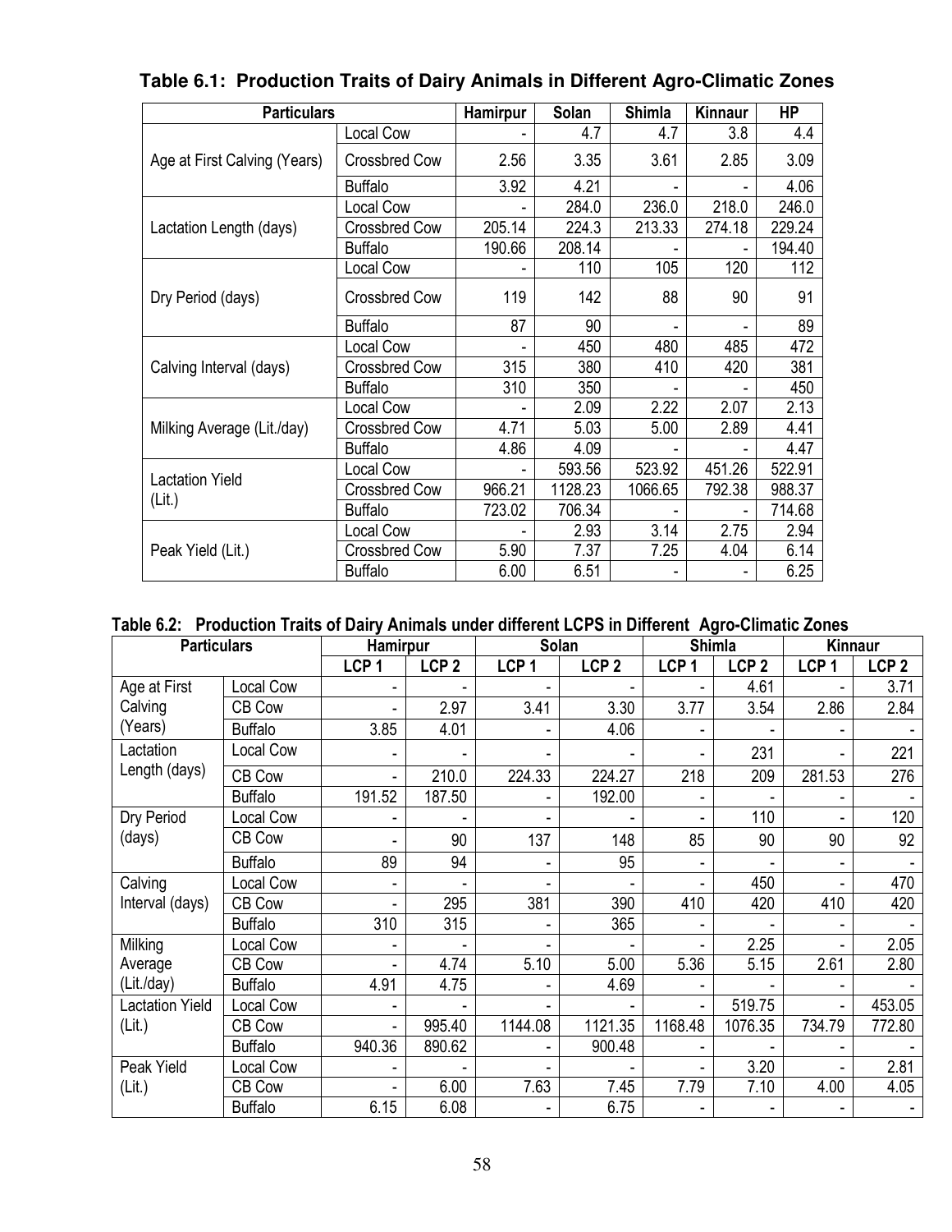**Table 6.1: Production Traits of Dairy Animals in Different Agro-Climatic Zones**

| Particulars | | Hamirpur | Solan | Shimla | Kinnaur | HP |
|---|---|---|---|---|---|---|
| Age at First Calving (Years) | Local Cow | - | 4.7 | 4.7 | 3.8 | 4.4 |
| | Crossbred Cow | 2.56 | 3.35 | 3.61 | 2.85 | 3.09 |
| | Buffalo | 3.92 | 4.21 | - | - | 4.06 |
| Lactation Length (days) | Local Cow | - | 284.0 | 236.0 | 218.0 | 246.0 |
| | Crossbred Cow | 205.14 | 224.3 | 213.33 | 274.18 | 229.24 |
| | Buffalo | 190.66 | 208.14 | - | - | 194.40 |
| Dry Period (days) | Local Cow | - | 110 | 105 | 120 | 112 |
| | Crossbred Cow | 119 | 142 | 88 | 90 | 91 |
| | Buffalo | 87 | 90 | - | - | 89 |
| Calving Interval (days) | Local Cow | - | 450 | 480 | 485 | 472 |
| | Crossbred Cow | 315 | 380 | 410 | 420 | 381 |
| | Buffalo | 310 | 350 | - | - | 450 |
| Milking Average (Lit./day) | Local Cow | - | 2.09 | 2.22 | 2.07 | 2.13 |
| | Crossbred Cow | 4.71 | 5.03 | 5.00 | 2.89 | 4.41 |
| | Buffalo | 4.86 | 4.09 | - | - | 4.47 |
| Lactation Yield (Lit.) | Local Cow | - | 593.56 | 523.92 | 451.26 | 522.91 |
| | Crossbred Cow | 966.21 | 1128.23 | 1066.65 | 792.38 | 988.37 |
| | Buffalo | 723.02 | 706.34 | - | - | 714.68 |
| Peak Yield (Lit.) | Local Cow | - | 2.93 | 3.14 | 2.75 | 2.94 |
| | Crossbred Cow | 5.90 | 7.37 | 7.25 | 4.04 | 6.14 |
| | Buffalo | 6.00 | 6.51 | - | - | 6.25 |

**Table 6.2: Production Traits of Dairy Animals under different LCPS in Different Agro-Climatic Zones**

| Particulars | | Hamirpur | | Solan | | Shimla | | Kinnaur | |
|---|---|---|---|---|---|---|---|---|---|
| | | LCP 1 | LCP 2 | LCP 1 | LCP 2 | LCP 1 | LCP 2 | LCP 1 | LCP 2 |
| Age at First Calving (Years) | Local Cow | - | - | - | - | - | 4.61 | - | 3.71 |
| | CB Cow | - | 2.97 | 3.41 | 3.30 | 3.77 | 3.54 | 2.86 | 2.84 |
| | Buffalo | 3.85 | 4.01 | - | 4.06 | - | - | - | - |
| Lactation Length (days) | Local Cow | - | - | - | - | - | 231 | - | 221 |
| | CB Cow | - | 210.0 | 224.33 | 224.27 | 218 | 209 | 281.53 | 276 |
| | Buffalo | 191.52 | 187.50 | - | 192.00 | - | - | - | - |
| Dry Period (days) | Local Cow | - | - | - | - | - | 110 | - | 120 |
| | CB Cow | - | 90 | 137 | 148 | 85 | 90 | 90 | 92 |
| | Buffalo | 89 | 94 | - | 95 | - | - | - | - |
| Calving Interval (days) | Local Cow | - | - | - | - | - | 450 | - | 470 |
| | CB Cow | - | 295 | 381 | 390 | 410 | 420 | 410 | 420 |
| | Buffalo | 310 | 315 | - | 365 | - | - | - | - |
| Milking Average (Lit./day) | Local Cow | - | - | - | - | - | 2.25 | - | 2.05 |
| | CB Cow | - | 4.74 | 5.10 | 5.00 | 5.36 | 5.15 | 2.61 | 2.80 |
| | Buffalo | 4.91 | 4.75 | - | 4.69 | - | - | - | - |
| Lactation Yield (Lit.) | Local Cow | - | - | - | - | - | 519.75 | - | 453.05 |
| | CB Cow | - | 995.40 | 1144.08 | 1121.35 | 1168.48 | 1076.35 | 734.79 | 772.80 |
| | Buffalo | 940.36 | 890.62 | - | 900.48 | - | - | - | - |
| Peak Yield (Lit.) | Local Cow | - | - | - | - | - | 3.20 | - | 2.81 |
| | CB Cow | - | 6.00 | 7.63 | 7.45 | 7.79 | 7.10 | 4.00 | 4.05 |
| | Buffalo | 6.15 | 6.08 | - | 6.75 | - | - | - | - |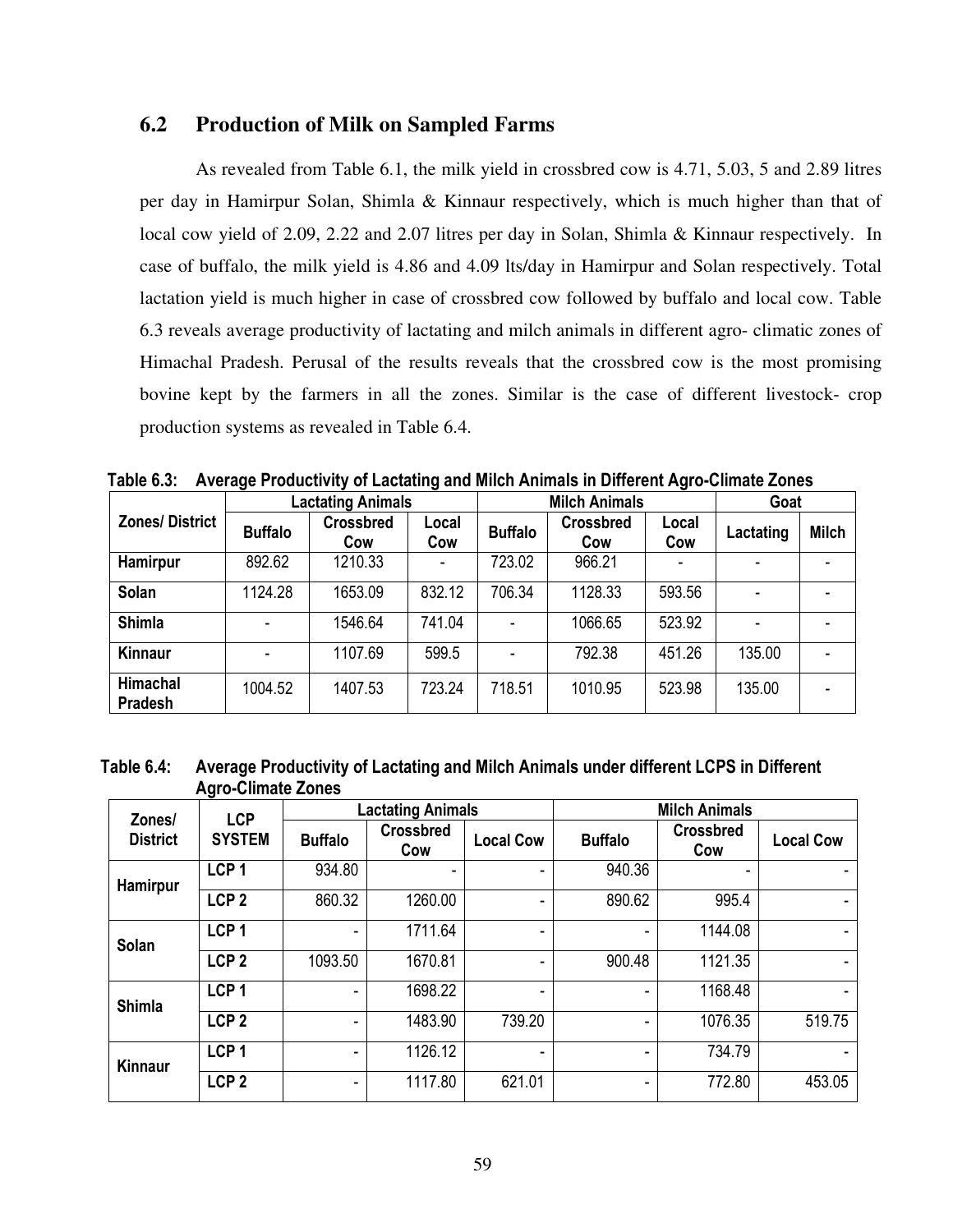## 6.2 Production of Milk on Sampled Farms

As revealed from Table 6.1, the milk yield in crossbred cow is 4.71, 5.03, 5 and 2.89 litres per day in Hamirpur Solan, Shimla & Kinnaur respectively, which is much higher than that of local cow yield of 2.09, 2.22 and 2.07 litres per day in Solan, Shimla & Kinnaur respectively. In case of buffalo, the milk yield is 4.86 and 4.09 lts/day in Hamirpur and Solan respectively. Total lactation yield is much higher in case of crossbred cow followed by buffalo and local cow. Table 6.3 reveals average productivity of lactating and milch animals in different agro- climatic zones of Himachal Pradesh. Perusal of the results reveals that the crossbred cow is the most promising bovine kept by the farmers in all the zones. Similar is the case of different livestock- crop production systems as revealed in Table 6.4.

**Table 6.3: Average Productivity of Lactating and Milch Animals in Different Agro-Climate Zones**

| Zones/ District | Lactating Animals | | | Milch Animals | | | Goat | |
|---|---|---|---|---|---|---|---|---|
| | Buffalo | Crossbred Cow | Local Cow | Buffalo | Crossbred Cow | Local Cow | Lactating | Milch |
| Hamirpur | 892.62 | 1210.33 | - | 723.02 | 966.21 | - | - | - |
| Solan | 1124.28 | 1653.09 | 832.12 | 706.34 | 1128.33 | 593.56 | - | - |
| Shimla | - | 1546.64 | 741.04 | - | 1066.65 | 523.92 | - | - |
| Kinnaur | - | 1107.69 | 599.5 | - | 792.38 | 451.26 | 135.00 | - |
| Himachal Pradesh | 1004.52 | 1407.53 | 723.24 | 718.51 | 1010.95 | 523.98 | 135.00 | - |

**Table 6.4: Average Productivity of Lactating and Milch Animals under different LCPS in Different Agro-Climate Zones**

| Zones/ District | LCP SYSTEM | Lactating Animals | | | Milch Animals | | |
|---|---|---|---|---|---|---|---|
| | | Buffalo | Crossbred Cow | Local Cow | Buffalo | Crossbred Cow | Local Cow |
| Hamirpur | LCP 1 | 934.80 | - | - | 940.36 | - | - |
| | LCP 2 | 860.32 | 1260.00 | - | 890.62 | 995.4 | - |
| Solan | LCP 1 | - | 1711.64 | - | - | 1144.08 | - |
| | LCP 2 | 1093.50 | 1670.81 | - | 900.48 | 1121.35 | - |
| Shimla | LCP 1 | - | 1698.22 | - | - | 1168.48 | - |
| | LCP 2 | - | 1483.90 | 739.20 | - | 1076.35 | 519.75 |
| Kinnaur | LCP 1 | - | 1126.12 | - | - | 734.79 | - |
| | LCP 2 | - | 1117.80 | 621.01 | - | 772.80 | 453.05 |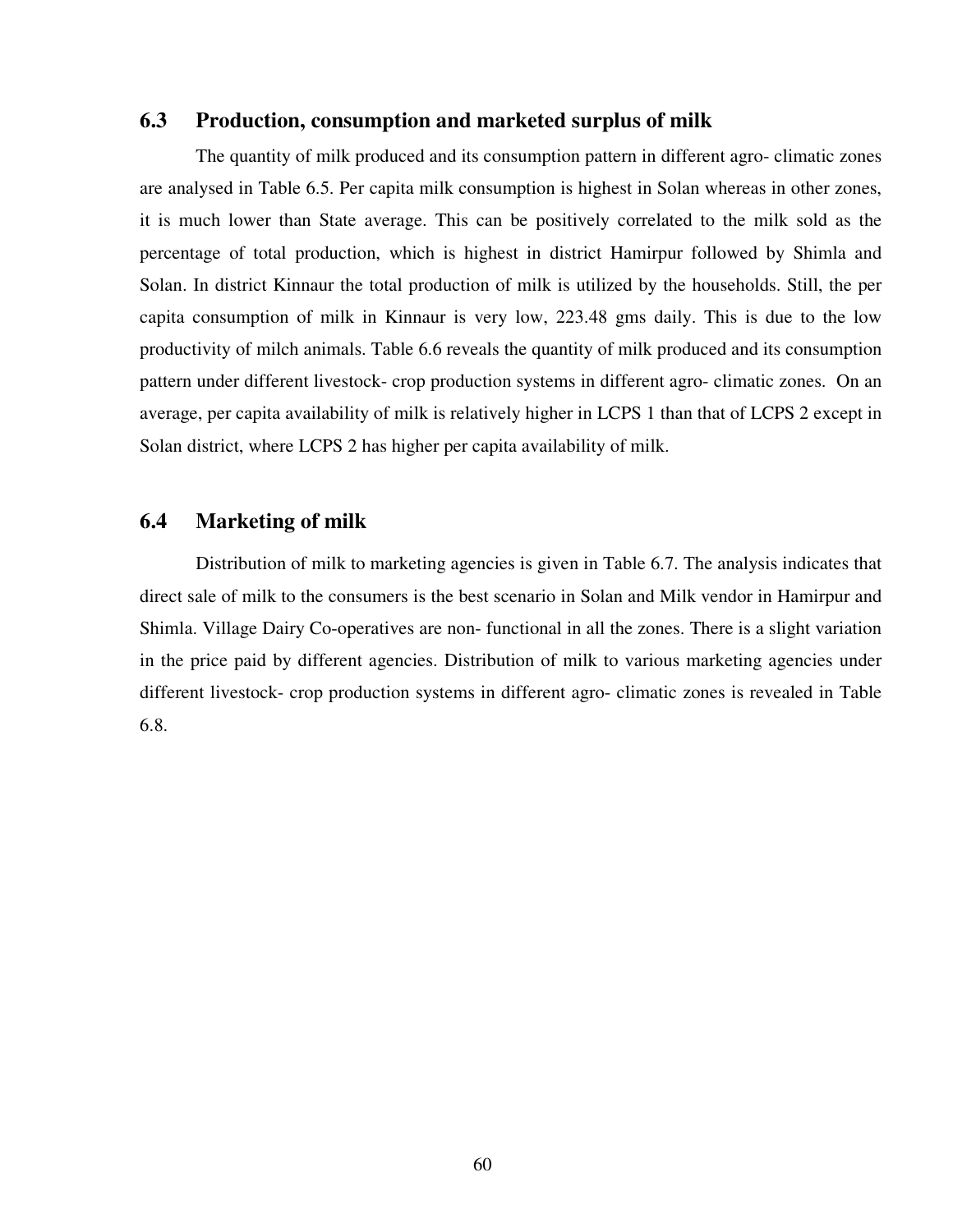## 6.3 Production, consumption and marketed surplus of milk

The quantity of milk produced and its consumption pattern in different agro- climatic zones are analysed in Table 6.5. Per capita milk consumption is highest in Solan whereas in other zones, it is much lower than State average. This can be positively correlated to the milk sold as the percentage of total production, which is highest in district Hamirpur followed by Shimla and Solan. In district Kinnaur the total production of milk is utilized by the households. Still, the per capita consumption of milk in Kinnaur is very low, 223.48 gms daily. This is due to the low productivity of milch animals. Table 6.6 reveals the quantity of milk produced and its consumption pattern under different livestock- crop production systems in different agro- climatic zones. On an average, per capita availability of milk is relatively higher in LCPS 1 than that of LCPS 2 except in Solan district, where LCPS 2 has higher per capita availability of milk.

## 6.4 Marketing of milk

Distribution of milk to marketing agencies is given in Table 6.7. The analysis indicates that direct sale of milk to the consumers is the best scenario in Solan and Milk vendor in Hamirpur and Shimla. Village Dairy Co-operatives are non- functional in all the zones. There is a slight variation in the price paid by different agencies. Distribution of milk to various marketing agencies under different livestock- crop production systems in different agro- climatic zones is revealed in Table 6.8.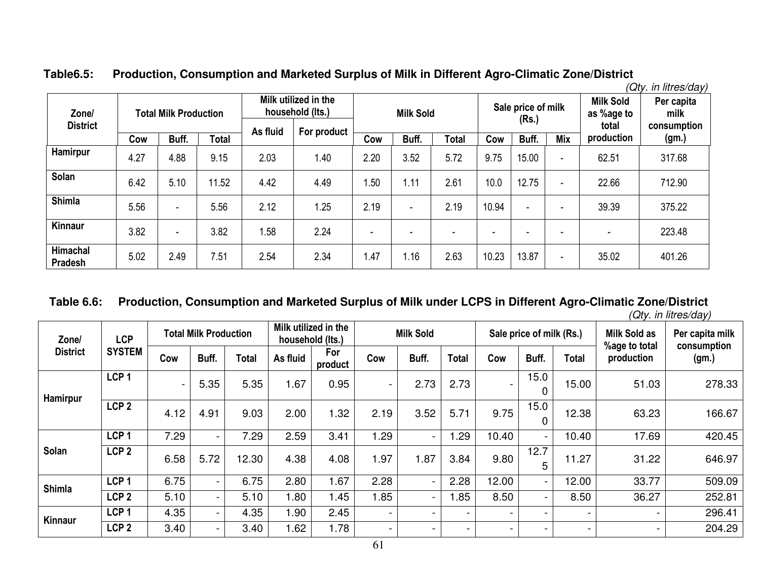**Table6.5: Production, Consumption and Marketed Surplus of Milk in Different Agro-Climatic Zone/District**

*(Qty. in litres/day)*

| Zone/ District | Total Milk Production | | | Milk utilized in the household (lts.) | | Milk Sold | | | Sale price of milk (Rs.) | | | Milk Sold as %age to total production | Per capita milk consumption (gm.) |
|---|---|---|---|---|---|---|---|---|---|---|---|---|---|
| | Cow | Buff. | Total | As fluid | For product | Cow | Buff. | Total | Cow | Buff. | Mix | | |
| Hamirpur | 4.27 | 4.88 | 9.15 | 2.03 | 1.40 | 2.20 | 3.52 | 5.72 | 9.75 | 15.00 | - | 62.51 | 317.68 |
| Solan | 6.42 | 5.10 | 11.52 | 4.42 | 4.49 | 1.50 | 1.11 | 2.61 | 10.0 | 12.75 | - | 22.66 | 712.90 |
| Shimla | 5.56 | - | 5.56 | 2.12 | 1.25 | 2.19 | - | 2.19 | 10.94 | - | - | 39.39 | 375.22 |
| Kinnaur | 3.82 | - | 3.82 | 1.58 | 2.24 | - | - | - | - | - | - | - | 223.48 |
| Himachal Pradesh | 5.02 | 2.49 | 7.51 | 2.54 | 2.34 | 1.47 | 1.16 | 2.63 | 10.23 | 13.87 | - | 35.02 | 401.26 |

**Table 6.6: Production, Consumption and Marketed Surplus of Milk under LCPS in Different Agro-Climatic Zone/District**

*(Qty. in litres/day)*

| Zone/ District | LCP SYSTEM | Total Milk Production | | | Milk utilized in the household (lts.) | | Milk Sold | | | Sale price of milk (Rs.) | | | Milk Sold as %age to total production | Per capita milk consumption (gm.) |
|---|---|---|---|---|---|---|---|---|---|---|---|---|---|---|
| | | Cow | Buff. | Total | As fluid | For product | Cow | Buff. | Total | Cow | Buff. | Total | | |
| Hamirpur | LCP 1 | - | 5.35 | 5.35 | 1.67 | 0.95 | - | 2.73 | 2.73 | - | 15.00 | 15.00 | 51.03 | 278.33 |
| | LCP 2 | 4.12 | 4.91 | 9.03 | 2.00 | 1.32 | 2.19 | 3.52 | 5.71 | 9.75 | 15.00 | 12.38 | 63.23 | 166.67 |
| Solan | LCP 1 | 7.29 | - | 7.29 | 2.59 | 3.41 | 1.29 | - | 1.29 | 10.40 | - | 10.40 | 17.69 | 420.45 |
| | LCP 2 | 6.58 | 5.72 | 12.30 | 4.38 | 4.08 | 1.97 | 1.87 | 3.84 | 9.80 | 12.75 | 11.27 | 31.22 | 646.97 |
| Shimla | LCP 1 | 6.75 | - | 6.75 | 2.80 | 1.67 | 2.28 | - | 2.28 | 12.00 | - | 12.00 | 33.77 | 509.09 |
| | LCP 2 | 5.10 | - | 5.10 | 1.80 | 1.45 | 1.85 | - | 1.85 | 8.50 | - | 8.50 | 36.27 | 252.81 |
| Kinnaur | LCP 1 | 4.35 | - | 4.35 | 1.90 | 2.45 | - | - | - | - | - | - | - | 296.41 |
| | LCP 2 | 3.40 | - | 3.40 | 1.62 | 1.78 | - | - | - | - | - | - | - | 204.29 |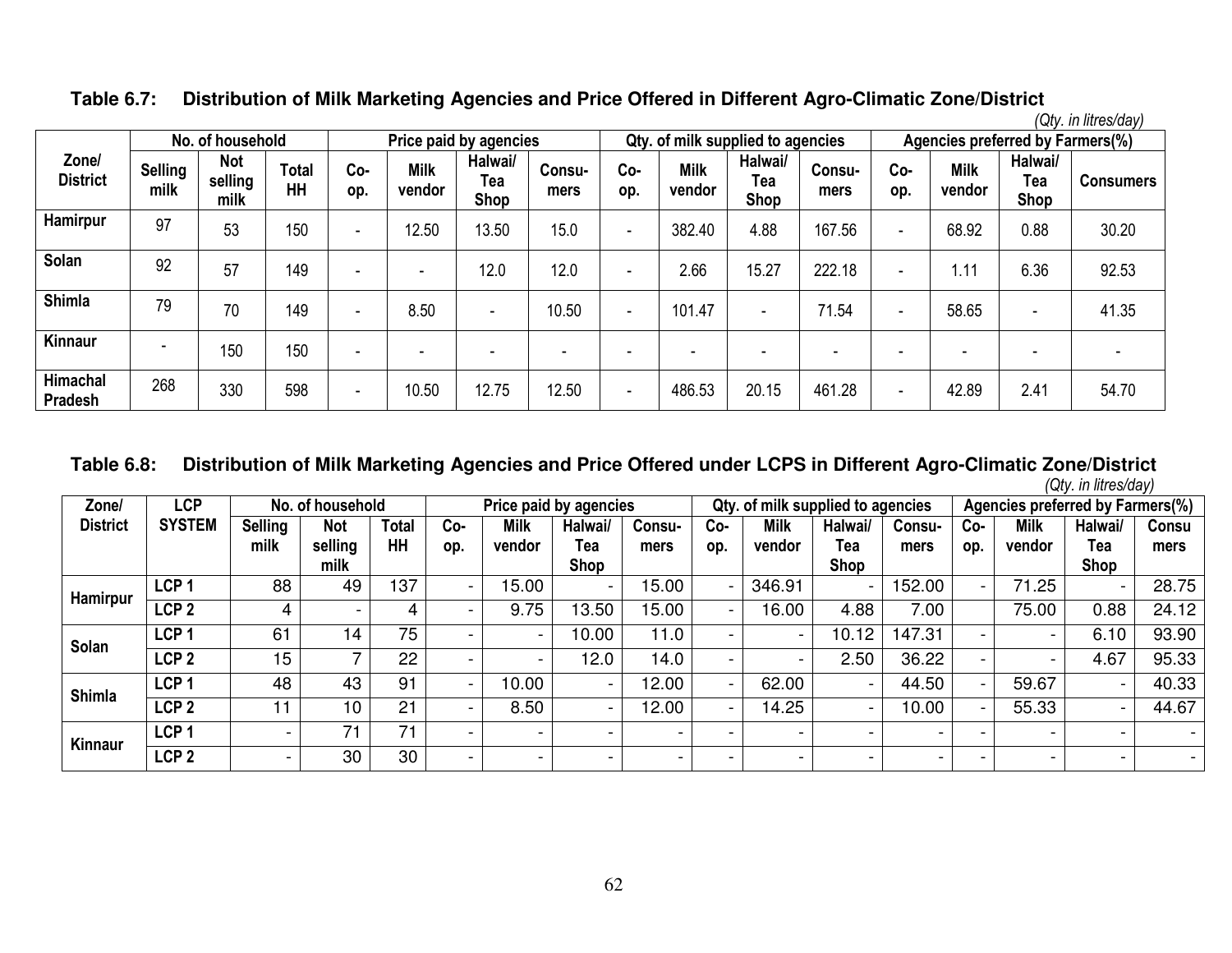**Table 6.7: Distribution of Milk Marketing Agencies and Price Offered in Different Agro-Climatic Zone/District**

*(Qty. in litres/day)*

| Zone/ District | No. of household | | | Price paid by agencies | | | | Qty. of milk supplied to agencies | | | | Agencies preferred by Farmers(%) | | | |
|---|---|---|---|---|---|---|---|---|---|---|---|---|---|---|---|
| | Selling milk | Not selling milk | Total HH | Co-op. | Milk vendor | Halwai/ Tea Shop | Consu-mers | Co-op. | Milk vendor | Halwai/ Tea Shop | Consu-mers | Co-op. | Milk vendor | Halwai/ Tea Shop | Consumers |
| Hamirpur | 97 | 53 | 150 | - | 12.50 | 13.50 | 15.0 | - | 382.40 | 4.88 | 167.56 | - | 68.92 | 0.88 | 30.20 |
| Solan | 92 | 57 | 149 | - | - | 12.0 | 12.0 | - | 2.66 | 15.27 | 222.18 | - | 1.11 | 6.36 | 92.53 |
| Shimla | 79 | 70 | 149 | - | 8.50 | - | 10.50 | - | 101.47 | - | 71.54 | - | 58.65 | - | 41.35 |
| Kinnaur | - | 150 | 150 | - | - | - | - | - | - | - | - | - | - | - | - |
| Himachal Pradesh | 268 | 330 | 598 | - | 10.50 | 12.75 | 12.50 | - | 486.53 | 20.15 | 461.28 | - | 42.89 | 2.41 | 54.70 |

**Table 6.8: Distribution of Milk Marketing Agencies and Price Offered under LCPS in Different Agro-Climatic Zone/District**

*(Qty. in litres/day)*

| Zone/ District | LCP SYSTEM | No. of household | | | Price paid by agencies | | | | Qty. of milk supplied to agencies | | | | Agencies preferred by Farmers(%) | | | |
|---|---|---|---|---|---|---|---|---|---|---|---|---|---|---|---|---|
| | | Selling milk | Not selling milk | Total HH | Co-op. | Milk vendor | Halwai/ Tea Shop | Consu-mers | Co-op. | Milk vendor | Halwai/ Tea Shop | Consu-mers | Co-op. | Milk vendor | Halwai/ Tea Shop | Consu mers |
| Hamirpur | LCP 1 | 88 | 49 | 137 | - | 15.00 | - | 15.00 | - | 346.91 | - | 152.00 | - | 71.25 | - | 28.75 |
| | LCP 2 | 4 | - | 4 | - | 9.75 | 13.50 | 15.00 | - | 16.00 | 4.88 | 7.00 | | 75.00 | 0.88 | 24.12 |
| Solan | LCP 1 | 61 | 14 | 75 | - | - | 10.00 | 11.0 | - | - | 10.12 | 147.31 | - | - | 6.10 | 93.90 |
| | LCP 2 | 15 | 7 | 22 | - | - | 12.0 | 14.0 | - | - | 2.50 | 36.22 | - | - | 4.67 | 95.33 |
| Shimla | LCP 1 | 48 | 43 | 91 | - | 10.00 | - | 12.00 | - | 62.00 | - | 44.50 | - | 59.67 | - | 40.33 |
| | LCP 2 | 11 | 10 | 21 | - | 8.50 | - | 12.00 | - | 14.25 | - | 10.00 | - | 55.33 | - | 44.67 |
| Kinnaur | LCP 1 | - | 71 | 71 | - | - | - | - | - | - | - | - | - | - | - | - |
| | LCP 2 | - | 30 | 30 | - | - | - | - | - | - | - | - | - | - | - | - |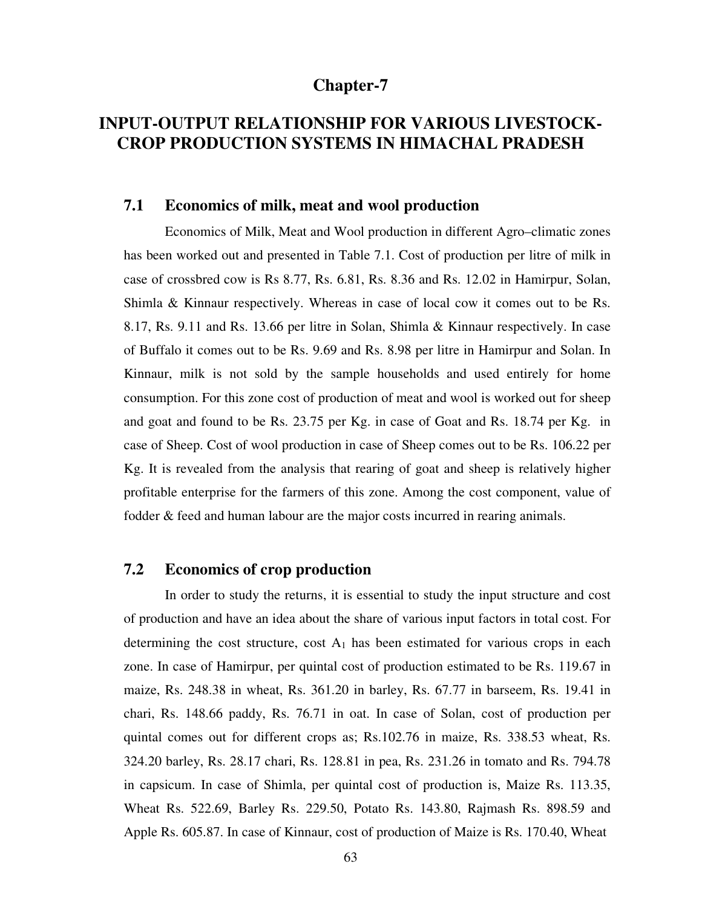# Chapter-7

# INPUT-OUTPUT RELATIONSHIP FOR VARIOUS LIVESTOCK-CROP PRODUCTION SYSTEMS IN HIMACHAL PRADESH

## 7.1 Economics of milk, meat and wool production

Economics of Milk, Meat and Wool production in different Agro–climatic zones has been worked out and presented in Table 7.1. Cost of production per litre of milk in case of crossbred cow is Rs 8.77, Rs. 6.81, Rs. 8.36 and Rs. 12.02 in Hamirpur, Solan, Shimla & Kinnaur respectively. Whereas in case of local cow it comes out to be Rs. 8.17, Rs. 9.11 and Rs. 13.66 per litre in Solan, Shimla & Kinnaur respectively. In case of Buffalo it comes out to be Rs. 9.69 and Rs. 8.98 per litre in Hamirpur and Solan. In Kinnaur, milk is not sold by the sample households and used entirely for home consumption. For this zone cost of production of meat and wool is worked out for sheep and goat and found to be Rs. 23.75 per Kg. in case of Goat and Rs. 18.74 per Kg. in case of Sheep. Cost of wool production in case of Sheep comes out to be Rs. 106.22 per Kg. It is revealed from the analysis that rearing of goat and sheep is relatively higher profitable enterprise for the farmers of this zone. Among the cost component, value of fodder & feed and human labour are the major costs incurred in rearing animals.

## 7.2 Economics of crop production

In order to study the returns, it is essential to study the input structure and cost of production and have an idea about the share of various input factors in total cost. For determining the cost structure, cost $A_1$ has been estimated for various crops in each zone. In case of Hamirpur, per quintal cost of production estimated to be Rs. 119.67 in maize, Rs. 248.38 in wheat, Rs. 361.20 in barley, Rs. 67.77 in barseem, Rs. 19.41 in chari, Rs. 148.66 paddy, Rs. 76.71 in oat. In case of Solan, cost of production per quintal comes out for different crops as; Rs.102.76 in maize, Rs. 338.53 wheat, Rs. 324.20 barley, Rs. 28.17 chari, Rs. 128.81 in pea, Rs. 231.26 in tomato and Rs. 794.78 in capsicum. In case of Shimla, per quintal cost of production is, Maize Rs. 113.35, Wheat Rs. 522.69, Barley Rs. 229.50, Potato Rs. 143.80, Rajmash Rs. 898.59 and Apple Rs. 605.87. In case of Kinnaur, cost of production of Maize is Rs. 170.40, Wheat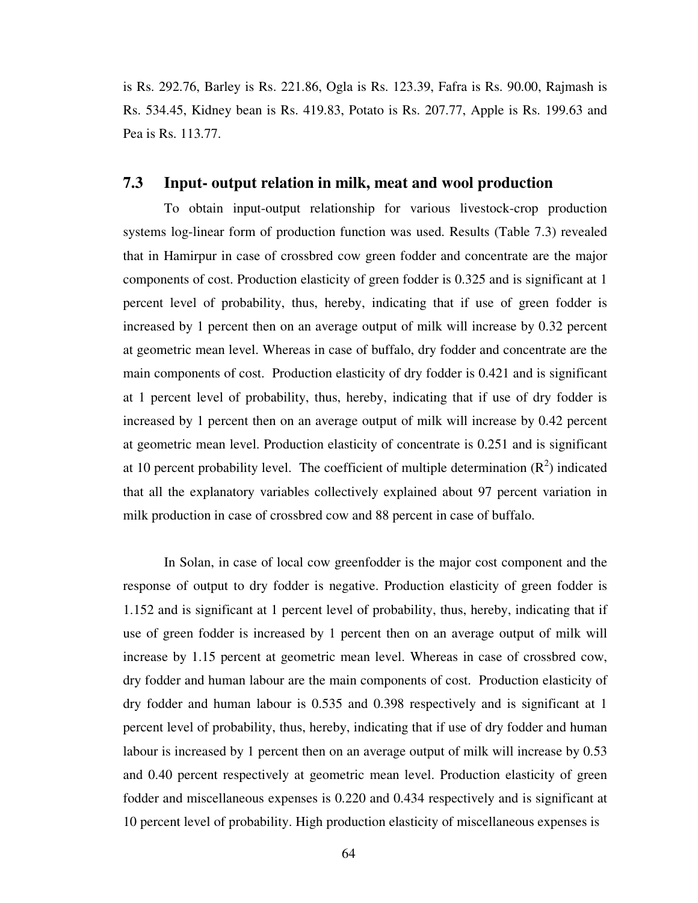is Rs. 292.76, Barley is Rs. 221.86, Ogla is Rs. 123.39, Fafra is Rs. 90.00, Rajmash is Rs. 534.45, Kidney bean is Rs. 419.83, Potato is Rs. 207.77, Apple is Rs. 199.63 and Pea is Rs. 113.77.

## 7.3 Input- output relation in milk, meat and wool production

To obtain input-output relationship for various livestock-crop production systems log-linear form of production function was used. Results (Table 7.3) revealed that in Hamirpur in case of crossbred cow green fodder and concentrate are the major components of cost. Production elasticity of green fodder is 0.325 and is significant at 1 percent level of probability, thus, hereby, indicating that if use of green fodder is increased by 1 percent then on an average output of milk will increase by 0.32 percent at geometric mean level. Whereas in case of buffalo, dry fodder and concentrate are the main components of cost. Production elasticity of dry fodder is 0.421 and is significant at 1 percent level of probability, thus, hereby, indicating that if use of dry fodder is increased by 1 percent then on an average output of milk will increase by 0.42 percent at geometric mean level. Production elasticity of concentrate is 0.251 and is significant at 10 percent probability level. The coefficient of multiple determination ($R^2$) indicated that all the explanatory variables collectively explained about 97 percent variation in milk production in case of crossbred cow and 88 percent in case of buffalo.

In Solan, in case of local cow greenfodder is the major cost component and the response of output to dry fodder is negative. Production elasticity of green fodder is 1.152 and is significant at 1 percent level of probability, thus, hereby, indicating that if use of green fodder is increased by 1 percent then on an average output of milk will increase by 1.15 percent at geometric mean level. Whereas in case of crossbred cow, dry fodder and human labour are the main components of cost. Production elasticity of dry fodder and human labour is 0.535 and 0.398 respectively and is significant at 1 percent level of probability, thus, hereby, indicating that if use of dry fodder and human labour is increased by 1 percent then on an average output of milk will increase by 0.53 and 0.40 percent respectively at geometric mean level. Production elasticity of green fodder and miscellaneous expenses is 0.220 and 0.434 respectively and is significant at 10 percent level of probability. High production elasticity of miscellaneous expenses is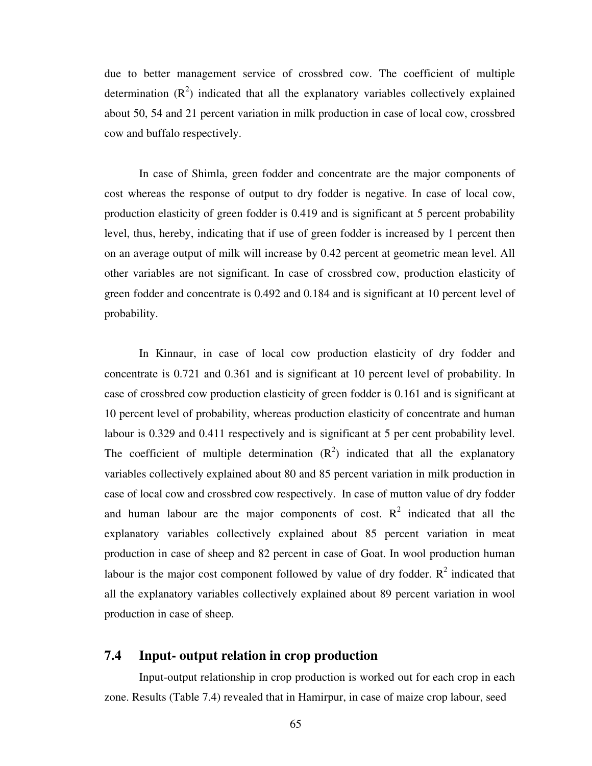due to better management service of crossbred cow. The coefficient of multiple determination ($R^2$) indicated that all the explanatory variables collectively explained about 50, 54 and 21 percent variation in milk production in case of local cow, crossbred cow and buffalo respectively.

In case of Shimla, green fodder and concentrate are the major components of cost whereas the response of output to dry fodder is negative. In case of local cow, production elasticity of green fodder is 0.419 and is significant at 5 percent probability level, thus, hereby, indicating that if use of green fodder is increased by 1 percent then on an average output of milk will increase by 0.42 percent at geometric mean level. All other variables are not significant. In case of crossbred cow, production elasticity of green fodder and concentrate is 0.492 and 0.184 and is significant at 10 percent level of probability.

In Kinnaur, in case of local cow production elasticity of dry fodder and concentrate is 0.721 and 0.361 and is significant at 10 percent level of probability. In case of crossbred cow production elasticity of green fodder is 0.161 and is significant at 10 percent level of probability, whereas production elasticity of concentrate and human labour is 0.329 and 0.411 respectively and is significant at 5 per cent probability level. The coefficient of multiple determination ($R^2$) indicated that all the explanatory variables collectively explained about 80 and 85 percent variation in milk production in case of local cow and crossbred cow respectively. In case of mutton value of dry fodder and human labour are the major components of cost. $R^2$ indicated that all the explanatory variables collectively explained about 85 percent variation in meat production in case of sheep and 82 percent in case of Goat. In wool production human labour is the major cost component followed by value of dry fodder. $R^2$ indicated that all the explanatory variables collectively explained about 89 percent variation in wool production in case of sheep.

## 7.4 Input- output relation in crop production

Input-output relationship in crop production is worked out for each crop in each zone. Results (Table 7.4) revealed that in Hamirpur, in case of maize crop labour, seed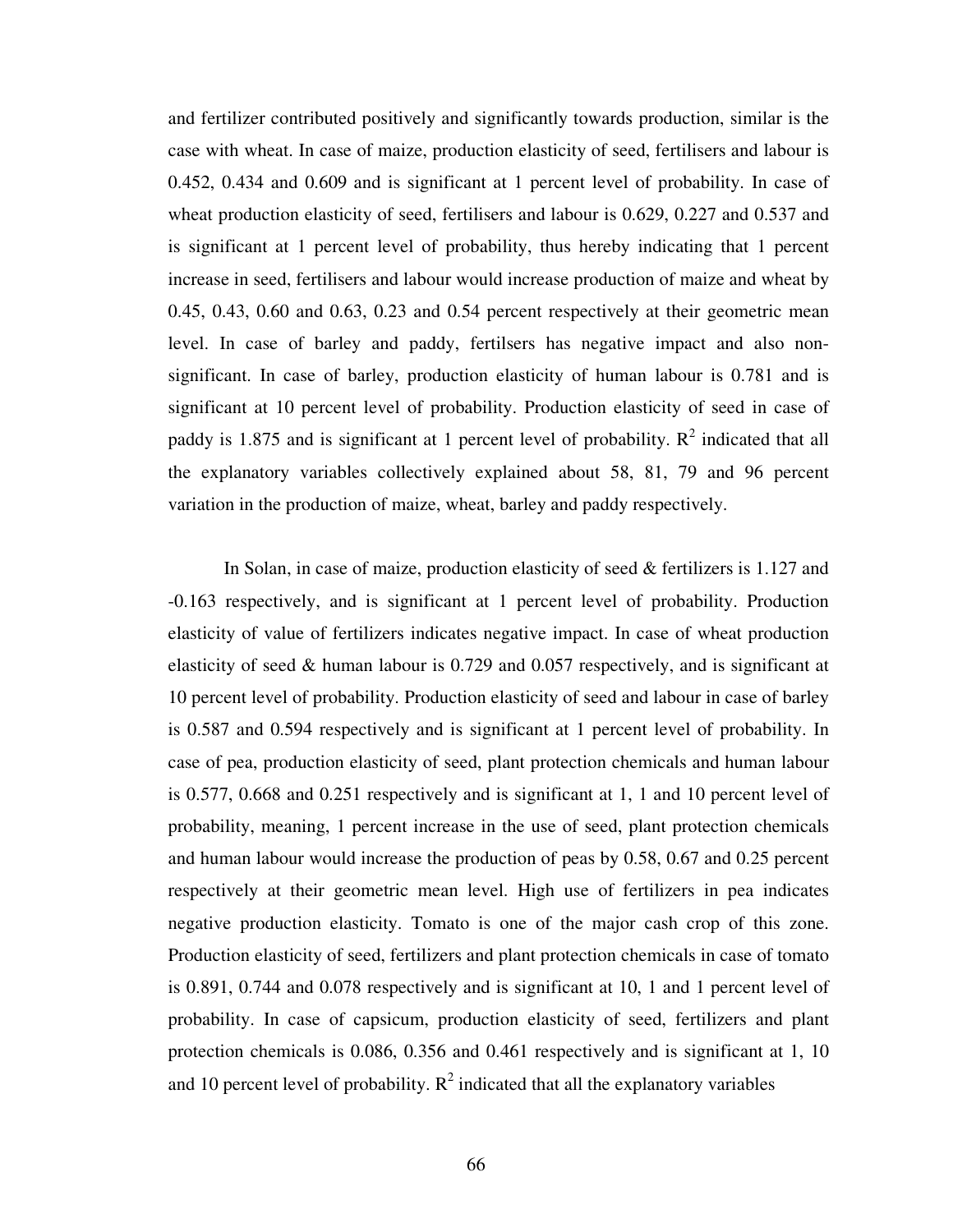and fertilizer contributed positively and significantly towards production, similar is the case with wheat. In case of maize, production elasticity of seed, fertilisers and labour is 0.452, 0.434 and 0.609 and is significant at 1 percent level of probability. In case of wheat production elasticity of seed, fertilisers and labour is 0.629, 0.227 and 0.537 and is significant at 1 percent level of probability, thus hereby indicating that 1 percent increase in seed, fertilisers and labour would increase production of maize and wheat by 0.45, 0.43, 0.60 and 0.63, 0.23 and 0.54 percent respectively at their geometric mean level. In case of barley and paddy, fertilsers has negative impact and also non-significant. In case of barley, production elasticity of human labour is 0.781 and is significant at 10 percent level of probability. Production elasticity of seed in case of paddy is 1.875 and is significant at 1 percent level of probability. $R^2$ indicated that all the explanatory variables collectively explained about 58, 81, 79 and 96 percent variation in the production of maize, wheat, barley and paddy respectively.

In Solan, in case of maize, production elasticity of seed & fertilizers is 1.127 and -0.163 respectively, and is significant at 1 percent level of probability. Production elasticity of value of fertilizers indicates negative impact. In case of wheat production elasticity of seed & human labour is 0.729 and 0.057 respectively, and is significant at 10 percent level of probability. Production elasticity of seed and labour in case of barley is 0.587 and 0.594 respectively and is significant at 1 percent level of probability. In case of pea, production elasticity of seed, plant protection chemicals and human labour is 0.577, 0.668 and 0.251 respectively and is significant at 1, 1 and 10 percent level of probability, meaning, 1 percent increase in the use of seed, plant protection chemicals and human labour would increase the production of peas by 0.58, 0.67 and 0.25 percent respectively at their geometric mean level. High use of fertilizers in pea indicates negative production elasticity. Tomato is one of the major cash crop of this zone. Production elasticity of seed, fertilizers and plant protection chemicals in case of tomato is 0.891, 0.744 and 0.078 respectively and is significant at 10, 1 and 1 percent level of probability. In case of capsicum, production elasticity of seed, fertilizers and plant protection chemicals is 0.086, 0.356 and 0.461 respectively and is significant at 1, 10 and 10 percent level of probability. $R^2$ indicated that all the explanatory variables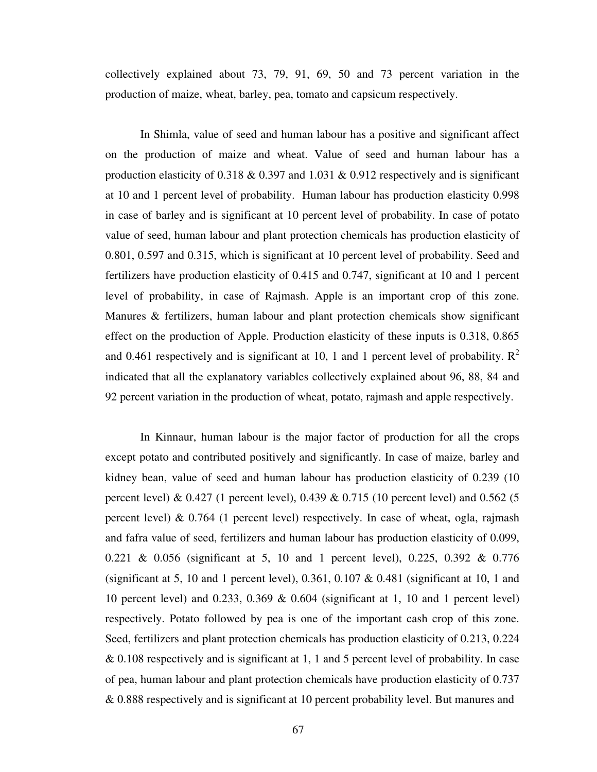collectively explained about 73, 79, 91, 69, 50 and 73 percent variation in the production of maize, wheat, barley, pea, tomato and capsicum respectively.

In Shimla, value of seed and human labour has a positive and significant affect on the production of maize and wheat. Value of seed and human labour has a production elasticity of 0.318 & 0.397 and 1.031 & 0.912 respectively and is significant at 10 and 1 percent level of probability. Human labour has production elasticity 0.998 in case of barley and is significant at 10 percent level of probability. In case of potato value of seed, human labour and plant protection chemicals has production elasticity of 0.801, 0.597 and 0.315, which is significant at 10 percent level of probability. Seed and fertilizers have production elasticity of 0.415 and 0.747, significant at 10 and 1 percent level of probability, in case of Rajmash. Apple is an important crop of this zone. Manures & fertilizers, human labour and plant protection chemicals show significant effect on the production of Apple. Production elasticity of these inputs is 0.318, 0.865 and 0.461 respectively and is significant at 10, 1 and 1 percent level of probability. $R^2$ indicated that all the explanatory variables collectively explained about 96, 88, 84 and 92 percent variation in the production of wheat, potato, rajmash and apple respectively.

In Kinnaur, human labour is the major factor of production for all the crops except potato and contributed positively and significantly. In case of maize, barley and kidney bean, value of seed and human labour has production elasticity of 0.239 (10 percent level) & 0.427 (1 percent level), 0.439 & 0.715 (10 percent level) and 0.562 (5 percent level) & 0.764 (1 percent level) respectively. In case of wheat, ogla, rajmash and fafra value of seed, fertilizers and human labour has production elasticity of 0.099, 0.221 & 0.056 (significant at 5, 10 and 1 percent level), 0.225, 0.392 & 0.776 (significant at 5, 10 and 1 percent level), 0.361, 0.107 & 0.481 (significant at 10, 1 and 10 percent level) and 0.233, 0.369 & 0.604 (significant at 1, 10 and 1 percent level) respectively. Potato followed by pea is one of the important cash crop of this zone. Seed, fertilizers and plant protection chemicals has production elasticity of 0.213, 0.224 & 0.108 respectively and is significant at 1, 1 and 5 percent level of probability. In case of pea, human labour and plant protection chemicals have production elasticity of 0.737 & 0.888 respectively and is significant at 10 percent probability level. But manures and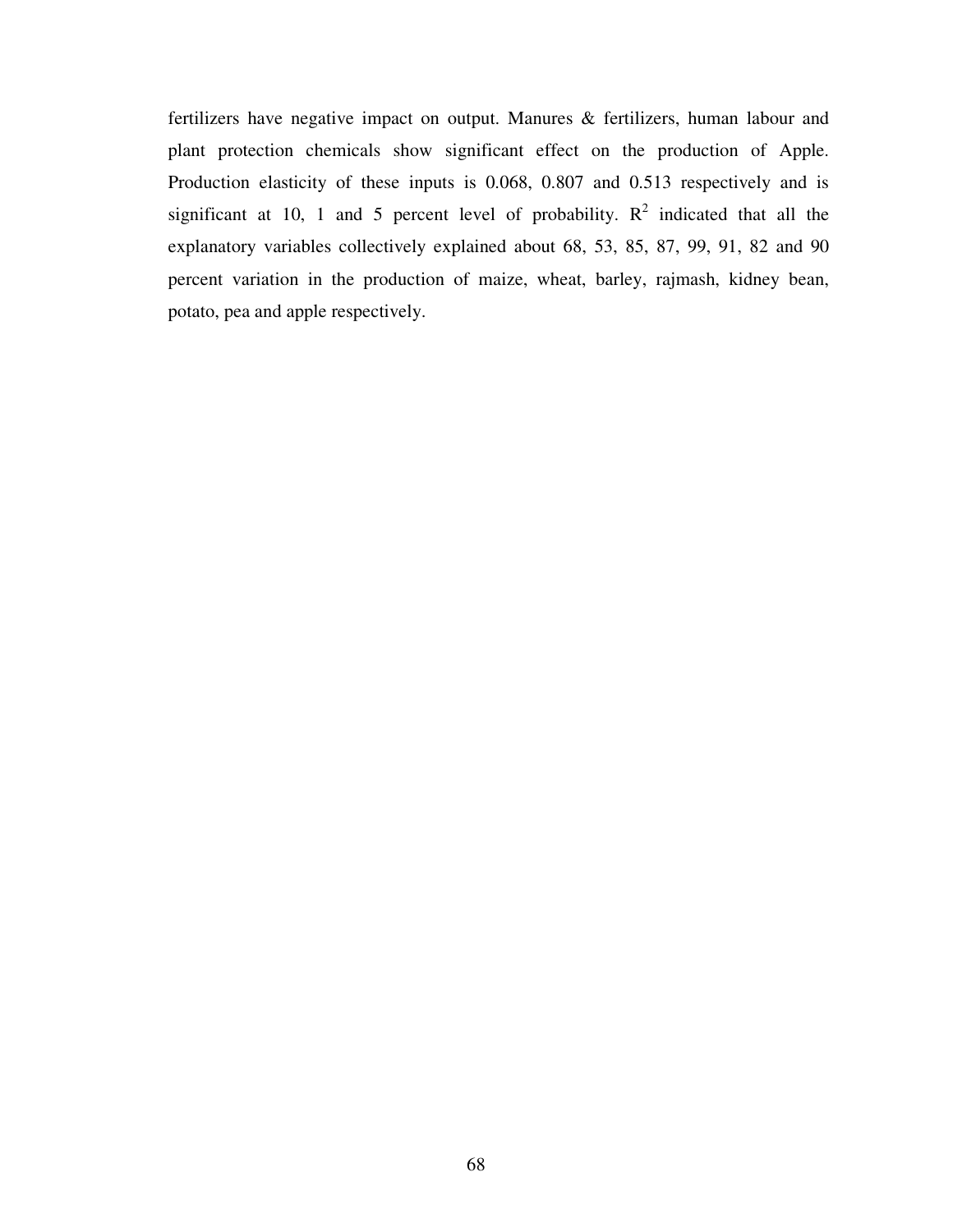fertilizers have negative impact on output. Manures & fertilizers, human labour and plant protection chemicals show significant effect on the production of Apple. Production elasticity of these inputs is 0.068, 0.807 and 0.513 respectively and is significant at 10, 1 and 5 percent level of probability. $R^2$ indicated that all the explanatory variables collectively explained about 68, 53, 85, 87, 99, 91, 82 and 90 percent variation in the production of maize, wheat, barley, rajmash, kidney bean, potato, pea and apple respectively.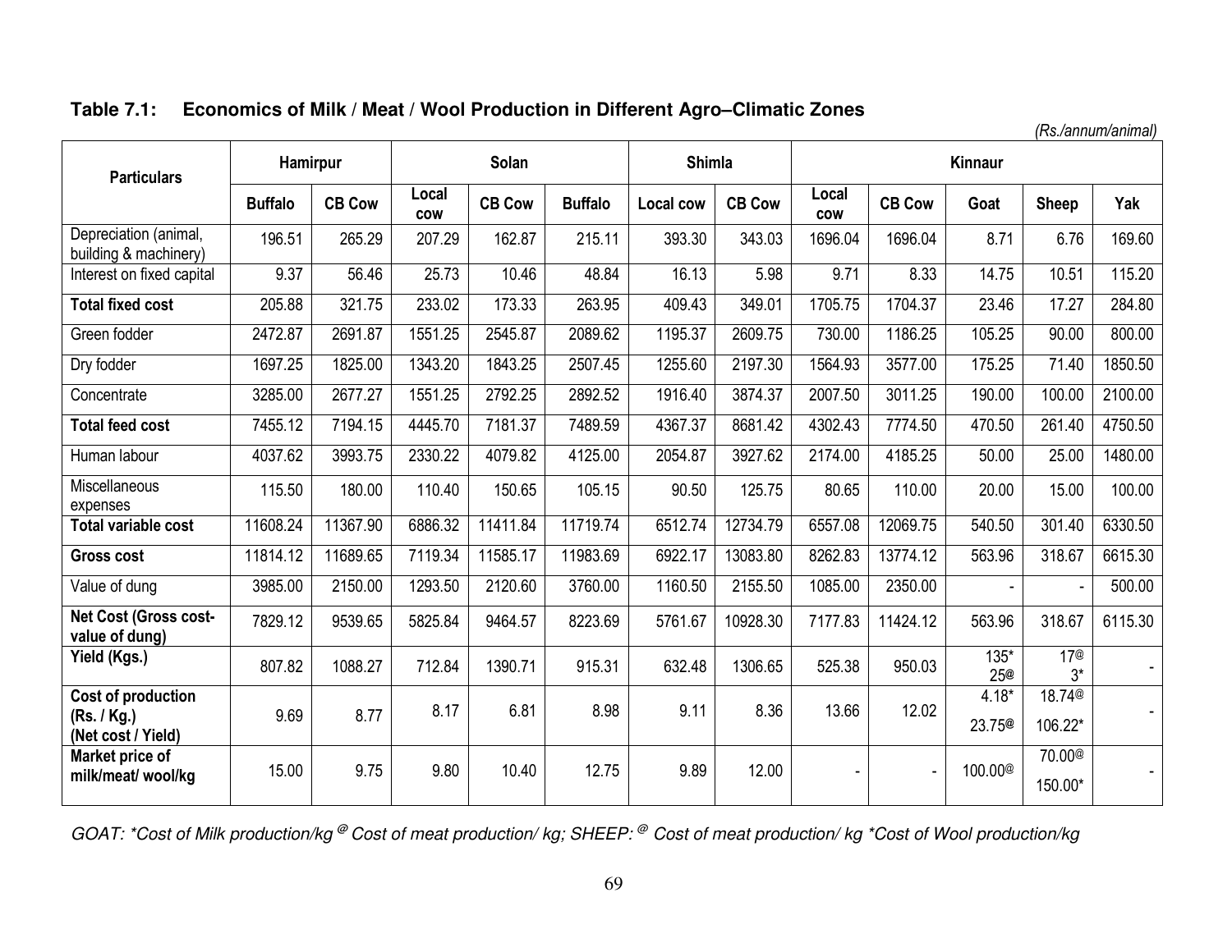## Table 7.1: Economics of Milk / Meat / Wool Production in Different Agro–Climatic Zones

*(Rs./annum/animal)*

| Particulars | Hamirpur | | Solan | | | Shimla | | Kinnaur | | | | |
|---|---|---|---|---|---|---|---|---|---|---|---|---|
| | Buffalo | CB Cow | Local cow | CB Cow | Buffalo | Local cow | CB Cow | Local cow | CB Cow | Goat | Sheep | Yak |
| Depreciation (animal, building & machinery) | 196.51 | 265.29 | 207.29 | 162.87 | 215.11 | 393.30 | 343.03 | 1696.04 | 1696.04 | 8.71 | 6.76 | 169.60 |
| Interest on fixed capital | 9.37 | 56.46 | 25.73 | 10.46 | 48.84 | 16.13 | 5.98 | 9.71 | 8.33 | 14.75 | 10.51 | 115.20 |
| **Total fixed cost** | 205.88 | 321.75 | 233.02 | 173.33 | 263.95 | 409.43 | 349.01 | 1705.75 | 1704.37 | 23.46 | 17.27 | 284.80 |
| Green fodder | 2472.87 | 2691.87 | 1551.25 | 2545.87 | 2089.62 | 1195.37 | 2609.75 | 730.00 | 1186.25 | 105.25 | 90.00 | 800.00 |
| Dry fodder | 1697.25 | 1825.00 | 1343.20 | 1843.25 | 2507.45 | 1255.60 | 2197.30 | 1564.93 | 3577.00 | 175.25 | 71.40 | 1850.50 |
| Concentrate | 3285.00 | 2677.27 | 1551.25 | 2792.25 | 2892.52 | 1916.40 | 3874.37 | 2007.50 | 3011.25 | 190.00 | 100.00 | 2100.00 |
| **Total feed cost** | 7455.12 | 7194.15 | 4445.70 | 7181.37 | 7489.59 | 4367.37 | 8681.42 | 4302.43 | 7774.50 | 470.50 | 261.40 | 4750.50 |
| Human labour | 4037.62 | 3993.75 | 2330.22 | 4079.82 | 4125.00 | 2054.87 | 3927.62 | 2174.00 | 4185.25 | 50.00 | 25.00 | 1480.00 |
| Miscellaneous expenses | 115.50 | 180.00 | 110.40 | 150.65 | 105.15 | 90.50 | 125.75 | 80.65 | 110.00 | 20.00 | 15.00 | 100.00 |
| **Total variable cost** | 11608.24 | 11367.90 | 6886.32 | 11411.84 | 11719.74 | 6512.74 | 12734.79 | 6557.08 | 12069.75 | 540.50 | 301.40 | 6330.50 |
| **Gross cost** | 11814.12 | 11689.65 | 7119.34 | 11585.17 | 11983.69 | 6922.17 | 13083.80 | 8262.83 | 13774.12 | 563.96 | 318.67 | 6615.30 |
| Value of dung | 3985.00 | 2150.00 | 1293.50 | 2120.60 | 3760.00 | 1160.50 | 2155.50 | 1085.00 | 2350.00 | - | - | 500.00 |
| **Net Cost (Gross cost-value of dung)** | 7829.12 | 9539.65 | 5825.84 | 9464.57 | 8223.69 | 5761.67 | 10928.30 | 7177.83 | 11424.12 | 563.96 | 318.67 | 6115.30 |
| **Yield (Kgs.)** | 807.82 | 1088.27 | 712.84 | 1390.71 | 915.31 | 632.48 | 1306.65 | 525.38 | 950.03 | 135* 25@ | 17@ 3* | - |
| **Cost of production (Rs. / Kg.) (Net cost / Yield)** | 9.69 | 8.77 | 8.17 | 6.81 | 8.98 | 9.11 | 8.36 | 13.66 | 12.02 | 4.18* 23.75@ | 18.74@ 106.22* | - |
| **Market price of milk/meat/ wool/kg** | 15.00 | 9.75 | 9.80 | 10.40 | 12.75 | 9.89 | 12.00 | - | - | 100.00@ | 70.00@ 150.00* | - |

*GOAT: *Cost of Milk production/kg @ Cost of meat production/ kg; SHEEP: @ Cost of meat production/ kg *Cost of Wool production/kg*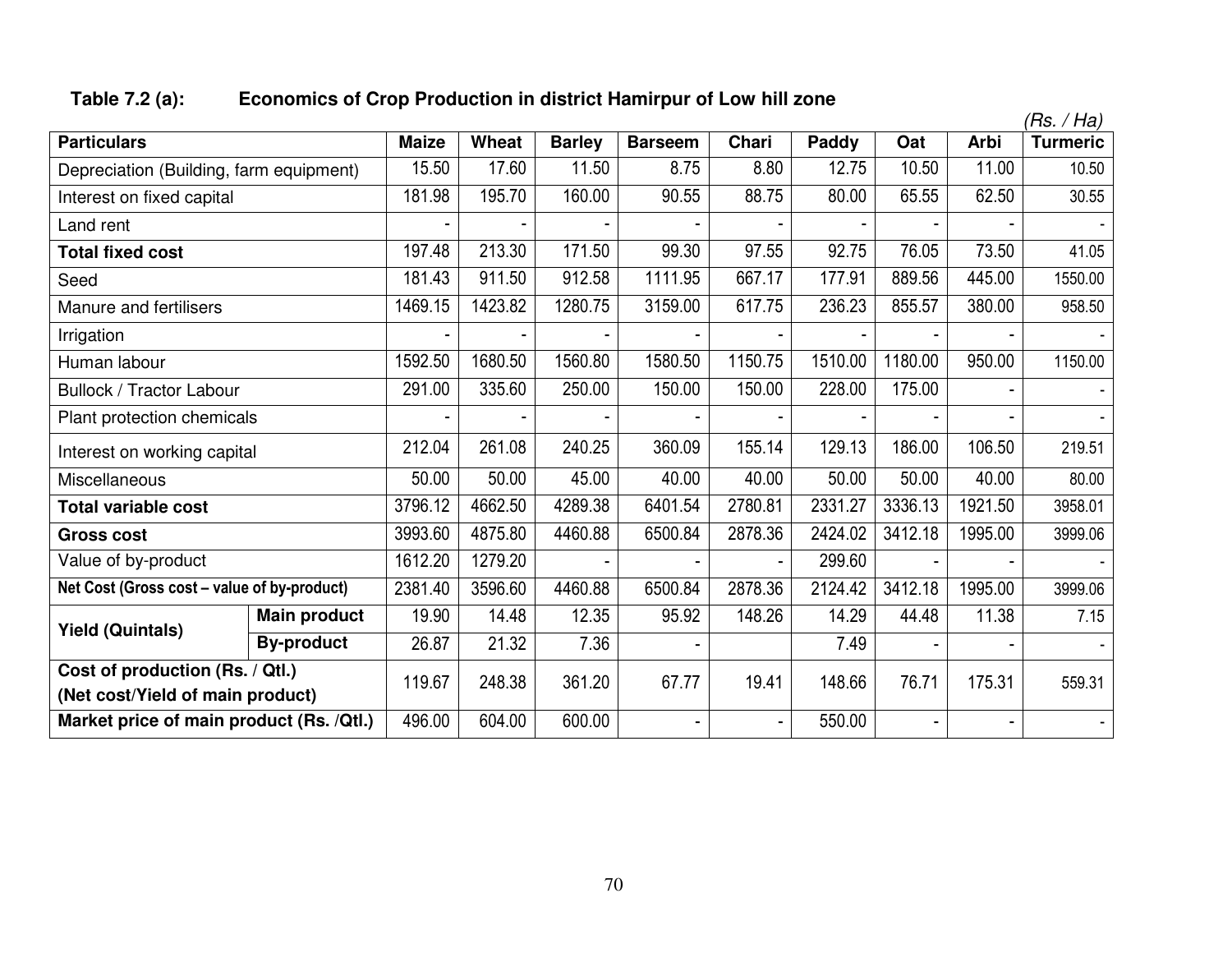**Table 7.2 (a): Economics of Crop Production in district Hamirpur of Low hill zone**

*(Rs. / Ha)*

| Particulars | | Maize | Wheat | Barley | Barseem | Chari | Paddy | Oat | Arbi | Turmeric |
|---|---|---|---|---|---|---|---|---|---|---|
| Depreciation (Building, farm equipment) | | 15.50 | 17.60 | 11.50 | 8.75 | 8.80 | 12.75 | 10.50 | 11.00 | 10.50 |
| Interest on fixed capital | | 181.98 | 195.70 | 160.00 | 90.55 | 88.75 | 80.00 | 65.55 | 62.50 | 30.55 |
| Land rent | | - | - | - | - | - | - | - | - | - |
| **Total fixed cost** | | 197.48 | 213.30 | 171.50 | 99.30 | 97.55 | 92.75 | 76.05 | 73.50 | 41.05 |
| Seed | | 181.43 | 911.50 | 912.58 | 1111.95 | 667.17 | 177.91 | 889.56 | 445.00 | 1550.00 |
| Manure and fertilisers | | 1469.15 | 1423.82 | 1280.75 | 3159.00 | 617.75 | 236.23 | 855.57 | 380.00 | 958.50 |
| Irrigation | | - | - | - | - | - | - | - | - | - |
| Human labour | | 1592.50 | 1680.50 | 1560.80 | 1580.50 | 1150.75 | 1510.00 | 1180.00 | 950.00 | 1150.00 |
| Bullock / Tractor Labour | | 291.00 | 335.60 | 250.00 | 150.00 | 150.00 | 228.00 | 175.00 | - | - |
| Plant protection chemicals | | - | - | - | - | - | - | - | - | - |
| Interest on working capital | | 212.04 | 261.08 | 240.25 | 360.09 | 155.14 | 129.13 | 186.00 | 106.50 | 219.51 |
| Miscellaneous | | 50.00 | 50.00 | 45.00 | 40.00 | 40.00 | 50.00 | 50.00 | 40.00 | 80.00 |
| **Total variable cost** | | 3796.12 | 4662.50 | 4289.38 | 6401.54 | 2780.81 | 2331.27 | 3336.13 | 1921.50 | 3958.01 |
| **Gross cost** | | 3993.60 | 4875.80 | 4460.88 | 6500.84 | 2878.36 | 2424.02 | 3412.18 | 1995.00 | 3999.06 |
| Value of by-product | | 1612.20 | 1279.20 | - | - | - | 299.60 | - | - | - |
| **Net Cost (Gross cost – value of by-product)** | | 2381.40 | 3596.60 | 4460.88 | 6500.84 | 2878.36 | 2124.42 | 3412.18 | 1995.00 | 3999.06 |
| **Yield (Quintals)** | **Main product** | 19.90 | 14.48 | 12.35 | 95.92 | 148.26 | 14.29 | 44.48 | 11.38 | 7.15 |
| | **By-product** | 26.87 | 21.32 | 7.36 | - | | 7.49 | - | - | - |
| **Cost of production (Rs. / Qtl.) (Net cost/Yield of main product)** | | 119.67 | 248.38 | 361.20 | 67.77 | 19.41 | 148.66 | 76.71 | 175.31 | 559.31 |
| **Market price of main product (Rs. /Qtl.)** | | 496.00 | 604.00 | 600.00 | - | - | 550.00 | - | - | - |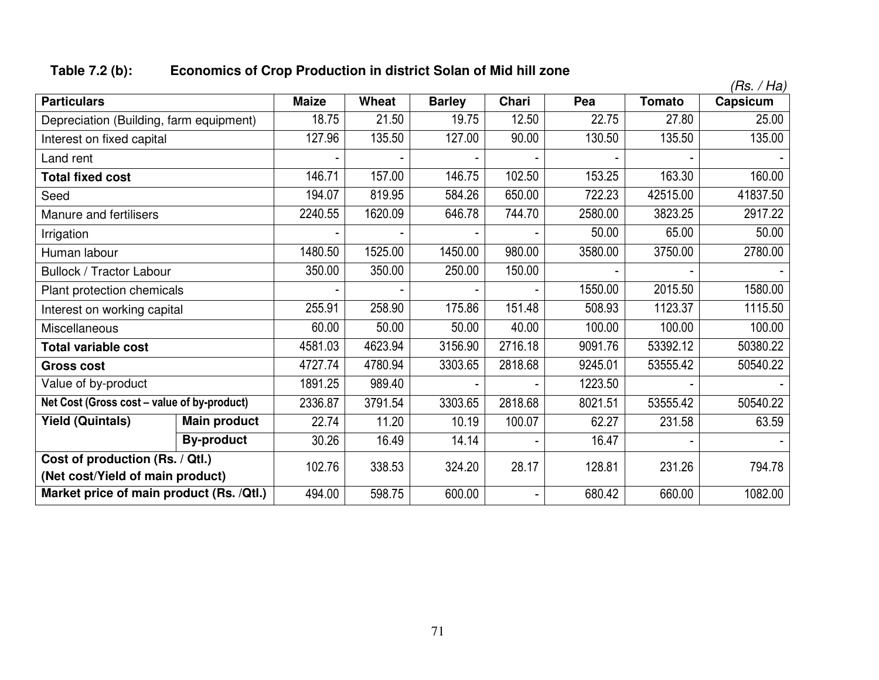**Table 7.2 (b): Economics of Crop Production in district Solan of Mid hill zone**

*(Rs. / Ha)*

| Particulars | | Maize | Wheat | Barley | Chari | Pea | Tomato | Capsicum |
|---|---|---|---|---|---|---|---|---|
| Depreciation (Building, farm equipment) | | 18.75 | 21.50 | 19.75 | 12.50 | 22.75 | 27.80 | 25.00 |
| Interest on fixed capital | | 127.96 | 135.50 | 127.00 | 90.00 | 130.50 | 135.50 | 135.00 |
| Land rent | | - | - | - | - | - | - | - |
| **Total fixed cost** | | 146.71 | 157.00 | 146.75 | 102.50 | 153.25 | 163.30 | 160.00 |
| Seed | | 194.07 | 819.95 | 584.26 | 650.00 | 722.23 | 42515.00 | 41837.50 |
| Manure and fertilisers | | 2240.55 | 1620.09 | 646.78 | 744.70 | 2580.00 | 3823.25 | 2917.22 |
| Irrigation | | - | - | - | - | 50.00 | 65.00 | 50.00 |
| Human labour | | 1480.50 | 1525.00 | 1450.00 | 980.00 | 3580.00 | 3750.00 | 2780.00 |
| Bullock / Tractor Labour | | 350.00 | 350.00 | 250.00 | 150.00 | - | - | - |
| Plant protection chemicals | | - | - | - | - | 1550.00 | 2015.50 | 1580.00 |
| Interest on working capital | | 255.91 | 258.90 | 175.86 | 151.48 | 508.93 | 1123.37 | 1115.50 |
| Miscellaneous | | 60.00 | 50.00 | 50.00 | 40.00 | 100.00 | 100.00 | 100.00 |
| **Total variable cost** | | 4581.03 | 4623.94 | 3156.90 | 2716.18 | 9091.76 | 53392.12 | 50380.22 |
| **Gross cost** | | 4727.74 | 4780.94 | 3303.65 | 2818.68 | 9245.01 | 53555.42 | 50540.22 |
| Value of by-product | | 1891.25 | 989.40 | - | - | 1223.50 | - | - |
| **Net Cost (Gross cost – value of by-product)** | | 2336.87 | 3791.54 | 3303.65 | 2818.68 | 8021.51 | 53555.42 | 50540.22 |
| **Yield (Quintals)** | **Main product** | 22.74 | 11.20 | 10.19 | 100.07 | 62.27 | 231.58 | 63.59 |
| | **By-product** | 30.26 | 16.49 | 14.14 | - | 16.47 | - | - |
| **Cost of production (Rs. / Qtl.) (Net cost/Yield of main product)** | | 102.76 | 338.53 | 324.20 | 28.17 | 128.81 | 231.26 | 794.78 |
| **Market price of main product (Rs. /Qtl.)** | | 494.00 | 598.75 | 600.00 | - | 680.42 | 660.00 | 1082.00 |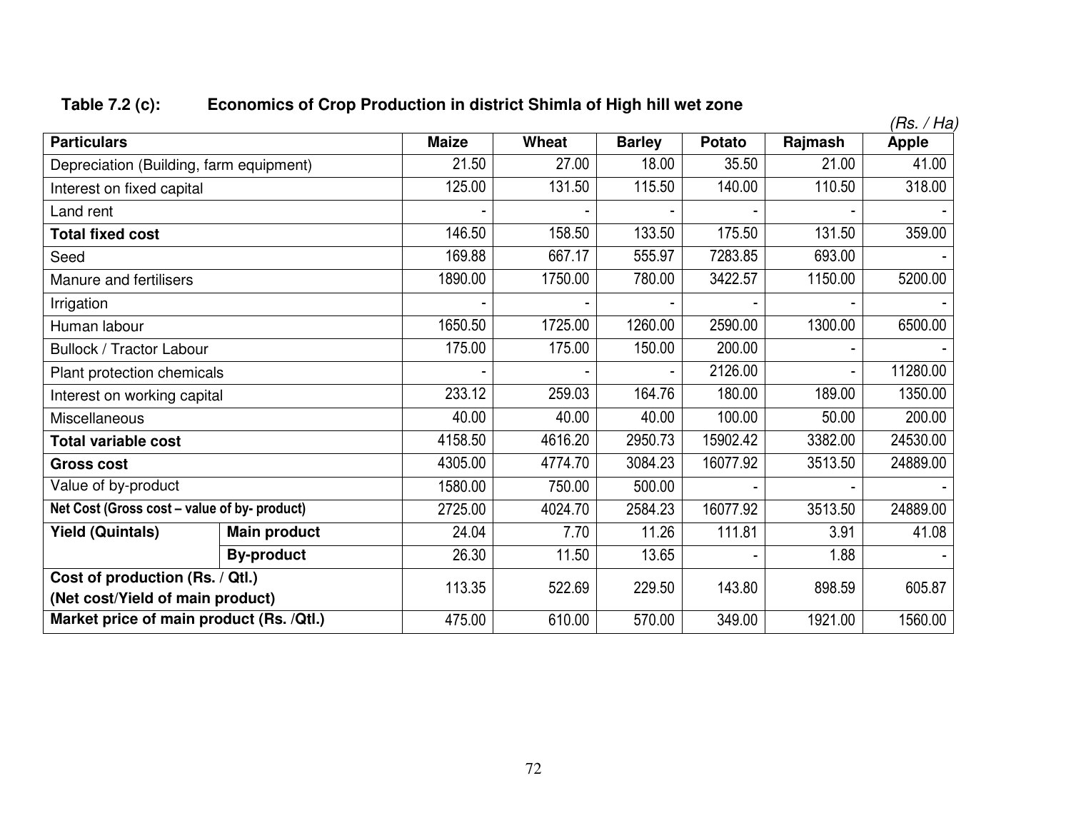**Table 7.2 (c): Economics of Crop Production in district Shimla of High hill wet zone**

*(Rs. / Ha)*

| Particulars | | Maize | Wheat | Barley | Potato | Rajmash | Apple |
|---|---|---|---|---|---|---|---|
| Depreciation (Building, farm equipment) | | 21.50 | 27.00 | 18.00 | 35.50 | 21.00 | 41.00 |
| Interest on fixed capital | | 125.00 | 131.50 | 115.50 | 140.00 | 110.50 | 318.00 |
| Land rent | | - | - | - | - | - | - |
| **Total fixed cost** | | 146.50 | 158.50 | 133.50 | 175.50 | 131.50 | 359.00 |
| Seed | | 169.88 | 667.17 | 555.97 | 7283.85 | 693.00 | - |
| Manure and fertilisers | | 1890.00 | 1750.00 | 780.00 | 3422.57 | 1150.00 | 5200.00 |
| Irrigation | | - | - | - | - | - | - |
| Human labour | | 1650.50 | 1725.00 | 1260.00 | 2590.00 | 1300.00 | 6500.00 |
| Bullock / Tractor Labour | | 175.00 | 175.00 | 150.00 | 200.00 | - | - |
| Plant protection chemicals | | - | - | - | 2126.00 | - | 11280.00 |
| Interest on working capital | | 233.12 | 259.03 | 164.76 | 180.00 | 189.00 | 1350.00 |
| Miscellaneous | | 40.00 | 40.00 | 40.00 | 100.00 | 50.00 | 200.00 |
| **Total variable cost** | | 4158.50 | 4616.20 | 2950.73 | 15902.42 | 3382.00 | 24530.00 |
| **Gross cost** | | 4305.00 | 4774.70 | 3084.23 | 16077.92 | 3513.50 | 24889.00 |
| Value of by-product | | 1580.00 | 750.00 | 500.00 | - | - | - |
| **Net Cost (Gross cost – value of by- product)** | | 2725.00 | 4024.70 | 2584.23 | 16077.92 | 3513.50 | 24889.00 |
| **Yield (Quintals)** | **Main product** | 24.04 | 7.70 | 11.26 | 111.81 | 3.91 | 41.08 |
| | **By-product** | 26.30 | 11.50 | 13.65 | - | 1.88 | - |
| **Cost of production (Rs. / Qtl.) (Net cost/Yield of main product)** | | 113.35 | 522.69 | 229.50 | 143.80 | 898.59 | 605.87 |
| **Market price of main product (Rs. /Qtl.)** | | 475.00 | 610.00 | 570.00 | 349.00 | 1921.00 | 1560.00 |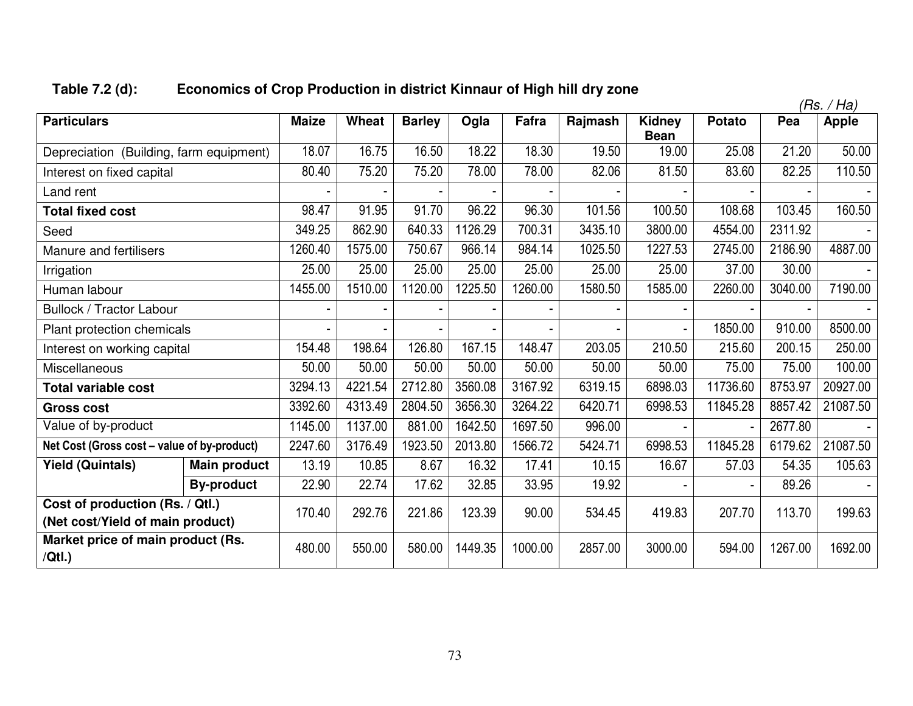**Table 7.2 (d): Economics of Crop Production in district Kinnaur of High hill dry zone**

*(Rs. / Ha)*

| Particulars | | Maize | Wheat | Barley | Ogla | Fafra | Rajmash | Kidney Bean | Potato | Pea | Apple |
|---|---|---|---|---|---|---|---|---|---|---|---|
| Depreciation (Building, farm equipment) | | 18.07 | 16.75 | 16.50 | 18.22 | 18.30 | 19.50 | 19.00 | 25.08 | 21.20 | 50.00 |
| Interest on fixed capital | | 80.40 | 75.20 | 75.20 | 78.00 | 78.00 | 82.06 | 81.50 | 83.60 | 82.25 | 110.50 |
| Land rent | | - | - | - | - | - | - | - | - | - | - |
| **Total fixed cost** | | 98.47 | 91.95 | 91.70 | 96.22 | 96.30 | 101.56 | 100.50 | 108.68 | 103.45 | 160.50 |
| Seed | | 349.25 | 862.90 | 640.33 | 1126.29 | 700.31 | 3435.10 | 3800.00 | 4554.00 | 2311.92 | - |
| Manure and fertilisers | | 1260.40 | 1575.00 | 750.67 | 966.14 | 984.14 | 1025.50 | 1227.53 | 2745.00 | 2186.90 | 4887.00 |
| Irrigation | | 25.00 | 25.00 | 25.00 | 25.00 | 25.00 | 25.00 | 25.00 | 37.00 | 30.00 | - |
| Human labour | | 1455.00 | 1510.00 | 1120.00 | 1225.50 | 1260.00 | 1580.50 | 1585.00 | 2260.00 | 3040.00 | 7190.00 |
| Bullock / Tractor Labour | | - | - | - | - | - | - | - | - | - | - |
| Plant protection chemicals | | - | - | - | - | - | - | - | 1850.00 | 910.00 | 8500.00 |
| Interest on working capital | | 154.48 | 198.64 | 126.80 | 167.15 | 148.47 | 203.05 | 210.50 | 215.60 | 200.15 | 250.00 |
| Miscellaneous | | 50.00 | 50.00 | 50.00 | 50.00 | 50.00 | 50.00 | 50.00 | 75.00 | 75.00 | 100.00 |
| **Total variable cost** | | 3294.13 | 4221.54 | 2712.80 | 3560.08 | 3167.92 | 6319.15 | 6898.03 | 11736.60 | 8753.97 | 20927.00 |
| **Gross cost** | | 3392.60 | 4313.49 | 2804.50 | 3656.30 | 3264.22 | 6420.71 | 6998.53 | 11845.28 | 8857.42 | 21087.50 |
| Value of by-product | | 1145.00 | 1137.00 | 881.00 | 1642.50 | 1697.50 | 996.00 | - | - | 2677.80 | - |
| **Net Cost (Gross cost – value of by-product)** | | 2247.60 | 3176.49 | 1923.50 | 2013.80 | 1566.72 | 5424.71 | 6998.53 | 11845.28 | 6179.62 | 21087.50 |
| **Yield (Quintals)** | **Main product** | 13.19 | 10.85 | 8.67 | 16.32 | 17.41 | 10.15 | 16.67 | 57.03 | 54.35 | 105.63 |
| | **By-product** | 22.90 | 22.74 | 17.62 | 32.85 | 33.95 | 19.92 | - | - | 89.26 | - |
| **Cost of production (Rs. / Qtl.) (Net cost/Yield of main product)** | | 170.40 | 292.76 | 221.86 | 123.39 | 90.00 | 534.45 | 419.83 | 207.70 | 113.70 | 199.63 |
| **Market price of main product (Rs. /Qtl.)** | | 480.00 | 550.00 | 580.00 | 1449.35 | 1000.00 | 2857.00 | 3000.00 | 594.00 | 1267.00 | 1692.00 |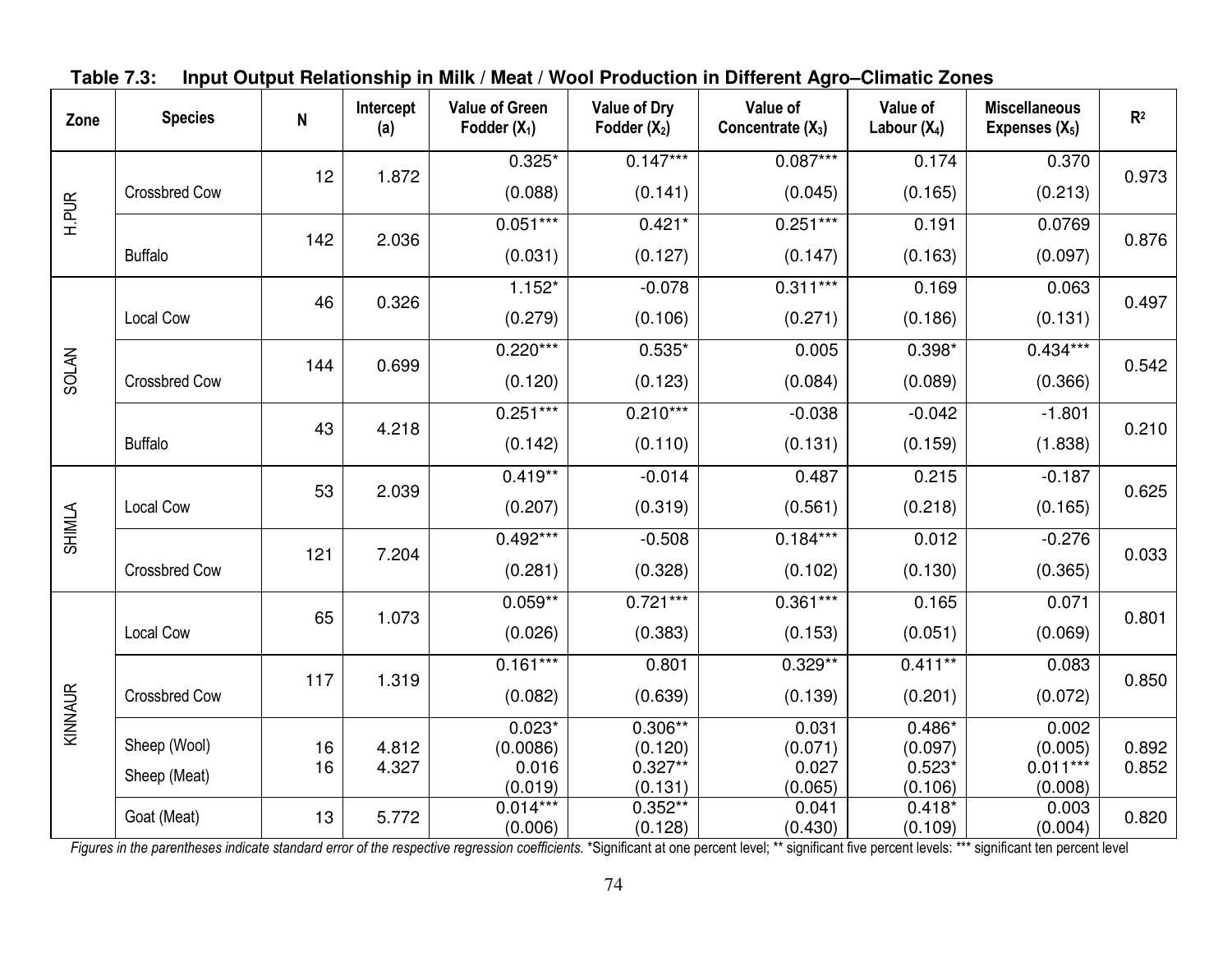**Table 7.3: Input Output Relationship in Milk / Meat / Wool Production in Different Agro–Climatic Zones**

| Zone | Species | N | Intercept (a) | Value of Green Fodder ($X_1$) | Value of Dry Fodder ($X_2$) | Value of Concentrate ($X_3$) | Value of Labour ($X_4$) | Miscellaneous Expenses ($X_5$) | $R^2$ |
|---|---|---|---|---|---|---|---|---|---|
| H.PUR | Crossbred Cow | 12 | 1.872 | 0.325* (0.088) | 0.147*** (0.141) | 0.087*** (0.045) | 0.174 (0.165) | 0.370 (0.213) | 0.973 |
| | Buffalo | 142 | 2.036 | 0.051*** (0.031) | 0.421* (0.127) | 0.251*** (0.147) | 0.191 (0.163) | 0.0769 (0.097) | 0.876 |
| SOLAN | Local Cow | 46 | 0.326 | 1.152* (0.279) | -0.078 (0.106) | 0.311*** (0.271) | 0.169 (0.186) | 0.063 (0.131) | 0.497 |
| | Crossbred Cow | 144 | 0.699 | 0.220*** (0.120) | 0.535* (0.123) | 0.005 (0.084) | 0.398* (0.089) | 0.434*** (0.366) | 0.542 |
| | Buffalo | 43 | 4.218 | 0.251*** (0.142) | 0.210*** (0.110) | -0.038 (0.131) | -0.042 (0.159) | -1.801 (1.838) | 0.210 |
| SHIMLA | Local Cow | 53 | 2.039 | 0.419** (0.207) | -0.014 (0.319) | 0.487 (0.561) | 0.215 (0.218) | -0.187 (0.165) | 0.625 |
| | Crossbred Cow | 121 | 7.204 | 0.492*** (0.281) | -0.508 (0.328) | 0.184*** (0.102) | 0.012 (0.130) | -0.276 (0.365) | 0.033 |
| KINNAUR | Local Cow | 65 | 1.073 | 0.059** (0.026) | 0.721*** (0.383) | 0.361*** (0.153) | 0.165 (0.051) | 0.071 (0.069) | 0.801 |
| | Crossbred Cow | 117 | 1.319 | 0.161*** (0.082) | 0.801 (0.639) | 0.329** (0.139) | 0.411** (0.201) | 0.083 (0.072) | 0.850 |
| | Sheep (Wool) | 16 | 4.812 | 0.023* (0.0086) | 0.306** (0.120) | 0.031 (0.071) | 0.486* (0.097) | 0.002 (0.005) | 0.892 |
| | Sheep (Meat) | 16 | 4.327 | 0.016 (0.019) | 0.327** (0.131) | 0.027 (0.065) | 0.523* (0.106) | 0.011*** (0.008) | 0.852 |
| | Goat (Meat) | 13 | 5.772 | 0.014*** (0.006) | 0.352** (0.128) | 0.041 (0.430) | 0.418* (0.109) | 0.003 (0.004) | 0.820 |

*Figures in the parentheses indicate standard error of the respective regression coefficients.* *Significant at one percent level; ** significant five percent levels: *** significant ten percent level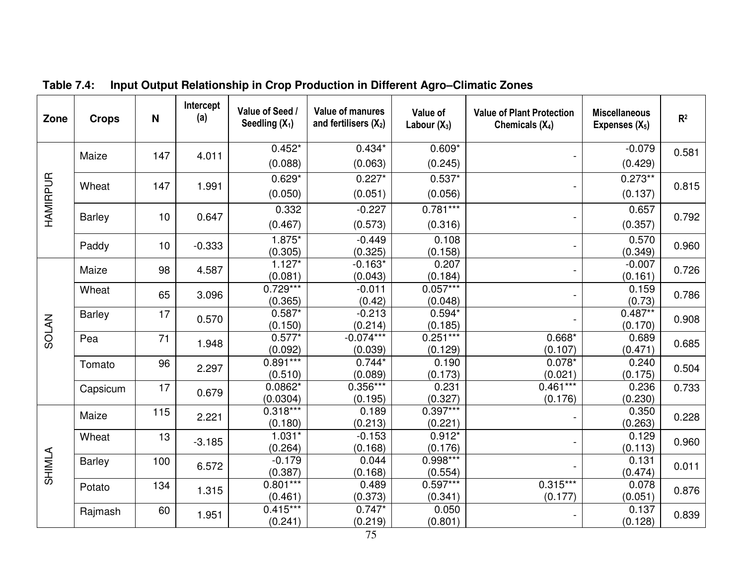**Table 7.4: Input Output Relationship in Crop Production in Different Agro–Climatic Zones**

| Zone | Crops | N | Intercept (a) | Value of Seed / Seedling ($X_1$) | Value of manures and fertilisers ($X_2$) | Value of Labour ($X_3$) | Value of Plant Protection Chemicals ($X_4$) | Miscellaneous Expenses ($X_5$) | $R^2$ |
|---|---|---|---|---|---|---|---|---|---|
| HAMIRPUR | Maize | 147 | 4.011 | 0.452* (0.088) | 0.434* (0.063) | 0.609* (0.245) | - | -0.079 (0.429) | 0.581 |
| | Wheat | 147 | 1.991 | 0.629* (0.050) | 0.227* (0.051) | 0.537* (0.056) | - | 0.273** (0.137) | 0.815 |
| | Barley | 10 | 0.647 | 0.332 (0.467) | -0.227 (0.573) | 0.781*** (0.316) | - | 0.657 (0.357) | 0.792 |
| | Paddy | 10 | -0.333 | 1.875* (0.305) | -0.449 (0.325) | 0.108 (0.158) | - | 0.570 (0.349) | 0.960 |
| SOLAN | Maize | 98 | 4.587 | 1.127* (0.081) | -0.163* (0.043) | 0.207 (0.184) | - | -0.007 (0.161) | 0.726 |
| | Wheat | 65 | 3.096 | 0.729*** (0.365) | -0.011 (0.42) | 0.057*** (0.048) | - | 0.159 (0.73) | 0.786 |
| | Barley | 17 | 0.570 | 0.587* (0.150) | -0.213 (0.214) | 0.594* (0.185) | - | 0.487** (0.170) | 0.908 |
| | Pea | 71 | 1.948 | 0.577* (0.092) | -0.074*** (0.039) | 0.251*** (0.129) | 0.668* (0.107) | 0.689 (0.471) | 0.685 |
| | Tomato | 96 | 2.297 | 0.891*** (0.510) | 0.744* (0.089) | 0.190 (0.173) | 0.078* (0.021) | 0.240 (0.175) | 0.504 |
| | Capsicum | 17 | 0.679 | 0.0862* (0.0304) | 0.356*** (0.195) | 0.231 (0.327) | 0.461*** (0.176) | 0.236 (0.230) | 0.733 |
| SHIMLA | Maize | 115 | 2.221 | 0.318*** (0.180) | 0.189 (0.213) | 0.397*** (0.221) | - | 0.350 (0.263) | 0.228 |
| | Wheat | 13 | -3.185 | 1.031* (0.264) | -0.153 (0.168) | 0.912* (0.176) | - | 0.129 (0.113) | 0.960 |
| | Barley | 100 | 6.572 | -0.179 (0.387) | 0.044 (0.168) | 0.998*** (0.554) | - | 0.131 (0.474) | 0.011 |
| | Potato | 134 | 1.315 | 0.801*** (0.461) | 0.489 (0.373) | 0.597*** (0.341) | 0.315*** (0.177) | 0.078 (0.051) | 0.876 |
| | Rajmash | 60 | 1.951 | 0.415*** (0.241) | 0.747* (0.219) | 0.050 (0.801) | - | 0.137 (0.128) | 0.839 |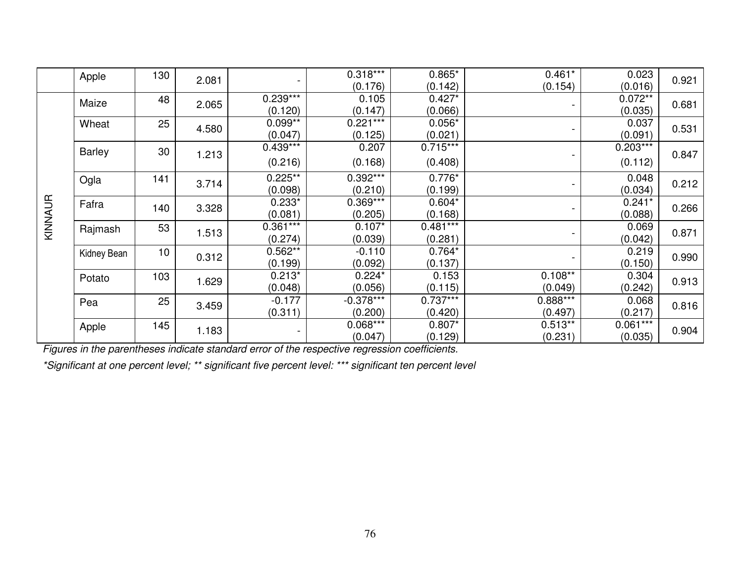|  | Apple | 130 | 2.081 | - | 0.318*** (0.176) | 0.865* (0.142) | 0.461* (0.154) | 0.023 (0.016) | 0.921 |
|---|---|---|---|---|---|---|---|---|---|
| KINNAUR | Maize | 48 | 2.065 | 0.239*** (0.120) | 0.105 (0.147) | 0.427* (0.066) | - | 0.072** (0.035) | 0.681 |
|  | Wheat | 25 | 4.580 | 0.099** (0.047) | 0.221*** (0.125) | 0.056* (0.021) | - | 0.037 (0.091) | 0.531 |
|  | Barley | 30 | 1.213 | 0.439*** (0.216) | 0.207 (0.168) | 0.715*** (0.408) | - | 0.203*** (0.112) | 0.847 |
|  | Ogla | 141 | 3.714 | 0.225** (0.098) | 0.392*** (0.210) | 0.776* (0.199) | - | 0.048 (0.034) | 0.212 |
|  | Fafra | 140 | 3.328 | 0.233* (0.081) | 0.369*** (0.205) | 0.604* (0.168) | - | 0.241* (0.088) | 0.266 |
|  | Rajmash | 53 | 1.513 | 0.361*** (0.274) | 0.107* (0.039) | 0.481*** (0.281) | - | 0.069 (0.042) | 0.871 |
|  | Kidney Bean | 10 | 0.312 | 0.562** (0.199) | -0.110 (0.092) | 0.764* (0.137) | - | 0.219 (0.150) | 0.990 |
|  | Potato | 103 | 1.629 | 0.213* (0.048) | 0.224* (0.056) | 0.153 (0.115) | 0.108** (0.049) | 0.304 (0.242) | 0.913 |
|  | Pea | 25 | 3.459 | -0.177 (0.311) | -0.378*** (0.200) | 0.737*** (0.420) | 0.888*** (0.497) | 0.068 (0.217) | 0.816 |
|  | Apple | 145 | 1.183 | - | 0.068*** (0.047) | 0.807* (0.129) | 0.513** (0.231) | 0.061*** (0.035) | 0.904 |

*Figures in the parentheses indicate standard error of the respective regression coefficients.*

*\*Significant at one percent level; \*\* significant five percent level: \*\*\* significant ten percent level*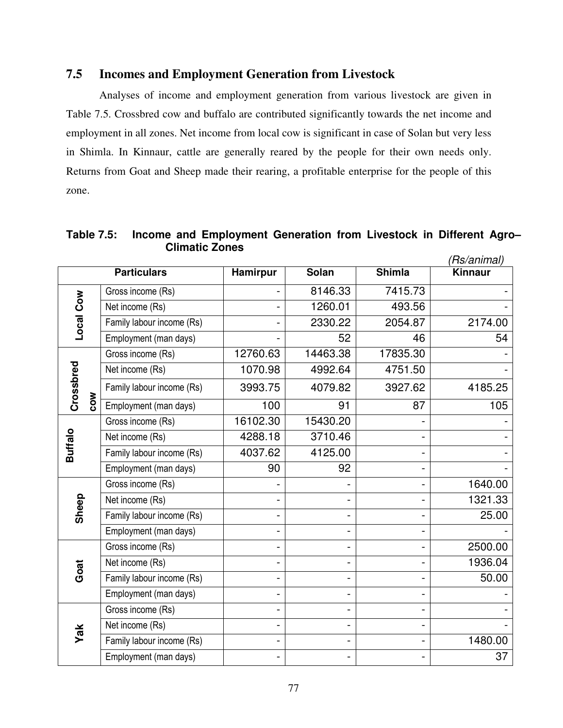## 7.5 Incomes and Employment Generation from Livestock

Analyses of income and employment generation from various livestock are given in Table 7.5. Crossbred cow and buffalo are contributed significantly towards the net income and employment in all zones. Net income from local cow is significant in case of Solan but very less in Shimla. In Kinnaur, cattle are generally reared by the people for their own needs only. Returns from Goat and Sheep made their rearing, a profitable enterprise for the people of this zone.

**Table 7.5: Income and Employment Generation from Livestock in Different Agro–Climatic Zones**

*(Rs/animal)*

| Particulars | | Hamirpur | Solan | Shimla | Kinnaur |
|---|---|---|---|---|---|
| **Local Cow** | Gross income (Rs) | - | 8146.33 | 7415.73 | - |
| | Net income (Rs) | - | 1260.01 | 493.56 | - |
| | Family labour income (Rs) | - | 2330.22 | 2054.87 | 2174.00 |
| | Employment (man days) | - | 52 | 46 | 54 |
| **Crossbred cow** | Gross income (Rs) | 12760.63 | 14463.38 | 17835.30 | - |
| | Net income (Rs) | 1070.98 | 4992.64 | 4751.50 | - |
| | Family labour income (Rs) | 3993.75 | 4079.82 | 3927.62 | 4185.25 |
| | Employment (man days) | 100 | 91 | 87 | 105 |
| **Buffalo** | Gross income (Rs) | 16102.30 | 15430.20 | - | - |
| | Net income (Rs) | 4288.18 | 3710.46 | - | - |
| | Family labour income (Rs) | 4037.62 | 4125.00 | - | - |
| | Employment (man days) | 90 | 92 | - | - |
| **Sheep** | Gross income (Rs) | - | - | - | 1640.00 |
| | Net income (Rs) | - | - | - | 1321.33 |
| | Family labour income (Rs) | - | - | - | 25.00 |
| | Employment (man days) | - | - | - | - |
| **Goat** | Gross income (Rs) | - | - | - | 2500.00 |
| | Net income (Rs) | - | - | - | 1936.04 |
| | Family labour income (Rs) | - | - | - | 50.00 |
| | Employment (man days) | - | - | - | - |
| **Yak** | Gross income (Rs) | - | - | - | - |
| | Net income (Rs) | - | - | - | - |
| | Family labour income (Rs) | - | - | - | 1480.00 |
| | Employment (man days) | - | - | - | 37 |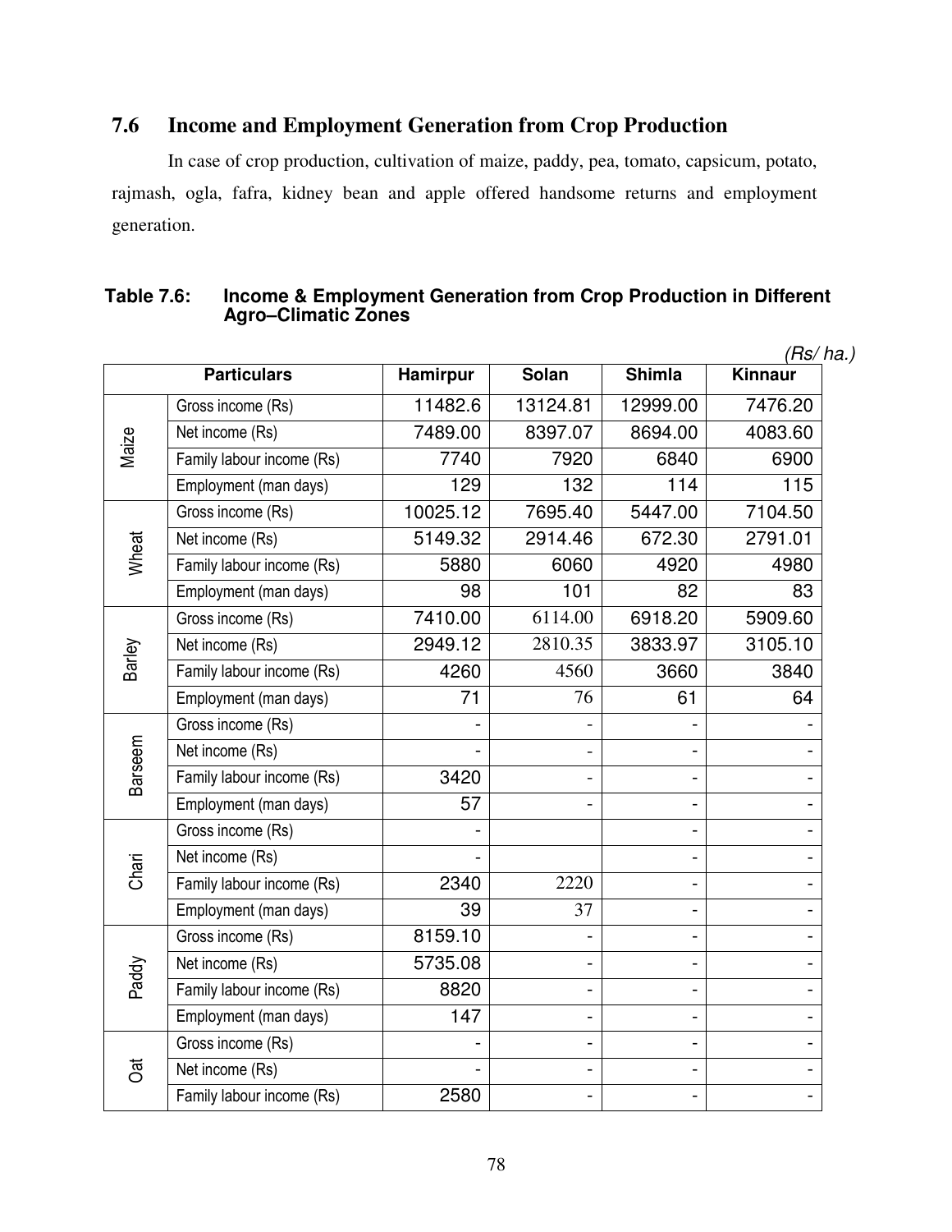## 7.6 Income and Employment Generation from Crop Production

In case of crop production, cultivation of maize, paddy, pea, tomato, capsicum, potato, rajmash, ogla, fafra, kidney bean and apple offered handsome returns and employment generation.

**Table 7.6: Income & Employment Generation from Crop Production in Different Agro–Climatic Zones**

*(Rs/ ha.)*

| Particulars | | Hamirpur | Solan | Shimla | Kinnaur |
|---|---|---|---|---|---|
| Maize | Gross income (Rs) | 11482.6 | 13124.81 | 12999.00 | 7476.20 |
| | Net income (Rs) | 7489.00 | 8397.07 | 8694.00 | 4083.60 |
| | Family labour income (Rs) | 7740 | 7920 | 6840 | 6900 |
| | Employment (man days) | 129 | 132 | 114 | 115 |
| Wheat | Gross income (Rs) | 10025.12 | 7695.40 | 5447.00 | 7104.50 |
| | Net income (Rs) | 5149.32 | 2914.46 | 672.30 | 2791.01 |
| | Family labour income (Rs) | 5880 | 6060 | 4920 | 4980 |
| | Employment (man days) | 98 | 101 | 82 | 83 |
| Barley | Gross income (Rs) | 7410.00 | 6114.00 | 6918.20 | 5909.60 |
| | Net income (Rs) | 2949.12 | 2810.35 | 3833.97 | 3105.10 |
| | Family labour income (Rs) | 4260 | 4560 | 3660 | 3840 |
| | Employment (man days) | 71 | 76 | 61 | 64 |
| Barseem | Gross income (Rs) | - | - | - | - |
| | Net income (Rs) | - | - | - | - |
| | Family labour income (Rs) | 3420 | - | - | - |
| | Employment (man days) | 57 | - | - | - |
| Chari | Gross income (Rs) | - | | - | - |
| | Net income (Rs) | - | | - | - |
| | Family labour income (Rs) | 2340 | 2220 | - | - |
| | Employment (man days) | 39 | 37 | - | - |
| Paddy | Gross income (Rs) | 8159.10 | - | - | - |
| | Net income (Rs) | 5735.08 | - | - | - |
| | Family labour income (Rs) | 8820 | - | - | - |
| | Employment (man days) | 147 | - | - | - |
| Oat | Gross income (Rs) | - | - | - | - |
| | Net income (Rs) | - | - | - | - |
| | Family labour income (Rs) | 2580 | - | - | - |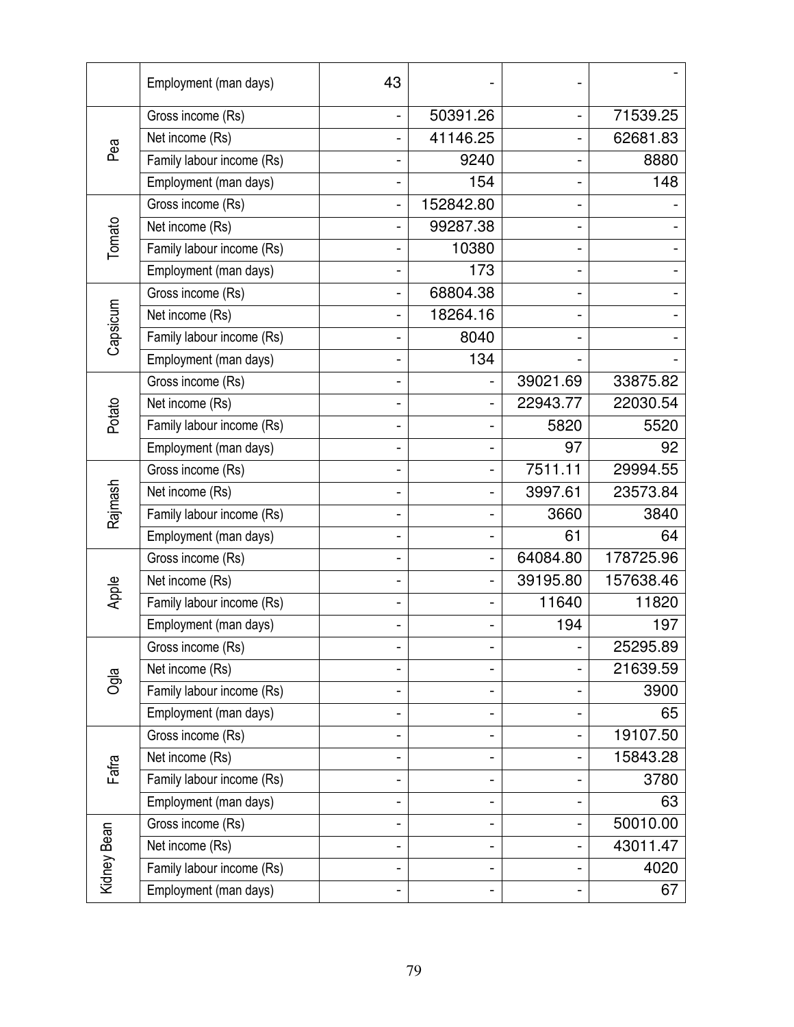| | | | | | |
|---|---|---|---|---|---|
| | Employment (man days) | 43 | - | - | - |
| Pea | Gross income (Rs) | - | 50391.26 | - | 71539.25 |
| | Net income (Rs) | - | 41146.25 | - | 62681.83 |
| | Family labour income (Rs) | - | 9240 | - | 8880 |
| | Employment (man days) | - | 154 | - | 148 |
| Tomato | Gross income (Rs) | - | 152842.80 | - | - |
| | Net income (Rs) | - | 99287.38 | - | - |
| | Family labour income (Rs) | - | 10380 | - | - |
| | Employment (man days) | - | 173 | - | - |
| Capsicum | Gross income (Rs) | - | 68804.38 | - | - |
| | Net income (Rs) | - | 18264.16 | - | - |
| | Family labour income (Rs) | - | 8040 | - | - |
| | Employment (man days) | - | 134 | - | - |
| Potato | Gross income (Rs) | - | - | 39021.69 | 33875.82 |
| | Net income (Rs) | - | - | 22943.77 | 22030.54 |
| | Family labour income (Rs) | - | - | 5820 | 5520 |
| | Employment (man days) | - | - | 97 | 92 |
| Rajmash | Gross income (Rs) | - | - | 7511.11 | 29994.55 |
| | Net income (Rs) | - | - | 3997.61 | 23573.84 |
| | Family labour income (Rs) | - | - | 3660 | 3840 |
| | Employment (man days) | - | - | 61 | 64 |
| Apple | Gross income (Rs) | - | - | 64084.80 | 178725.96 |
| | Net income (Rs) | - | - | 39195.80 | 157638.46 |
| | Family labour income (Rs) | - | - | 11640 | 11820 |
| | Employment (man days) | - | - | 194 | 197 |
| Ogla | Gross income (Rs) | - | - | - | 25295.89 |
| | Net income (Rs) | - | - | - | 21639.59 |
| | Family labour income (Rs) | - | - | - | 3900 |
| | Employment (man days) | - | - | - | 65 |
| Fafra | Gross income (Rs) | - | - | - | 19107.50 |
| | Net income (Rs) | - | - | - | 15843.28 |
| | Family labour income (Rs) | - | - | - | 3780 |
| | Employment (man days) | - | - | - | 63 |
| Kidney Bean | Gross income (Rs) | - | - | - | 50010.00 |
| | Net income (Rs) | - | - | - | 43011.47 |
| | Family labour income (Rs) | - | - | - | 4020 |
| | Employment (man days) | - | - | - | 67 |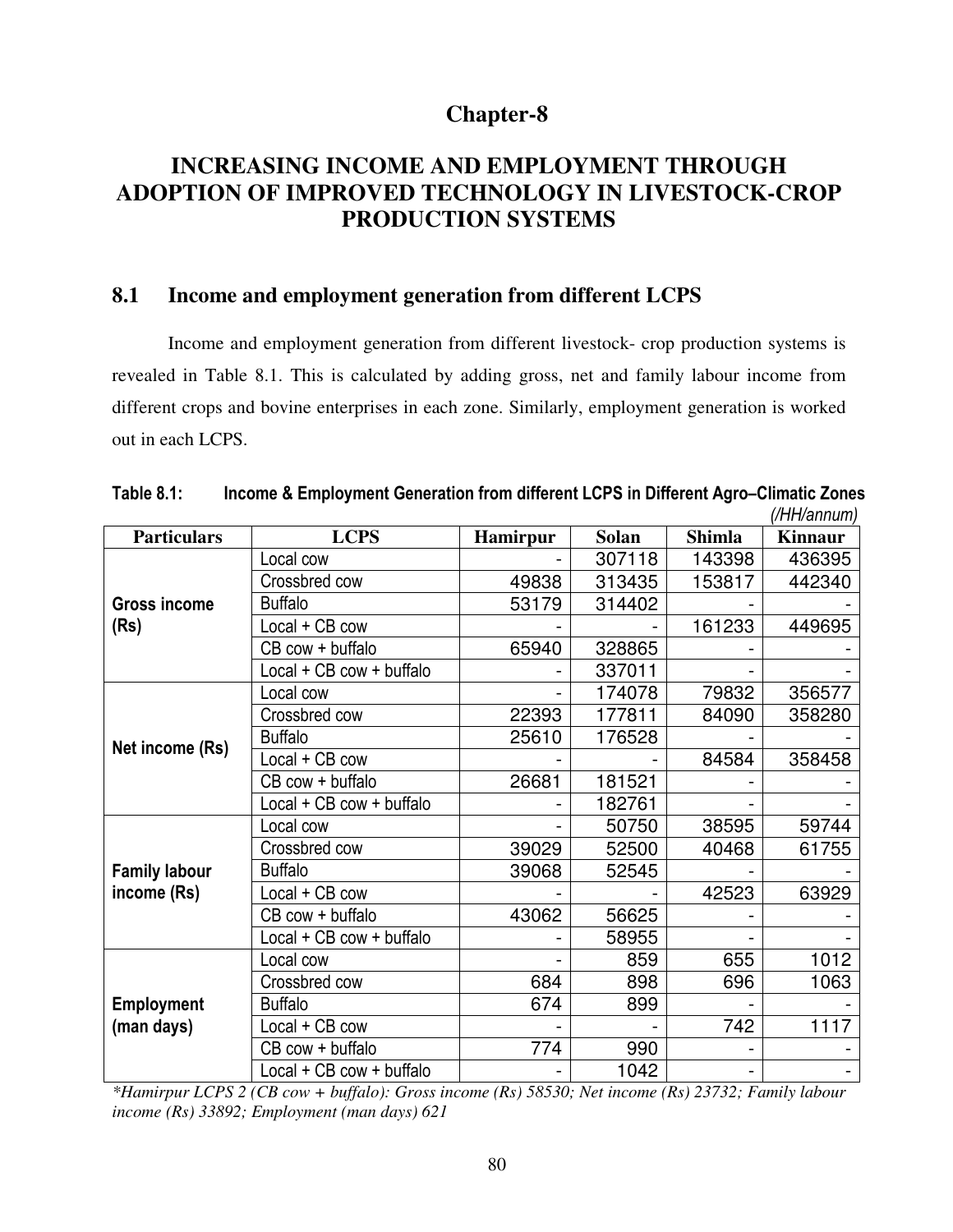# Chapter-8

# INCREASING INCOME AND EMPLOYMENT THROUGH ADOPTION OF IMPROVED TECHNOLOGY IN LIVESTOCK-CROP PRODUCTION SYSTEMS

## 8.1 Income and employment generation from different LCPS

Income and employment generation from different livestock- crop production systems is revealed in Table 8.1. This is calculated by adding gross, net and family labour income from different crops and bovine enterprises in each zone. Similarly, employment generation is worked out in each LCPS.

**Table 8.1: Income & Employment Generation from different LCPS in Different Agro–Climatic Zones**

*(/HH/annum)*

| Particulars | LCPS | Hamirpur | Solan | Shimla | Kinnaur |
|---|---|---|---|---|---|
| **Gross income (Rs)** | Local cow | - | 307118 | 143398 | 436395 |
| | Crossbred cow | 49838 | 313435 | 153817 | 442340 |
| | Buffalo | 53179 | 314402 | - | - |
| | Local + CB cow | - | - | 161233 | 449695 |
| | CB cow + buffalo | 65940 | 328865 | - | - |
| | Local + CB cow + buffalo | - | 337011 | - | - |
| **Net income (Rs)** | Local cow | - | 174078 | 79832 | 356577 |
| | Crossbred cow | 22393 | 177811 | 84090 | 358280 |
| | Buffalo | 25610 | 176528 | - | - |
| | Local + CB cow | - | - | 84584 | 358458 |
| | CB cow + buffalo | 26681 | 181521 | - | - |
| | Local + CB cow + buffalo | - | 182761 | - | - |
| **Family labour income (Rs)** | Local cow | - | 50750 | 38595 | 59744 |
| | Crossbred cow | 39029 | 52500 | 40468 | 61755 |
| | Buffalo | 39068 | 52545 | - | - |
| | Local + CB cow | - | - | 42523 | 63929 |
| | CB cow + buffalo | 43062 | 56625 | - | - |
| | Local + CB cow + buffalo | - | 58955 | - | - |
| **Employment (man days)** | Local cow | - | 859 | 655 | 1012 |
| | Crossbred cow | 684 | 898 | 696 | 1063 |
| | Buffalo | 674 | 899 | - | - |
| | Local + CB cow | - | - | 742 | 1117 |
| | CB cow + buffalo | 774 | 990 | - | - |
| | Local + CB cow + buffalo | - | 1042 | - | - |

*\*Hamirpur LCPS 2 (CB cow + buffalo): Gross income (Rs) 58530; Net income (Rs) 23732; Family labour income (Rs) 33892; Employment (man days) 621*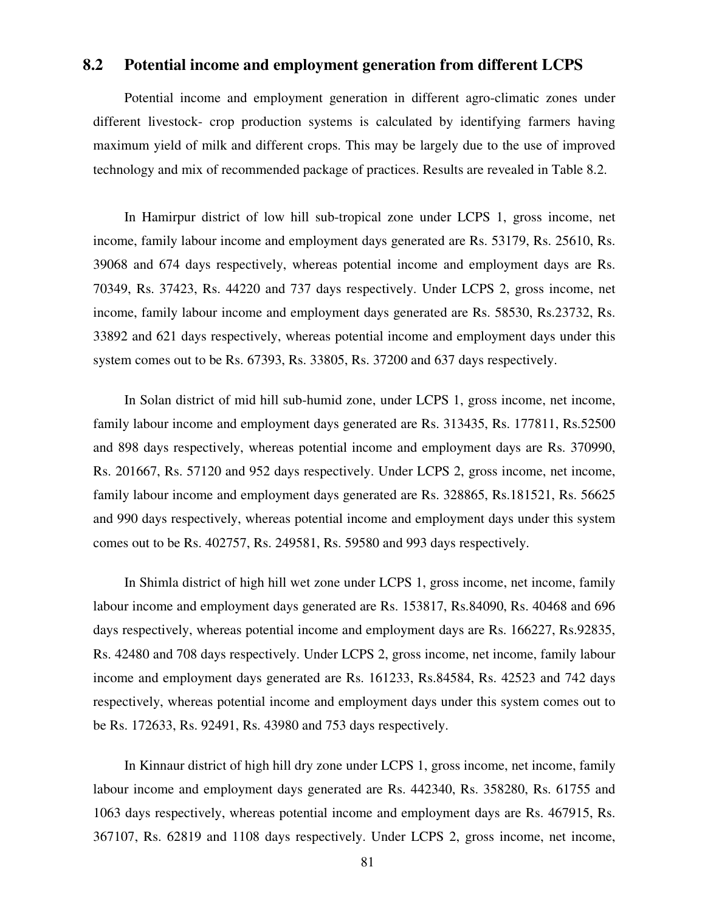## 8.2 Potential income and employment generation from different LCPS

Potential income and employment generation in different agro-climatic zones under different livestock- crop production systems is calculated by identifying farmers having maximum yield of milk and different crops. This may be largely due to the use of improved technology and mix of recommended package of practices. Results are revealed in Table 8.2.

In Hamirpur district of low hill sub-tropical zone under LCPS 1, gross income, net income, family labour income and employment days generated are Rs. 53179, Rs. 25610, Rs. 39068 and 674 days respectively, whereas potential income and employment days are Rs. 70349, Rs. 37423, Rs. 44220 and 737 days respectively. Under LCPS 2, gross income, net income, family labour income and employment days generated are Rs. 58530, Rs.23732, Rs. 33892 and 621 days respectively, whereas potential income and employment days under this system comes out to be Rs. 67393, Rs. 33805, Rs. 37200 and 637 days respectively.

In Solan district of mid hill sub-humid zone, under LCPS 1, gross income, net income, family labour income and employment days generated are Rs. 313435, Rs. 177811, Rs.52500 and 898 days respectively, whereas potential income and employment days are Rs. 370990, Rs. 201667, Rs. 57120 and 952 days respectively. Under LCPS 2, gross income, net income, family labour income and employment days generated are Rs. 328865, Rs.181521, Rs. 56625 and 990 days respectively, whereas potential income and employment days under this system comes out to be Rs. 402757, Rs. 249581, Rs. 59580 and 993 days respectively.

In Shimla district of high hill wet zone under LCPS 1, gross income, net income, family labour income and employment days generated are Rs. 153817, Rs.84090, Rs. 40468 and 696 days respectively, whereas potential income and employment days are Rs. 166227, Rs.92835, Rs. 42480 and 708 days respectively. Under LCPS 2, gross income, net income, family labour income and employment days generated are Rs. 161233, Rs.84584, Rs. 42523 and 742 days respectively, whereas potential income and employment days under this system comes out to be Rs. 172633, Rs. 92491, Rs. 43980 and 753 days respectively.

In Kinnaur district of high hill dry zone under LCPS 1, gross income, net income, family labour income and employment days generated are Rs. 442340, Rs. 358280, Rs. 61755 and 1063 days respectively, whereas potential income and employment days are Rs. 467915, Rs. 367107, Rs. 62819 and 1108 days respectively. Under LCPS 2, gross income, net income,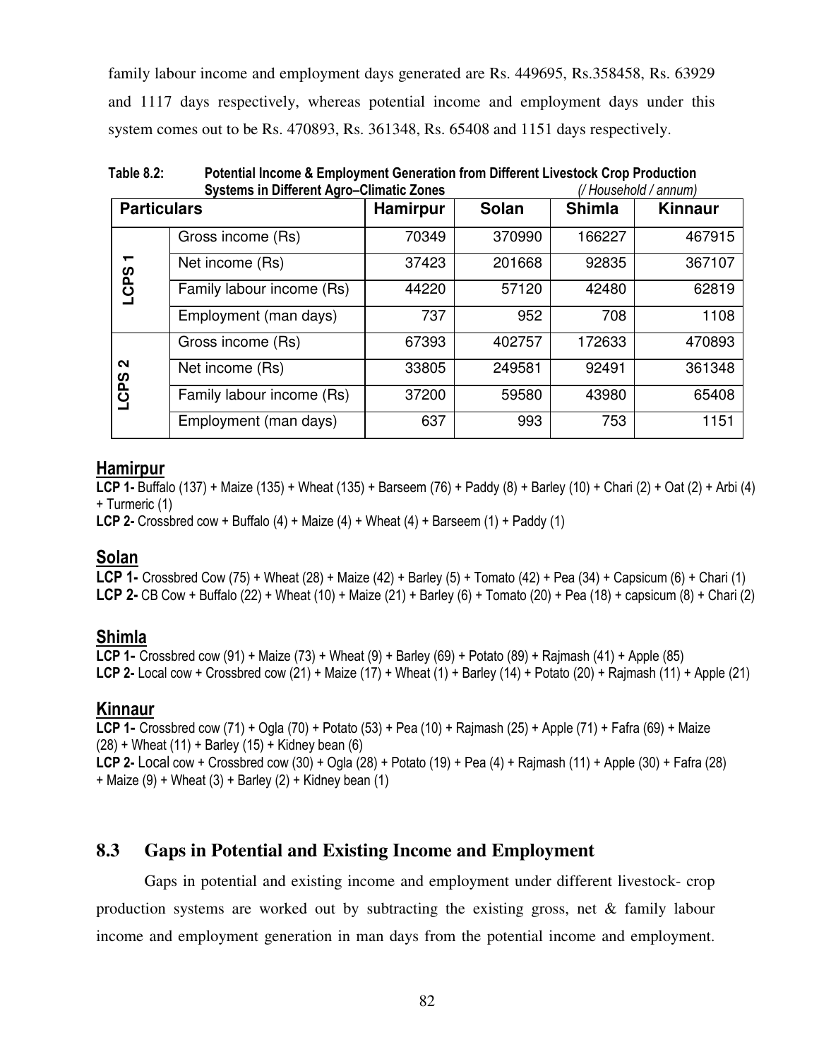family labour income and employment days generated are Rs. 449695, Rs.358458, Rs. 63929 and 1117 days respectively, whereas potential income and employment days under this system comes out to be Rs. 470893, Rs. 361348, Rs. 65408 and 1151 days respectively.

**Table 8.2: Potential Income & Employment Generation from Different Livestock Crop Production Systems in Different Agro–Climatic Zones** *(/ Household / annum)*

| Particulars | | Hamirpur | Solan | Shimla | Kinnaur |
|---|---|---|---|---|---|
| LCPS 1 | Gross income (Rs) | 70349 | 370990 | 166227 | 467915 |
| | Net income (Rs) | 37423 | 201668 | 92835 | 367107 |
| | Family labour income (Rs) | 44220 | 57120 | 42480 | 62819 |
| | Employment (man days) | 737 | 952 | 708 | 1108 |
| LCPS 2 | Gross income (Rs) | 67393 | 402757 | 172633 | 470893 |
| | Net income (Rs) | 33805 | 249581 | 92491 | 361348 |
| | Family labour income (Rs) | 37200 | 59580 | 43980 | 65408 |
| | Employment (man days) | 637 | 993 | 753 | 1151 |

## Hamirpur

**LCP 1-** Buffalo (137) + Maize (135) + Wheat (135) + Barseem (76) + Paddy (8) + Barley (10) + Chari (2) + Oat (2) + Arbi (4) + Turmeric (1)

**LCP 2-** Crossbred cow + Buffalo (4) + Maize (4) + Wheat (4) + Barseem (1) + Paddy (1)

## Solan

**LCP 1-** Crossbred Cow (75) + Wheat (28) + Maize (42) + Barley (5) + Tomato (42) + Pea (34) + Capsicum (6) + Chari (1)

**LCP 2-** CB Cow + Buffalo (22) + Wheat (10) + Maize (21) + Barley (6) + Tomato (20) + Pea (18) + capsicum (8) + Chari (2)

## Shimla

**LCP 1-** Crossbred cow (91) + Maize (73) + Wheat (9) + Barley (69) + Potato (89) + Rajmash (41) + Apple (85)

**LCP 2-** Local cow + Crossbred cow (21) + Maize (17) + Wheat (1) + Barley (14) + Potato (20) + Rajmash (11) + Apple (21)

## Kinnaur

**LCP 1-** Crossbred cow (71) + Ogla (70) + Potato (53) + Pea (10) + Rajmash (25) + Apple (71) + Fafra (69) + Maize (28) + Wheat (11) + Barley (15) + Kidney bean (6)

**LCP 2-** Local cow + Crossbred cow (30) + Ogla (28) + Potato (19) + Pea (4) + Rajmash (11) + Apple (30) + Fafra (28) + Maize (9) + Wheat (3) + Barley (2) + Kidney bean (1)

## 8.3 Gaps in Potential and Existing Income and Employment

Gaps in potential and existing income and employment under different livestock- crop production systems are worked out by subtracting the existing gross, net & family labour income and employment generation in man days from the potential income and employment.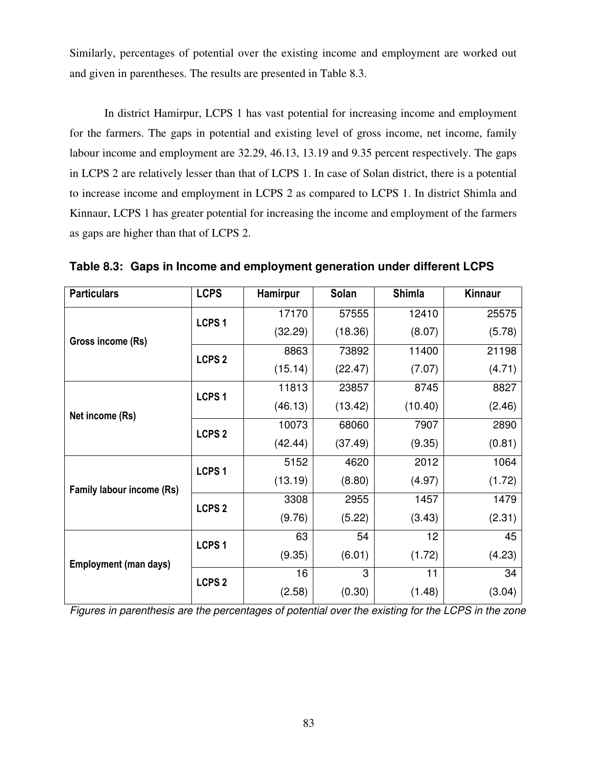Similarly, percentages of potential over the existing income and employment are worked out and given in parentheses. The results are presented in Table 8.3.

In district Hamirpur, LCPS 1 has vast potential for increasing income and employment for the farmers. The gaps in potential and existing level of gross income, net income, family labour income and employment are 32.29, 46.13, 13.19 and 9.35 percent respectively. The gaps in LCPS 2 are relatively lesser than that of LCPS 1. In case of Solan district, there is a potential to increase income and employment in LCPS 2 as compared to LCPS 1. In district Shimla and Kinnaur, LCPS 1 has greater potential for increasing the income and employment of the farmers as gaps are higher than that of LCPS 2.

**Table 8.3: Gaps in Income and employment generation under different LCPS**

| Particulars | LCPS | Hamirpur | Solan | Shimla | Kinnaur |
|---|---|---|---|---|---|
| Gross income (Rs) | LCPS 1 | 17170<br>(32.29) | 57555<br>(18.36) | 12410<br>(8.07) | 25575<br>(5.78) |
| | LCPS 2 | 8863<br>(15.14) | 73892<br>(22.47) | 11400<br>(7.07) | 21198<br>(4.71) |
| Net income (Rs) | LCPS 1 | 11813<br>(46.13) | 23857<br>(13.42) | 8745<br>(10.40) | 8827<br>(2.46) |
| | LCPS 2 | 10073<br>(42.44) | 68060<br>(37.49) | 7907<br>(9.35) | 2890<br>(0.81) |
| Family labour income (Rs) | LCPS 1 | 5152<br>(13.19) | 4620<br>(8.80) | 2012<br>(4.97) | 1064<br>(1.72) |
| | LCPS 2 | 3308<br>(9.76) | 2955<br>(5.22) | 1457<br>(3.43) | 1479<br>(2.31) |
| Employment (man days) | LCPS 1 | 63<br>(9.35) | 54<br>(6.01) | 12<br>(1.72) | 45<br>(4.23) |
| | LCPS 2 | 16<br>(2.58) | 3<br>(0.30) | 11<br>(1.48) | 34<br>(3.04) |

*Figures in parenthesis are the percentages of potential over the existing for the LCPS in the zone*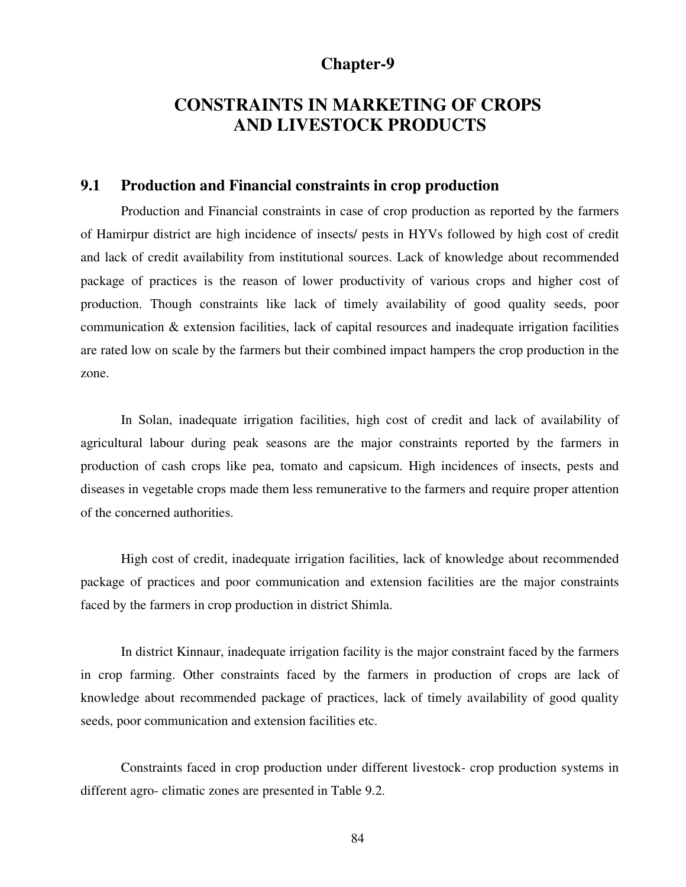# Chapter-9

# CONSTRAINTS IN MARKETING OF CROPS AND LIVESTOCK PRODUCTS

## 9.1 Production and Financial constraints in crop production

Production and Financial constraints in case of crop production as reported by the farmers of Hamirpur district are high incidence of insects/ pests in HYVs followed by high cost of credit and lack of credit availability from institutional sources. Lack of knowledge about recommended package of practices is the reason of lower productivity of various crops and higher cost of production. Though constraints like lack of timely availability of good quality seeds, poor communication & extension facilities, lack of capital resources and inadequate irrigation facilities are rated low on scale by the farmers but their combined impact hampers the crop production in the zone.

In Solan, inadequate irrigation facilities, high cost of credit and lack of availability of agricultural labour during peak seasons are the major constraints reported by the farmers in production of cash crops like pea, tomato and capsicum. High incidences of insects, pests and diseases in vegetable crops made them less remunerative to the farmers and require proper attention of the concerned authorities.

High cost of credit, inadequate irrigation facilities, lack of knowledge about recommended package of practices and poor communication and extension facilities are the major constraints faced by the farmers in crop production in district Shimla.

In district Kinnaur, inadequate irrigation facility is the major constraint faced by the farmers in crop farming. Other constraints faced by the farmers in production of crops are lack of knowledge about recommended package of practices, lack of timely availability of good quality seeds, poor communication and extension facilities etc.

Constraints faced in crop production under different livestock- crop production systems in different agro- climatic zones are presented in Table 9.2.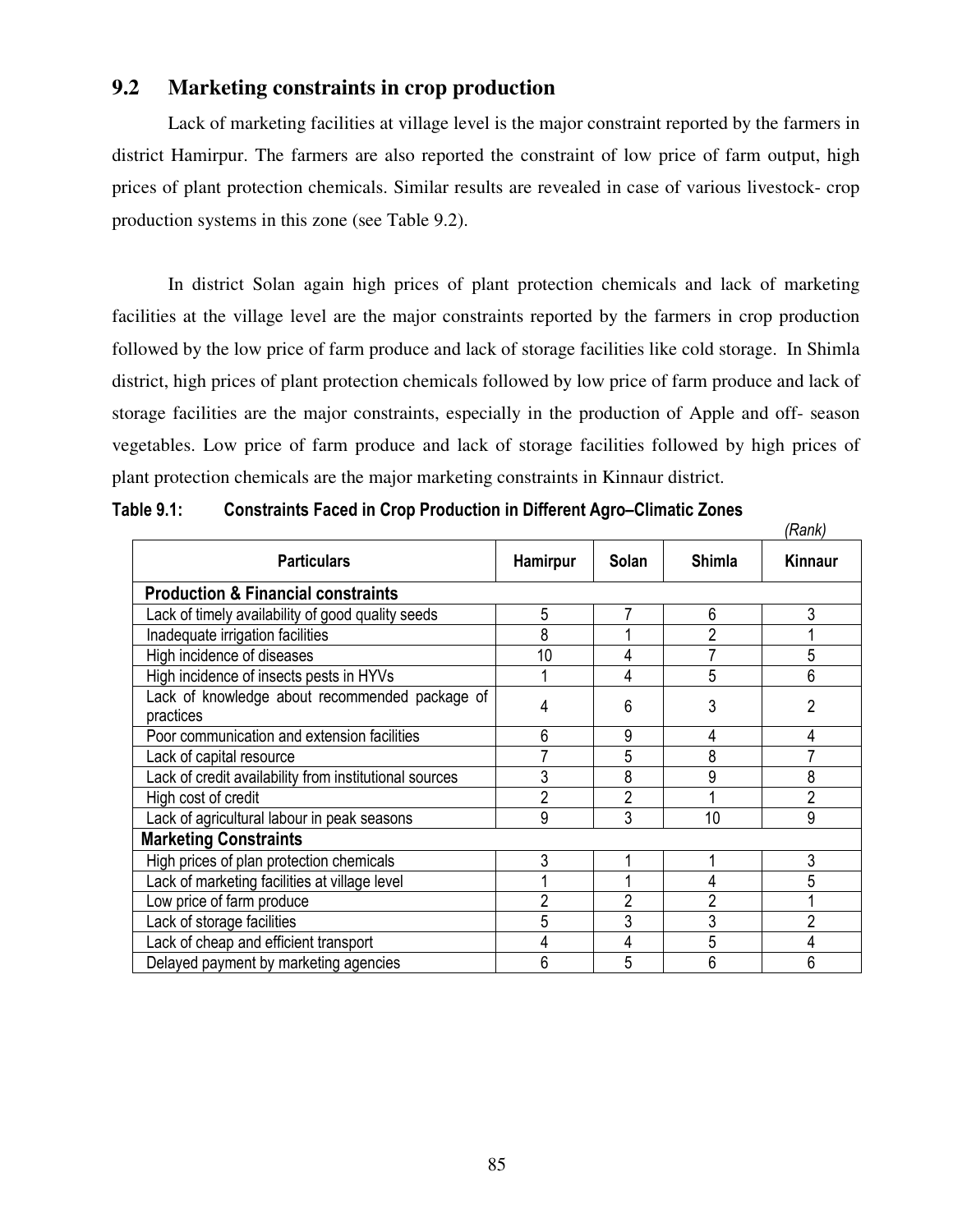## 9.2 Marketing constraints in crop production

Lack of marketing facilities at village level is the major constraint reported by the farmers in district Hamirpur. The farmers are also reported the constraint of low price of farm output, high prices of plant protection chemicals. Similar results are revealed in case of various livestock- crop production systems in this zone (see Table 9.2).

In district Solan again high prices of plant protection chemicals and lack of marketing facilities at the village level are the major constraints reported by the farmers in crop production followed by the low price of farm produce and lack of storage facilities like cold storage. In Shimla district, high prices of plant protection chemicals followed by low price of farm produce and lack of storage facilities are the major constraints, especially in the production of Apple and off- season vegetables. Low price of farm produce and lack of storage facilities followed by high prices of plant protection chemicals are the major marketing constraints in Kinnaur district.

**Table 9.1: Constraints Faced in Crop Production in Different Agro–Climatic Zones**

*(Rank)*

| Particulars | Hamirpur | Solan | Shimla | Kinnaur |
|---|---|---|---|---|
| **Production & Financial constraints** | | | | |
| Lack of timely availability of good quality seeds | 5 | 7 | 6 | 3 |
| Inadequate irrigation facilities | 8 | 1 | 2 | 1 |
| High incidence of diseases | 10 | 4 | 7 | 5 |
| High incidence of insects pests in HYVs | 1 | 4 | 5 | 6 |
| Lack of knowledge about recommended package of practices | 4 | 6 | 3 | 2 |
| Poor communication and extension facilities | 6 | 9 | 4 | 4 |
| Lack of capital resource | 7 | 5 | 8 | 7 |
| Lack of credit availability from institutional sources | 3 | 8 | 9 | 8 |
| High cost of credit | 2 | 2 | 1 | 2 |
| Lack of agricultural labour in peak seasons | 9 | 3 | 10 | 9 |
| **Marketing Constraints** | | | | |
| High prices of plan protection chemicals | 3 | 1 | 1 | 3 |
| Lack of marketing facilities at village level | 1 | 1 | 4 | 5 |
| Low price of farm produce | 2 | 2 | 2 | 1 |
| Lack of storage facilities | 5 | 3 | 3 | 2 |
| Lack of cheap and efficient transport | 4 | 4 | 5 | 4 |
| Delayed payment by marketing agencies | 6 | 5 | 6 | 6 |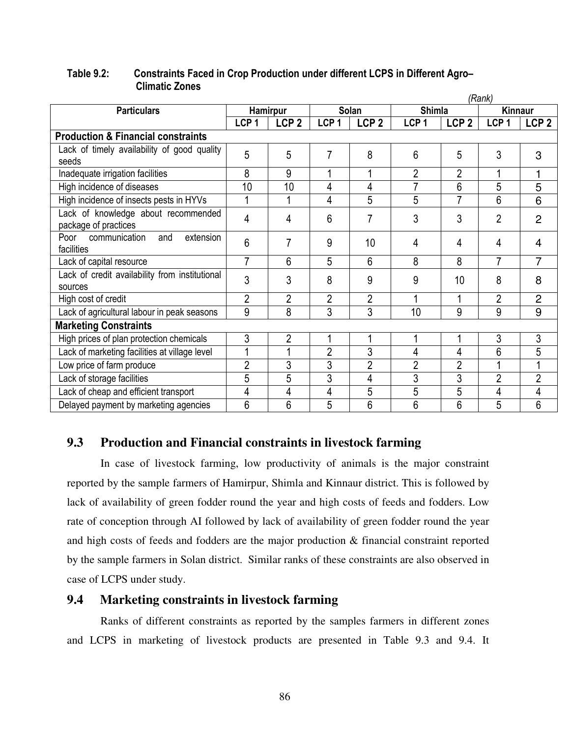**Table 9.2: Constraints Faced in Crop Production under different LCPS in Different Agro–Climatic Zones**

*(Rank)*

| Particulars | Hamirpur | | Solan | | Shimla | | Kinnaur | |
|---|---|---|---|---|---|---|---|---|
| | LCP 1 | LCP 2 | LCP 1 | LCP 2 | LCP 1 | LCP 2 | LCP 1 | LCP 2 |
| **Production & Financial constraints** | | | | | | | | |
| Lack of timely availability of good quality seeds | 5 | 5 | 7 | 8 | 6 | 5 | 3 | 3 |
| Inadequate irrigation facilities | 8 | 9 | 1 | 1 | 2 | 2 | 1 | 1 |
| High incidence of diseases | 10 | 10 | 4 | 4 | 7 | 6 | 5 | 5 |
| High incidence of insects pests in HYVs | 1 | 1 | 4 | 5 | 5 | 7 | 6 | 6 |
| Lack of knowledge about recommended package of practices | 4 | 4 | 6 | 7 | 3 | 3 | 2 | 2 |
| Poor communication and extension facilities | 6 | 7 | 9 | 10 | 4 | 4 | 4 | 4 |
| Lack of capital resource | 7 | 6 | 5 | 6 | 8 | 8 | 7 | 7 |
| Lack of credit availability from institutional sources | 3 | 3 | 8 | 9 | 9 | 10 | 8 | 8 |
| High cost of credit | 2 | 2 | 2 | 2 | 1 | 1 | 2 | 2 |
| Lack of agricultural labour in peak seasons | 9 | 8 | 3 | 3 | 10 | 9 | 9 | 9 |
| **Marketing Constraints** | | | | | | | | |
| High prices of plan protection chemicals | 3 | 2 | 1 | 1 | 1 | 1 | 3 | 3 |
| Lack of marketing facilities at village level | 1 | 1 | 2 | 3 | 4 | 4 | 6 | 5 |
| Low price of farm produce | 2 | 3 | 3 | 2 | 2 | 2 | 1 | 1 |
| Lack of storage facilities | 5 | 5 | 3 | 4 | 3 | 3 | 2 | 2 |
| Lack of cheap and efficient transport | 4 | 4 | 4 | 5 | 5 | 5 | 4 | 4 |
| Delayed payment by marketing agencies | 6 | 6 | 5 | 6 | 6 | 6 | 5 | 6 |

## 9.3 Production and Financial constraints in livestock farming

In case of livestock farming, low productivity of animals is the major constraint reported by the sample farmers of Hamirpur, Shimla and Kinnaur district. This is followed by lack of availability of green fodder round the year and high costs of feeds and fodders. Low rate of conception through AI followed by lack of availability of green fodder round the year and high costs of feeds and fodders are the major production & financial constraint reported by the sample farmers in Solan district. Similar ranks of these constraints are also observed in case of LCPS under study.

## 9.4 Marketing constraints in livestock farming

Ranks of different constraints as reported by the samples farmers in different zones and LCPS in marketing of livestock products are presented in Table 9.3 and 9.4. It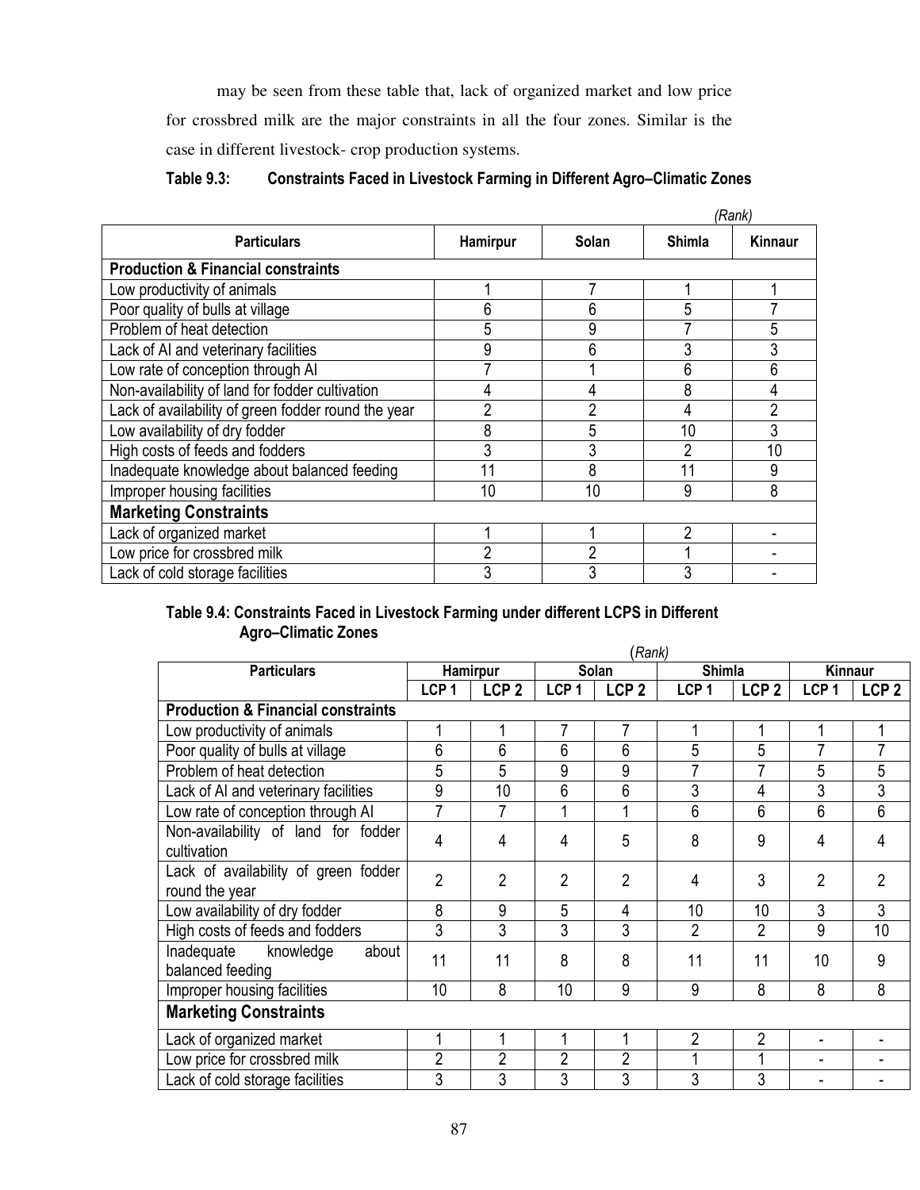may be seen from these table that, lack of organized market and low price for crossbred milk are the major constraints in all the four zones. Similar is the case in different livestock- crop production systems.

**Table 9.3: Constraints Faced in Livestock Farming in Different Agro–Climatic Zones**

*(Rank)*

| Particulars | Hamirpur | Solan | Shimla | Kinnaur |
|---|---|---|---|---|
| **Production & Financial constraints** | | | | |
| Low productivity of animals | 1 | 7 | 1 | 1 |
| Poor quality of bulls at village | 6 | 6 | 5 | 7 |
| Problem of heat detection | 5 | 9 | 7 | 5 |
| Lack of AI and veterinary facilities | 9 | 6 | 3 | 3 |
| Low rate of conception through AI | 7 | 1 | 6 | 6 |
| Non-availability of land for fodder cultivation | 4 | 4 | 8 | 4 |
| Lack of availability of green fodder round the year | 2 | 2 | 4 | 2 |
| Low availability of dry fodder | 8 | 5 | 10 | 3 |
| High costs of feeds and fodders | 3 | 3 | 2 | 10 |
| Inadequate knowledge about balanced feeding | 11 | 8 | 11 | 9 |
| Improper housing facilities | 10 | 10 | 9 | 8 |
| **Marketing Constraints** | | | | |
| Lack of organized market | 1 | 1 | 2 | - |
| Low price for crossbred milk | 2 | 2 | 1 | - |
| Lack of cold storage facilities | 3 | 3 | 3 | - |

**Table 9.4: Constraints Faced in Livestock Farming under different LCPS in Different Agro–Climatic Zones**

(*Rank*)

| Particulars | Hamirpur | | Solan | | Shimla | | Kinnaur | |
|---|---|---|---|---|---|---|---|---|
| | LCP 1 | LCP 2 | LCP 1 | LCP 2 | LCP 1 | LCP 2 | LCP 1 | LCP 2 |
| **Production & Financial constraints** | | | | | | | | |
| Low productivity of animals | 1 | 1 | 7 | 7 | 1 | 1 | 1 | 1 |
| Poor quality of bulls at village | 6 | 6 | 6 | 6 | 5 | 5 | 7 | 7 |
| Problem of heat detection | 5 | 5 | 9 | 9 | 7 | 7 | 5 | 5 |
| Lack of AI and veterinary facilities | 9 | 10 | 6 | 6 | 3 | 4 | 3 | 3 |
| Low rate of conception through AI | 7 | 7 | 1 | 1 | 6 | 6 | 6 | 6 |
| Non-availability of land for fodder cultivation | 4 | 4 | 4 | 5 | 8 | 9 | 4 | 4 |
| Lack of availability of green fodder round the year | 2 | 2 | 2 | 2 | 4 | 3 | 2 | 2 |
| Low availability of dry fodder | 8 | 9 | 5 | 4 | 10 | 10 | 3 | 3 |
| High costs of feeds and fodders | 3 | 3 | 3 | 3 | 2 | 2 | 9 | 10 |
| Inadequate knowledge about balanced feeding | 11 | 11 | 8 | 8 | 11 | 11 | 10 | 9 |
| Improper housing facilities | 10 | 8 | 10 | 9 | 9 | 8 | 8 | 8 |
| **Marketing Constraints** | | | | | | | | |
| Lack of organized market | 1 | 1 | 1 | 1 | 2 | 2 | - | - |
| Low price for crossbred milk | 2 | 2 | 2 | 2 | 1 | 1 | - | - |
| Lack of cold storage facilities | 3 | 3 | 3 | 3 | 3 | 3 | - | - |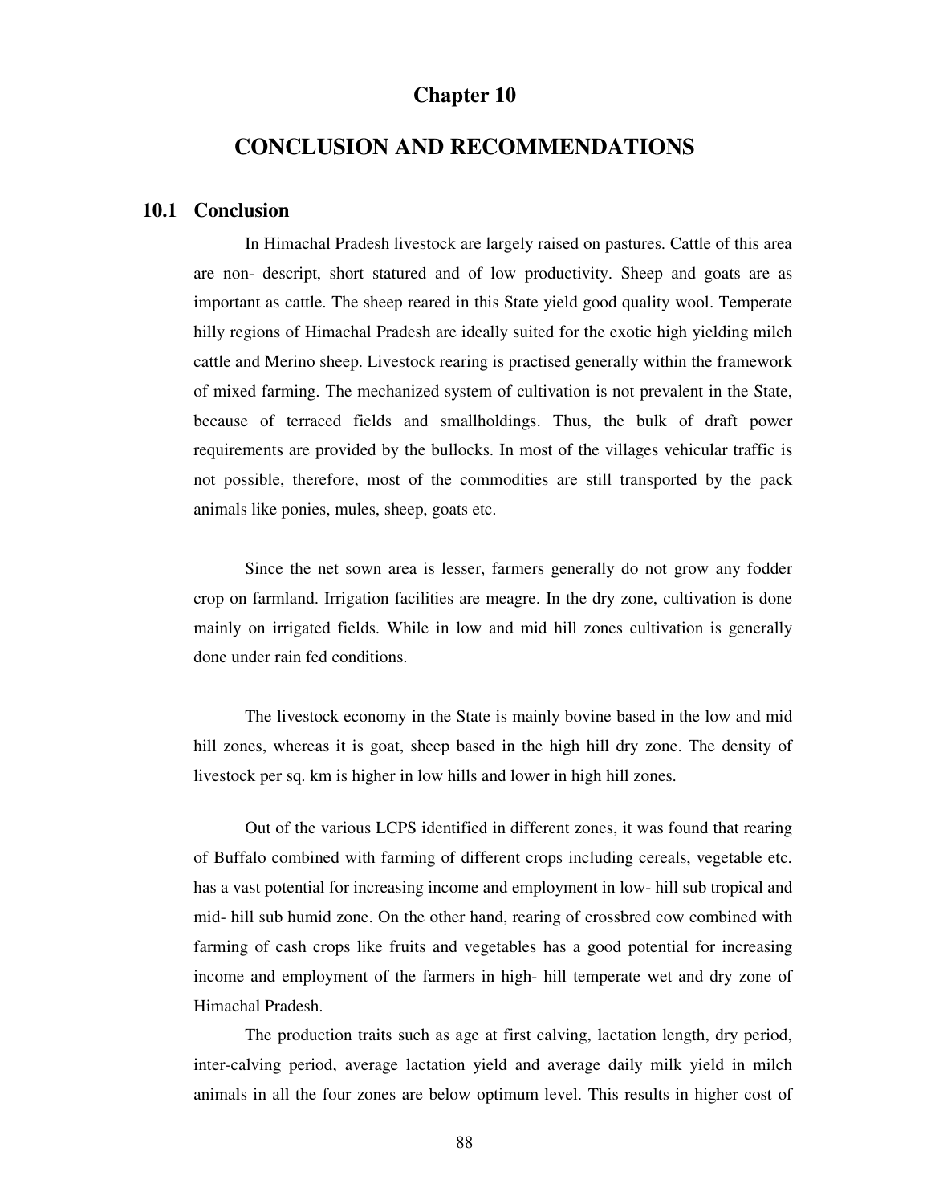# Chapter 10

# CONCLUSION AND RECOMMENDATIONS

## 10.1 Conclusion

In Himachal Pradesh livestock are largely raised on pastures. Cattle of this area are non- descript, short statured and of low productivity. Sheep and goats are as important as cattle. The sheep reared in this State yield good quality wool. Temperate hilly regions of Himachal Pradesh are ideally suited for the exotic high yielding milch cattle and Merino sheep. Livestock rearing is practised generally within the framework of mixed farming. The mechanized system of cultivation is not prevalent in the State, because of terraced fields and smallholdings. Thus, the bulk of draft power requirements are provided by the bullocks. In most of the villages vehicular traffic is not possible, therefore, most of the commodities are still transported by the pack animals like ponies, mules, sheep, goats etc.

Since the net sown area is lesser, farmers generally do not grow any fodder crop on farmland. Irrigation facilities are meagre. In the dry zone, cultivation is done mainly on irrigated fields. While in low and mid hill zones cultivation is generally done under rain fed conditions.

The livestock economy in the State is mainly bovine based in the low and mid hill zones, whereas it is goat, sheep based in the high hill dry zone. The density of livestock per sq. km is higher in low hills and lower in high hill zones.

Out of the various LCPS identified in different zones, it was found that rearing of Buffalo combined with farming of different crops including cereals, vegetable etc. has a vast potential for increasing income and employment in low- hill sub tropical and mid- hill sub humid zone. On the other hand, rearing of crossbred cow combined with farming of cash crops like fruits and vegetables has a good potential for increasing income and employment of the farmers in high- hill temperate wet and dry zone of Himachal Pradesh.

The production traits such as age at first calving, lactation length, dry period, inter-calving period, average lactation yield and average daily milk yield in milch animals in all the four zones are below optimum level. This results in higher cost of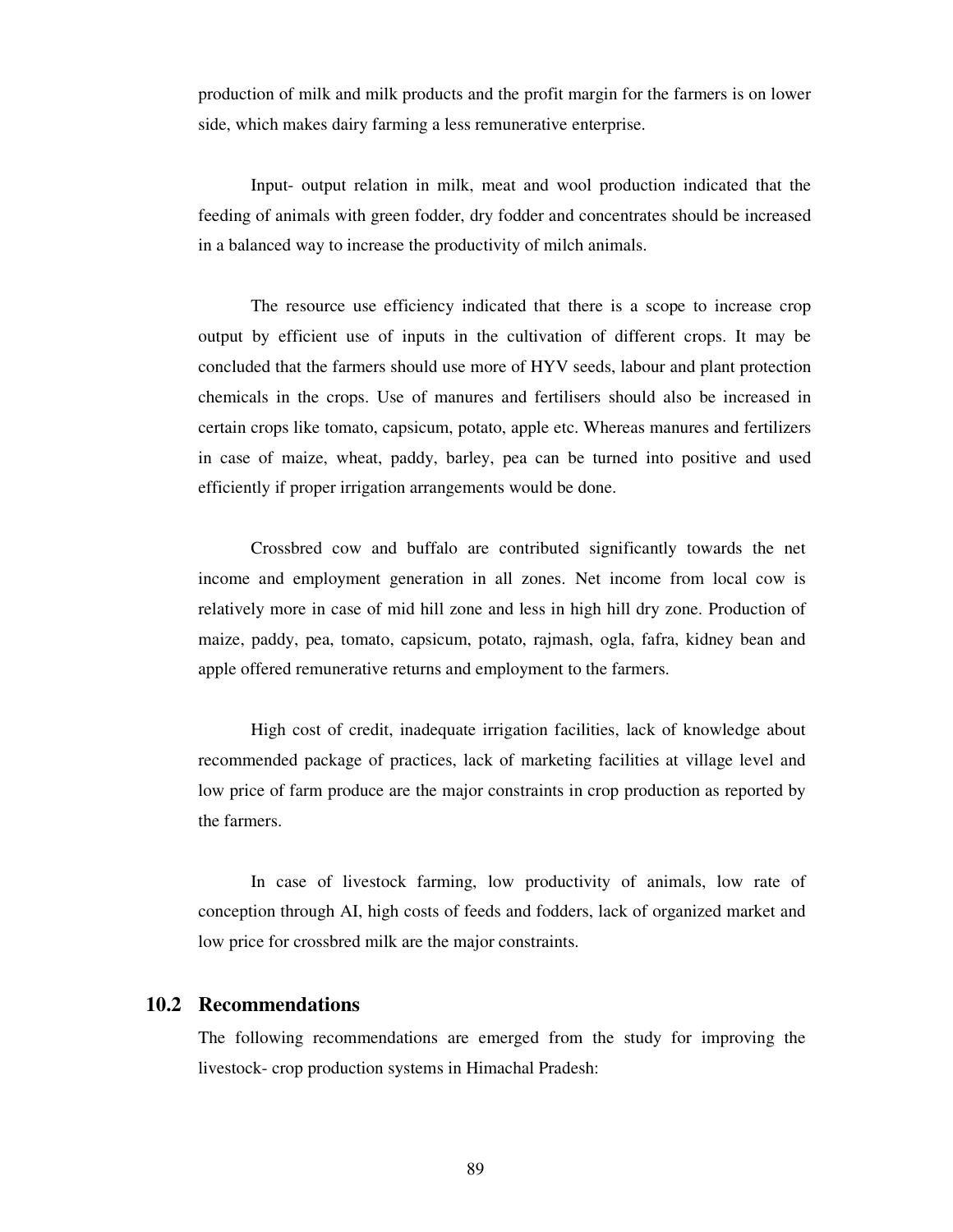production of milk and milk products and the profit margin for the farmers is on lower side, which makes dairy farming a less remunerative enterprise.

Input- output relation in milk, meat and wool production indicated that the feeding of animals with green fodder, dry fodder and concentrates should be increased in a balanced way to increase the productivity of milch animals.

The resource use efficiency indicated that there is a scope to increase crop output by efficient use of inputs in the cultivation of different crops. It may be concluded that the farmers should use more of HYV seeds, labour and plant protection chemicals in the crops. Use of manures and fertilisers should also be increased in certain crops like tomato, capsicum, potato, apple etc. Whereas manures and fertilizers in case of maize, wheat, paddy, barley, pea can be turned into positive and used efficiently if proper irrigation arrangements would be done.

Crossbred cow and buffalo are contributed significantly towards the net income and employment generation in all zones. Net income from local cow is relatively more in case of mid hill zone and less in high hill dry zone. Production of maize, paddy, pea, tomato, capsicum, potato, rajmash, ogla, fafra, kidney bean and apple offered remunerative returns and employment to the farmers.

High cost of credit, inadequate irrigation facilities, lack of knowledge about recommended package of practices, lack of marketing facilities at village level and low price of farm produce are the major constraints in crop production as reported by the farmers.

In case of livestock farming, low productivity of animals, low rate of conception through AI, high costs of feeds and fodders, lack of organized market and low price for crossbred milk are the major constraints.

## 10.2 Recommendations

The following recommendations are emerged from the study for improving the livestock- crop production systems in Himachal Pradesh: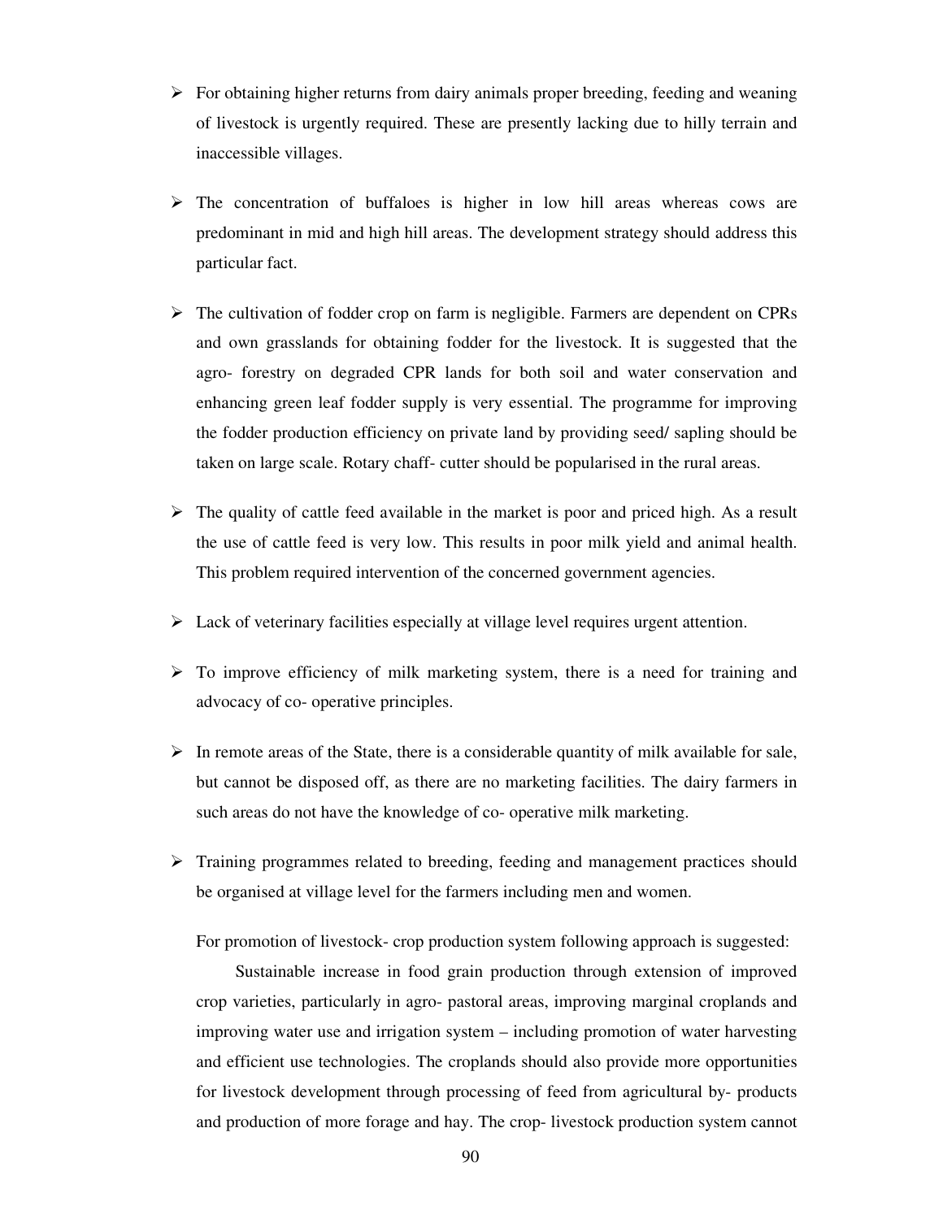- For obtaining higher returns from dairy animals proper breeding, feeding and weaning of livestock is urgently required. These are presently lacking due to hilly terrain and inaccessible villages.

- The concentration of buffaloes is higher in low hill areas whereas cows are predominant in mid and high hill areas. The development strategy should address this particular fact.

- The cultivation of fodder crop on farm is negligible. Farmers are dependent on CPRs and own grasslands for obtaining fodder for the livestock. It is suggested that the agro- forestry on degraded CPR lands for both soil and water conservation and enhancing green leaf fodder supply is very essential. The programme for improving the fodder production efficiency on private land by providing seed/ sapling should be taken on large scale. Rotary chaff- cutter should be popularised in the rural areas.

- The quality of cattle feed available in the market is poor and priced high. As a result the use of cattle feed is very low. This results in poor milk yield and animal health. This problem required intervention of the concerned government agencies.

- Lack of veterinary facilities especially at village level requires urgent attention.

- To improve efficiency of milk marketing system, there is a need for training and advocacy of co- operative principles.

- In remote areas of the State, there is a considerable quantity of milk available for sale, but cannot be disposed off, as there are no marketing facilities. The dairy farmers in such areas do not have the knowledge of co- operative milk marketing.

- Training programmes related to breeding, feeding and management practices should be organised at village level for the farmers including men and women.

For promotion of livestock- crop production system following approach is suggested:

Sustainable increase in food grain production through extension of improved crop varieties, particularly in agro- pastoral areas, improving marginal croplands and improving water use and irrigation system – including promotion of water harvesting and efficient use technologies. The croplands should also provide more opportunities for livestock development through processing of feed from agricultural by- products and production of more forage and hay. The crop- livestock production system cannot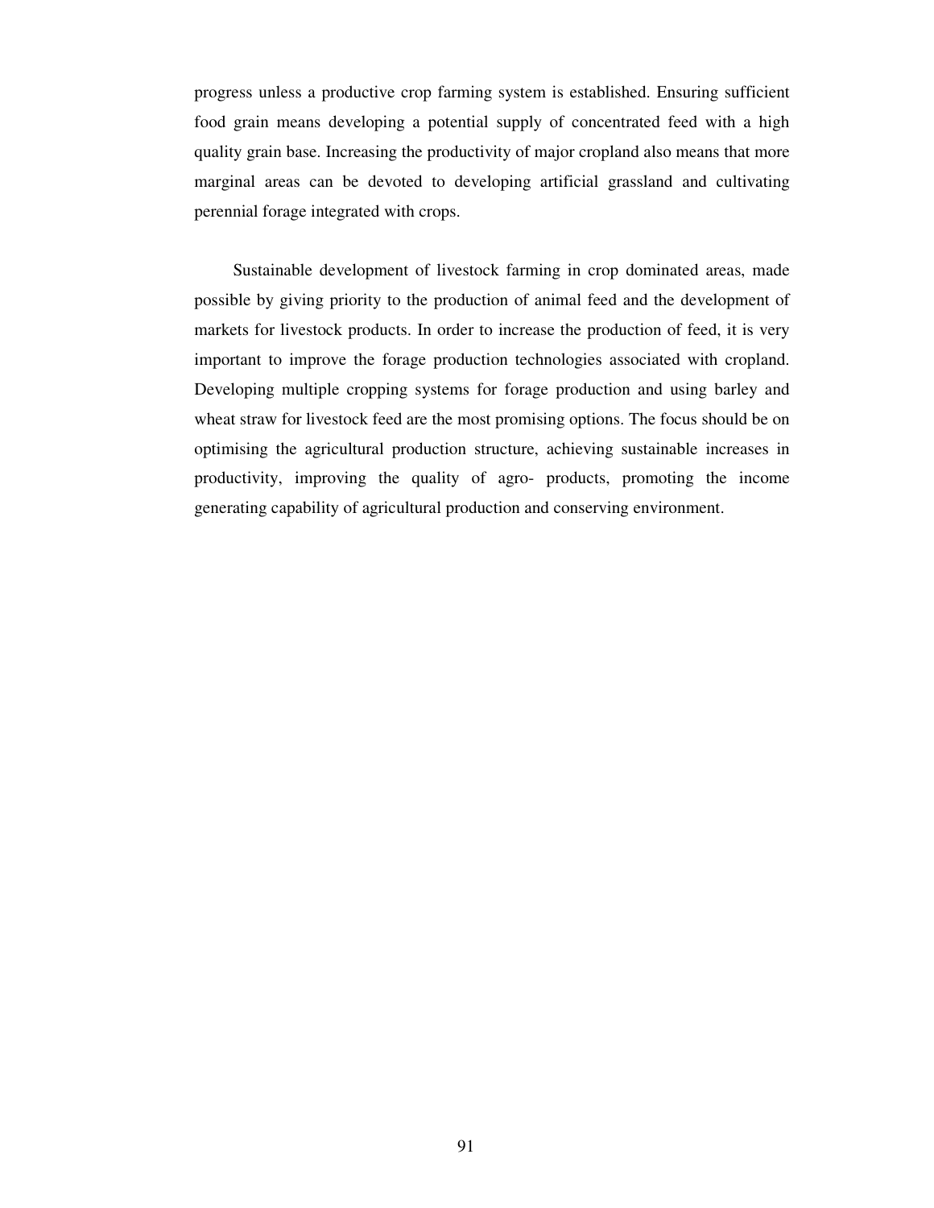progress unless a productive crop farming system is established. Ensuring sufficient food grain means developing a potential supply of concentrated feed with a high quality grain base. Increasing the productivity of major cropland also means that more marginal areas can be devoted to developing artificial grassland and cultivating perennial forage integrated with crops.

Sustainable development of livestock farming in crop dominated areas, made possible by giving priority to the production of animal feed and the development of markets for livestock products. In order to increase the production of feed, it is very important to improve the forage production technologies associated with cropland. Developing multiple cropping systems for forage production and using barley and wheat straw for livestock feed are the most promising options. The focus should be on optimising the agricultural production structure, achieving sustainable increases in productivity, improving the quality of agro- products, promoting the income generating capability of agricultural production and conserving environment.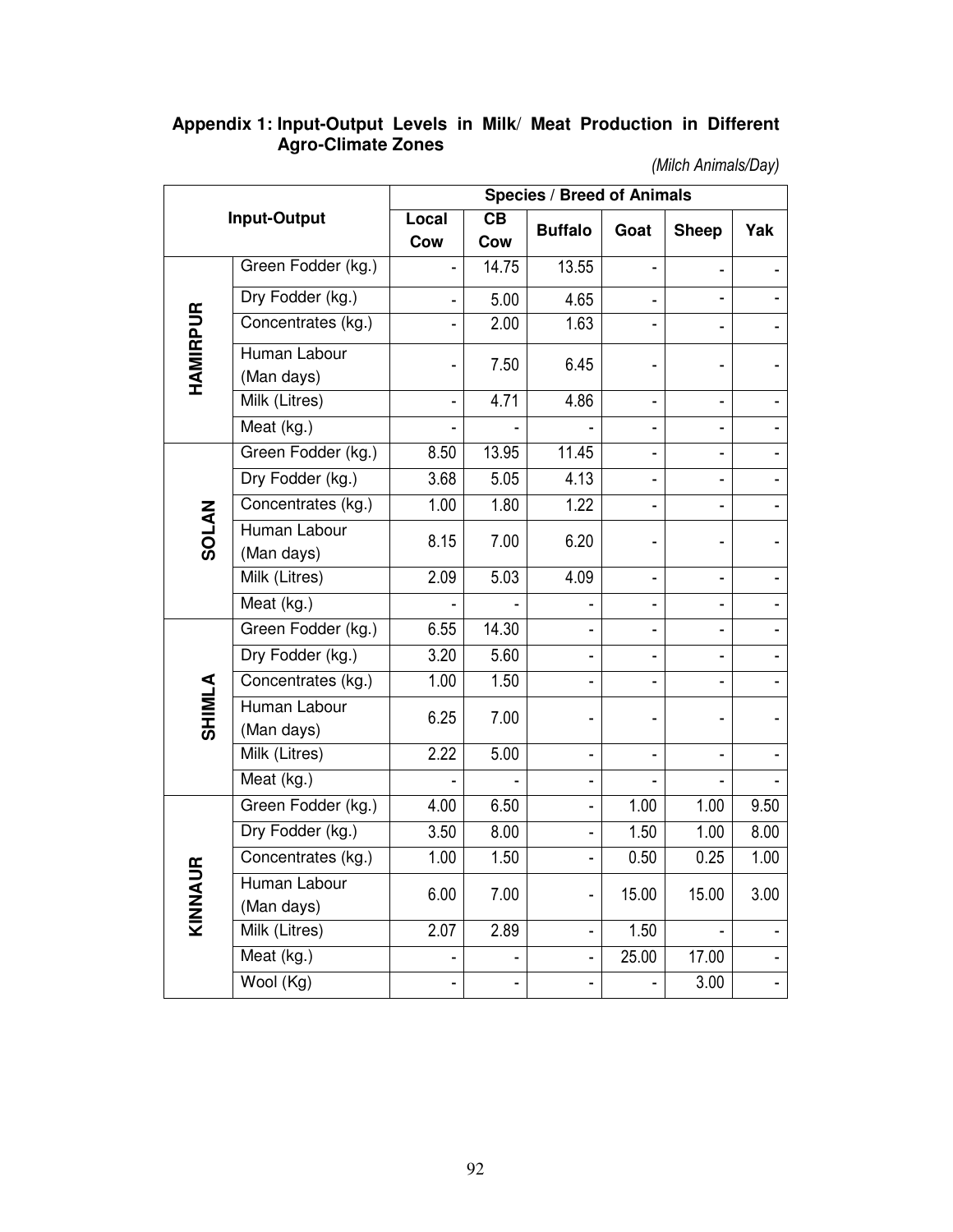**Appendix 1: Input-Output Levels in Milk/ Meat Production in Different Agro-Climate Zones**

*(Milch Animals/Day)*

| Input-Output | | Species / Breed of Animals | | | | | |
|---|---|---|---|---|---|---|---|
| | | Local Cow | CB Cow | Buffalo | Goat | Sheep | Yak |
| HAMIRPUR | Green Fodder (kg.) | - | 14.75 | 13.55 | - | - | - |
| | Dry Fodder (kg.) | - | 5.00 | 4.65 | - | - | - |
| | Concentrates (kg.) | - | 2.00 | 1.63 | - | - | - |
| | Human Labour (Man days) | - | 7.50 | 6.45 | - | - | - |
| | Milk (Litres) | - | 4.71 | 4.86 | - | - | - |
| | Meat (kg.) | - | - | - | - | - | - |
| SOLAN | Green Fodder (kg.) | 8.50 | 13.95 | 11.45 | - | - | - |
| | Dry Fodder (kg.) | 3.68 | 5.05 | 4.13 | - | - | - |
| | Concentrates (kg.) | 1.00 | 1.80 | 1.22 | - | - | - |
| | Human Labour (Man days) | 8.15 | 7.00 | 6.20 | - | - | - |
| | Milk (Litres) | 2.09 | 5.03 | 4.09 | - | - | - |
| | Meat (kg.) | - | - | - | - | - | - |
| SHIMLA | Green Fodder (kg.) | 6.55 | 14.30 | - | - | - | - |
| | Dry Fodder (kg.) | 3.20 | 5.60 | - | - | - | - |
| | Concentrates (kg.) | 1.00 | 1.50 | - | - | - | - |
| | Human Labour (Man days) | 6.25 | 7.00 | - | - | - | - |
| | Milk (Litres) | 2.22 | 5.00 | - | - | - | - |
| | Meat (kg.) | - | - | - | - | - | - |
| KINNAUR | Green Fodder (kg.) | 4.00 | 6.50 | - | 1.00 | 1.00 | 9.50 |
| | Dry Fodder (kg.) | 3.50 | 8.00 | - | 1.50 | 1.00 | 8.00 |
| | Concentrates (kg.) | 1.00 | 1.50 | - | 0.50 | 0.25 | 1.00 |
| | Human Labour (Man days) | 6.00 | 7.00 | - | 15.00 | 15.00 | 3.00 |
| | Milk (Litres) | 2.07 | 2.89 | - | 1.50 | - | - |
| | Meat (kg.) | - | - | - | 25.00 | 17.00 | - |
| | Wool (Kg) | - | - | - | - | 3.00 | - |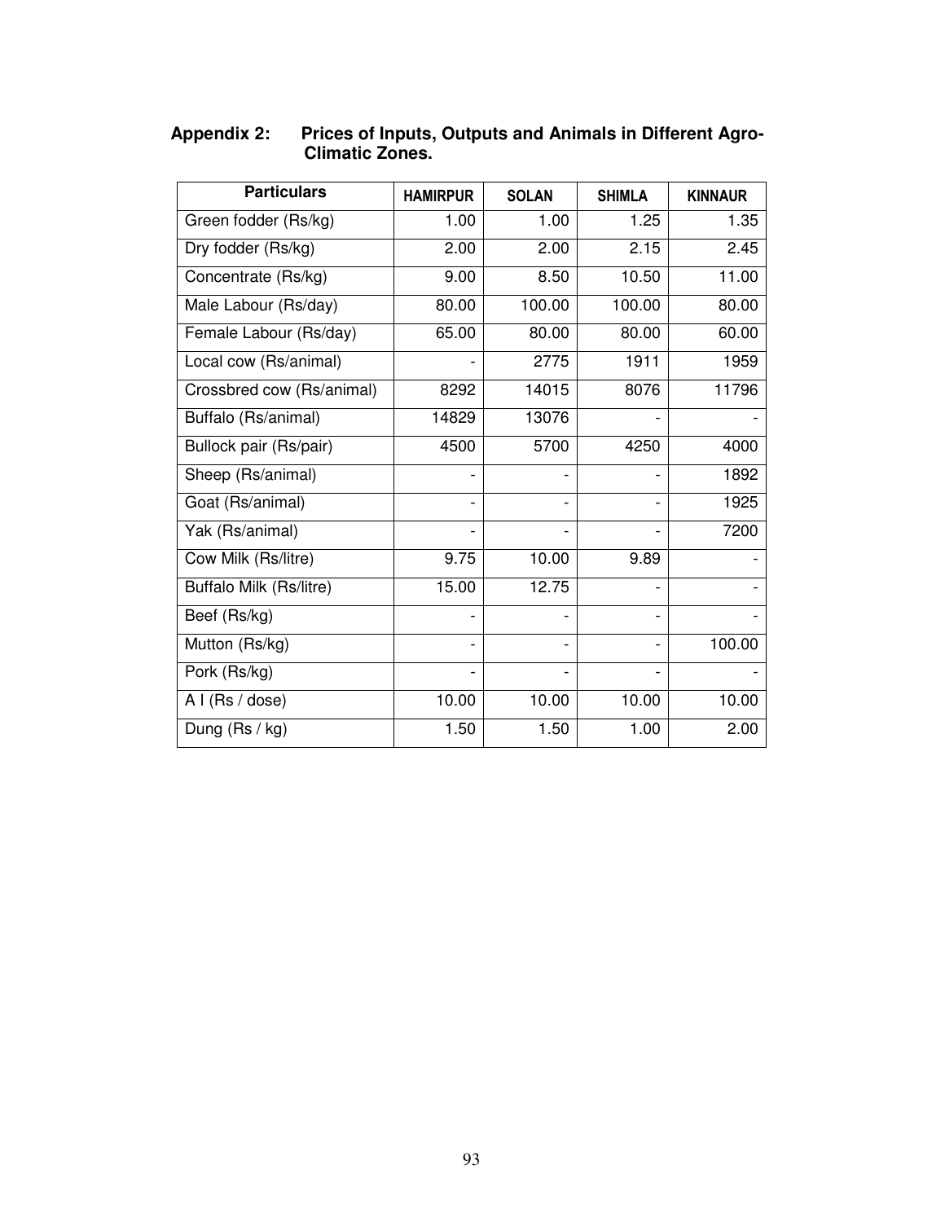## Appendix 2: Prices of Inputs, Outputs and Animals in Different Agro-Climatic Zones.

| Particulars | HAMIRPUR | SOLAN | SHIMLA | KINNAUR |
|---|---|---|---|---|
| Green fodder (Rs/kg) | 1.00 | 1.00 | 1.25 | 1.35 |
| Dry fodder (Rs/kg) | 2.00 | 2.00 | 2.15 | 2.45 |
| Concentrate (Rs/kg) | 9.00 | 8.50 | 10.50 | 11.00 |
| Male Labour (Rs/day) | 80.00 | 100.00 | 100.00 | 80.00 |
| Female Labour (Rs/day) | 65.00 | 80.00 | 80.00 | 60.00 |
| Local cow (Rs/animal) | - | 2775 | 1911 | 1959 |
| Crossbred cow (Rs/animal) | 8292 | 14015 | 8076 | 11796 |
| Buffalo (Rs/animal) | 14829 | 13076 | - | - |
| Bullock pair (Rs/pair) | 4500 | 5700 | 4250 | 4000 |
| Sheep (Rs/animal) | - | - | - | 1892 |
| Goat (Rs/animal) | - | - | - | 1925 |
| Yak (Rs/animal) | - | - | - | 7200 |
| Cow Milk (Rs/litre) | 9.75 | 10.00 | 9.89 | - |
| Buffalo Milk (Rs/litre) | 15.00 | 12.75 | - | - |
| Beef (Rs/kg) | - | - | - | - |
| Mutton (Rs/kg) | - | - | - | 100.00 |
| Pork (Rs/kg) | - | - | - | - |
| A I (Rs / dose) | 10.00 | 10.00 | 10.00 | 10.00 |
| Dung (Rs / kg) | 1.50 | 1.50 | 1.00 | 2.00 |